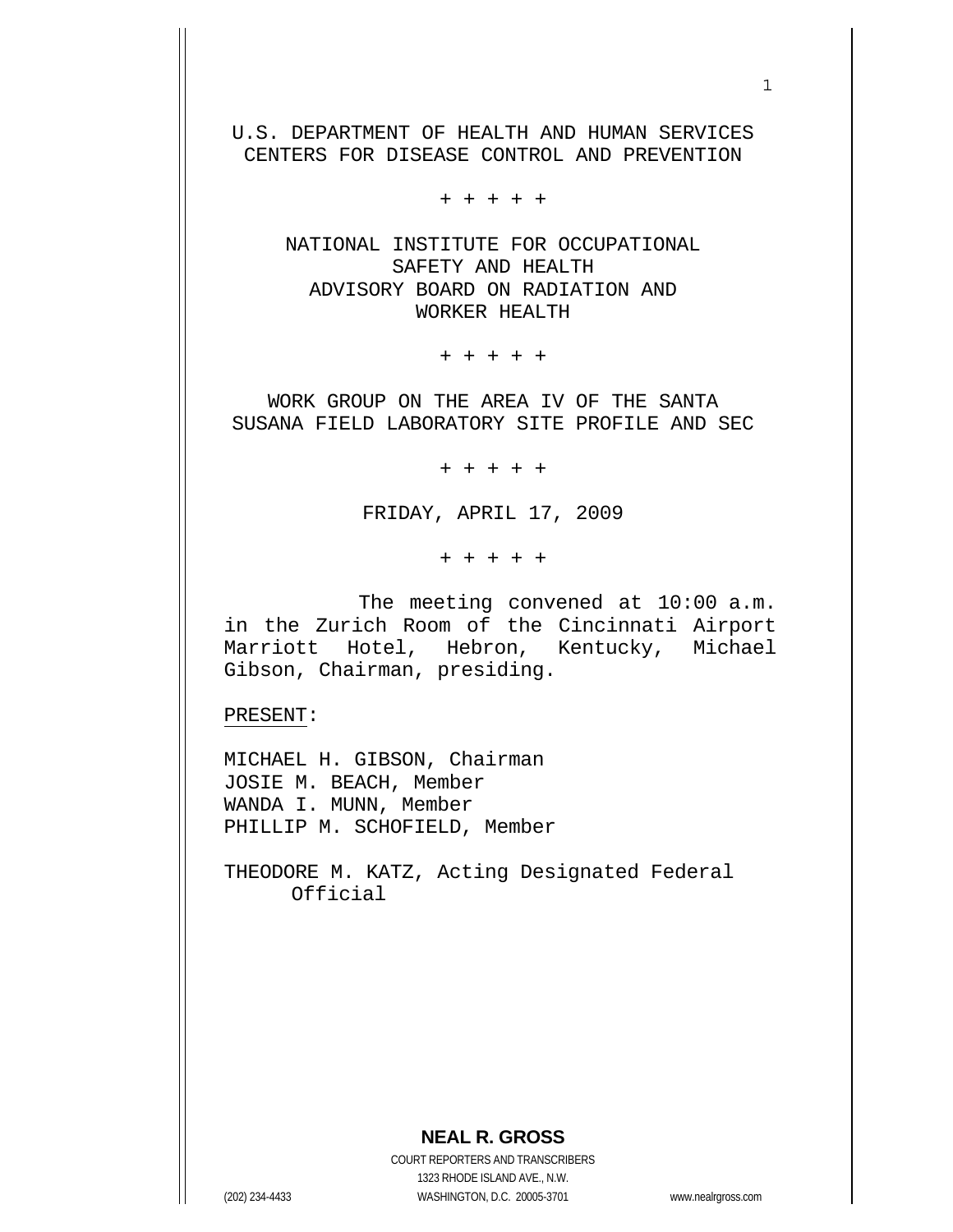U.S. DEPARTMENT OF HEALTH AND HUMAN SERVICES
CENTERS FOR DISEASE CONTROL AND PREVENTION

+ + + + +

NATIONAL INSTITUTE FOR OCCUPATIONAL SAFETY AND HEALTH
ADVISORY BOARD ON RADIATION AND WORKER HEALTH

+ + + + +

WORK GROUP ON THE AREA IV OF THE SANTA SUSANA FIELD LABORATORY SITE PROFILE AND SEC

+ + + + +

FRIDAY, APRIL 17, 2009

+ + + + +

The meeting convened at 10:00 a.m. in the Zurich Room of the Cincinnati Airport Marriott Hotel, Hebron, Kentucky, Michael Gibson, Chairman, presiding.

PRESENT:

MICHAEL H. GIBSON, Chairman
JOSIE M. BEACH, Member
WANDA I. MUNN, Member
PHILLIP M. SCHOFIELD, Member

THEODORE M. KATZ, Acting Designated Federal Official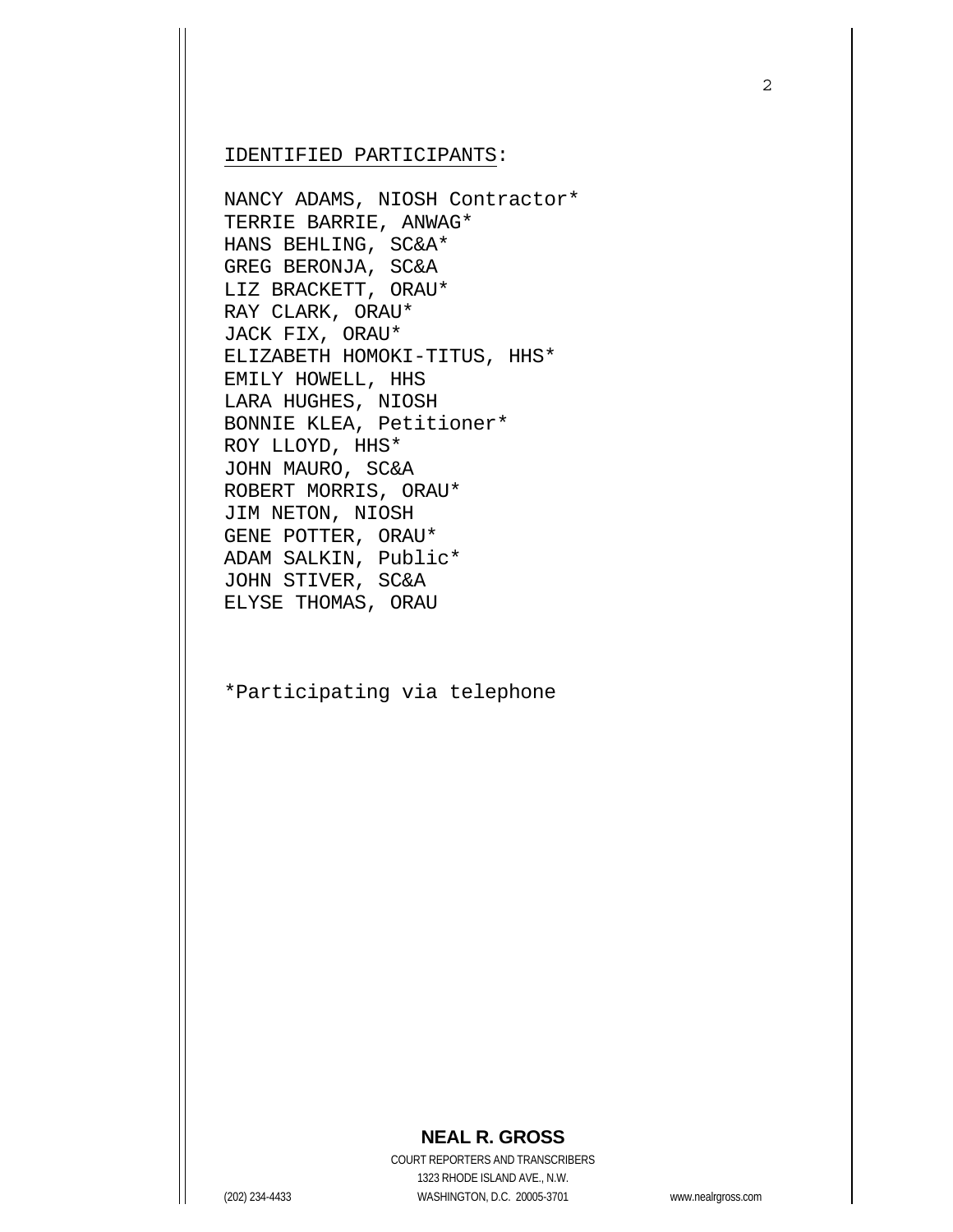IDENTIFIED PARTICIPANTS:

NANCY ADAMS, NIOSH Contractor*
TERRIE BARRIE, ANWAG*
HANS BEHLING, SC&A*
GREG BERONJA, SC&A
LIZ BRACKETT, ORAU*
RAY CLARK, ORAU*
JACK FIX, ORAU*
ELIZABETH HOMOKI-TITUS, HHS*
EMILY HOWELL, HHS
LARA HUGHES, NIOSH
BONNIE KLEA, Petitioner*
ROY LLOYD, HHS*
JOHN MAURO, SC&A
ROBERT MORRIS, ORAU*
JIM NETON, NIOSH
GENE POTTER, ORAU*
ADAM SALKIN, Public*
JOHN STIVER, SC&A
ELYSE THOMAS, ORAU

*Participating via telephone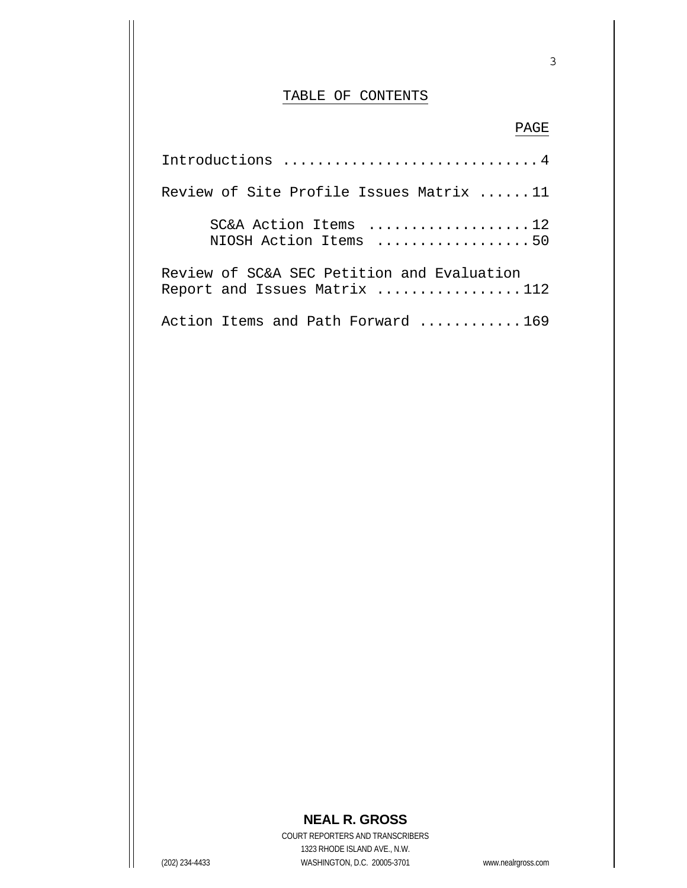# TABLE OF CONTENTS

| | PAGE |
|---|---|
| Introductions | 4 |
| Review of Site Profile Issues Matrix | 11 |
| SC&A Action Items | 12 |
| NIOSH Action Items | 50 |
| Review of SC&A SEC Petition and Evaluation Report and Issues Matrix | 112 |
| Action Items and Path Forward | 169 |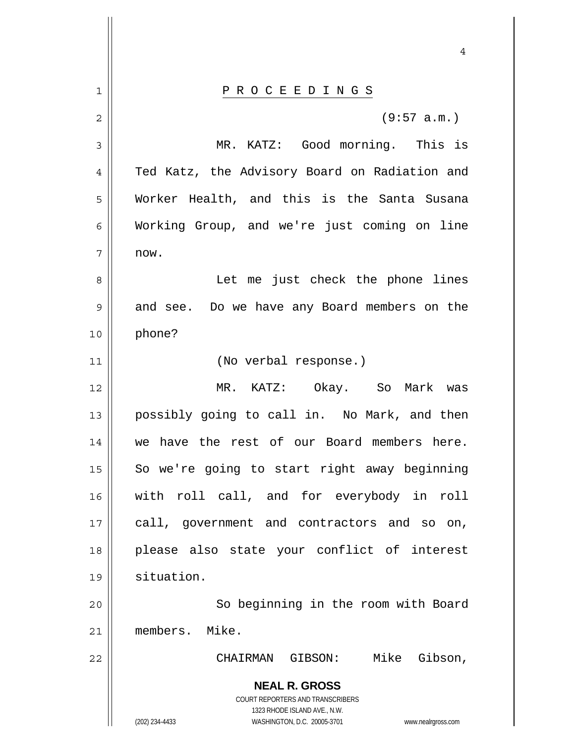P R O C E E D I N G S

(9:57 a.m.)

MR. KATZ: Good morning. This is Ted Katz, the Advisory Board on Radiation and Worker Health, and this is the Santa Susana Working Group, and we're just coming on line now.

Let me just check the phone lines and see. Do we have any Board members on the phone?

(No verbal response.)

MR. KATZ: Okay. So Mark was possibly going to call in. No Mark, and then we have the rest of our Board members here. So we're going to start right away beginning with roll call, and for everybody in roll call, government and contractors and so on, please also state your conflict of interest situation.

So beginning in the room with Board members. Mike.

CHAIRMAN GIBSON: Mike Gibson,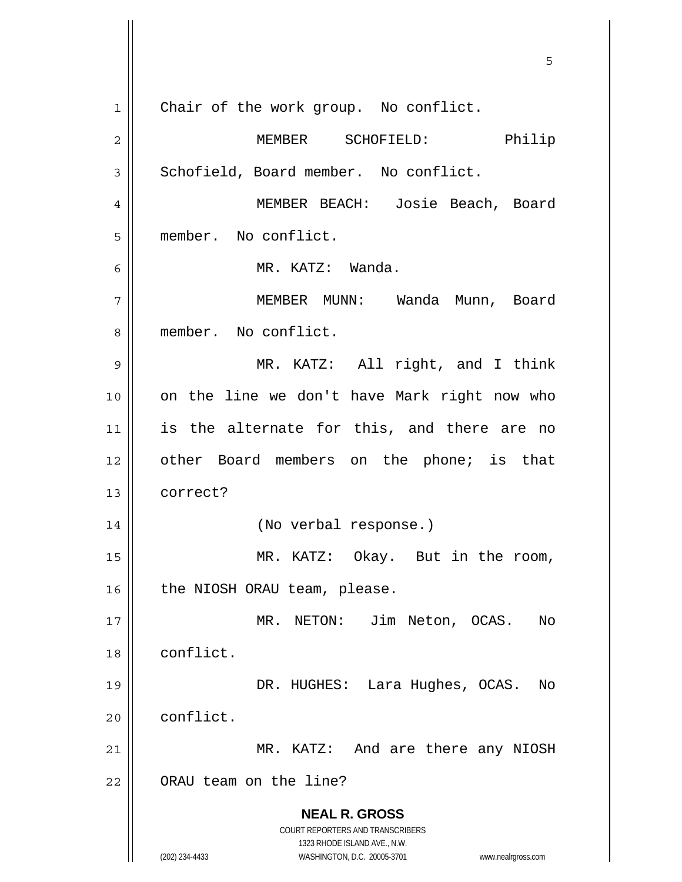Chair of the work group. No conflict.

MEMBER SCHOFIELD: Philip Schofield, Board member. No conflict.

MEMBER BEACH: Josie Beach, Board member. No conflict.

MR. KATZ: Wanda.

MEMBER MUNN: Wanda Munn, Board member. No conflict.

MR. KATZ: All right, and I think on the line we don't have Mark right now who is the alternate for this, and there are no other Board members on the phone; is that correct?

(No verbal response.)

MR. KATZ: Okay. But in the room, the NIOSH ORAU team, please.

MR. NETON: Jim Neton, OCAS. No conflict.

DR. HUGHES: Lara Hughes, OCAS. No conflict.

MR. KATZ: And are there any NIOSH ORAU team on the line?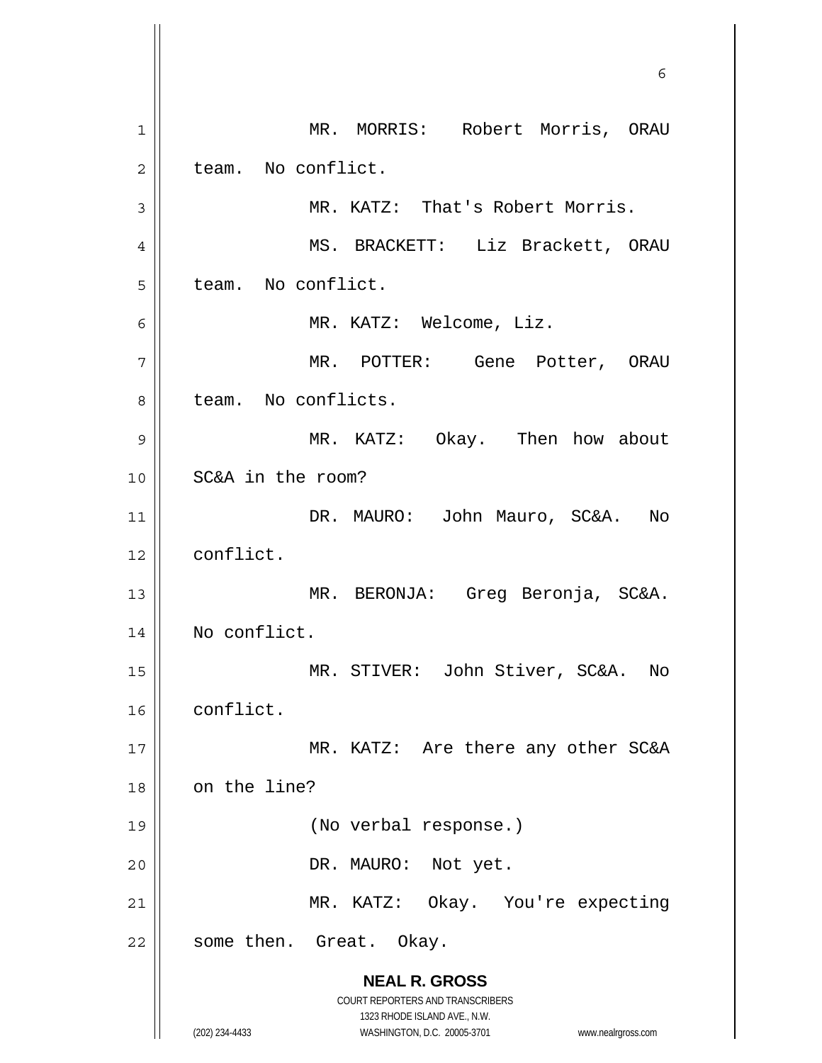MR. MORRIS: Robert Morris, ORAU team. No conflict.

MR. KATZ: That's Robert Morris.

MS. BRACKETT: Liz Brackett, ORAU team. No conflict.

MR. KATZ: Welcome, Liz.

MR. POTTER: Gene Potter, ORAU team. No conflicts.

MR. KATZ: Okay. Then how about SC&A in the room?

DR. MAURO: John Mauro, SC&A. No conflict.

MR. BERONJA: Greg Beronja, SC&A. No conflict.

MR. STIVER: John Stiver, SC&A. No conflict.

MR. KATZ: Are there any other SC&A on the line?

(No verbal response.)

DR. MAURO: Not yet.

MR. KATZ: Okay. You're expecting some then. Great. Okay.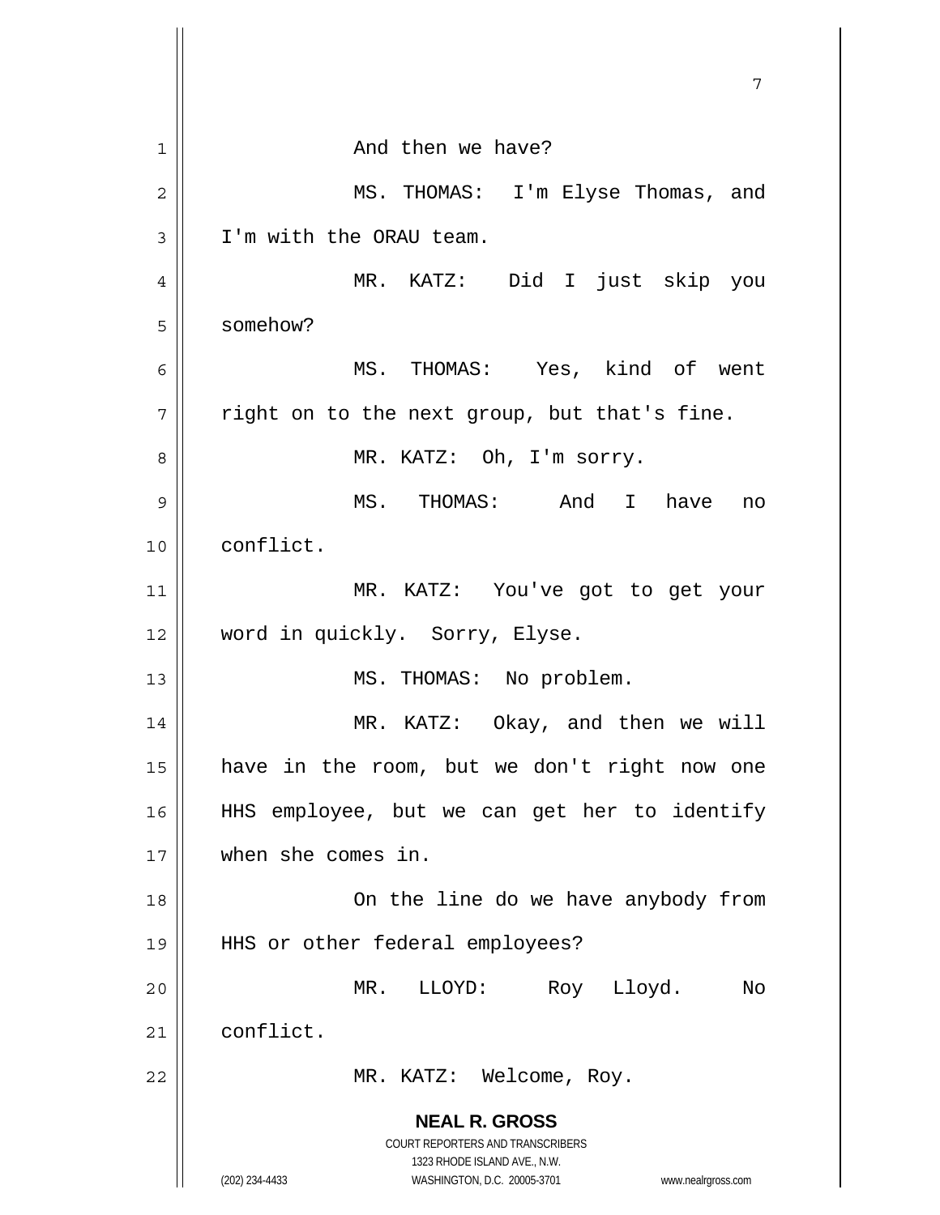And then we have?

MS. THOMAS: I'm Elyse Thomas, and I'm with the ORAU team.

MR. KATZ: Did I just skip you somehow?

MS. THOMAS: Yes, kind of went right on to the next group, but that's fine.

MR. KATZ: Oh, I'm sorry.

MS. THOMAS: And I have no conflict.

MR. KATZ: You've got to get your word in quickly. Sorry, Elyse.

MS. THOMAS: No problem.

MR. KATZ: Okay, and then we will have in the room, but we don't right now one HHS employee, but we can get her to identify when she comes in.

On the line do we have anybody from HHS or other federal employees?

MR. LLOYD: Roy Lloyd. No conflict.

MR. KATZ: Welcome, Roy.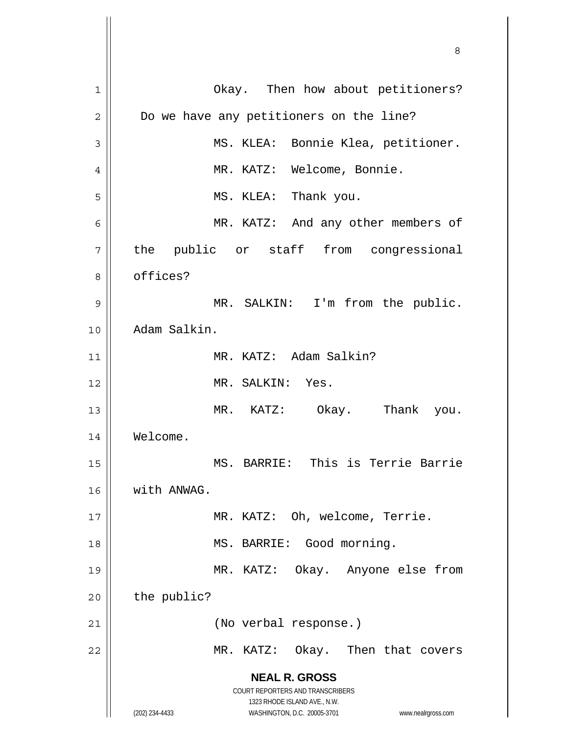Okay. Then how about petitioners? Do we have any petitioners on the line?

MS. KLEA: Bonnie Klea, petitioner.

MR. KATZ: Welcome, Bonnie.

MS. KLEA: Thank you.

MR. KATZ: And any other members of the public or staff from congressional offices?

MR. SALKIN: I'm from the public. Adam Salkin.

MR. KATZ: Adam Salkin?

MR. SALKIN: Yes.

MR. KATZ: Okay. Thank you. Welcome.

MS. BARRIE: This is Terrie Barrie with ANWAG.

MR. KATZ: Oh, welcome, Terrie.

MS. BARRIE: Good morning.

MR. KATZ: Okay. Anyone else from the public?

(No verbal response.)

MR. KATZ: Okay. Then that covers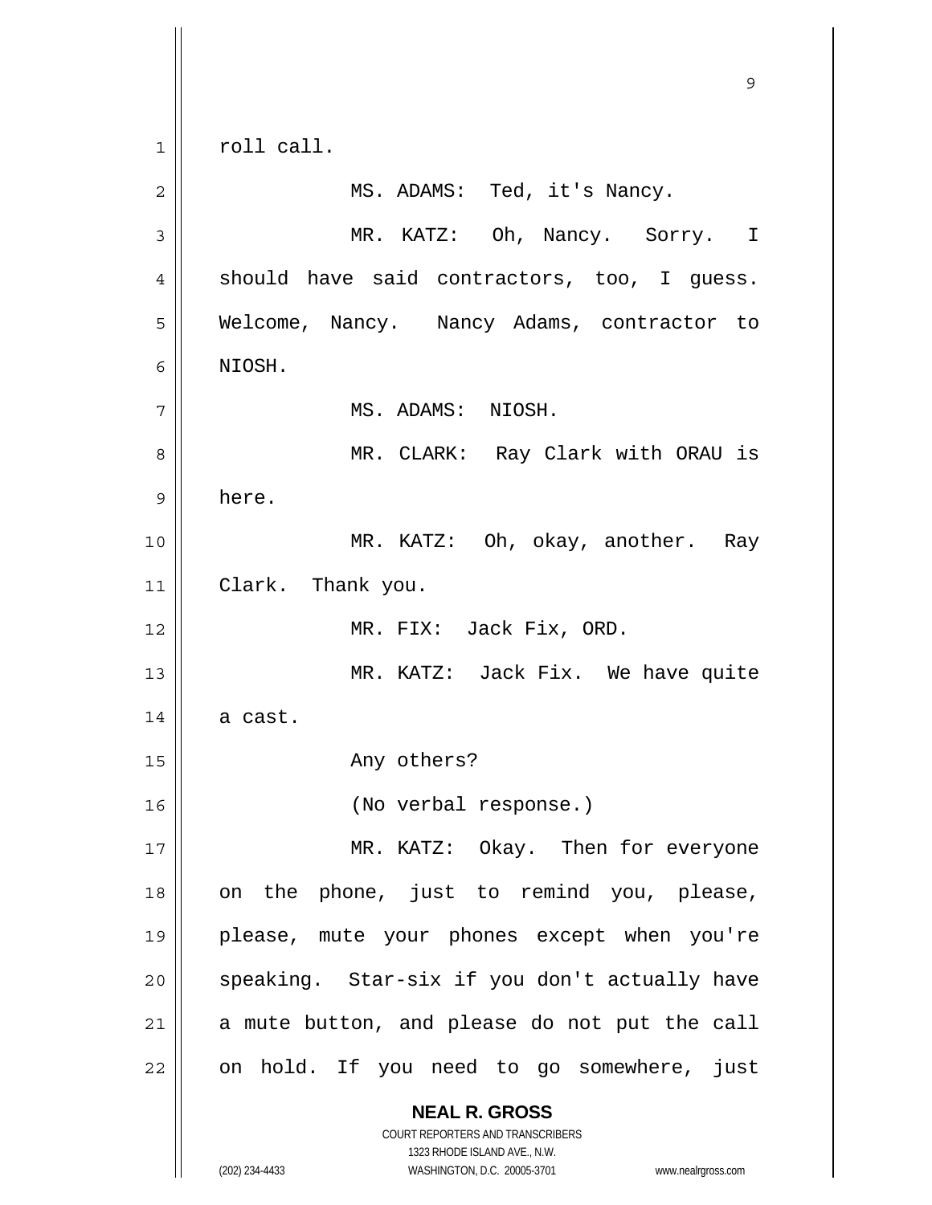roll call.

MS. ADAMS: Ted, it's Nancy.

MR. KATZ: Oh, Nancy. Sorry. I should have said contractors, too, I guess. Welcome, Nancy. Nancy Adams, contractor to NIOSH.

MS. ADAMS: NIOSH.

MR. CLARK: Ray Clark with ORAU is here.

MR. KATZ: Oh, okay, another. Ray Clark. Thank you.

MR. FIX: Jack Fix, ORD.

MR. KATZ: Jack Fix. We have quite a cast.

Any others?

(No verbal response.)

MR. KATZ: Okay. Then for everyone on the phone, just to remind you, please, please, mute your phones except when you're speaking. Star-six if you don't actually have a mute button, and please do not put the call on hold. If you need to go somewhere, just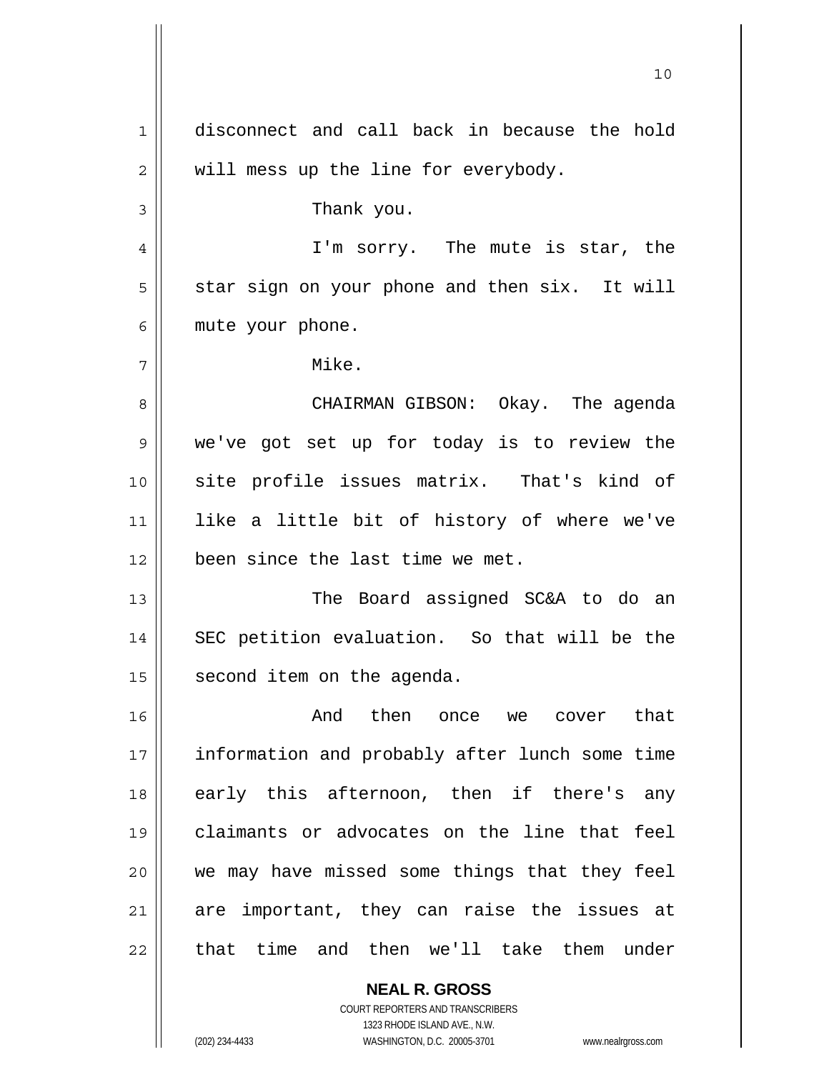disconnect and call back in because the hold will mess up the line for everybody.

Thank you.

I'm sorry. The mute is star, the star sign on your phone and then six. It will mute your phone.

Mike.

CHAIRMAN GIBSON: Okay. The agenda we've got set up for today is to review the site profile issues matrix. That's kind of like a little bit of history of where we've been since the last time we met.

The Board assigned SC&A to do an SEC petition evaluation. So that will be the second item on the agenda.

And then once we cover that information and probably after lunch some time early this afternoon, then if there's any claimants or advocates on the line that feel we may have missed some things that they feel are important, they can raise the issues at that time and then we'll take them under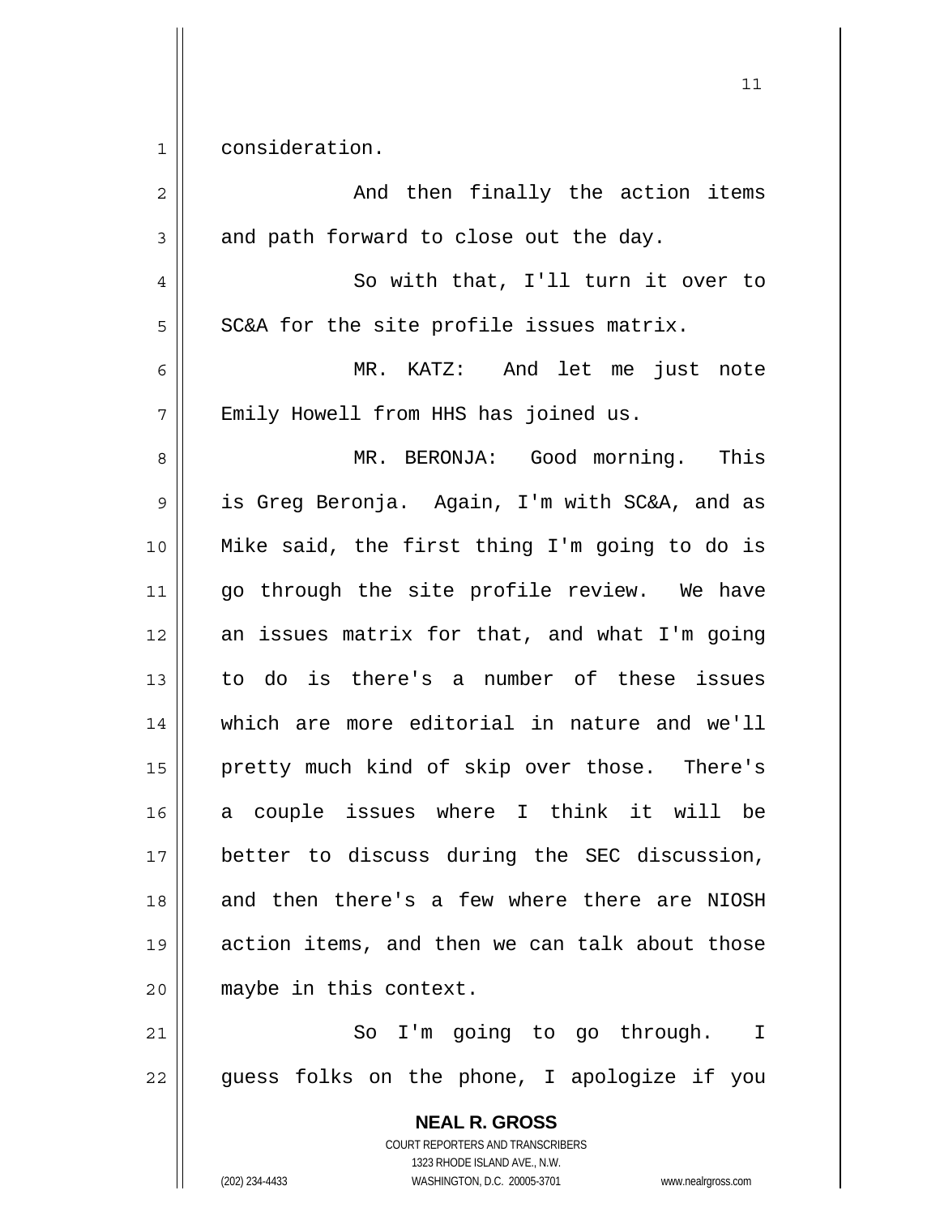consideration.

And then finally the action items and path forward to close out the day.

So with that, I'll turn it over to SC&A for the site profile issues matrix.

MR. KATZ: And let me just note Emily Howell from HHS has joined us.

MR. BERONJA: Good morning. This is Greg Beronja. Again, I'm with SC&A, and as Mike said, the first thing I'm going to do is go through the site profile review. We have an issues matrix for that, and what I'm going to do is there's a number of these issues which are more editorial in nature and we'll pretty much kind of skip over those. There's a couple issues where I think it will be better to discuss during the SEC discussion, and then there's a few where there are NIOSH action items, and then we can talk about those maybe in this context.

So I'm going to go through. I guess folks on the phone, I apologize if you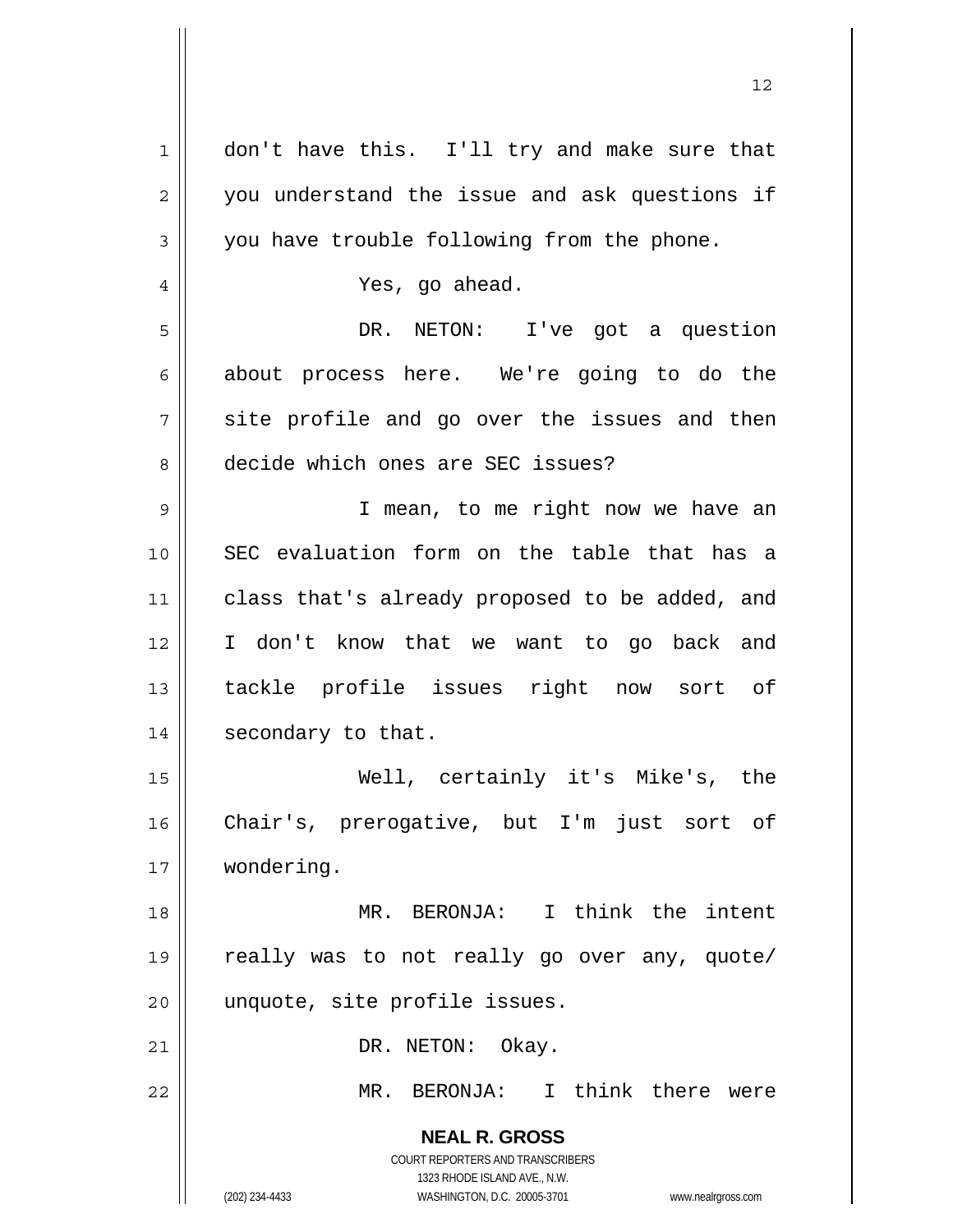don't have this. I'll try and make sure that you understand the issue and ask questions if you have trouble following from the phone.

Yes, go ahead.

DR. NETON: I've got a question about process here. We're going to do the site profile and go over the issues and then decide which ones are SEC issues?

I mean, to me right now we have an SEC evaluation form on the table that has a class that's already proposed to be added, and I don't know that we want to go back and tackle profile issues right now sort of secondary to that.

Well, certainly it's Mike's, the Chair's, prerogative, but I'm just sort of wondering.

MR. BERONJA: I think the intent really was to not really go over any, quote/ unquote, site profile issues.

DR. NETON: Okay.

MR. BERONJA: I think there were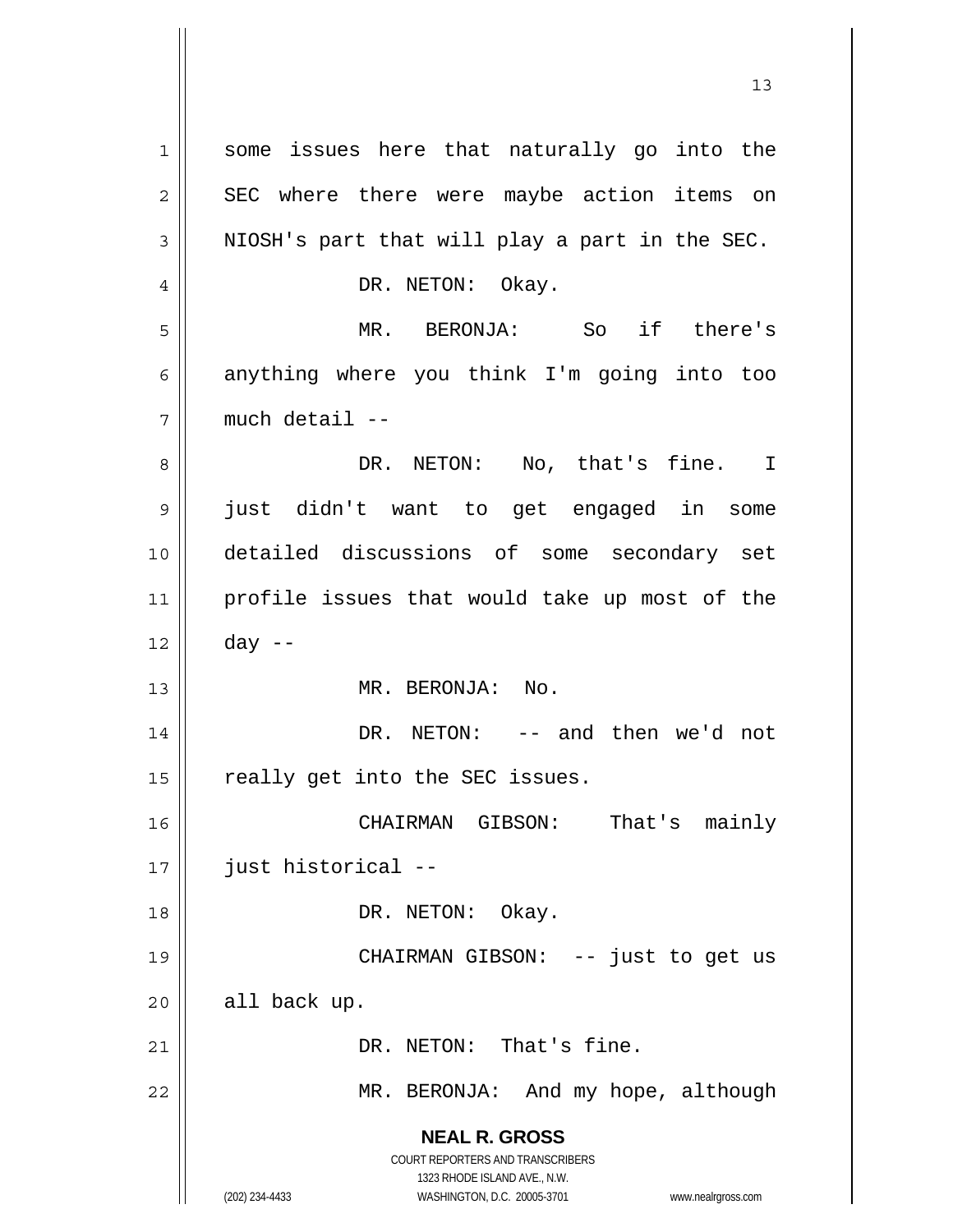some issues here that naturally go into the SEC where there were maybe action items on NIOSH's part that will play a part in the SEC.

DR. NETON: Okay.

MR. BERONJA: So if there's anything where you think I'm going into too much detail --

DR. NETON: No, that's fine. I just didn't want to get engaged in some detailed discussions of some secondary set profile issues that would take up most of the day --

MR. BERONJA: No.

DR. NETON: -- and then we'd not really get into the SEC issues.

CHAIRMAN GIBSON: That's mainly just historical --

DR. NETON: Okay.

CHAIRMAN GIBSON: -- just to get us all back up.

DR. NETON: That's fine.

MR. BERONJA: And my hope, although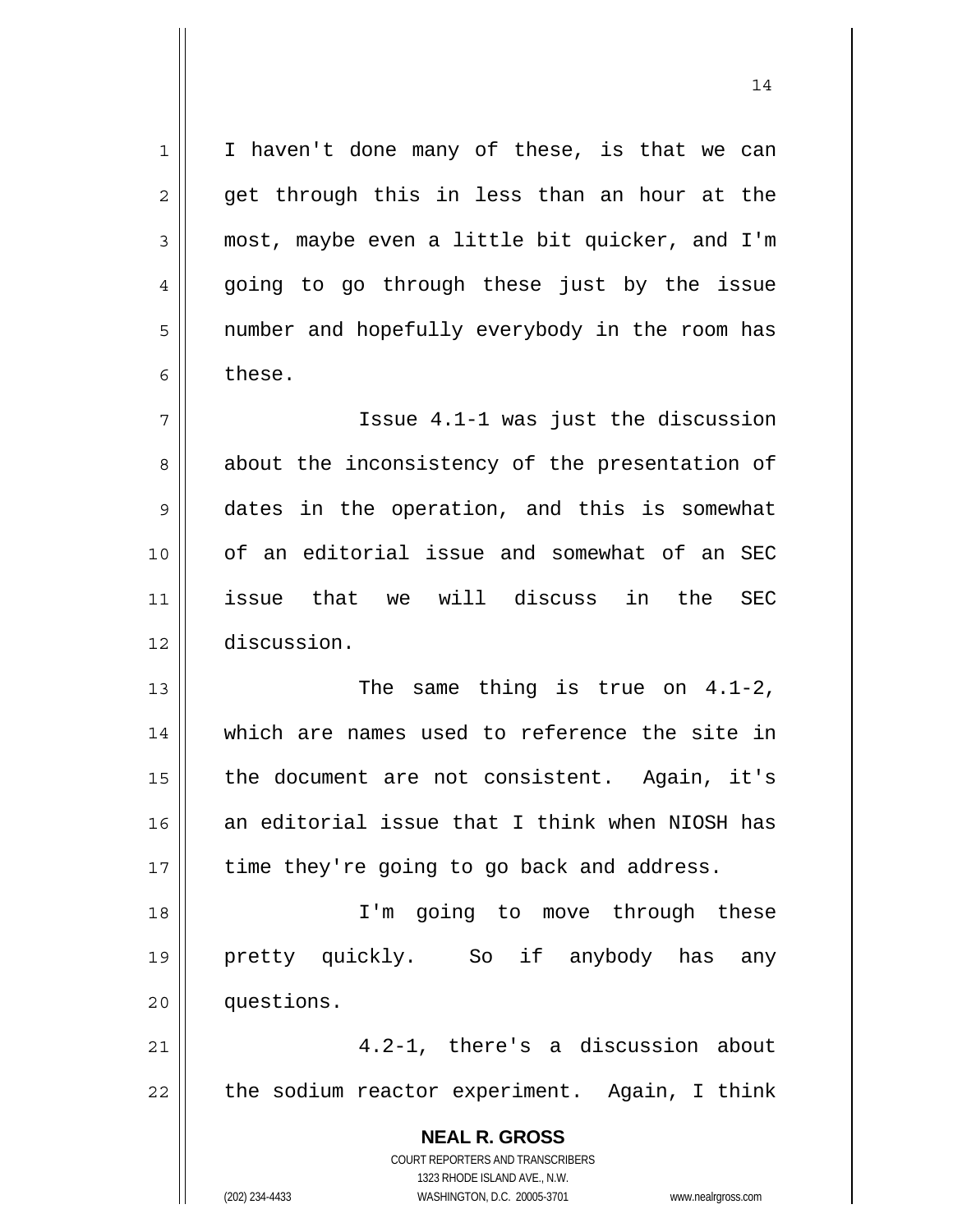I haven't done many of these, is that we can get through this in less than an hour at the most, maybe even a little bit quicker, and I'm going to go through these just by the issue number and hopefully everybody in the room has these.

Issue 4.1-1 was just the discussion about the inconsistency of the presentation of dates in the operation, and this is somewhat of an editorial issue and somewhat of an SEC issue that we will discuss in the SEC discussion.

The same thing is true on 4.1-2, which are names used to reference the site in the document are not consistent. Again, it's an editorial issue that I think when NIOSH has time they're going to go back and address.

I'm going to move through these pretty quickly. So if anybody has any questions.

4.2-1, there's a discussion about the sodium reactor experiment. Again, I think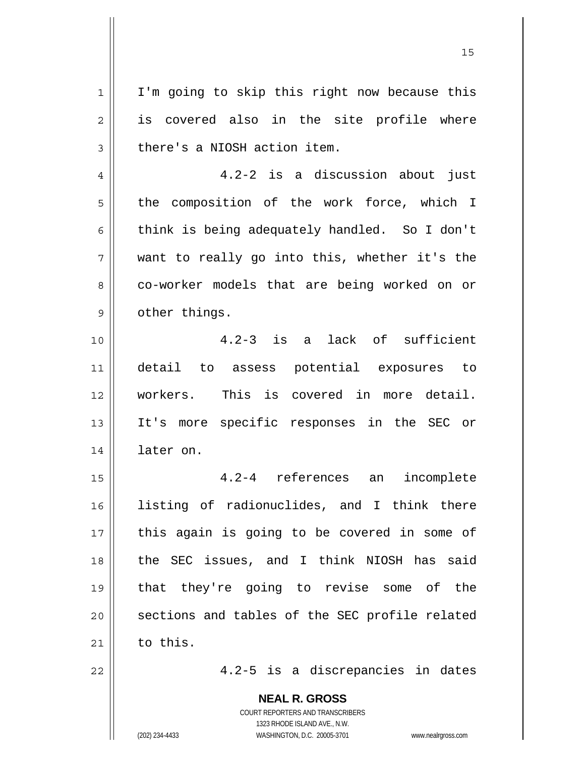I'm going to skip this right now because this is covered also in the site profile where there's a NIOSH action item.

4.2-2 is a discussion about just the composition of the work force, which I think is being adequately handled. So I don't want to really go into this, whether it's the co-worker models that are being worked on or other things.

4.2-3 is a lack of sufficient detail to assess potential exposures to workers. This is covered in more detail. It's more specific responses in the SEC or later on.

4.2-4 references an incomplete listing of radionuclides, and I think there this again is going to be covered in some of the SEC issues, and I think NIOSH has said that they're going to revise some of the sections and tables of the SEC profile related to this.

4.2-5 is a discrepancies in dates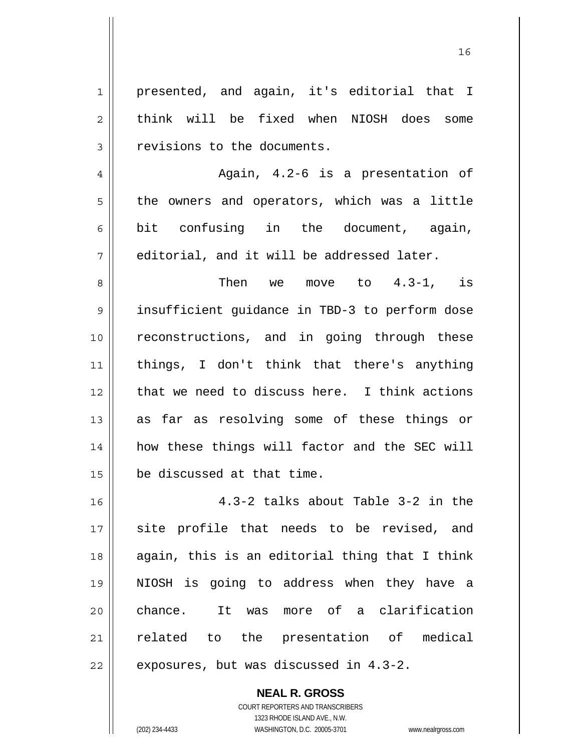presented, and again, it's editorial that I think will be fixed when NIOSH does some revisions to the documents.

Again, 4.2-6 is a presentation of the owners and operators, which was a little bit confusing in the document, again, editorial, and it will be addressed later.

Then we move to 4.3-1, is insufficient guidance in TBD-3 to perform dose reconstructions, and in going through these things, I don't think that there's anything that we need to discuss here. I think actions as far as resolving some of these things or how these things will factor and the SEC will be discussed at that time.

4.3-2 talks about Table 3-2 in the site profile that needs to be revised, and again, this is an editorial thing that I think NIOSH is going to address when they have a chance. It was more of a clarification related to the presentation of medical exposures, but was discussed in 4.3-2.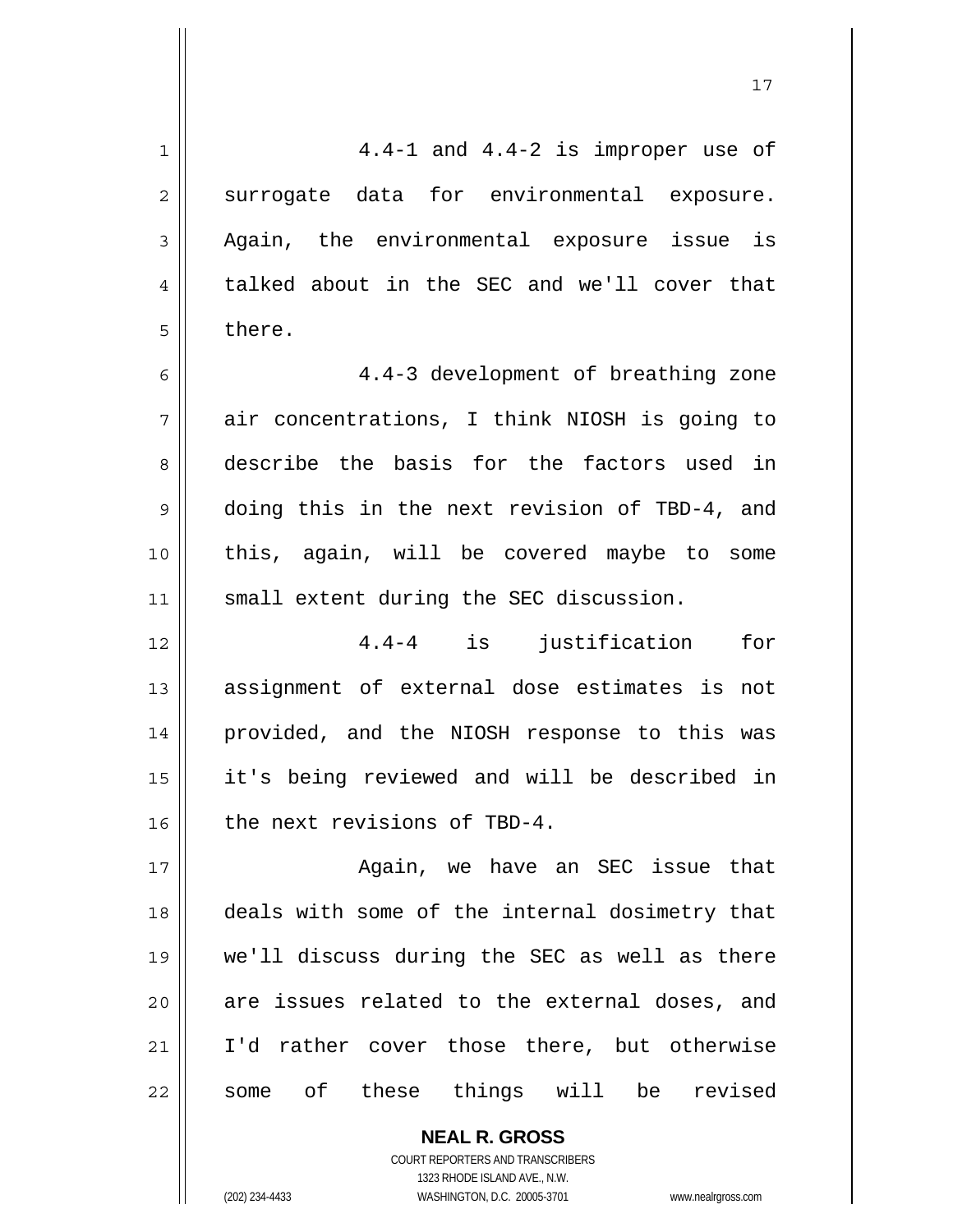4.4-1 and 4.4-2 is improper use of surrogate data for environmental exposure. Again, the environmental exposure issue is talked about in the SEC and we'll cover that there.

4.4-3 development of breathing zone air concentrations, I think NIOSH is going to describe the basis for the factors used in doing this in the next revision of TBD-4, and this, again, will be covered maybe to some small extent during the SEC discussion.

4.4-4 is justification for assignment of external dose estimates is not provided, and the NIOSH response to this was it's being reviewed and will be described in the next revisions of TBD-4.

Again, we have an SEC issue that deals with some of the internal dosimetry that we'll discuss during the SEC as well as there are issues related to the external doses, and I'd rather cover those there, but otherwise some of these things will be revised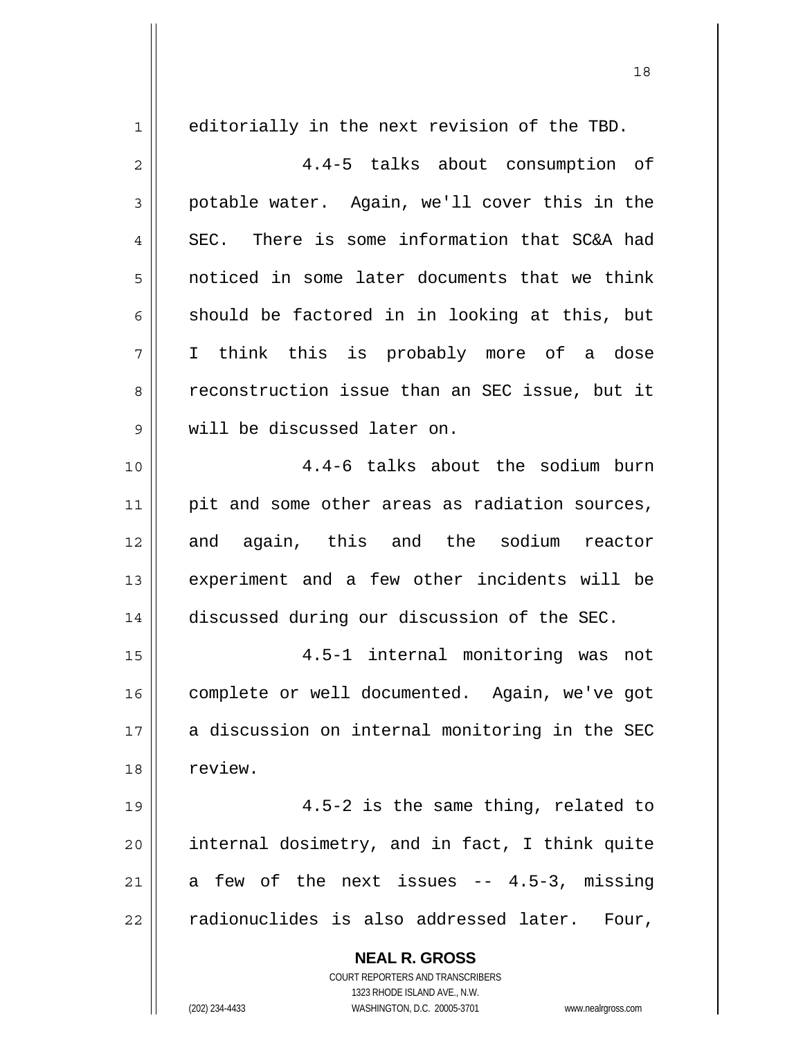editorially in the next revision of the TBD.

4.4-5 talks about consumption of potable water. Again, we'll cover this in the SEC. There is some information that SC&A had noticed in some later documents that we think should be factored in in looking at this, but I think this is probably more of a dose reconstruction issue than an SEC issue, but it will be discussed later on.

4.4-6 talks about the sodium burn pit and some other areas as radiation sources, and again, this and the sodium reactor experiment and a few other incidents will be discussed during our discussion of the SEC.

4.5-1 internal monitoring was not complete or well documented. Again, we've got a discussion on internal monitoring in the SEC review.

4.5-2 is the same thing, related to internal dosimetry, and in fact, I think quite a few of the next issues -- 4.5-3, missing radionuclides is also addressed later. Four,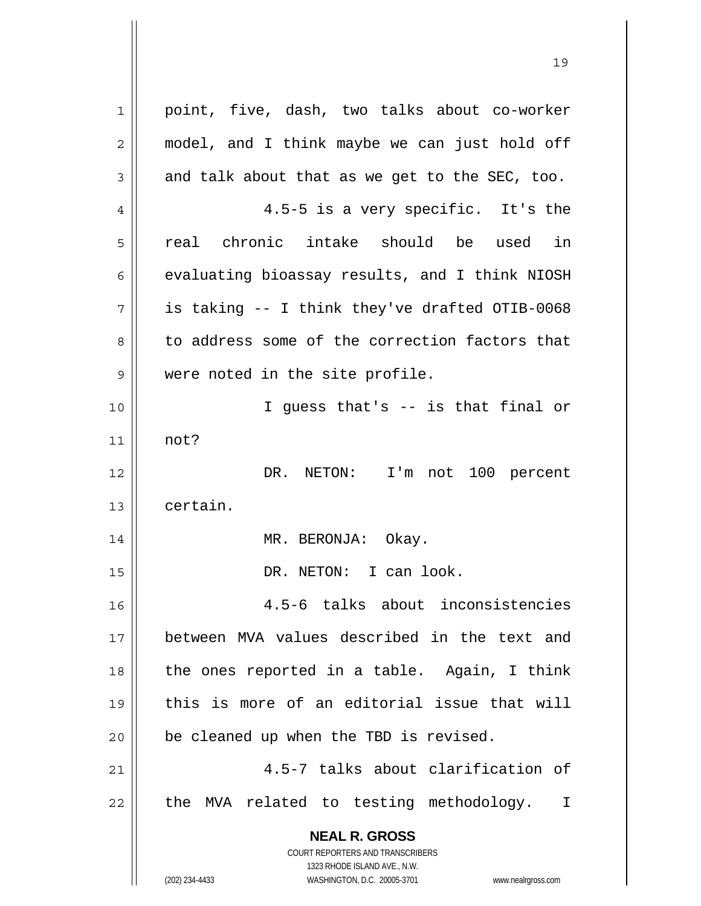point, five, dash, two talks about co-worker model, and I think maybe we can just hold off and talk about that as we get to the SEC, too.

4.5-5 is a very specific. It's the real chronic intake should be used in evaluating bioassay results, and I think NIOSH is taking -- I think they've drafted OTIB-0068 to address some of the correction factors that were noted in the site profile.

I guess that's -- is that final or not?

DR. NETON: I'm not 100 percent certain.

MR. BERONJA: Okay.

DR. NETON: I can look.

4.5-6 talks about inconsistencies between MVA values described in the text and the ones reported in a table. Again, I think this is more of an editorial issue that will be cleaned up when the TBD is revised.

4.5-7 talks about clarification of the MVA related to testing methodology. I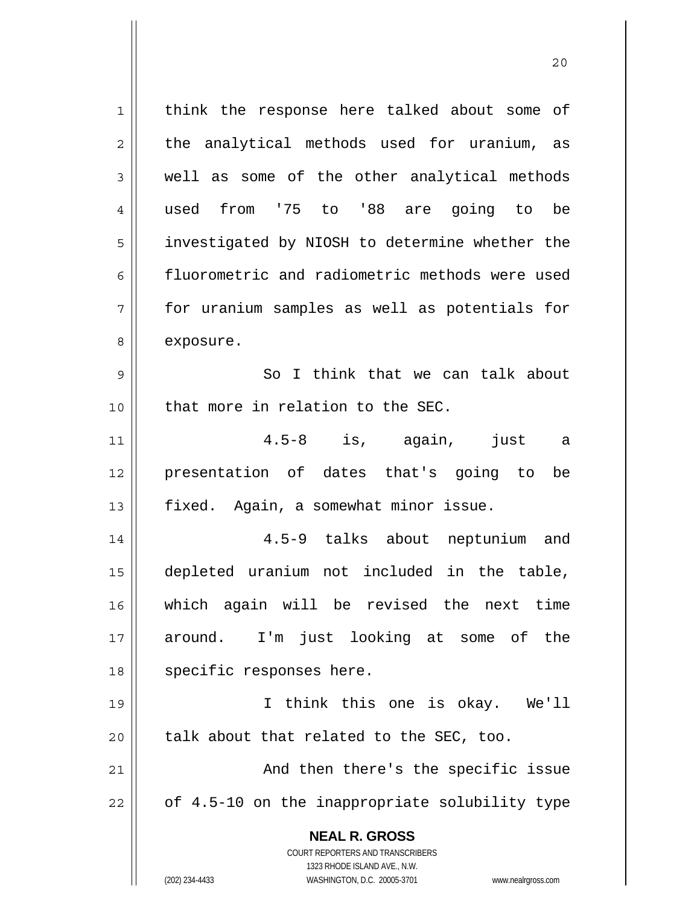think the response here talked about some of the analytical methods used for uranium, as well as some of the other analytical methods used from '75 to '88 are going to be investigated by NIOSH to determine whether the fluorometric and radiometric methods were used for uranium samples as well as potentials for exposure.

So I think that we can talk about that more in relation to the SEC.

4.5-8 is, again, just a presentation of dates that's going to be fixed. Again, a somewhat minor issue.

4.5-9 talks about neptunium and depleted uranium not included in the table, which again will be revised the next time around. I'm just looking at some of the specific responses here.

I think this one is okay. We'll talk about that related to the SEC, too.

And then there's the specific issue of 4.5-10 on the inappropriate solubility type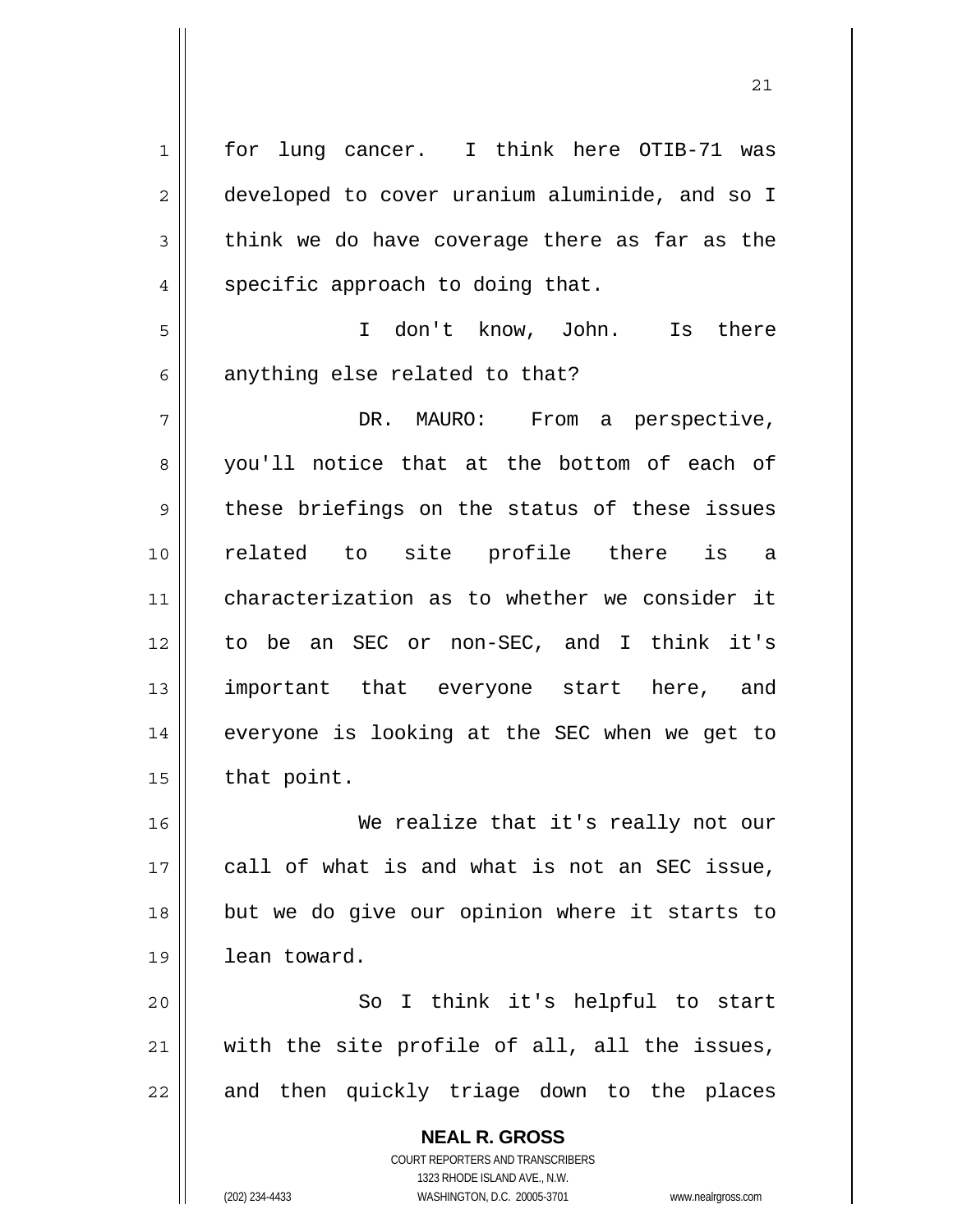for lung cancer. I think here OTIB-71 was developed to cover uranium aluminide, and so I think we do have coverage there as far as the specific approach to doing that.

I don't know, John. Is there anything else related to that?

DR. MAURO: From a perspective, you'll notice that at the bottom of each of these briefings on the status of these issues related to site profile there is a characterization as to whether we consider it to be an SEC or non-SEC, and I think it's important that everyone start here, and everyone is looking at the SEC when we get to that point.

We realize that it's really not our call of what is and what is not an SEC issue, but we do give our opinion where it starts to lean toward.

So I think it's helpful to start with the site profile of all, all the issues, and then quickly triage down to the places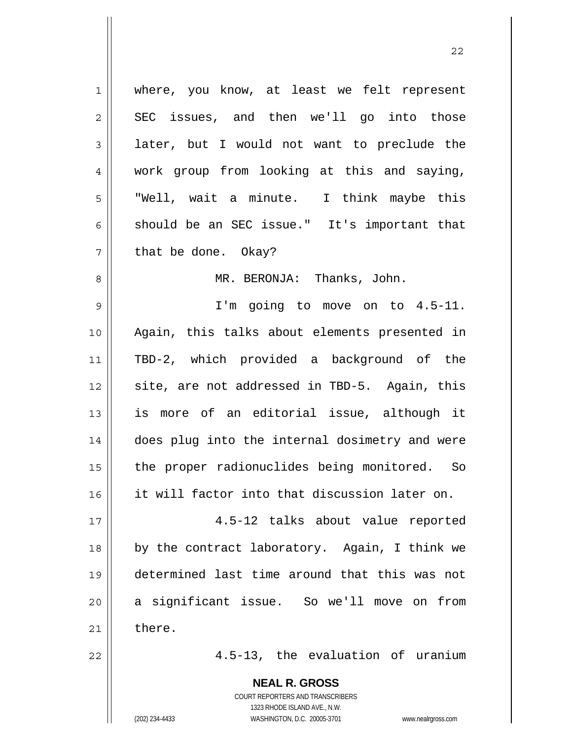where, you know, at least we felt represent SEC issues, and then we'll go into those later, but I would not want to preclude the work group from looking at this and saying, "Well, wait a minute. I think maybe this should be an SEC issue." It's important that that be done. Okay?

MR. BERONJA: Thanks, John.

I'm going to move on to 4.5-11. Again, this talks about elements presented in TBD-2, which provided a background of the site, are not addressed in TBD-5. Again, this is more of an editorial issue, although it does plug into the internal dosimetry and were the proper radionuclides being monitored. So it will factor into that discussion later on.

4.5-12 talks about value reported by the contract laboratory. Again, I think we determined last time around that this was not a significant issue. So we'll move on from there.

4.5-13, the evaluation of uranium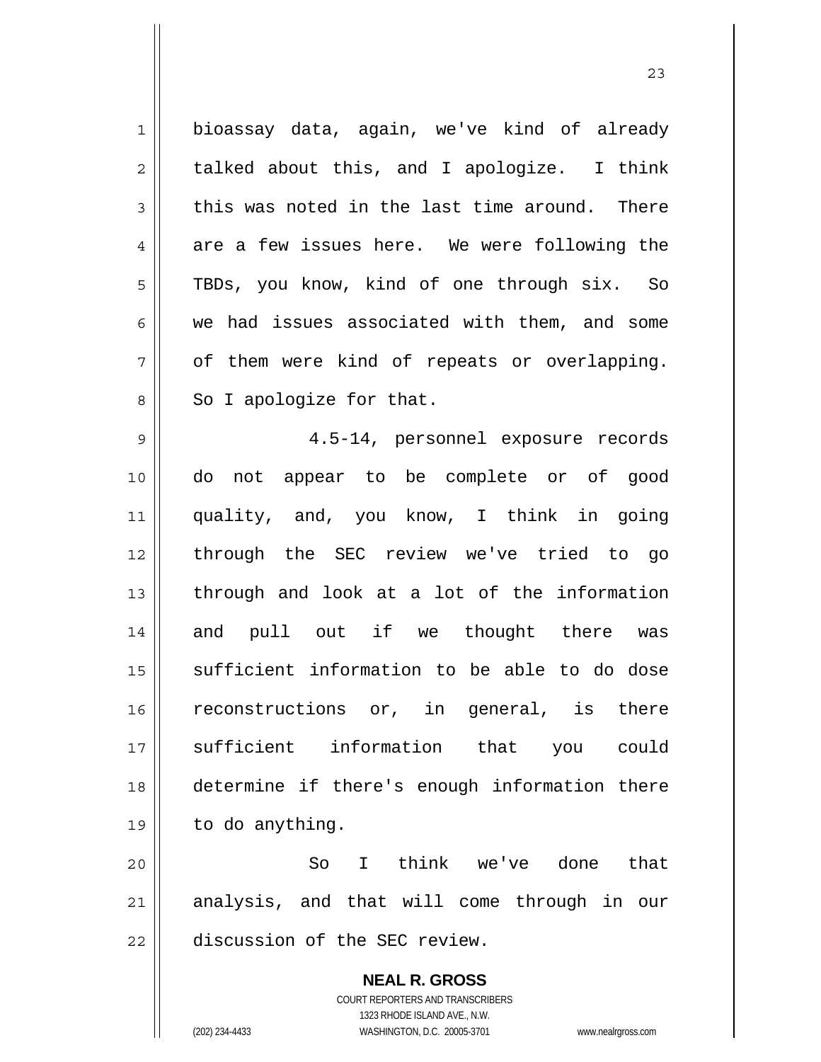bioassay data, again, we've kind of already talked about this, and I apologize. I think this was noted in the last time around. There are a few issues here. We were following the TBDs, you know, kind of one through six. So we had issues associated with them, and some of them were kind of repeats or overlapping. So I apologize for that.

4.5-14, personnel exposure records do not appear to be complete or of good quality, and, you know, I think in going through the SEC review we've tried to go through and look at a lot of the information and pull out if we thought there was sufficient information to be able to do dose reconstructions or, in general, is there sufficient information that you could determine if there's enough information there to do anything.

So I think we've done that analysis, and that will come through in our discussion of the SEC review.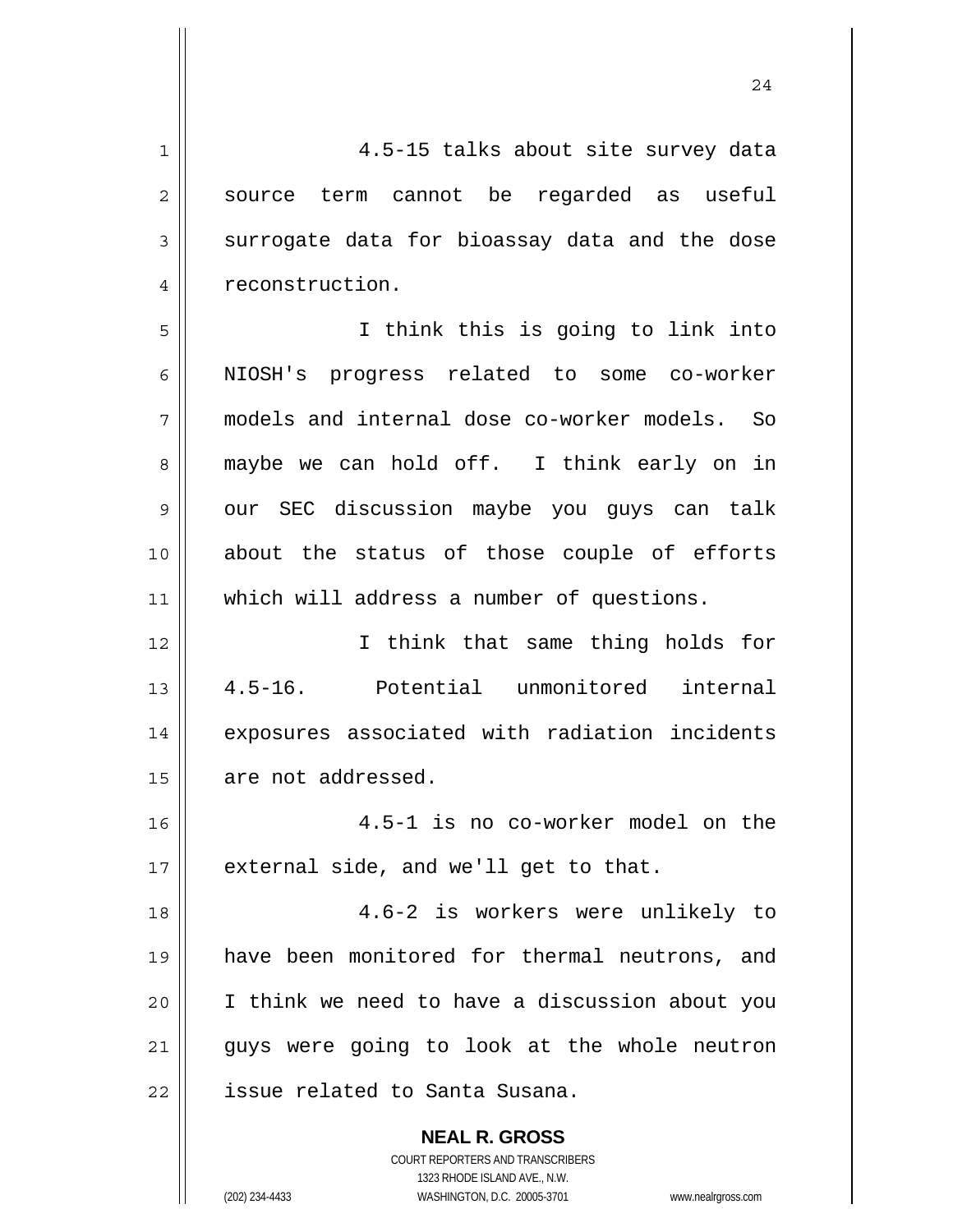4.5-15 talks about site survey data source term cannot be regarded as useful surrogate data for bioassay data and the dose reconstruction.

I think this is going to link into NIOSH's progress related to some co-worker models and internal dose co-worker models. So maybe we can hold off. I think early on in our SEC discussion maybe you guys can talk about the status of those couple of efforts which will address a number of questions.

I think that same thing holds for 4.5-16. Potential unmonitored internal exposures associated with radiation incidents are not addressed.

4.5-1 is no co-worker model on the external side, and we'll get to that.

4.6-2 is workers were unlikely to have been monitored for thermal neutrons, and I think we need to have a discussion about you guys were going to look at the whole neutron issue related to Santa Susana.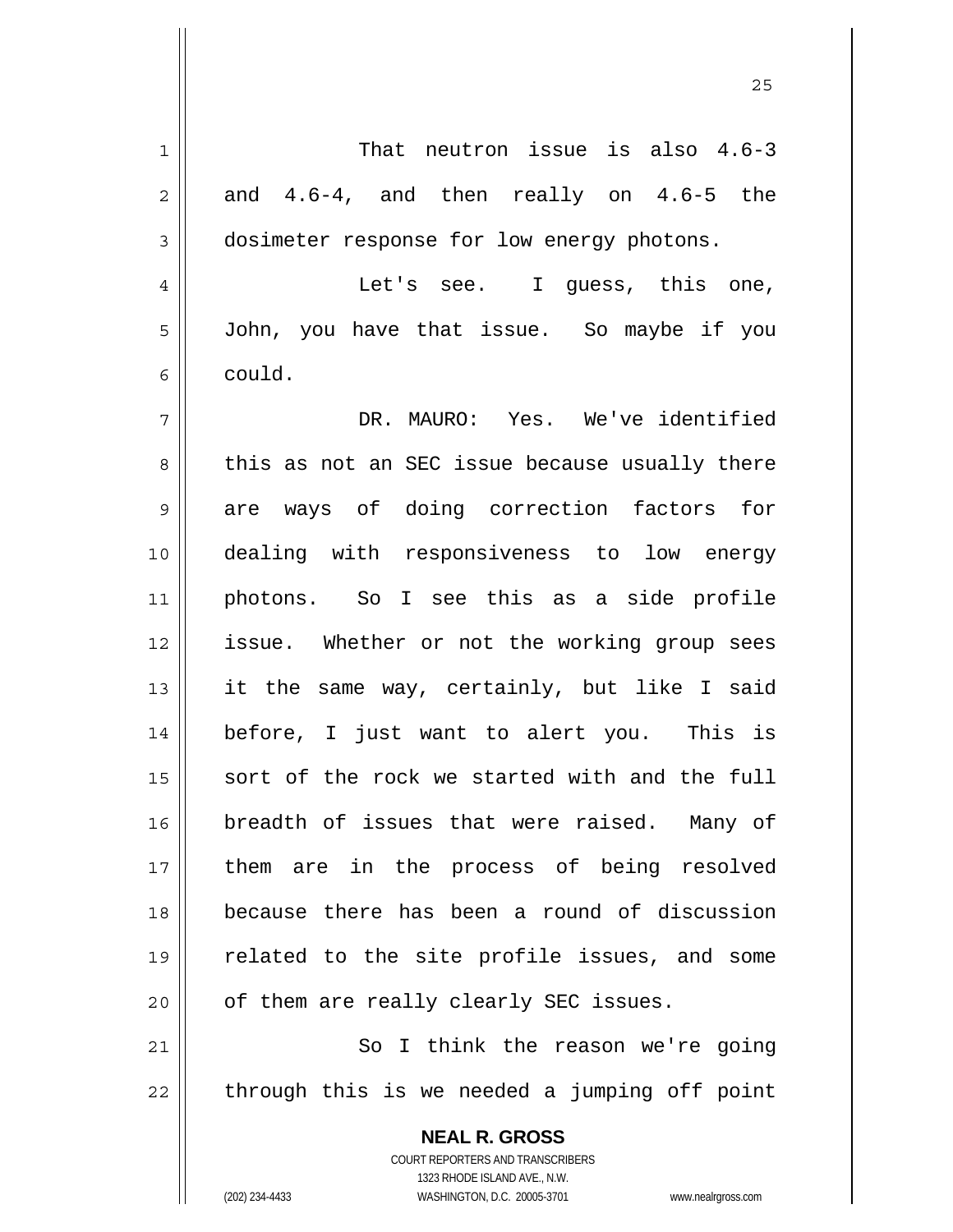That neutron issue is also 4.6-3 and 4.6-4, and then really on 4.6-5 the dosimeter response for low energy photons.

Let's see. I guess, this one, John, you have that issue. So maybe if you could.

DR. MAURO: Yes. We've identified this as not an SEC issue because usually there are ways of doing correction factors for dealing with responsiveness to low energy photons. So I see this as a side profile issue. Whether or not the working group sees it the same way, certainly, but like I said before, I just want to alert you. This is sort of the rock we started with and the full breadth of issues that were raised. Many of them are in the process of being resolved because there has been a round of discussion related to the site profile issues, and some of them are really clearly SEC issues.

So I think the reason we're going through this is we needed a jumping off point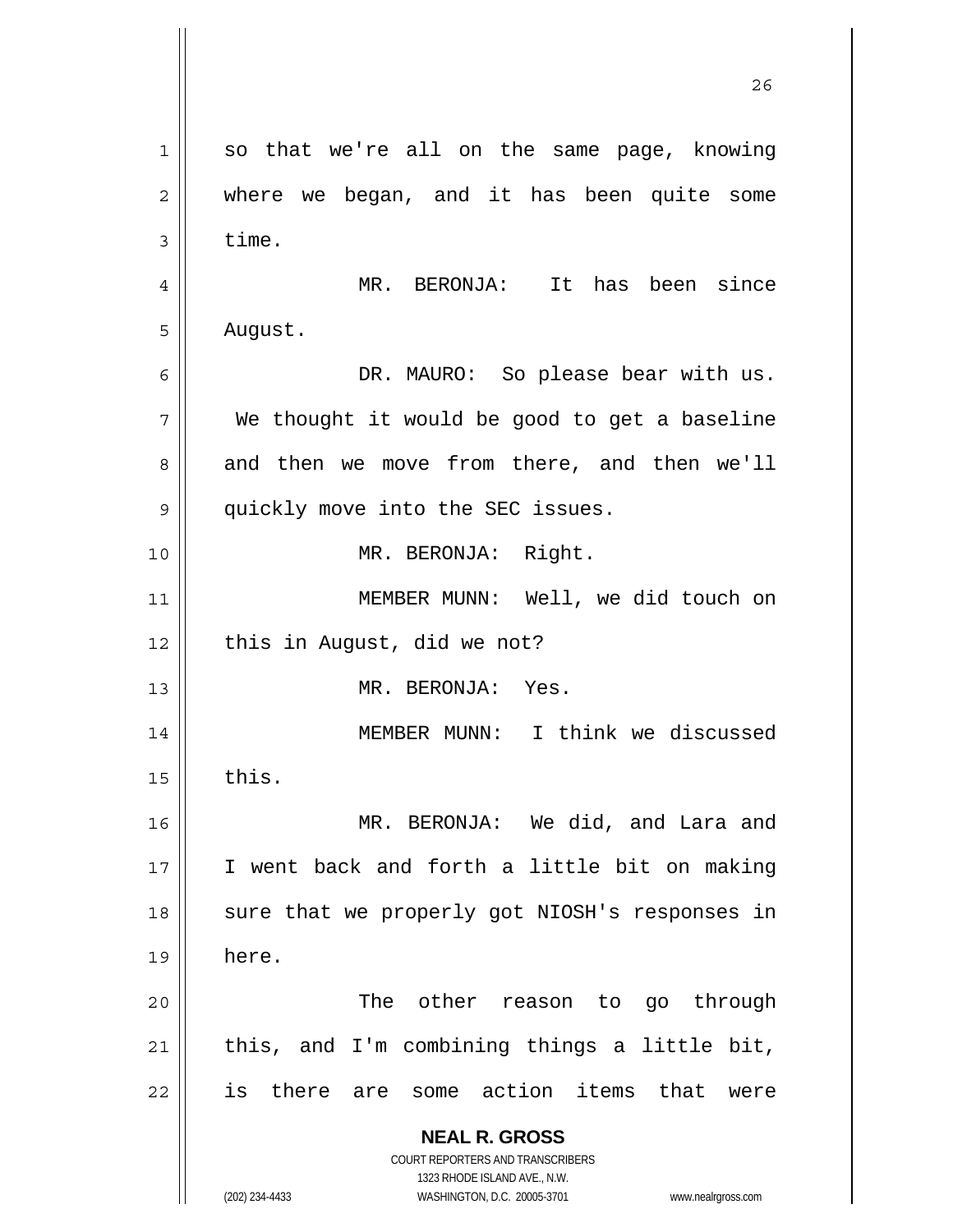so that we're all on the same page, knowing where we began, and it has been quite some time.

MR. BERONJA: It has been since August.

DR. MAURO: So please bear with us. We thought it would be good to get a baseline and then we move from there, and then we'll quickly move into the SEC issues.

MR. BERONJA: Right.

MEMBER MUNN: Well, we did touch on this in August, did we not?

MR. BERONJA: Yes.

MEMBER MUNN: I think we discussed this.

MR. BERONJA: We did, and Lara and I went back and forth a little bit on making sure that we properly got NIOSH's responses in here.

The other reason to go through this, and I'm combining things a little bit, is there are some action items that were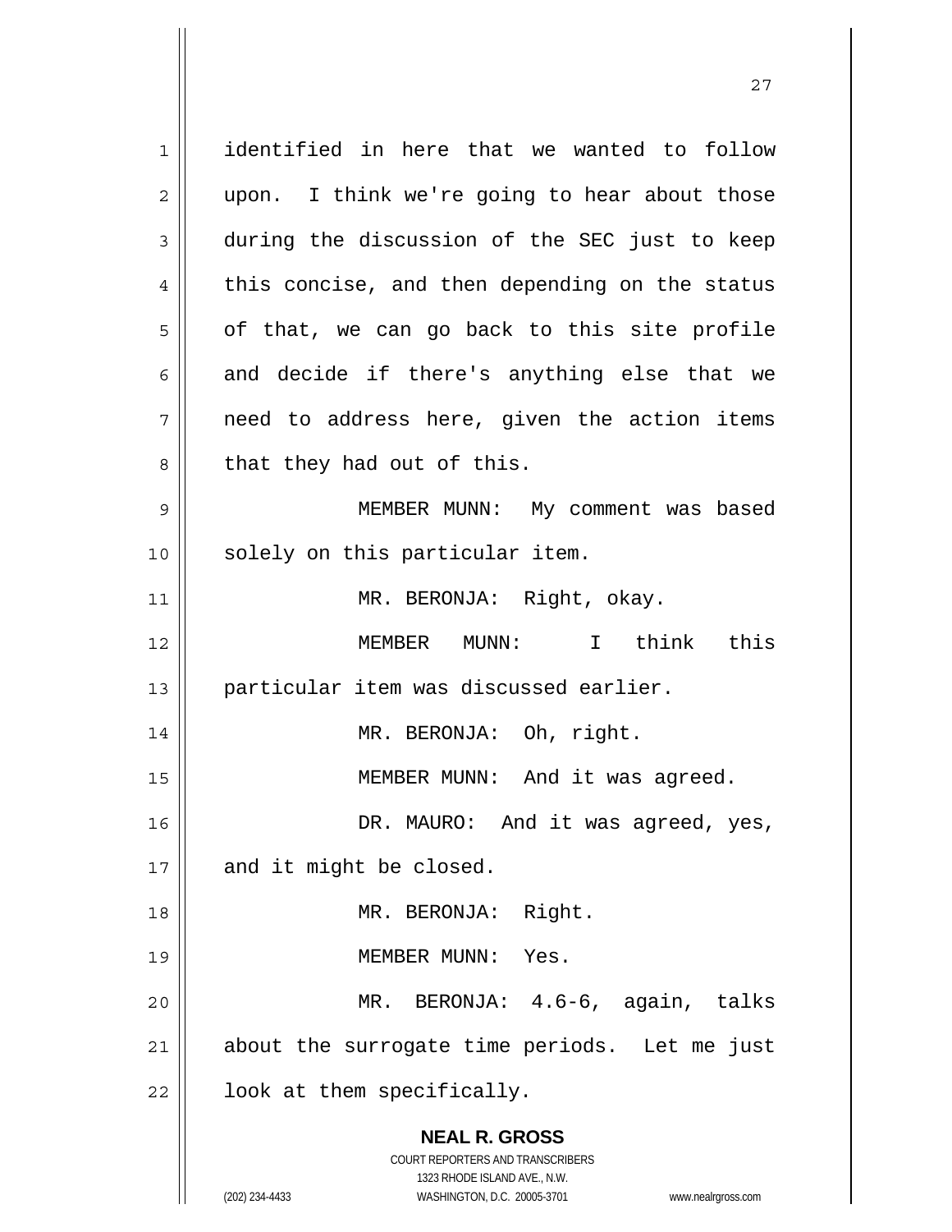identified in here that we wanted to follow upon. I think we're going to hear about those during the discussion of the SEC just to keep this concise, and then depending on the status of that, we can go back to this site profile and decide if there's anything else that we need to address here, given the action items that they had out of this.

MEMBER MUNN: My comment was based solely on this particular item.

MR. BERONJA: Right, okay.

MEMBER MUNN: I think this particular item was discussed earlier.

MR. BERONJA: Oh, right.

MEMBER MUNN: And it was agreed.

DR. MAURO: And it was agreed, yes, and it might be closed.

MR. BERONJA: Right.

MEMBER MUNN: Yes.

MR. BERONJA: 4.6-6, again, talks about the surrogate time periods. Let me just look at them specifically.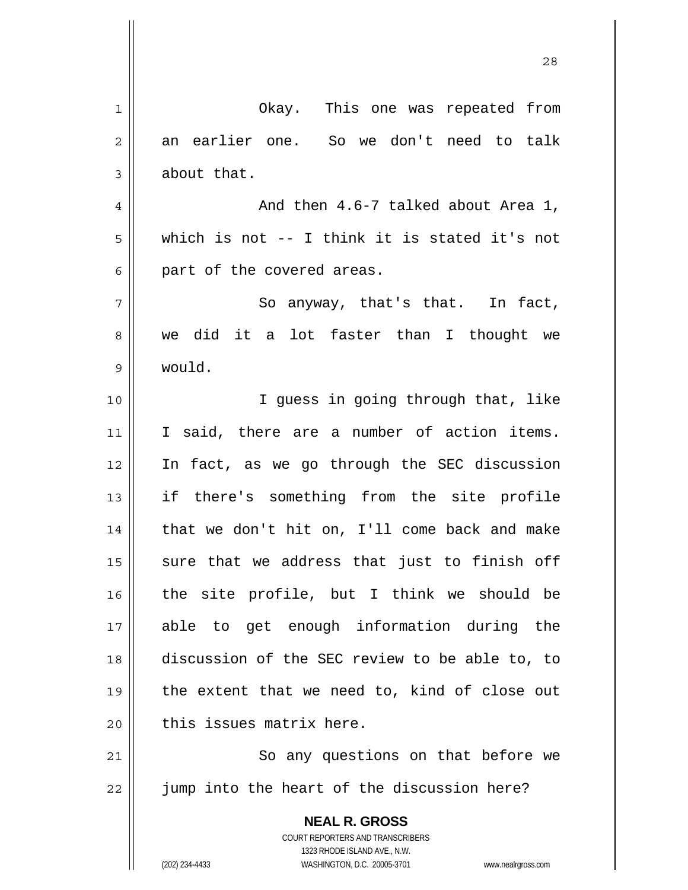Okay. This one was repeated from an earlier one. So we don't need to talk about that.

And then 4.6-7 talked about Area 1, which is not -- I think it is stated it's not part of the covered areas.

So anyway, that's that. In fact, we did it a lot faster than I thought we would.

I guess in going through that, like I said, there are a number of action items. In fact, as we go through the SEC discussion if there's something from the site profile that we don't hit on, I'll come back and make sure that we address that just to finish off the site profile, but I think we should be able to get enough information during the discussion of the SEC review to be able to, to the extent that we need to, kind of close out this issues matrix here.

So any questions on that before we jump into the heart of the discussion here?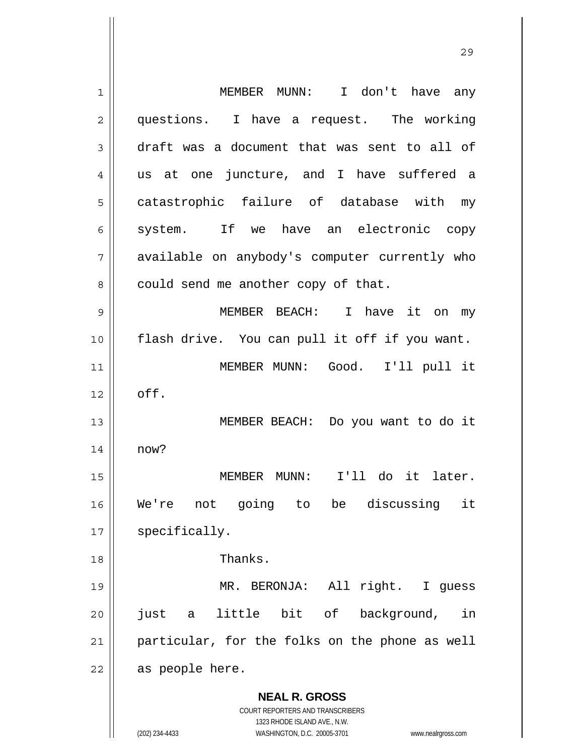MEMBER MUNN: I don't have any questions. I have a request. The working draft was a document that was sent to all of us at one juncture, and I have suffered a catastrophic failure of database with my system. If we have an electronic copy available on anybody's computer currently who could send me another copy of that.

MEMBER BEACH: I have it on my flash drive. You can pull it off if you want.

MEMBER MUNN: Good. I'll pull it off.

MEMBER BEACH: Do you want to do it now?

MEMBER MUNN: I'll do it later. We're not going to be discussing it specifically.

Thanks.

MR. BERONJA: All right. I guess just a little bit of background, in particular, for the folks on the phone as well as people here.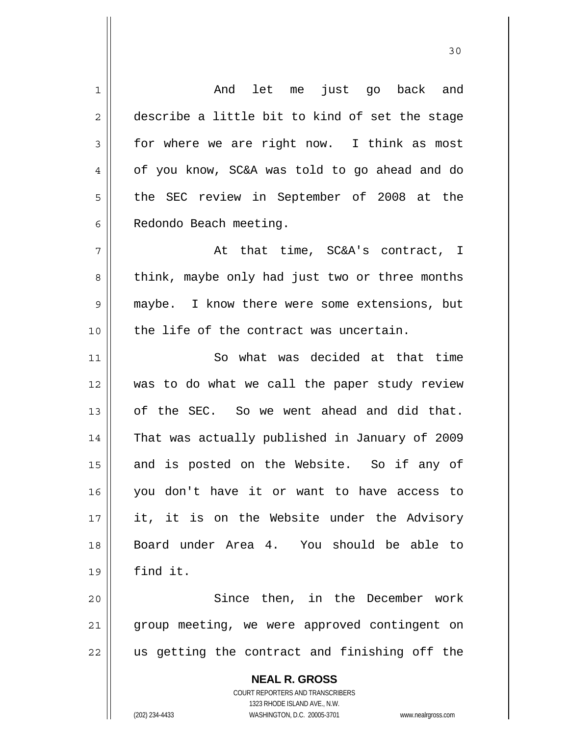And let me just go back and describe a little bit to kind of set the stage for where we are right now. I think as most of you know, SC&A was told to go ahead and do the SEC review in September of 2008 at the Redondo Beach meeting.

At that time, SC&A's contract, I think, maybe only had just two or three months maybe. I know there were some extensions, but the life of the contract was uncertain.

So what was decided at that time was to do what we call the paper study review of the SEC. So we went ahead and did that. That was actually published in January of 2009 and is posted on the Website. So if any of you don't have it or want to have access to it, it is on the Website under the Advisory Board under Area 4. You should be able to find it.

Since then, in the December work group meeting, we were approved contingent on us getting the contract and finishing off the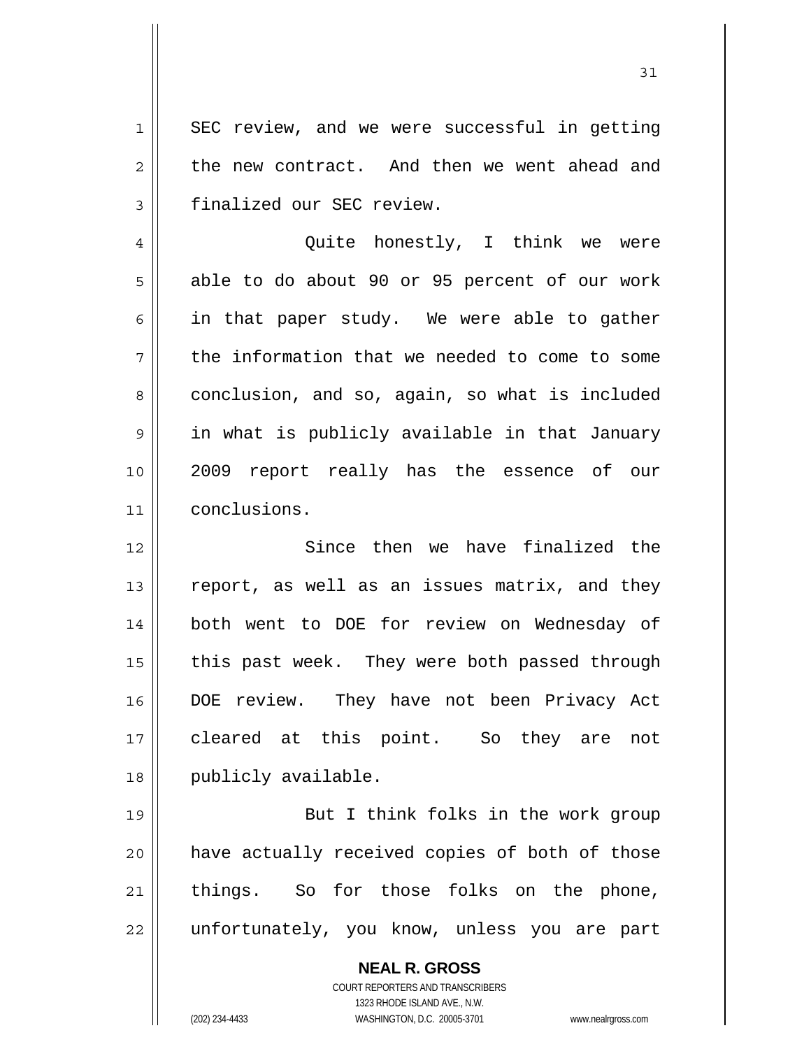SEC review, and we were successful in getting the new contract. And then we went ahead and finalized our SEC review.

Quite honestly, I think we were able to do about 90 or 95 percent of our work in that paper study. We were able to gather the information that we needed to come to some conclusion, and so, again, so what is included in what is publicly available in that January 2009 report really has the essence of our conclusions.

Since then we have finalized the report, as well as an issues matrix, and they both went to DOE for review on Wednesday of this past week. They were both passed through DOE review. They have not been Privacy Act cleared at this point. So they are not publicly available.

But I think folks in the work group have actually received copies of both of those things. So for those folks on the phone, unfortunately, you know, unless you are part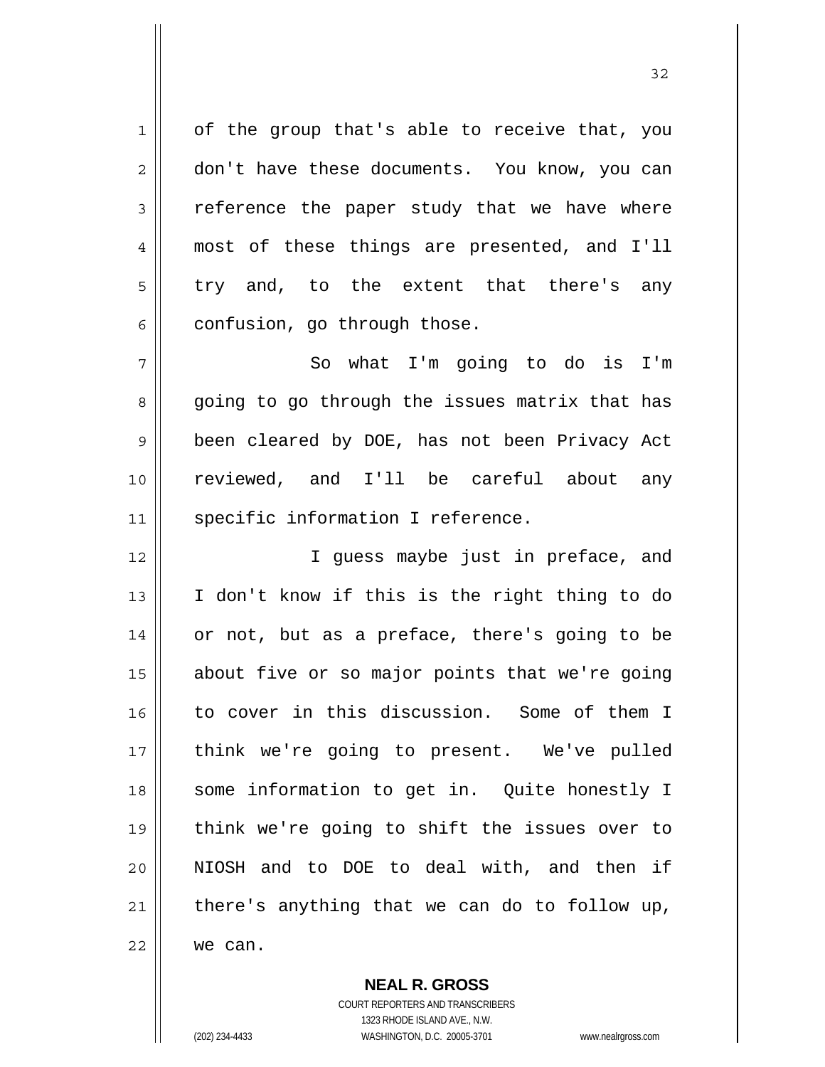of the group that's able to receive that, you don't have these documents. You know, you can reference the paper study that we have where most of these things are presented, and I'll try and, to the extent that there's any confusion, go through those.

So what I'm going to do is I'm going to go through the issues matrix that has been cleared by DOE, has not been Privacy Act reviewed, and I'll be careful about any specific information I reference.

I guess maybe just in preface, and I don't know if this is the right thing to do or not, but as a preface, there's going to be about five or so major points that we're going to cover in this discussion. Some of them I think we're going to present. We've pulled some information to get in. Quite honestly I think we're going to shift the issues over to NIOSH and to DOE to deal with, and then if there's anything that we can do to follow up, we can.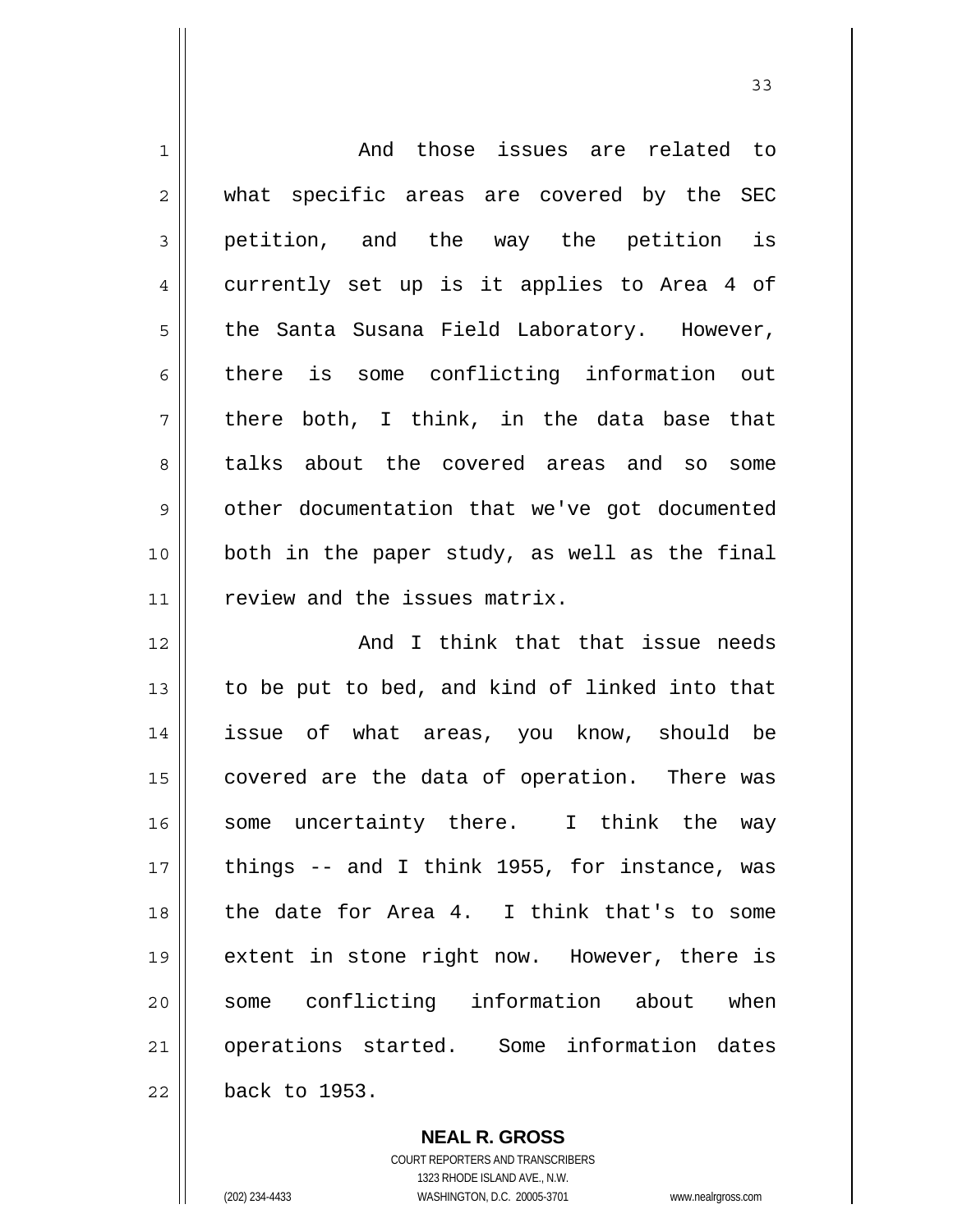And those issues are related to what specific areas are covered by the SEC petition, and the way the petition is currently set up is it applies to Area 4 of the Santa Susana Field Laboratory. However, there is some conflicting information out there both, I think, in the data base that talks about the covered areas and so some other documentation that we've got documented both in the paper study, as well as the final review and the issues matrix.

And I think that that issue needs to be put to bed, and kind of linked into that issue of what areas, you know, should be covered are the data of operation. There was some uncertainty there. I think the way things -- and I think 1955, for instance, was the date for Area 4. I think that's to some extent in stone right now. However, there is some conflicting information about when operations started. Some information dates back to 1953.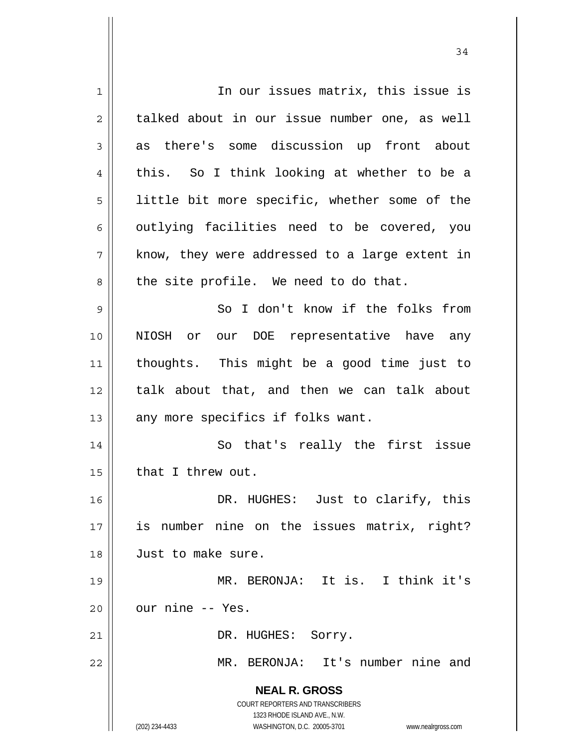In our issues matrix, this issue is talked about in our issue number one, as well as there's some discussion up front about this. So I think looking at whether to be a little bit more specific, whether some of the outlying facilities need to be covered, you know, they were addressed to a large extent in the site profile. We need to do that.

So I don't know if the folks from NIOSH or our DOE representative have any thoughts. This might be a good time just to talk about that, and then we can talk about any more specifics if folks want.

So that's really the first issue that I threw out.

DR. HUGHES: Just to clarify, this is number nine on the issues matrix, right? Just to make sure.

MR. BERONJA: It is. I think it's our nine -- Yes.

DR. HUGHES: Sorry.

MR. BERONJA: It's number nine and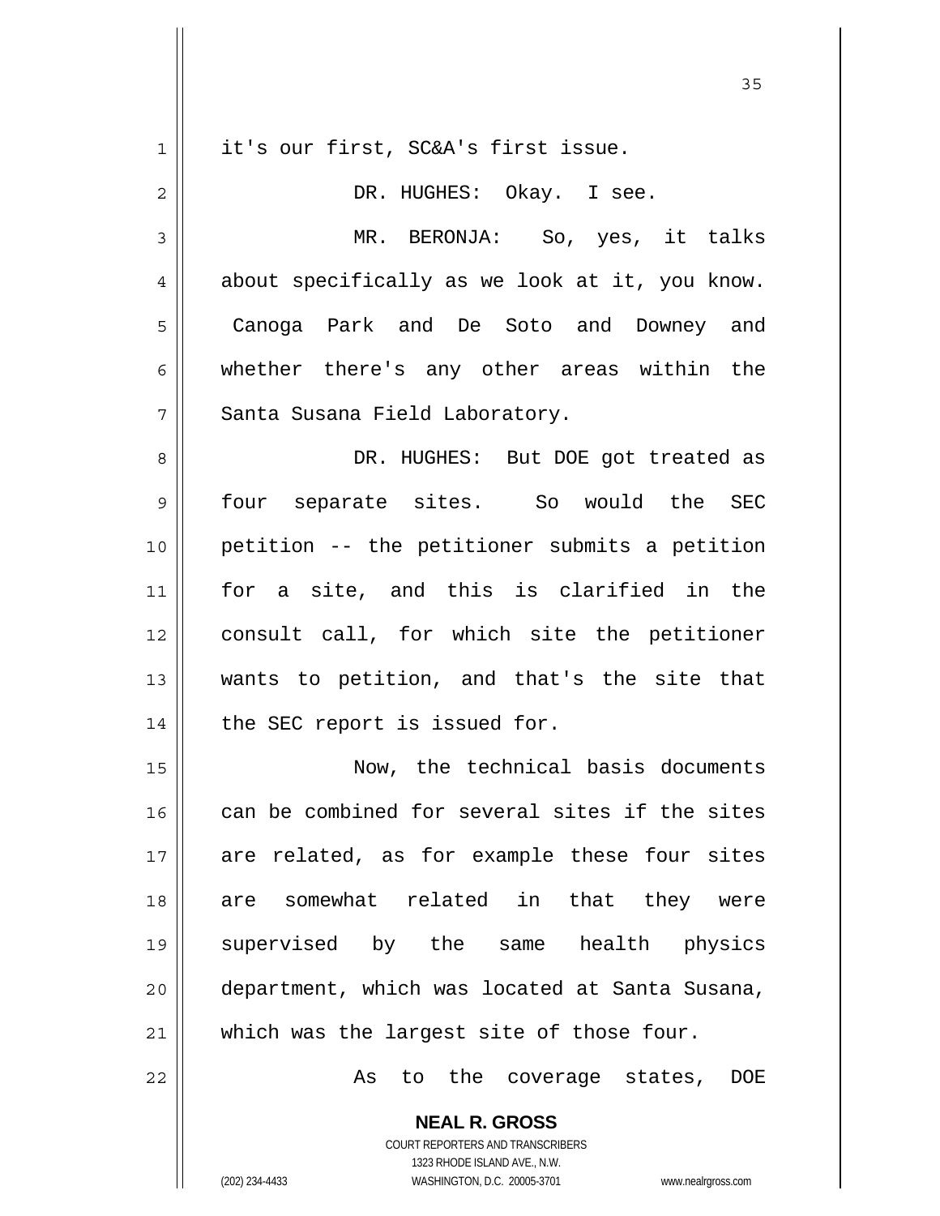it's our first, SC&A's first issue.

DR. HUGHES: Okay. I see.

MR. BERONJA: So, yes, it talks about specifically as we look at it, you know. Canoga Park and De Soto and Downey and whether there's any other areas within the Santa Susana Field Laboratory.

DR. HUGHES: But DOE got treated as four separate sites. So would the SEC petition -- the petitioner submits a petition for a site, and this is clarified in the consult call, for which site the petitioner wants to petition, and that's the site that the SEC report is issued for.

Now, the technical basis documents can be combined for several sites if the sites are related, as for example these four sites are somewhat related in that they were supervised by the same health physics department, which was located at Santa Susana, which was the largest site of those four.

As to the coverage states, DOE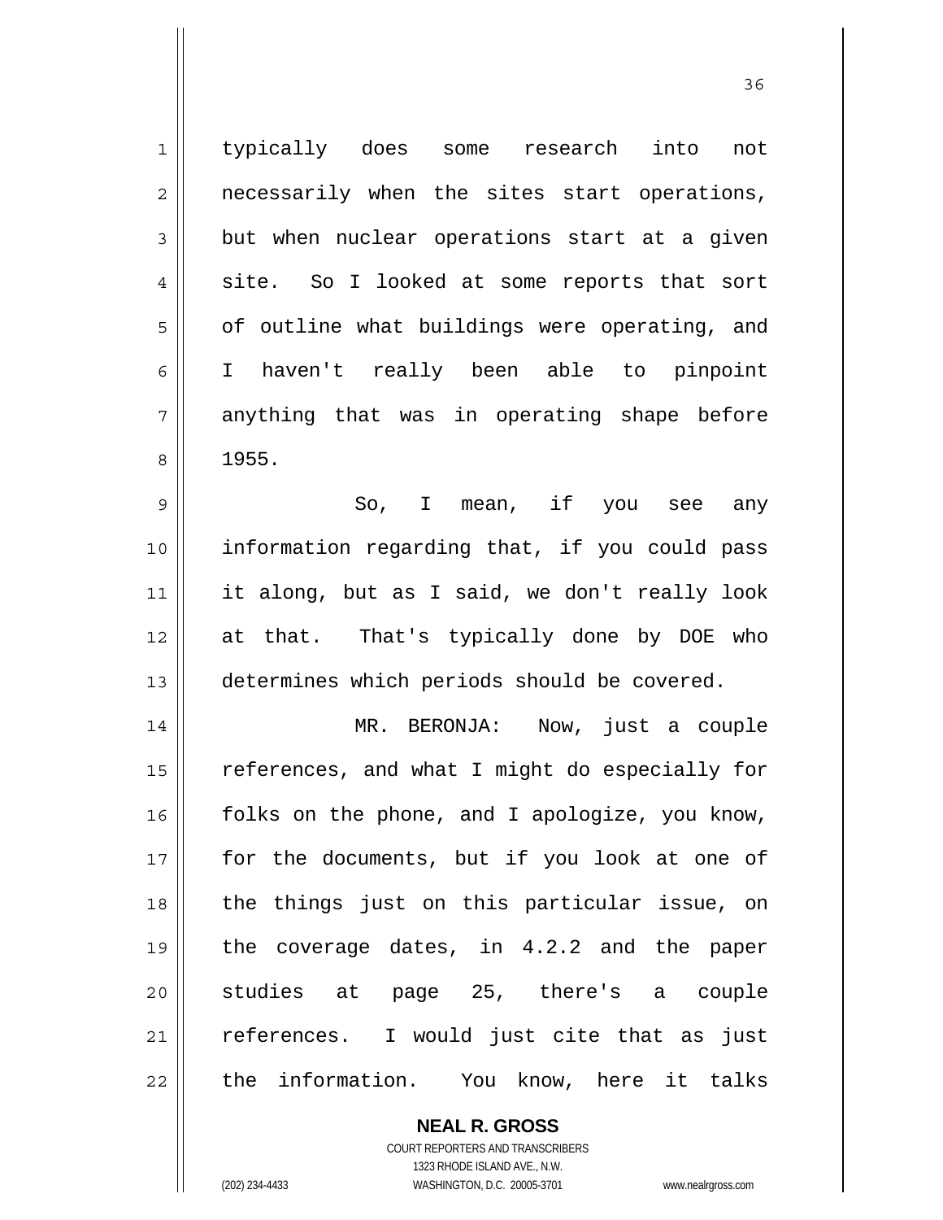typically does some research into not necessarily when the sites start operations, but when nuclear operations start at a given site. So I looked at some reports that sort of outline what buildings were operating, and I haven't really been able to pinpoint anything that was in operating shape before 1955.

So, I mean, if you see any information regarding that, if you could pass it along, but as I said, we don't really look at that. That's typically done by DOE who determines which periods should be covered.

MR. BERONJA: Now, just a couple references, and what I might do especially for folks on the phone, and I apologize, you know, for the documents, but if you look at one of the things just on this particular issue, on the coverage dates, in 4.2.2 and the paper studies at page 25, there's a couple references. I would just cite that as just the information. You know, here it talks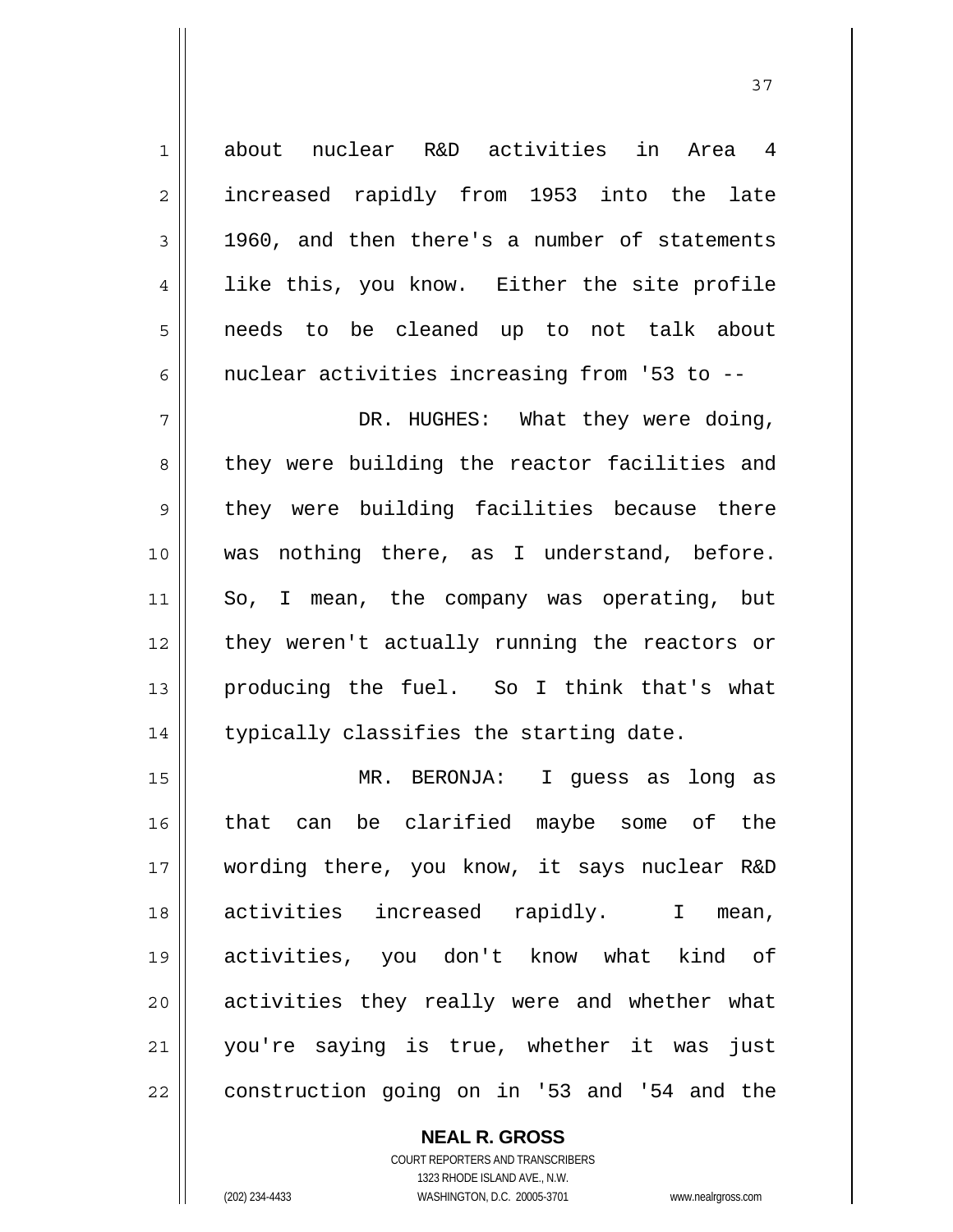about nuclear R&D activities in Area 4 increased rapidly from 1953 into the late 1960, and then there's a number of statements like this, you know. Either the site profile needs to be cleaned up to not talk about nuclear activities increasing from '53 to --

DR. HUGHES: What they were doing, they were building the reactor facilities and they were building facilities because there was nothing there, as I understand, before. So, I mean, the company was operating, but they weren't actually running the reactors or producing the fuel. So I think that's what typically classifies the starting date.

MR. BERONJA: I guess as long as that can be clarified maybe some of the wording there, you know, it says nuclear R&D activities increased rapidly. I mean, activities, you don't know what kind of activities they really were and whether what you're saying is true, whether it was just construction going on in '53 and '54 and the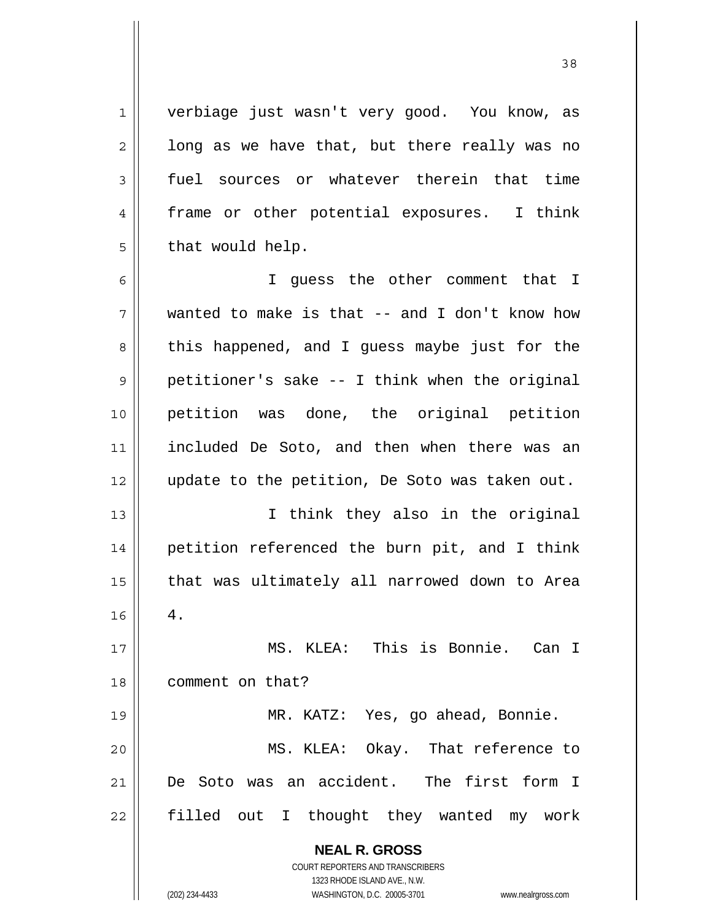verbiage just wasn't very good. You know, as long as we have that, but there really was no fuel sources or whatever therein that time frame or other potential exposures. I think that would help.

I guess the other comment that I wanted to make is that -- and I don't know how this happened, and I guess maybe just for the petitioner's sake -- I think when the original petition was done, the original petition included De Soto, and then when there was an update to the petition, De Soto was taken out.

I think they also in the original petition referenced the burn pit, and I think that was ultimately all narrowed down to Area 4.

MS. KLEA: This is Bonnie. Can I comment on that?

MR. KATZ: Yes, go ahead, Bonnie.

MS. KLEA: Okay. That reference to De Soto was an accident. The first form I filled out I thought they wanted my work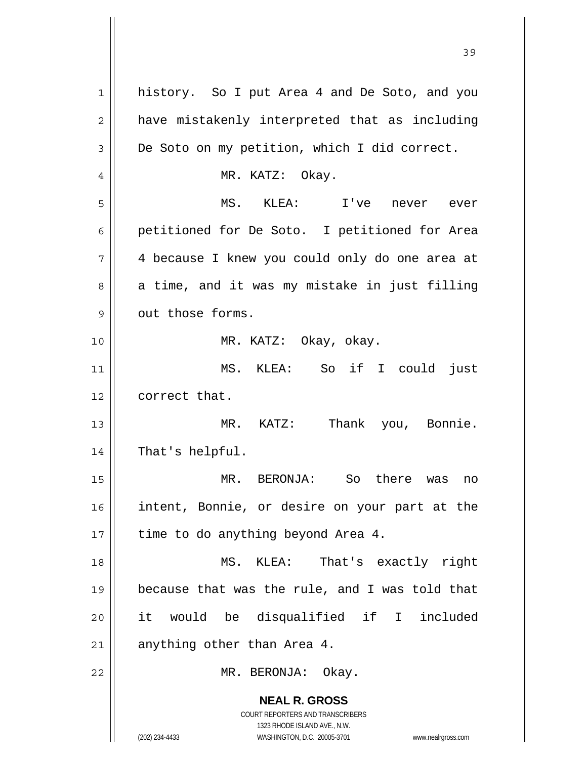history. So I put Area 4 and De Soto, and you have mistakenly interpreted that as including De Soto on my petition, which I did correct.

MR. KATZ: Okay.

MS. KLEA: I've never ever petitioned for De Soto. I petitioned for Area 4 because I knew you could only do one area at a time, and it was my mistake in just filling out those forms.

MR. KATZ: Okay, okay.

MS. KLEA: So if I could just correct that.

MR. KATZ: Thank you, Bonnie. That's helpful.

MR. BERONJA: So there was no intent, Bonnie, or desire on your part at the time to do anything beyond Area 4.

MS. KLEA: That's exactly right because that was the rule, and I was told that it would be disqualified if I included anything other than Area 4.

MR. BERONJA: Okay.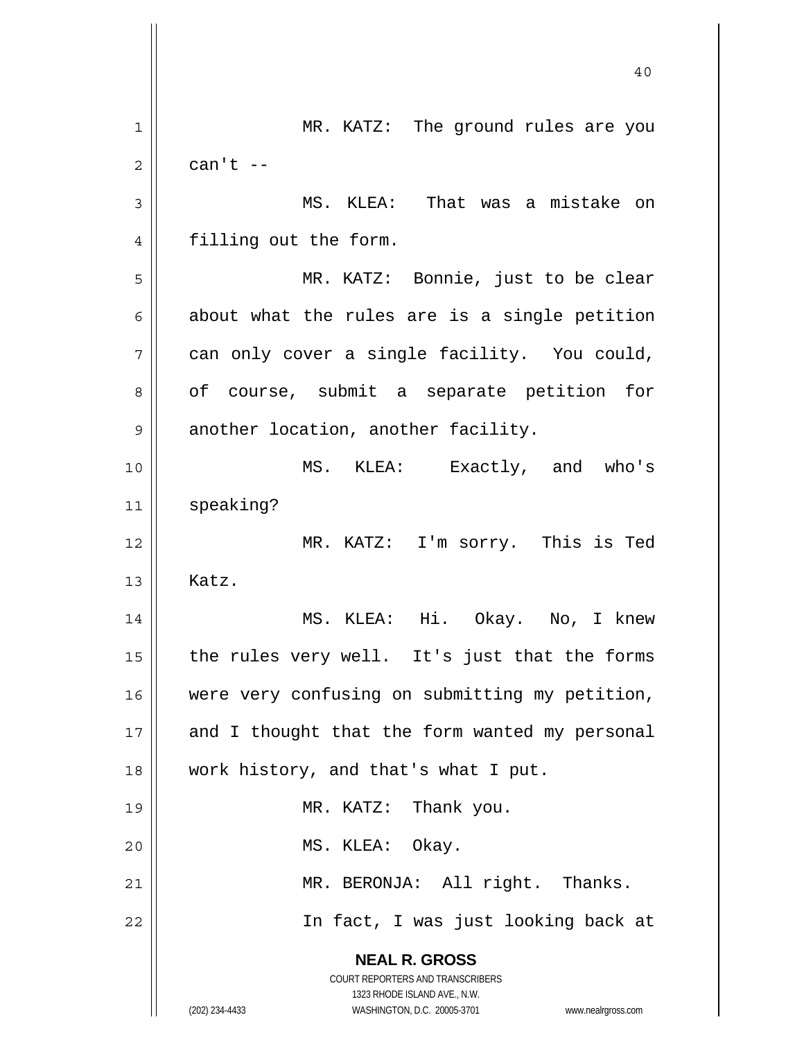MR. KATZ: The ground rules are you can't --

MS. KLEA: That was a mistake on filling out the form.

MR. KATZ: Bonnie, just to be clear about what the rules are is a single petition can only cover a single facility. You could, of course, submit a separate petition for another location, another facility.

MS. KLEA: Exactly, and who's speaking?

MR. KATZ: I'm sorry. This is Ted Katz.

MS. KLEA: Hi. Okay. No, I knew the rules very well. It's just that the forms were very confusing on submitting my petition, and I thought that the form wanted my personal work history, and that's what I put.

MR. KATZ: Thank you.

MS. KLEA: Okay.

MR. BERONJA: All right. Thanks.

In fact, I was just looking back at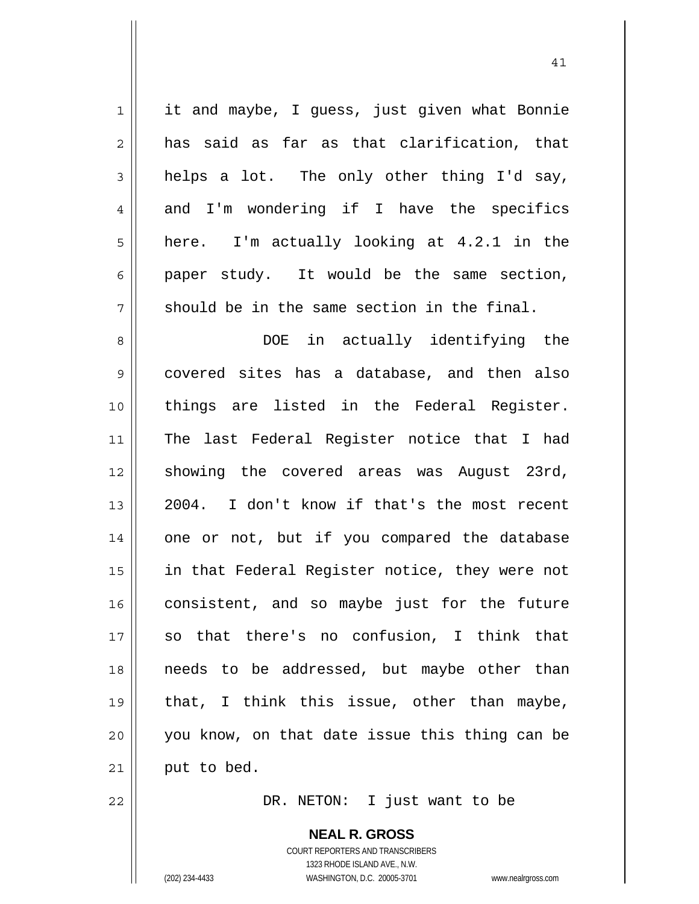it and maybe, I guess, just given what Bonnie has said as far as that clarification, that helps a lot. The only other thing I'd say, and I'm wondering if I have the specifics here. I'm actually looking at 4.2.1 in the paper study. It would be the same section, should be in the same section in the final.

DOE in actually identifying the covered sites has a database, and then also things are listed in the Federal Register. The last Federal Register notice that I had showing the covered areas was August 23rd, 2004. I don't know if that's the most recent one or not, but if you compared the database in that Federal Register notice, they were not consistent, and so maybe just for the future so that there's no confusion, I think that needs to be addressed, but maybe other than that, I think this issue, other than maybe, you know, on that date issue this thing can be put to bed.

DR. NETON: I just want to be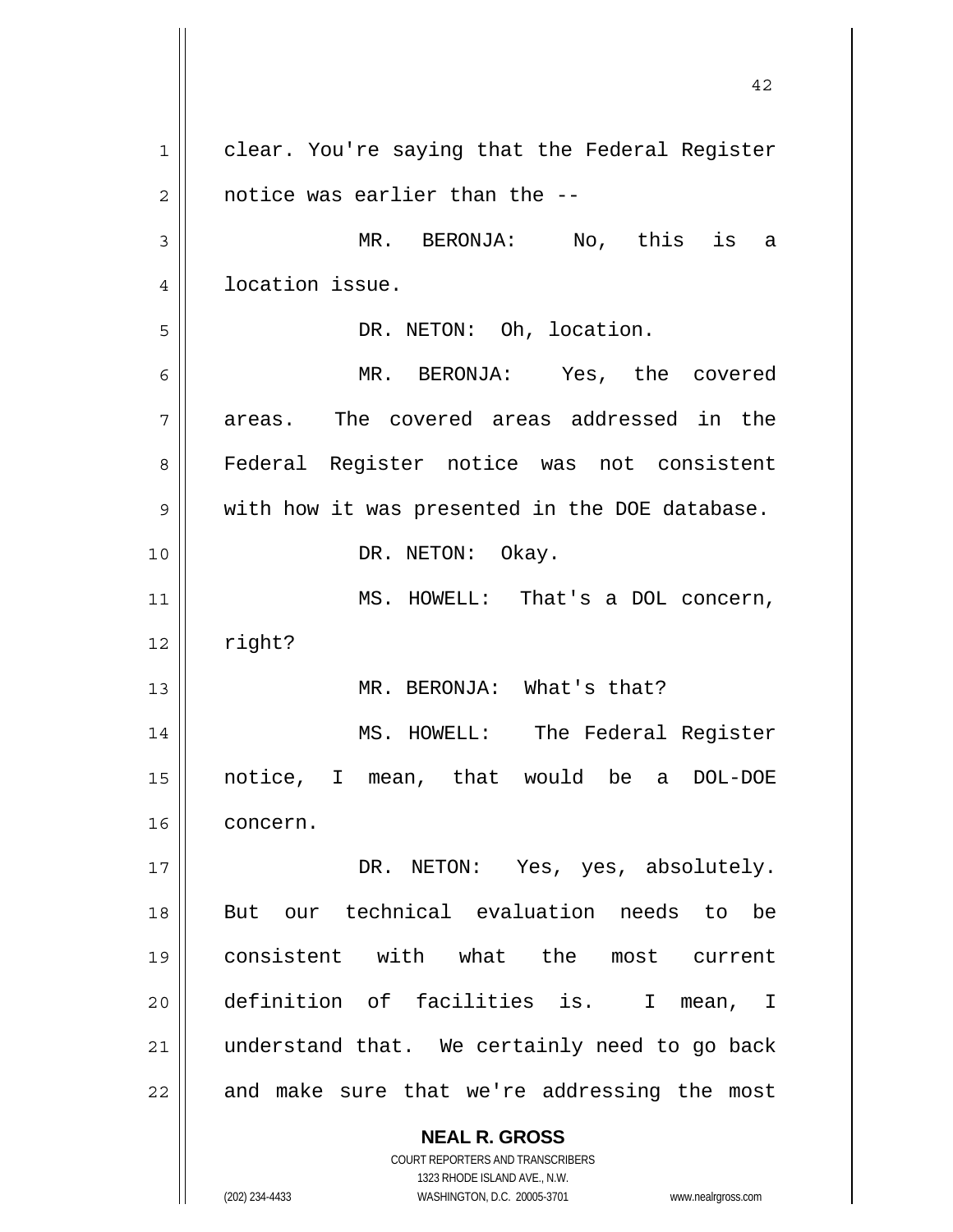clear. You're saying that the Federal Register notice was earlier than the --

MR. BERONJA: No, this is a location issue.

DR. NETON: Oh, location.

MR. BERONJA: Yes, the covered areas. The covered areas addressed in the Federal Register notice was not consistent with how it was presented in the DOE database.

DR. NETON: Okay.

MS. HOWELL: That's a DOL concern, right?

MR. BERONJA: What's that?

MS. HOWELL: The Federal Register notice, I mean, that would be a DOL-DOE concern.

DR. NETON: Yes, yes, absolutely. But our technical evaluation needs to be consistent with what the most current definition of facilities is. I mean, I understand that. We certainly need to go back and make sure that we're addressing the most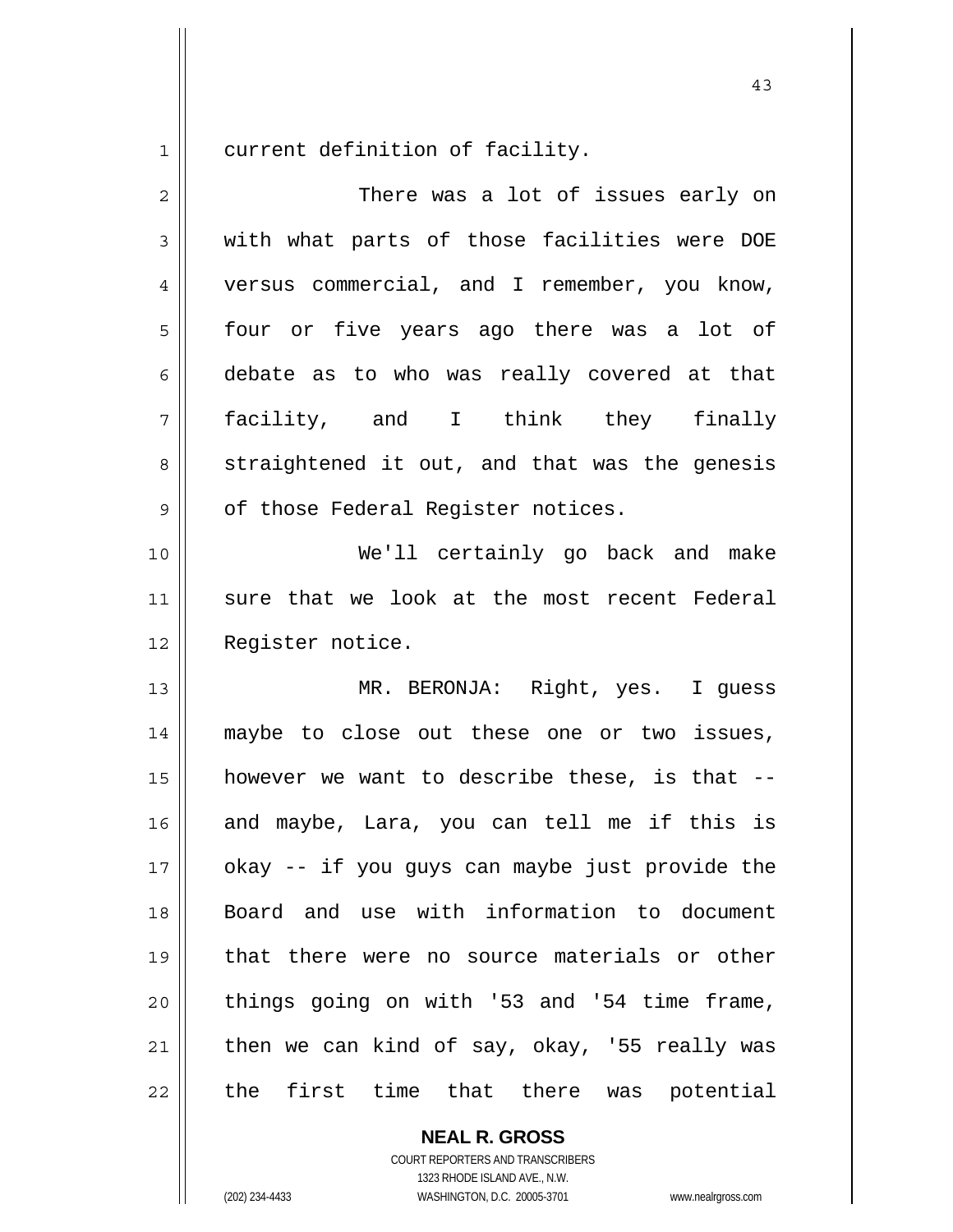current definition of facility.

There was a lot of issues early on with what parts of those facilities were DOE versus commercial, and I remember, you know, four or five years ago there was a lot of debate as to who was really covered at that facility, and I think they finally straightened it out, and that was the genesis of those Federal Register notices.

We'll certainly go back and make sure that we look at the most recent Federal Register notice.

MR. BERONJA: Right, yes. I guess maybe to close out these one or two issues, however we want to describe these, is that -- and maybe, Lara, you can tell me if this is okay -- if you guys can maybe just provide the Board and use with information to document that there were no source materials or other things going on with '53 and '54 time frame, then we can kind of say, okay, '55 really was the first time that there was potential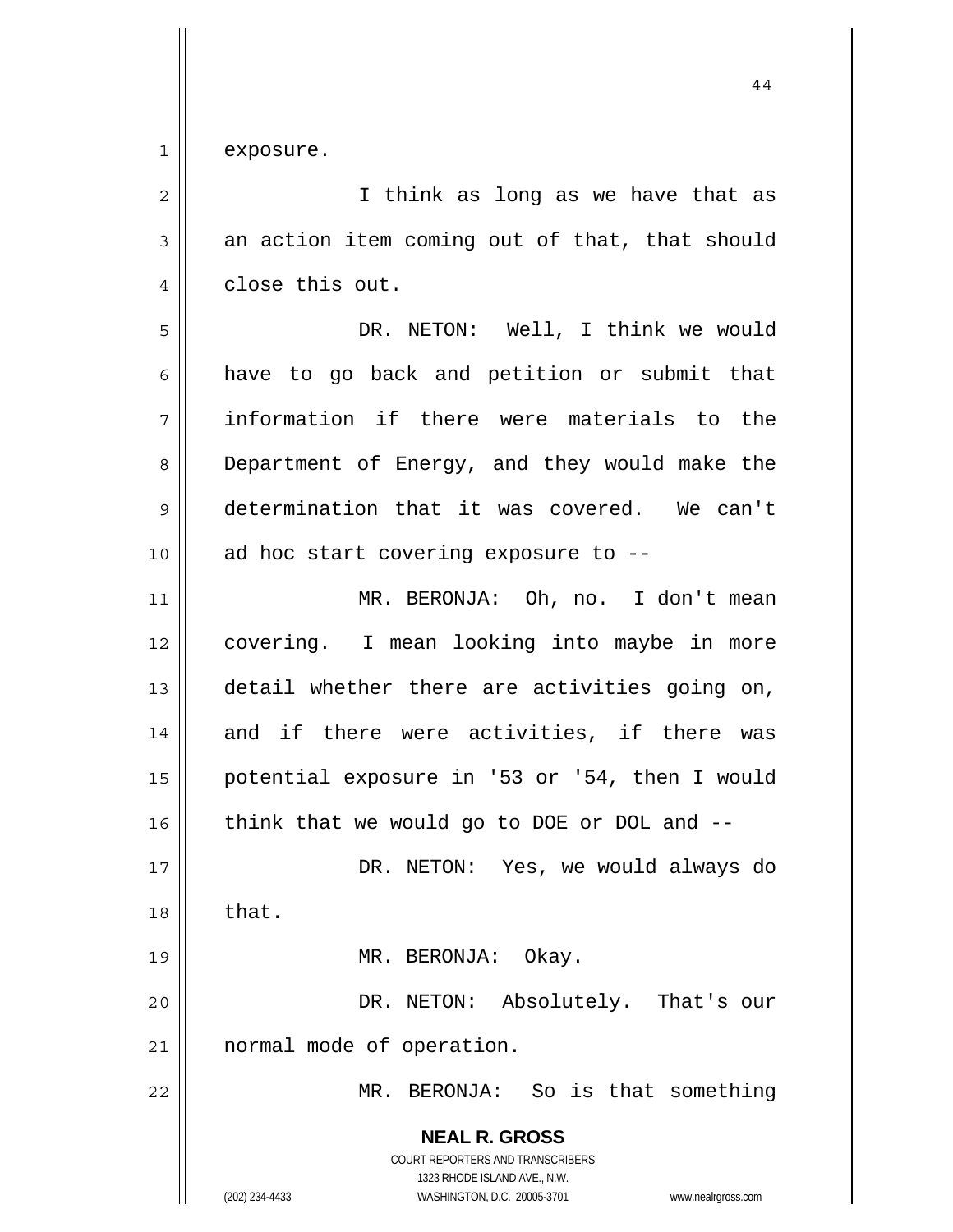exposure.

I think as long as we have that as an action item coming out of that, that should close this out.

DR. NETON: Well, I think we would have to go back and petition or submit that information if there were materials to the Department of Energy, and they would make the determination that it was covered. We can't ad hoc start covering exposure to --

MR. BERONJA: Oh, no. I don't mean covering. I mean looking into maybe in more detail whether there are activities going on, and if there were activities, if there was potential exposure in '53 or '54, then I would think that we would go to DOE or DOL and --

DR. NETON: Yes, we would always do that.

MR. BERONJA: Okay.

DR. NETON: Absolutely. That's our normal mode of operation.

MR. BERONJA: So is that something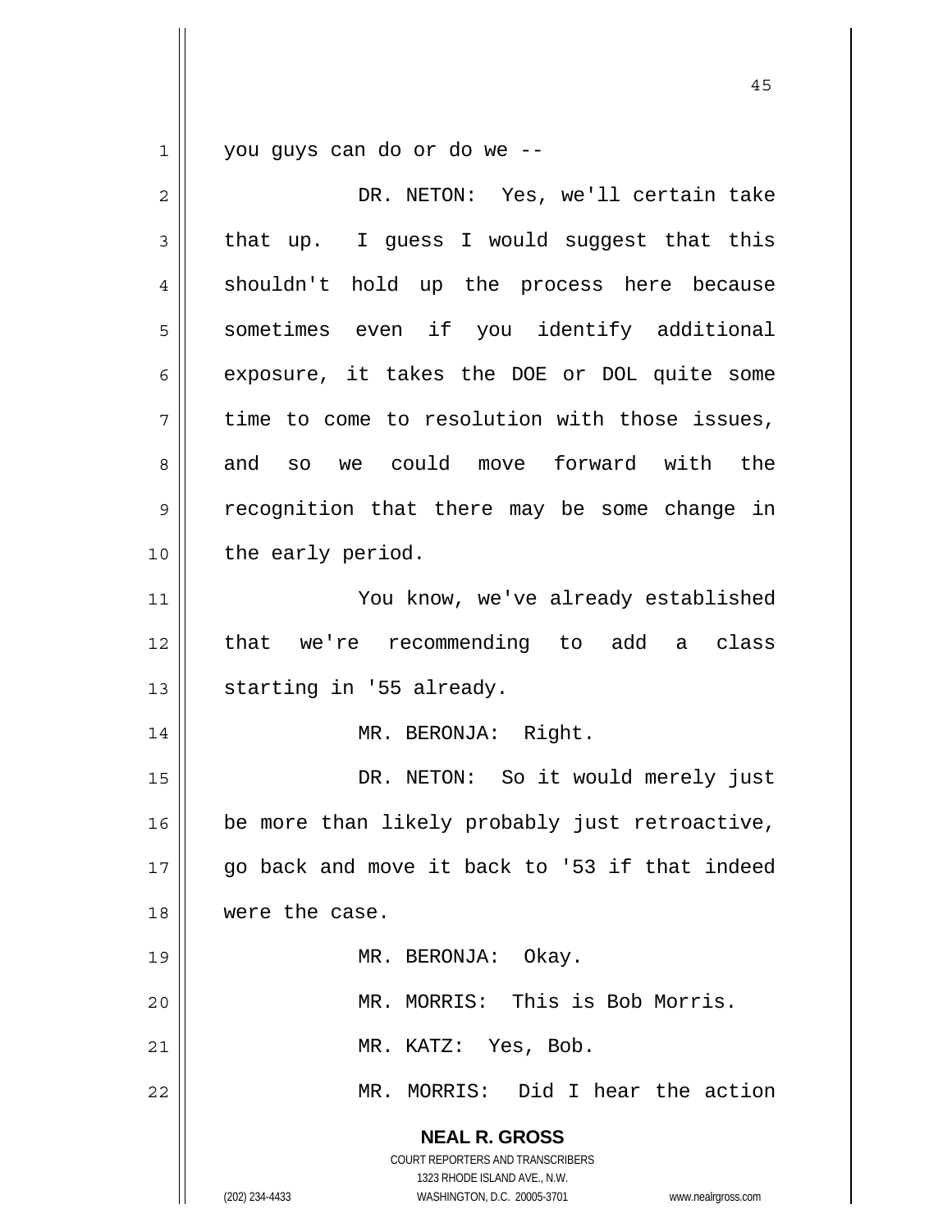you guys can do or do we --

DR. NETON: Yes, we'll certain take that up. I guess I would suggest that this shouldn't hold up the process here because sometimes even if you identify additional exposure, it takes the DOE or DOL quite some time to come to resolution with those issues, and so we could move forward with the recognition that there may be some change in the early period.

You know, we've already established that we're recommending to add a class starting in '55 already.

MR. BERONJA: Right.

DR. NETON: So it would merely just be more than likely probably just retroactive, go back and move it back to '53 if that indeed were the case.

MR. BERONJA: Okay.

MR. MORRIS: This is Bob Morris.

MR. KATZ: Yes, Bob.

MR. MORRIS: Did I hear the action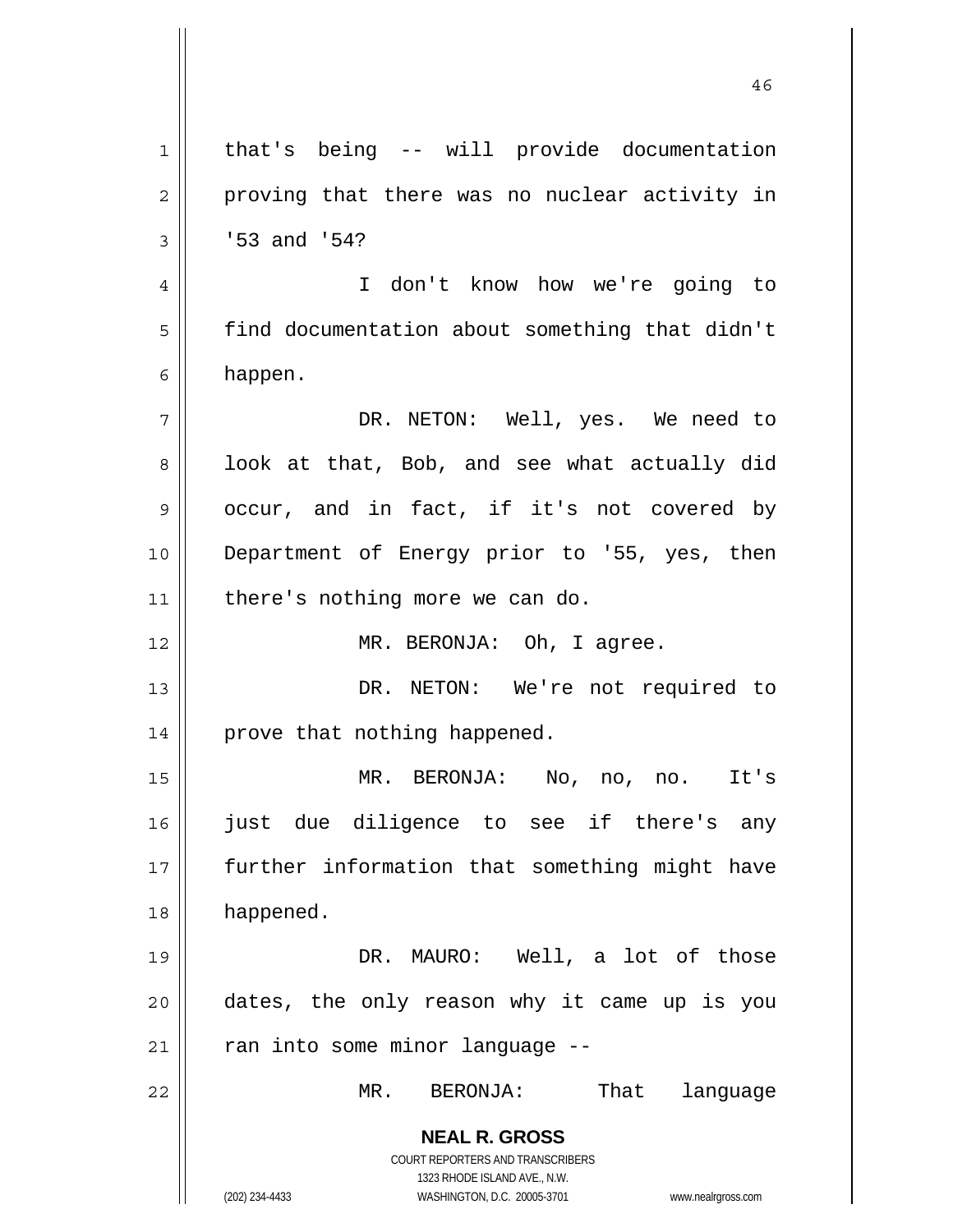that's being -- will provide documentation proving that there was no nuclear activity in '53 and '54?

I don't know how we're going to find documentation about something that didn't happen.

DR. NETON: Well, yes. We need to look at that, Bob, and see what actually did occur, and in fact, if it's not covered by Department of Energy prior to '55, yes, then there's nothing more we can do.

MR. BERONJA: Oh, I agree.

DR. NETON: We're not required to prove that nothing happened.

MR. BERONJA: No, no, no. It's just due diligence to see if there's any further information that something might have happened.

DR. MAURO: Well, a lot of those dates, the only reason why it came up is you ran into some minor language --

MR. BERONJA: That language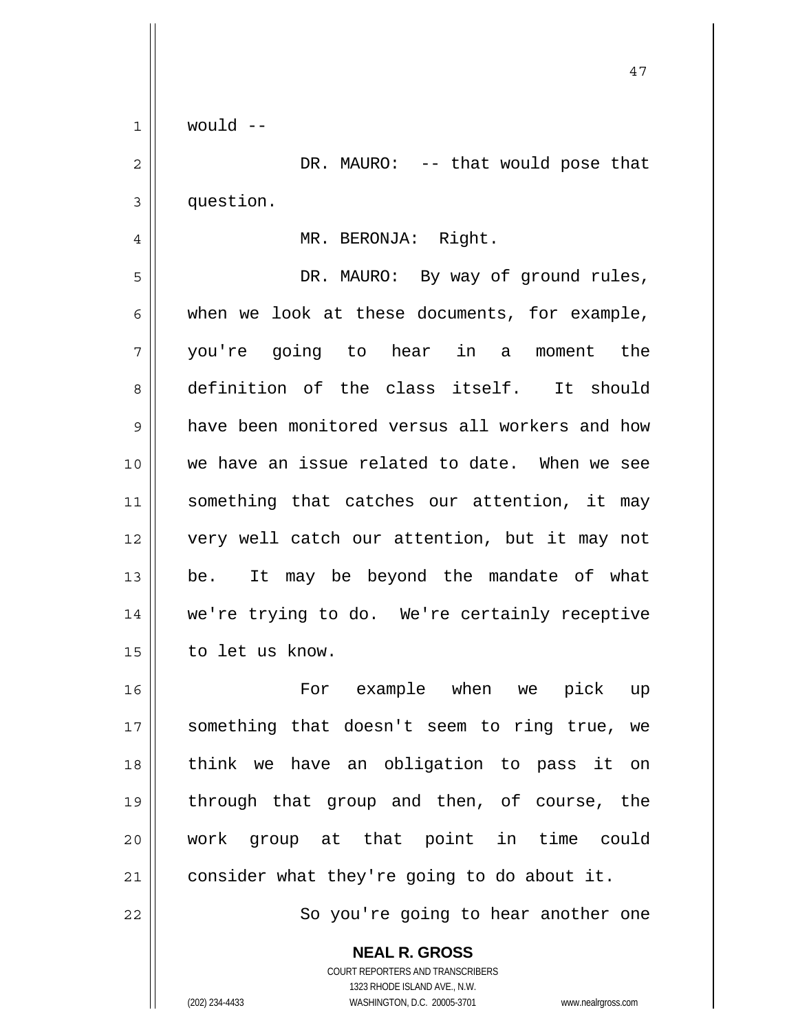would --

DR. MAURO: -- that would pose that question.

MR. BERONJA: Right.

DR. MAURO: By way of ground rules, when we look at these documents, for example, you're going to hear in a moment the definition of the class itself. It should have been monitored versus all workers and how we have an issue related to date. When we see something that catches our attention, it may very well catch our attention, but it may not be. It may be beyond the mandate of what we're trying to do. We're certainly receptive to let us know.

For example when we pick up something that doesn't seem to ring true, we think we have an obligation to pass it on through that group and then, of course, the work group at that point in time could consider what they're going to do about it.

So you're going to hear another one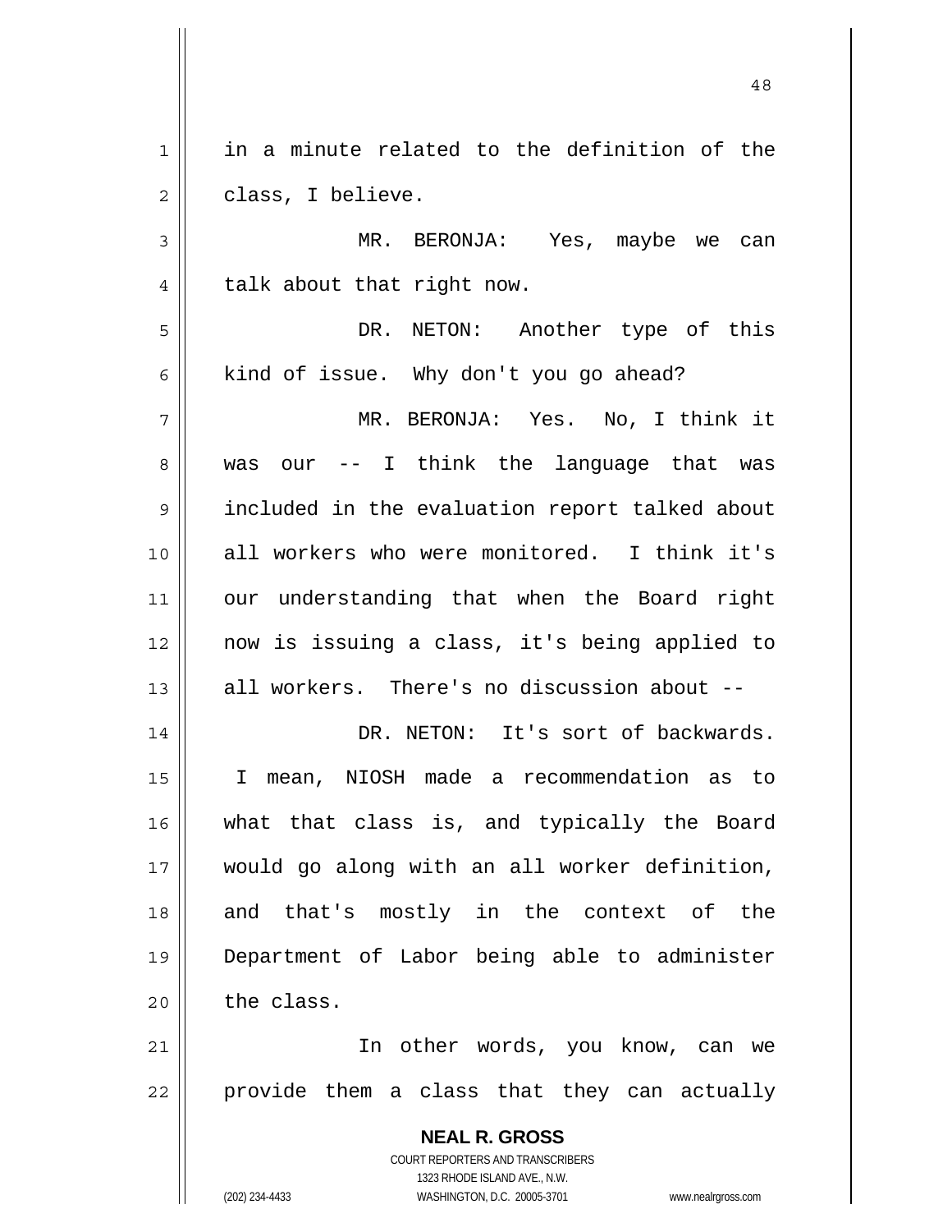in a minute related to the definition of the class, I believe.

MR. BERONJA: Yes, maybe we can talk about that right now.

DR. NETON: Another type of this kind of issue. Why don't you go ahead?

MR. BERONJA: Yes. No, I think it was our -- I think the language that was included in the evaluation report talked about all workers who were monitored. I think it's our understanding that when the Board right now is issuing a class, it's being applied to all workers. There's no discussion about --

DR. NETON: It's sort of backwards. I mean, NIOSH made a recommendation as to what that class is, and typically the Board would go along with an all worker definition, and that's mostly in the context of the Department of Labor being able to administer the class.

In other words, you know, can we provide them a class that they can actually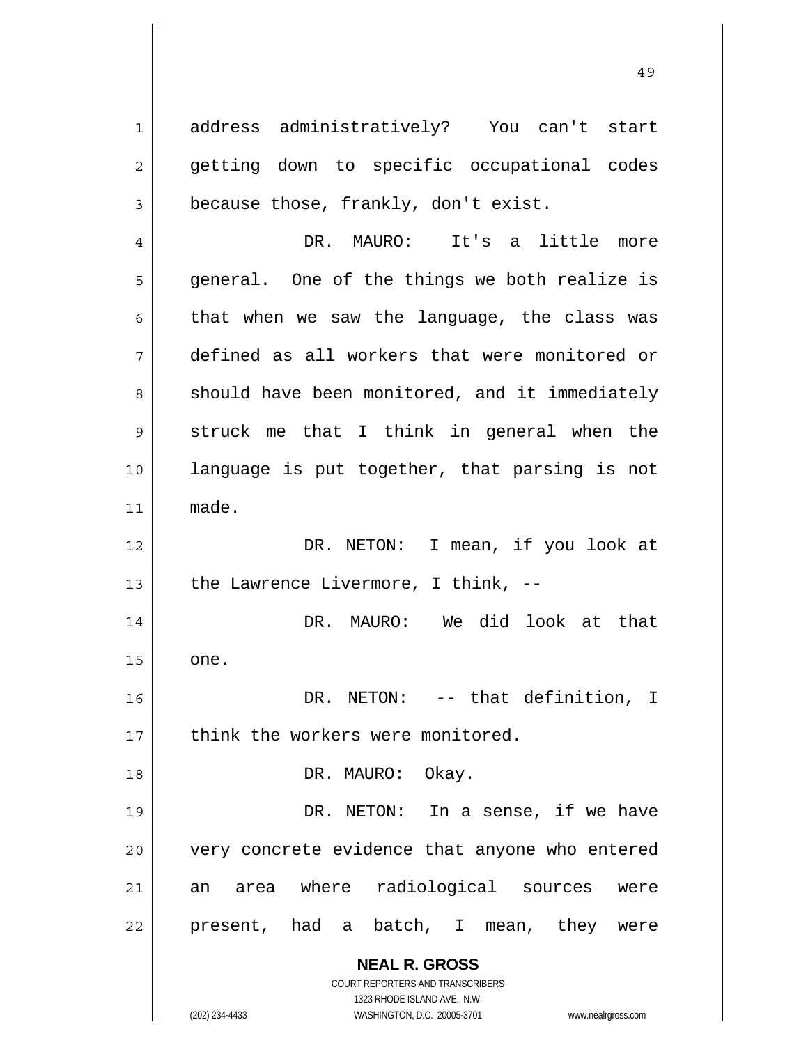address administratively? You can't start getting down to specific occupational codes because those, frankly, don't exist.

DR. MAURO: It's a little more general. One of the things we both realize is that when we saw the language, the class was defined as all workers that were monitored or should have been monitored, and it immediately struck me that I think in general when the language is put together, that parsing is not made.

DR. NETON: I mean, if you look at the Lawrence Livermore, I think, --

DR. MAURO: We did look at that one.

DR. NETON: -- that definition, I think the workers were monitored.

DR. MAURO: Okay.

DR. NETON: In a sense, if we have very concrete evidence that anyone who entered an area where radiological sources were present, had a batch, I mean, they were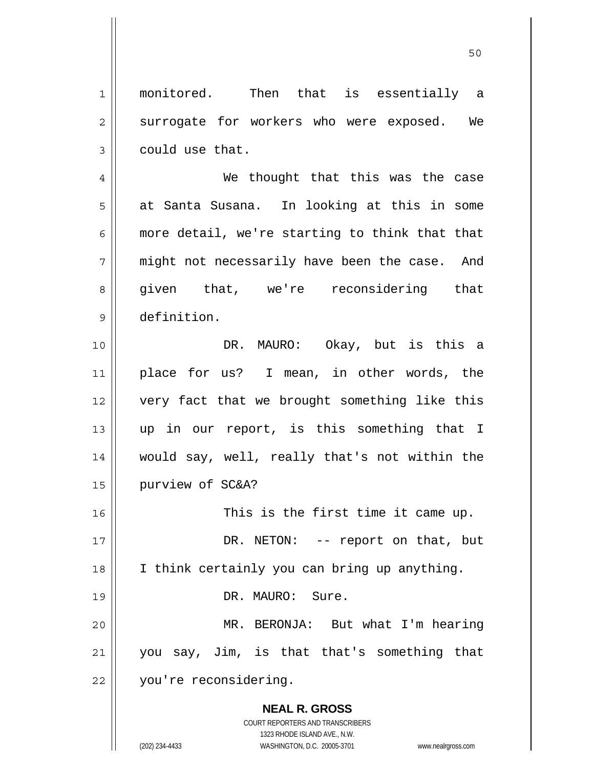monitored. Then that is essentially a surrogate for workers who were exposed. We could use that.

We thought that this was the case at Santa Susana. In looking at this in some more detail, we're starting to think that that might not necessarily have been the case. And given that, we're reconsidering that definition.

DR. MAURO: Okay, but is this a place for us? I mean, in other words, the very fact that we brought something like this up in our report, is this something that I would say, well, really that's not within the purview of SC&A?

This is the first time it came up.

DR. NETON: -- report on that, but I think certainly you can bring up anything.

DR. MAURO: Sure.

MR. BERONJA: But what I'm hearing you say, Jim, is that that's something that you're reconsidering.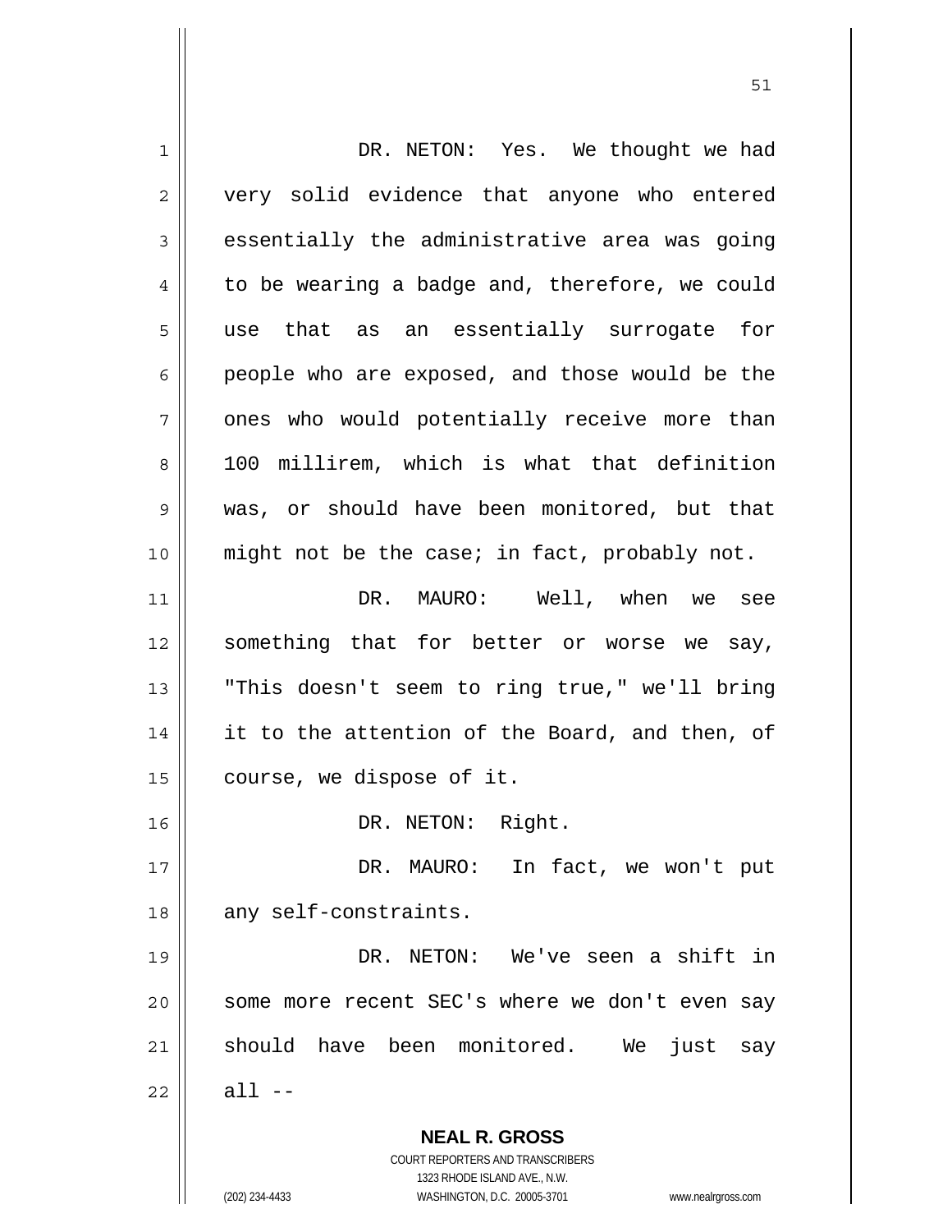DR. NETON: Yes. We thought we had very solid evidence that anyone who entered essentially the administrative area was going to be wearing a badge and, therefore, we could use that as an essentially surrogate for people who are exposed, and those would be the ones who would potentially receive more than 100 millirem, which is what that definition was, or should have been monitored, but that might not be the case; in fact, probably not.

DR. MAURO: Well, when we see something that for better or worse we say, "This doesn't seem to ring true," we'll bring it to the attention of the Board, and then, of course, we dispose of it.

DR. NETON: Right.

DR. MAURO: In fact, we won't put any self-constraints.

DR. NETON: We've seen a shift in some more recent SEC's where we don't even say should have been monitored. We just say all --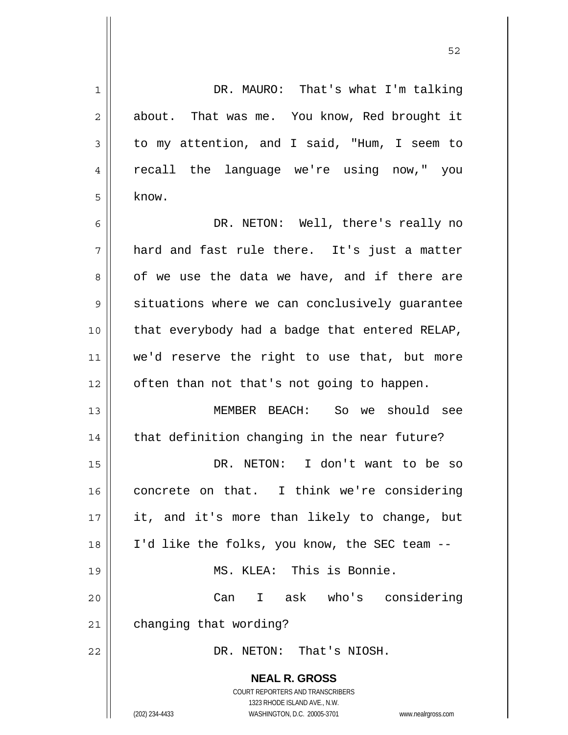DR. MAURO: That's what I'm talking about. That was me. You know, Red brought it to my attention, and I said, "Hum, I seem to recall the language we're using now," you know.

DR. NETON: Well, there's really no hard and fast rule there. It's just a matter of we use the data we have, and if there are situations where we can conclusively guarantee that everybody had a badge that entered RELAP, we'd reserve the right to use that, but more often than not that's not going to happen.

MEMBER BEACH: So we should see that definition changing in the near future?

DR. NETON: I don't want to be so concrete on that. I think we're considering it, and it's more than likely to change, but I'd like the folks, you know, the SEC team --

MS. KLEA: This is Bonnie.

Can I ask who's considering changing that wording?

DR. NETON: That's NIOSH.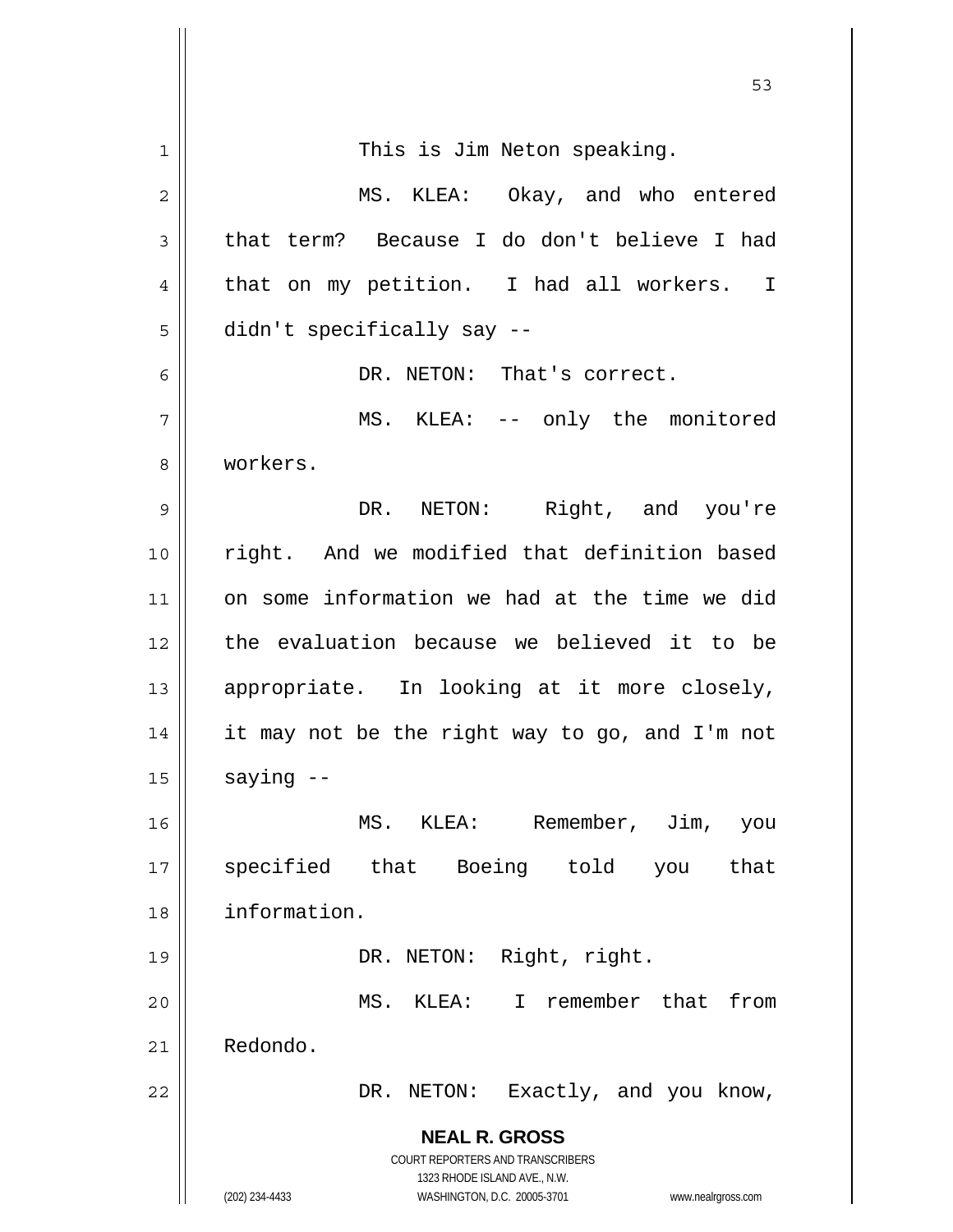This is Jim Neton speaking.

MS. KLEA: Okay, and who entered that term? Because I do don't believe I had that on my petition. I had all workers. I didn't specifically say --

DR. NETON: That's correct.

MS. KLEA: -- only the monitored workers.

DR. NETON: Right, and you're right. And we modified that definition based on some information we had at the time we did the evaluation because we believed it to be appropriate. In looking at it more closely, it may not be the right way to go, and I'm not saying --

MS. KLEA: Remember, Jim, you specified that Boeing told you that information.

DR. NETON: Right, right.

MS. KLEA: I remember that from Redondo.

DR. NETON: Exactly, and you know,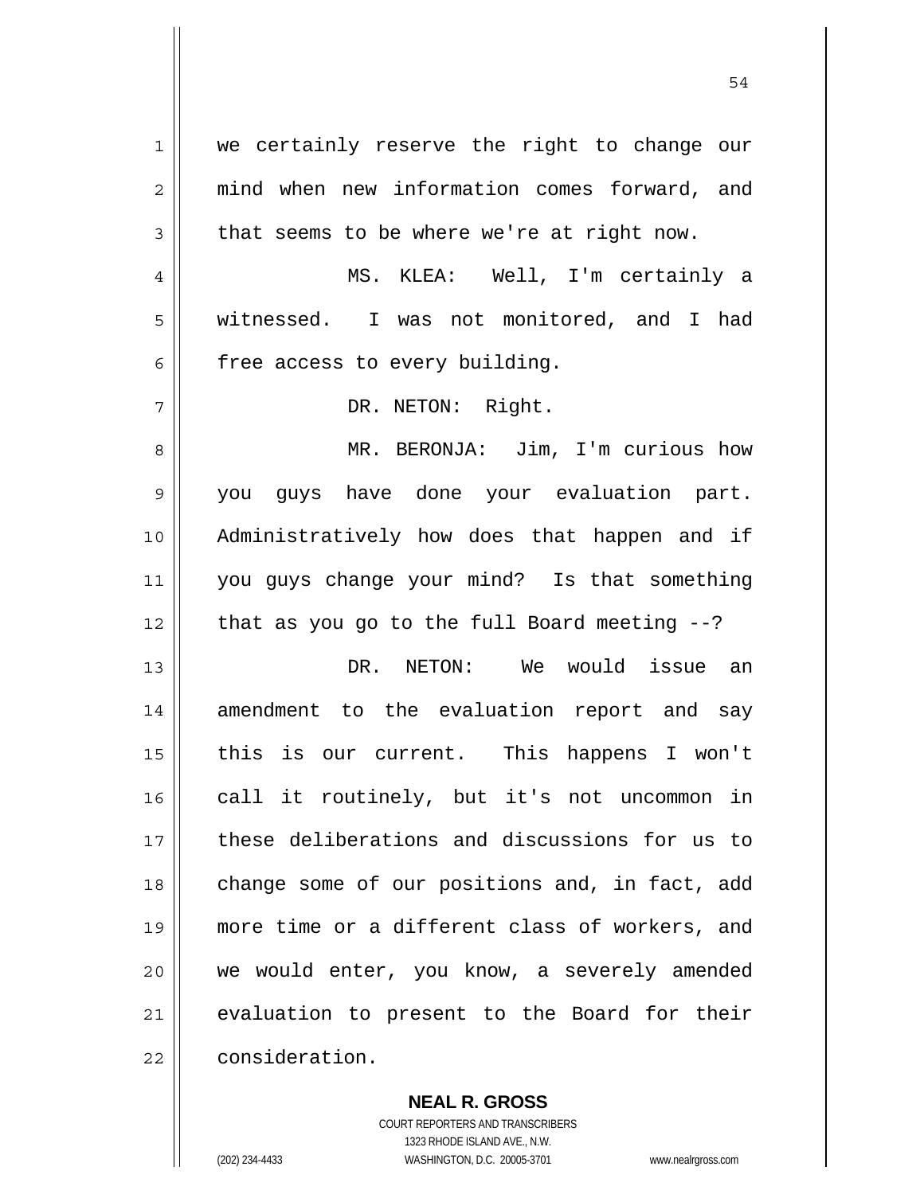we certainly reserve the right to change our mind when new information comes forward, and that seems to be where we're at right now.

MS. KLEA: Well, I'm certainly a witnessed. I was not monitored, and I had free access to every building.

DR. NETON: Right.

MR. BERONJA: Jim, I'm curious how you guys have done your evaluation part. Administratively how does that happen and if you guys change your mind? Is that something that as you go to the full Board meeting --?

DR. NETON: We would issue an amendment to the evaluation report and say this is our current. This happens I won't call it routinely, but it's not uncommon in these deliberations and discussions for us to change some of our positions and, in fact, add more time or a different class of workers, and we would enter, you know, a severely amended evaluation to present to the Board for their consideration.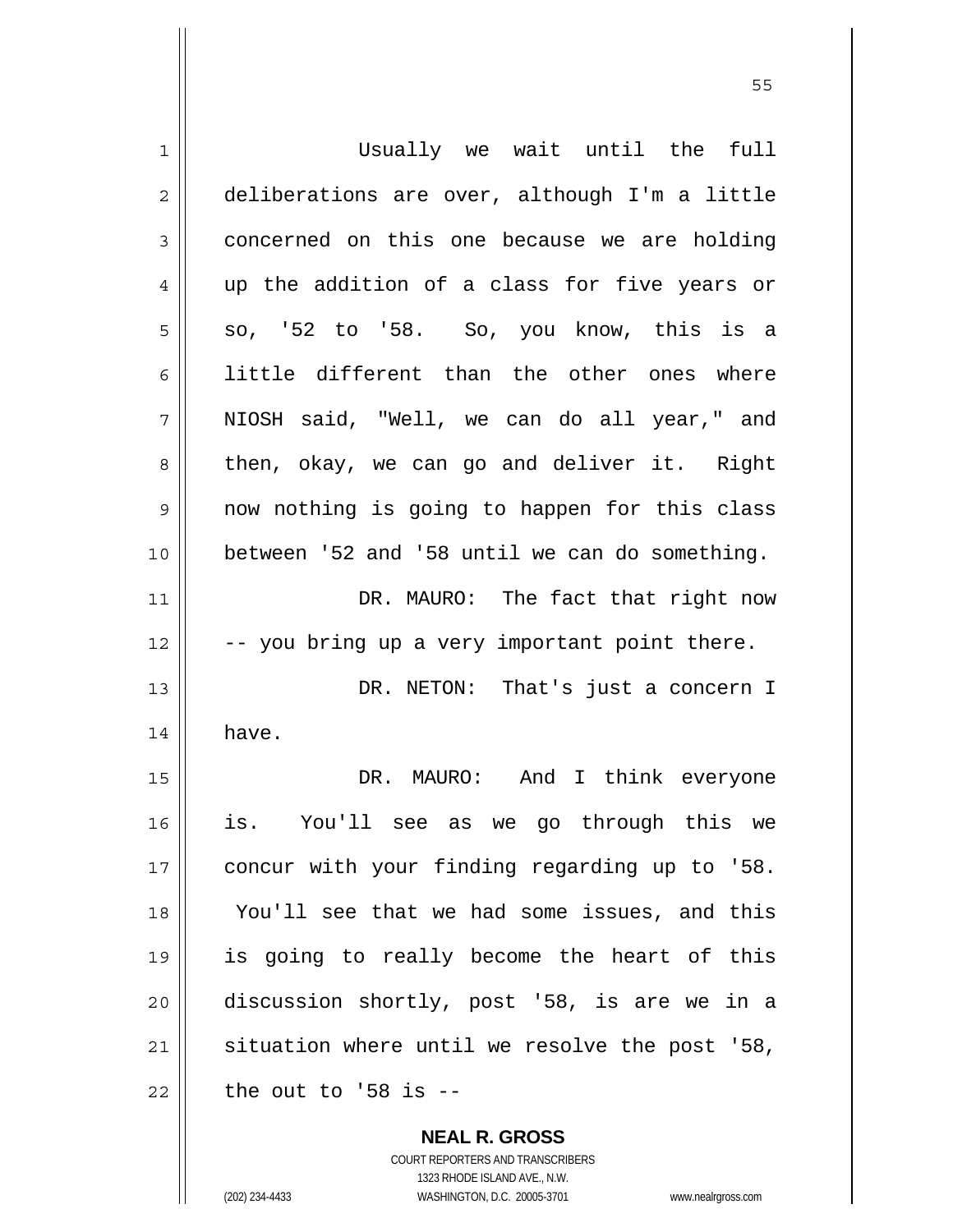Usually we wait until the full deliberations are over, although I'm a little concerned on this one because we are holding up the addition of a class for five years or so, '52 to '58. So, you know, this is a little different than the other ones where NIOSH said, "Well, we can do all year," and then, okay, we can go and deliver it. Right now nothing is going to happen for this class between '52 and '58 until we can do something.

DR. MAURO: The fact that right now -- you bring up a very important point there.

DR. NETON: That's just a concern I have.

DR. MAURO: And I think everyone is. You'll see as we go through this we concur with your finding regarding up to '58. You'll see that we had some issues, and this is going to really become the heart of this discussion shortly, post '58, is are we in a situation where until we resolve the post '58, the out to '58 is --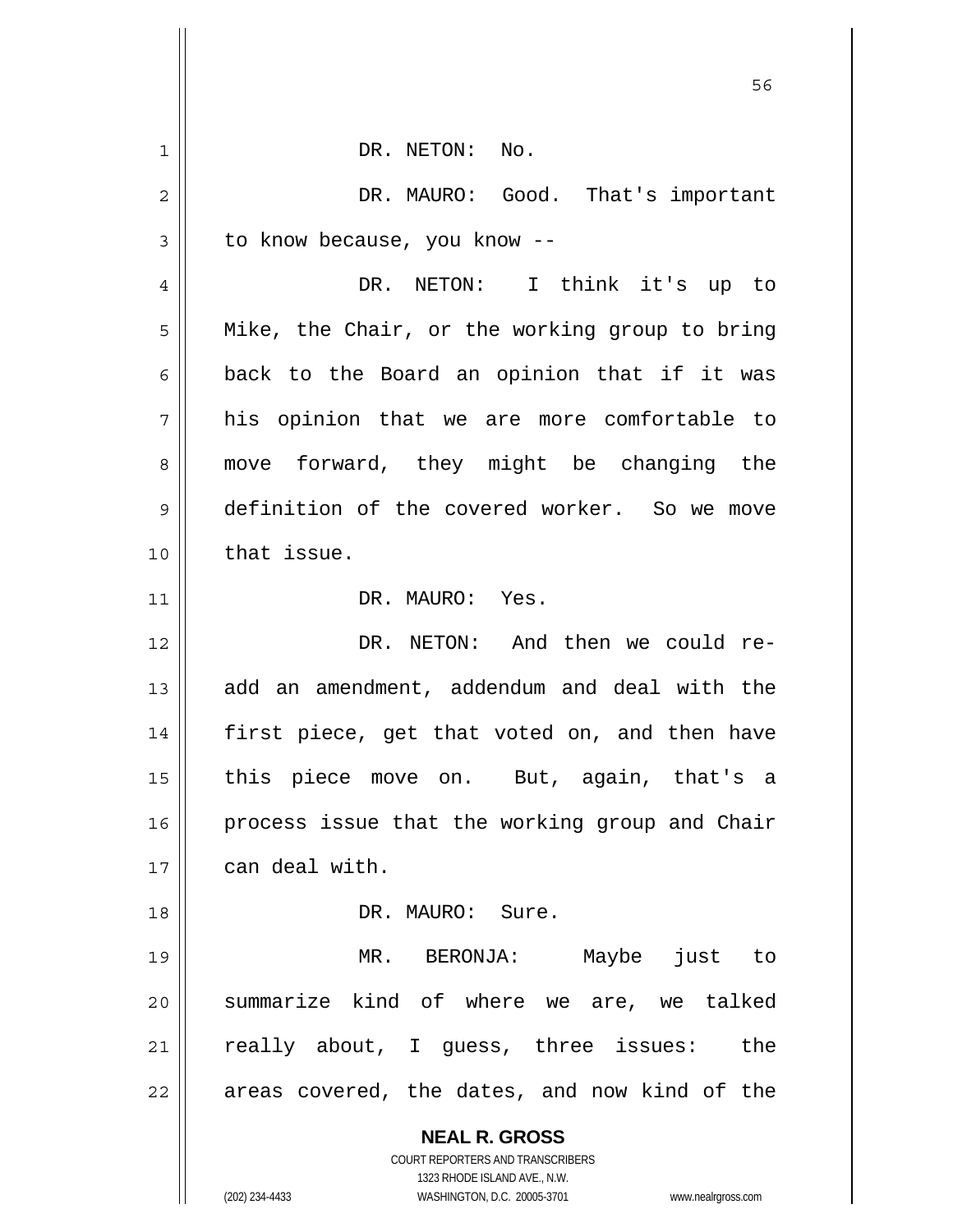DR. NETON: No.

DR. MAURO: Good. That's important to know because, you know --

DR. NETON: I think it's up to Mike, the Chair, or the working group to bring back to the Board an opinion that if it was his opinion that we are more comfortable to move forward, they might be changing the definition of the covered worker. So we move that issue.

DR. MAURO: Yes.

DR. NETON: And then we could re-add an amendment, addendum and deal with the first piece, get that voted on, and then have this piece move on. But, again, that's a process issue that the working group and Chair can deal with.

DR. MAURO: Sure.

MR. BERONJA: Maybe just to summarize kind of where we are, we talked really about, I guess, three issues: the areas covered, the dates, and now kind of the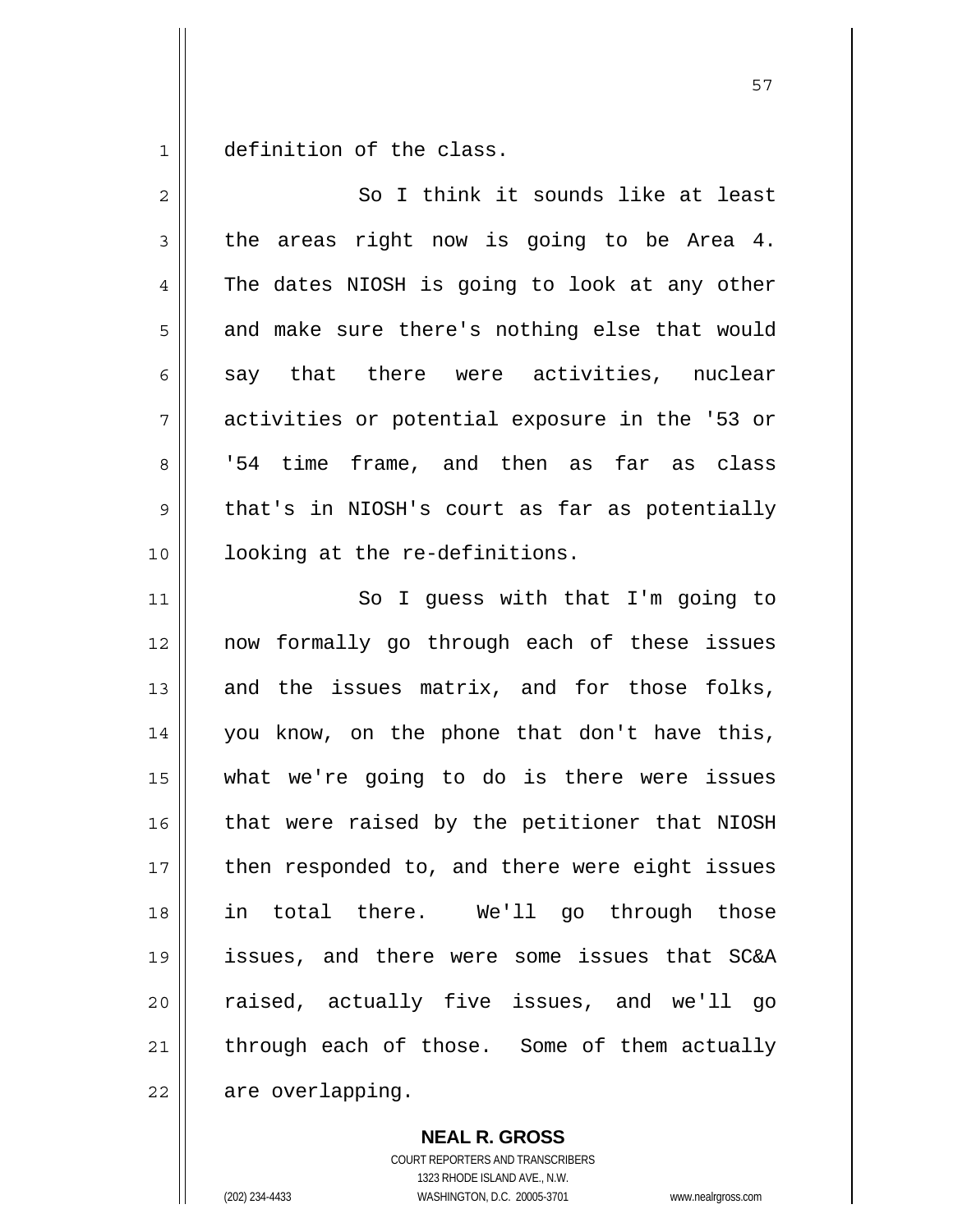definition of the class.

So I think it sounds like at least the areas right now is going to be Area 4. The dates NIOSH is going to look at any other and make sure there's nothing else that would say that there were activities, nuclear activities or potential exposure in the '53 or '54 time frame, and then as far as class that's in NIOSH's court as far as potentially looking at the re-definitions.

So I guess with that I'm going to now formally go through each of these issues and the issues matrix, and for those folks, you know, on the phone that don't have this, what we're going to do is there were issues that were raised by the petitioner that NIOSH then responded to, and there were eight issues in total there. We'll go through those issues, and there were some issues that SC&A raised, actually five issues, and we'll go through each of those. Some of them actually are overlapping.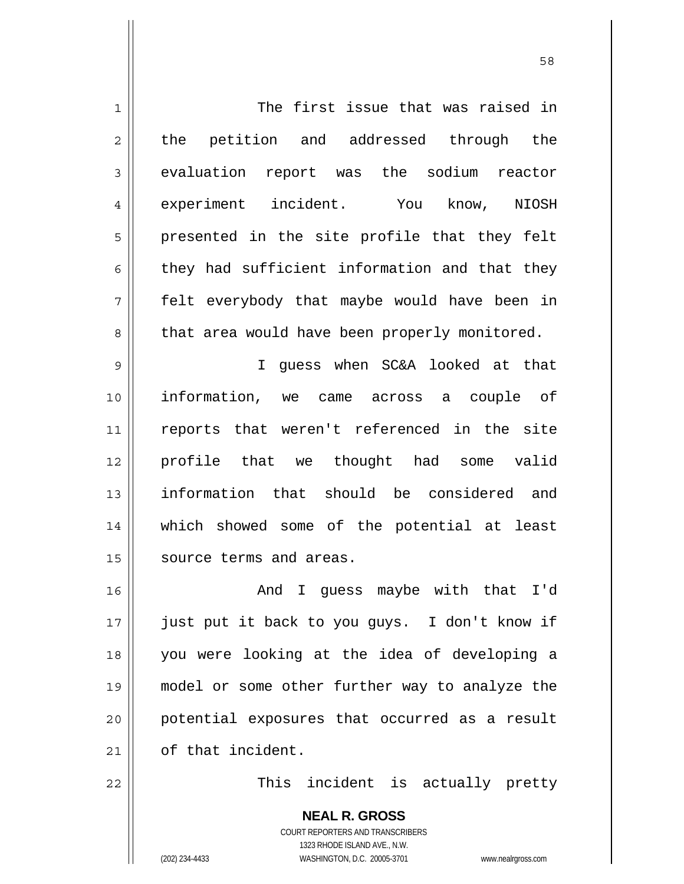The first issue that was raised in the petition and addressed through the evaluation report was the sodium reactor experiment incident. You know, NIOSH presented in the site profile that they felt they had sufficient information and that they felt everybody that maybe would have been in that area would have been properly monitored.

I guess when SC&A looked at that information, we came across a couple of reports that weren't referenced in the site profile that we thought had some valid information that should be considered and which showed some of the potential at least source terms and areas.

And I guess maybe with that I'd just put it back to you guys. I don't know if you were looking at the idea of developing a model or some other further way to analyze the potential exposures that occurred as a result of that incident.

This incident is actually pretty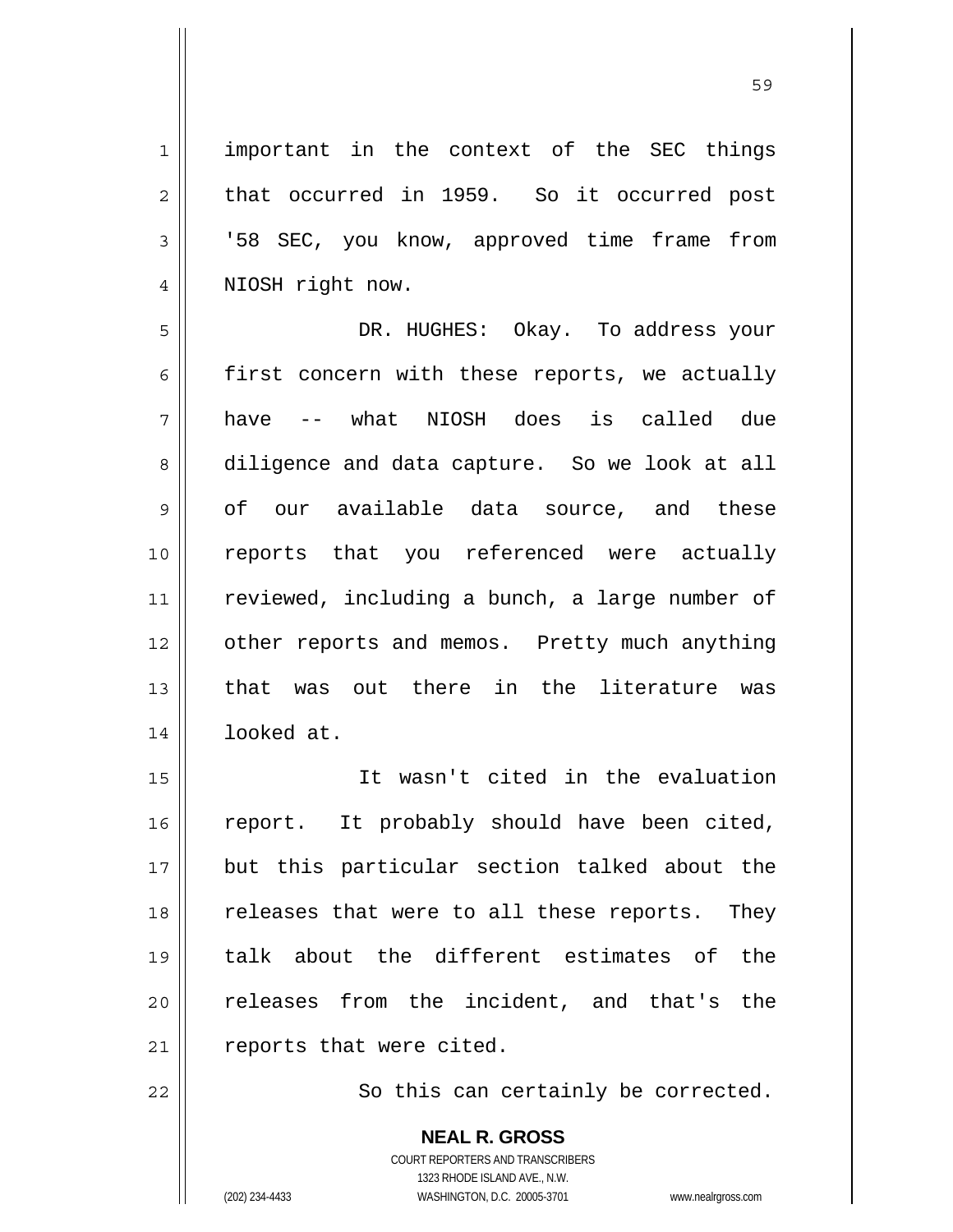important in the context of the SEC things that occurred in 1959. So it occurred post '58 SEC, you know, approved time frame from NIOSH right now.

DR. HUGHES: Okay. To address your first concern with these reports, we actually have -- what NIOSH does is called due diligence and data capture. So we look at all of our available data source, and these reports that you referenced were actually reviewed, including a bunch, a large number of other reports and memos. Pretty much anything that was out there in the literature was looked at.

It wasn't cited in the evaluation report. It probably should have been cited, but this particular section talked about the releases that were to all these reports. They talk about the different estimates of the releases from the incident, and that's the reports that were cited.

So this can certainly be corrected.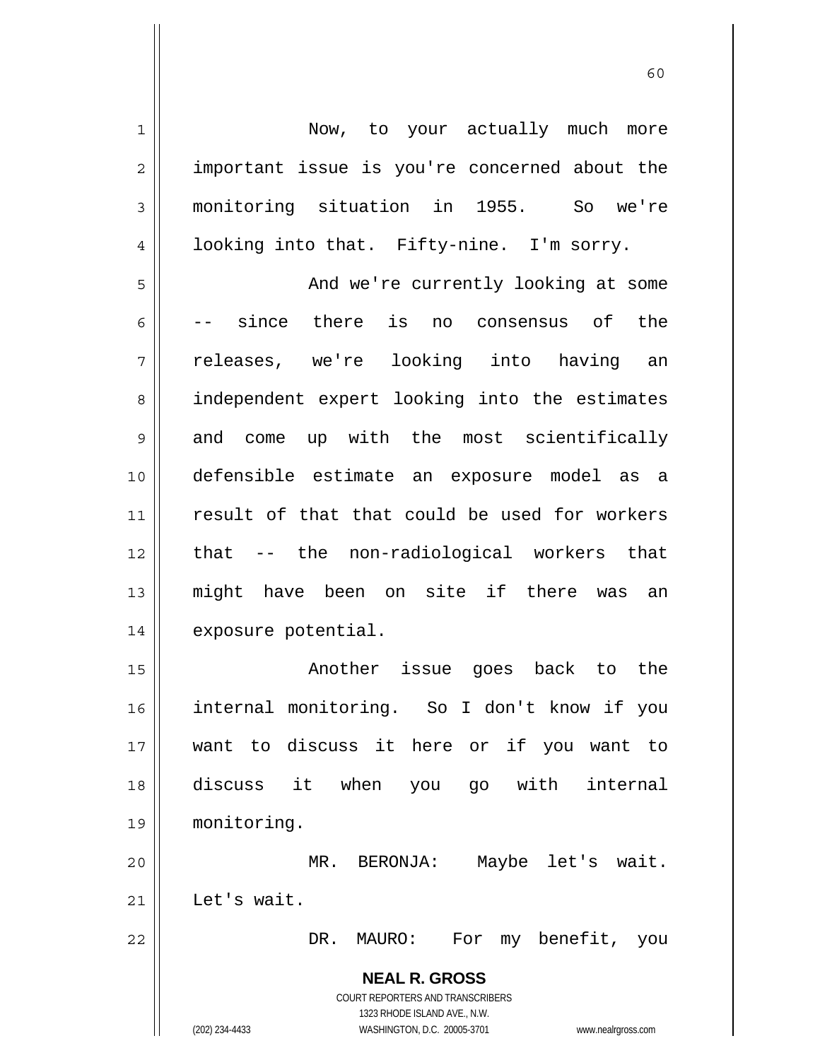Now, to your actually much more important issue is you're concerned about the monitoring situation in 1955. So we're looking into that. Fifty-nine. I'm sorry.

And we're currently looking at some -- since there is no consensus of the releases, we're looking into having an independent expert looking into the estimates and come up with the most scientifically defensible estimate an exposure model as a result of that that could be used for workers that -- the non-radiological workers that might have been on site if there was an exposure potential.

Another issue goes back to the internal monitoring. So I don't know if you want to discuss it here or if you want to discuss it when you go with internal monitoring.

MR. BERONJA: Maybe let's wait. Let's wait.

DR. MAURO: For my benefit, you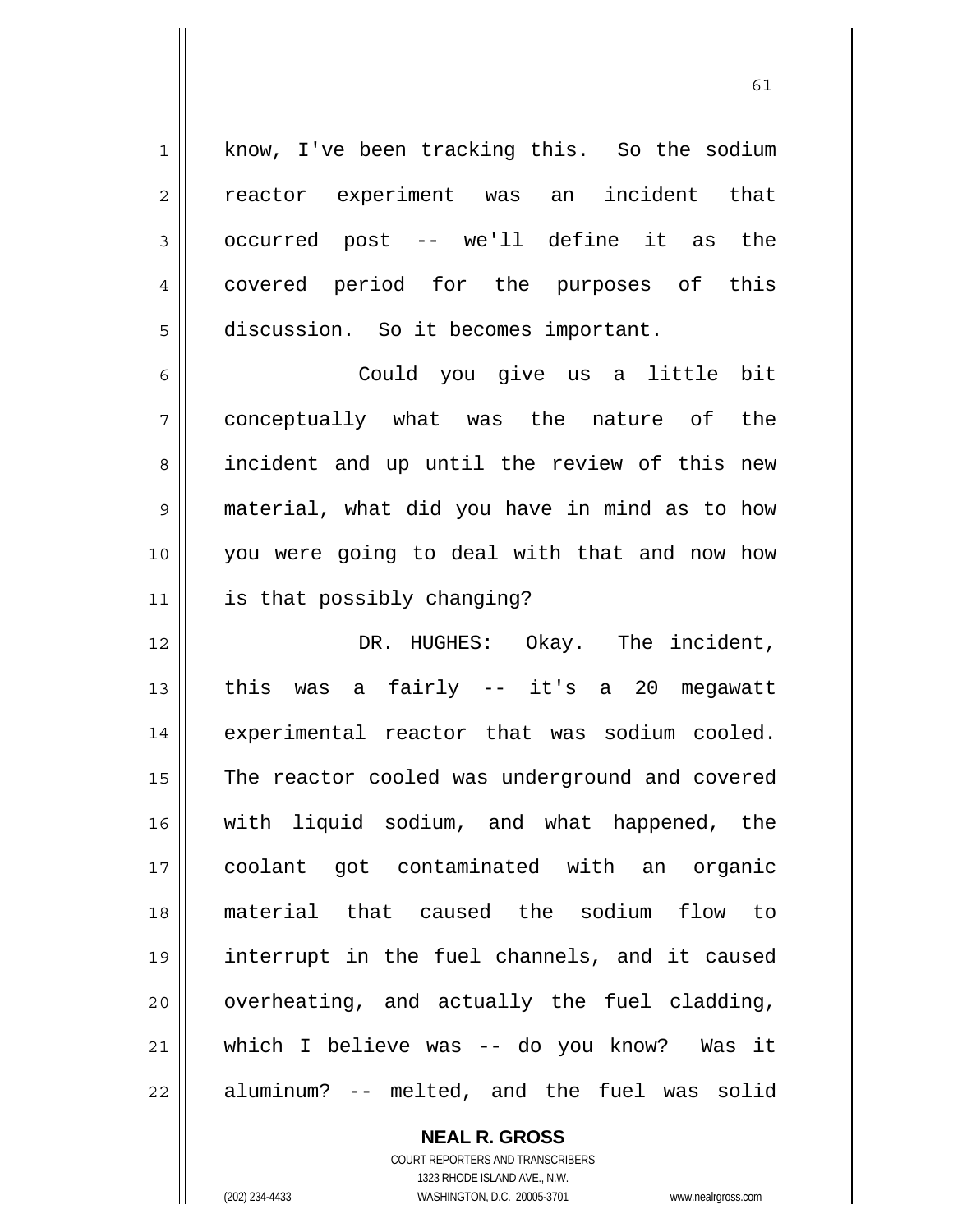know, I've been tracking this. So the sodium reactor experiment was an incident that occurred post -- we'll define it as the covered period for the purposes of this discussion. So it becomes important.

Could you give us a little bit conceptually what was the nature of the incident and up until the review of this new material, what did you have in mind as to how you were going to deal with that and now how is that possibly changing?

DR. HUGHES: Okay. The incident, this was a fairly -- it's a 20 megawatt experimental reactor that was sodium cooled. The reactor cooled was underground and covered with liquid sodium, and what happened, the coolant got contaminated with an organic material that caused the sodium flow to interrupt in the fuel channels, and it caused overheating, and actually the fuel cladding, which I believe was -- do you know? Was it aluminum? -- melted, and the fuel was solid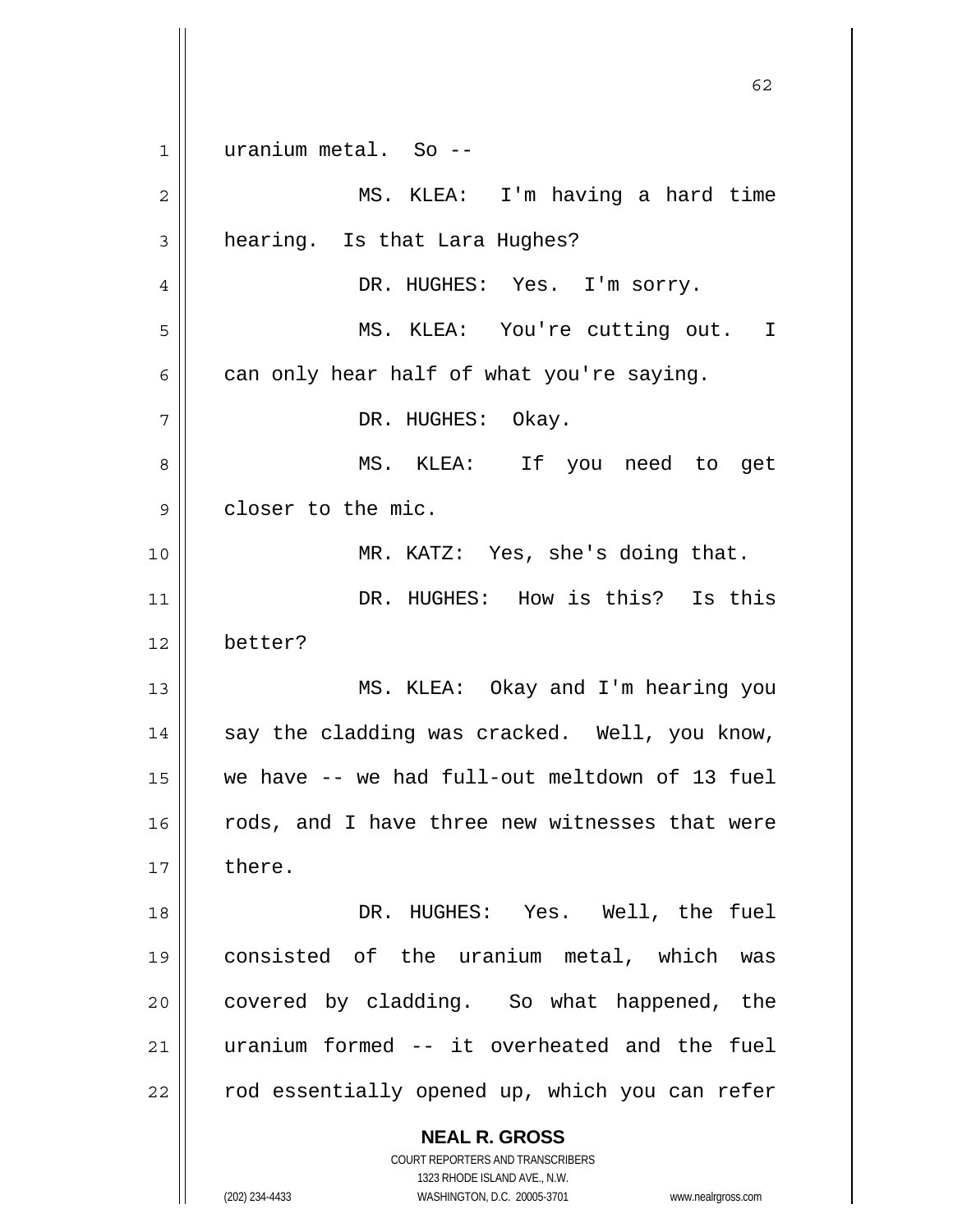uranium metal. So --

MS. KLEA: I'm having a hard time hearing. Is that Lara Hughes?

DR. HUGHES: Yes. I'm sorry.

MS. KLEA: You're cutting out. I can only hear half of what you're saying.

DR. HUGHES: Okay.

MS. KLEA: If you need to get closer to the mic.

MR. KATZ: Yes, she's doing that.

DR. HUGHES: How is this? Is this better?

MS. KLEA: Okay and I'm hearing you say the cladding was cracked. Well, you know, we have -- we had full-out meltdown of 13 fuel rods, and I have three new witnesses that were there.

DR. HUGHES: Yes. Well, the fuel consisted of the uranium metal, which was covered by cladding. So what happened, the uranium formed -- it overheated and the fuel rod essentially opened up, which you can refer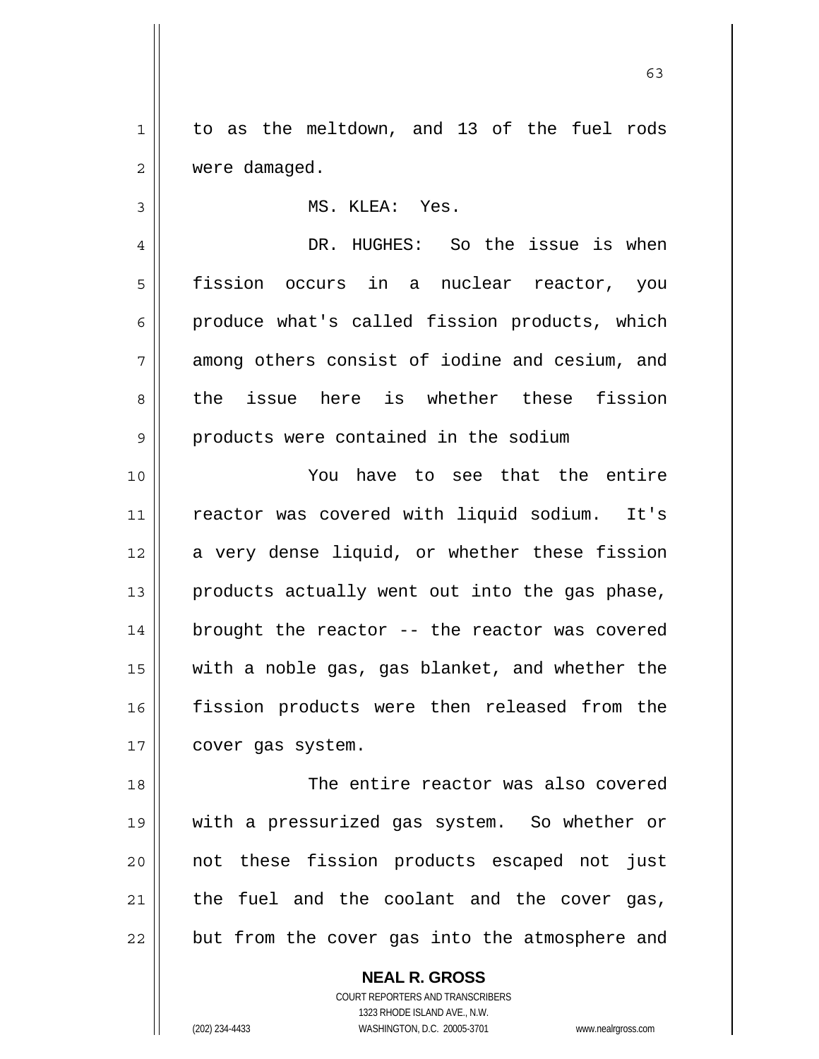to as the meltdown, and 13 of the fuel rods were damaged.

MS. KLEA: Yes.

DR. HUGHES: So the issue is when fission occurs in a nuclear reactor, you produce what's called fission products, which among others consist of iodine and cesium, and the issue here is whether these fission products were contained in the sodium

You have to see that the entire reactor was covered with liquid sodium. It's a very dense liquid, or whether these fission products actually went out into the gas phase, brought the reactor -- the reactor was covered with a noble gas, gas blanket, and whether the fission products were then released from the cover gas system.

The entire reactor was also covered with a pressurized gas system. So whether or not these fission products escaped not just the fuel and the coolant and the cover gas, but from the cover gas into the atmosphere and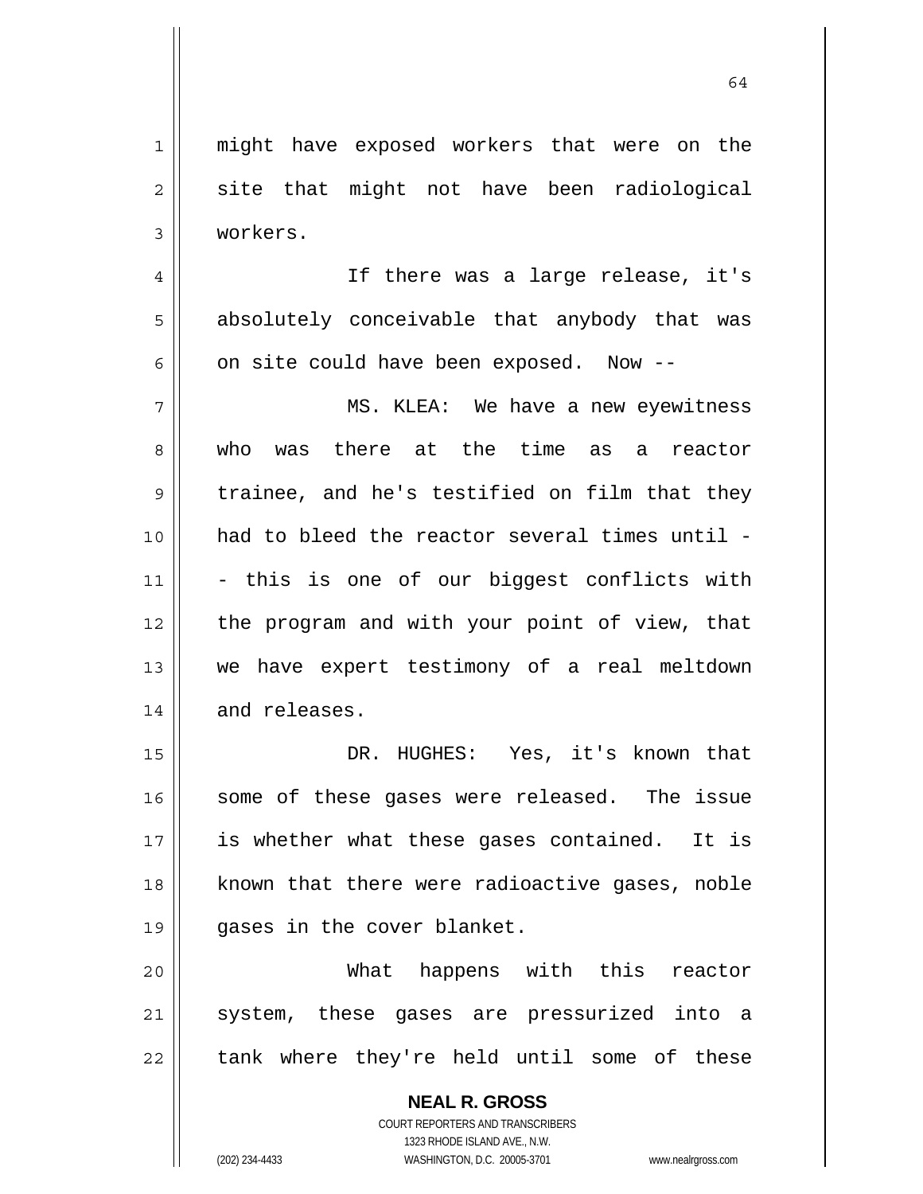might have exposed workers that were on the site that might not have been radiological workers.

If there was a large release, it's absolutely conceivable that anybody that was on site could have been exposed. Now --

MS. KLEA: We have a new eyewitness who was there at the time as a reactor trainee, and he's testified on film that they had to bleed the reactor several times until -- this is one of our biggest conflicts with the program and with your point of view, that we have expert testimony of a real meltdown and releases.

DR. HUGHES: Yes, it's known that some of these gases were released. The issue is whether what these gases contained. It is known that there were radioactive gases, noble gases in the cover blanket.

What happens with this reactor system, these gases are pressurized into a tank where they're held until some of these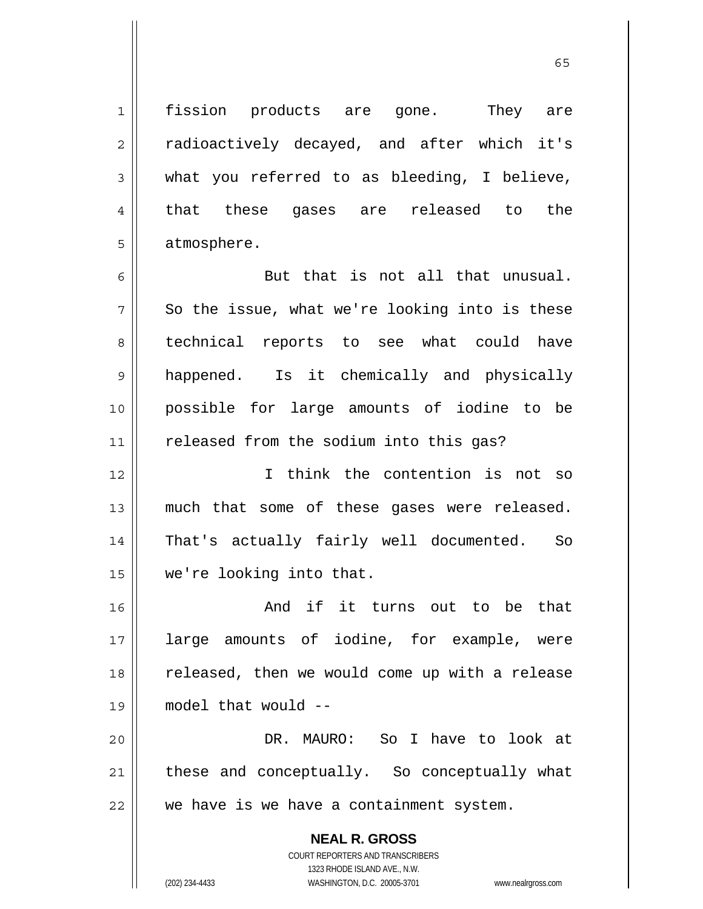fission products are gone. They are radioactively decayed, and after which it's what you referred to as bleeding, I believe, that these gases are released to the atmosphere.

But that is not all that unusual. So the issue, what we're looking into is these technical reports to see what could have happened. Is it chemically and physically possible for large amounts of iodine to be released from the sodium into this gas?

I think the contention is not so much that some of these gases were released. That's actually fairly well documented. So we're looking into that.

And if it turns out to be that large amounts of iodine, for example, were released, then we would come up with a release model that would --

DR. MAURO: So I have to look at these and conceptually. So conceptually what we have is we have a containment system.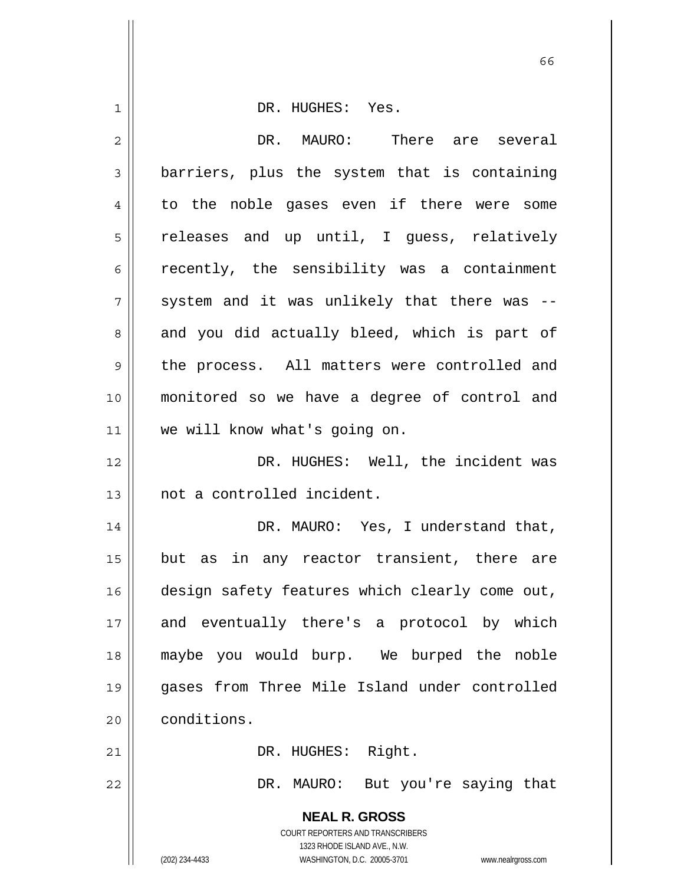DR. HUGHES: Yes.

DR. MAURO: There are several barriers, plus the system that is containing to the noble gases even if there were some releases and up until, I guess, relatively recently, the sensibility was a containment system and it was unlikely that there was -- and you did actually bleed, which is part of the process. All matters were controlled and monitored so we have a degree of control and we will know what's going on.

DR. HUGHES: Well, the incident was not a controlled incident.

DR. MAURO: Yes, I understand that, but as in any reactor transient, there are design safety features which clearly come out, and eventually there's a protocol by which maybe you would burp. We burped the noble gases from Three Mile Island under controlled conditions.

DR. HUGHES: Right.

DR. MAURO: But you're saying that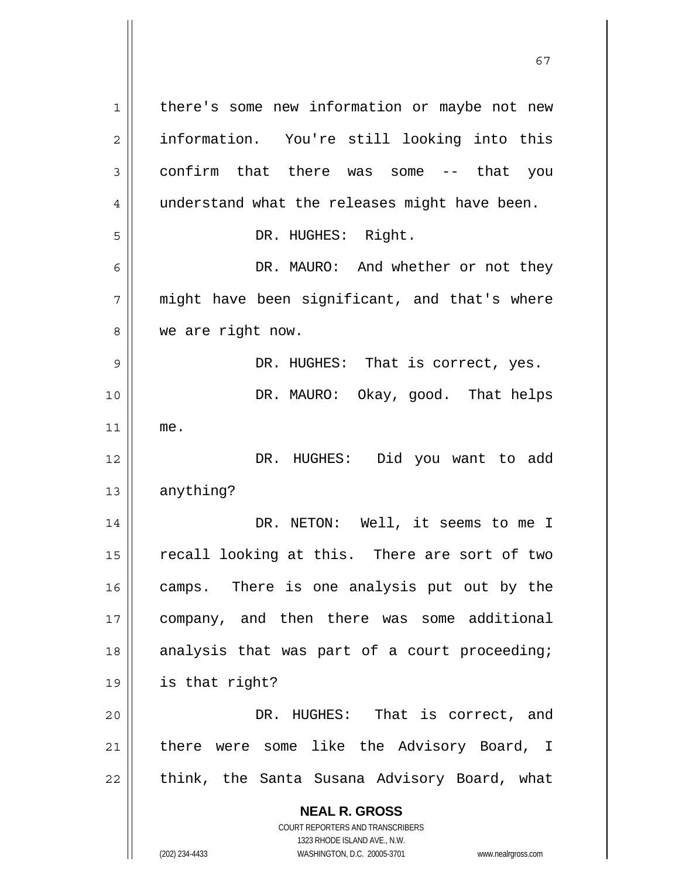there's some new information or maybe not new information. You're still looking into this confirm that there was some -- that you understand what the releases might have been.

DR. HUGHES: Right.

DR. MAURO: And whether or not they might have been significant, and that's where we are right now.

DR. HUGHES: That is correct, yes.

DR. MAURO: Okay, good. That helps me.

DR. HUGHES: Did you want to add anything?

DR. NETON: Well, it seems to me I recall looking at this. There are sort of two camps. There is one analysis put out by the company, and then there was some additional analysis that was part of a court proceeding; is that right?

DR. HUGHES: That is correct, and there were some like the Advisory Board, I think, the Santa Susana Advisory Board, what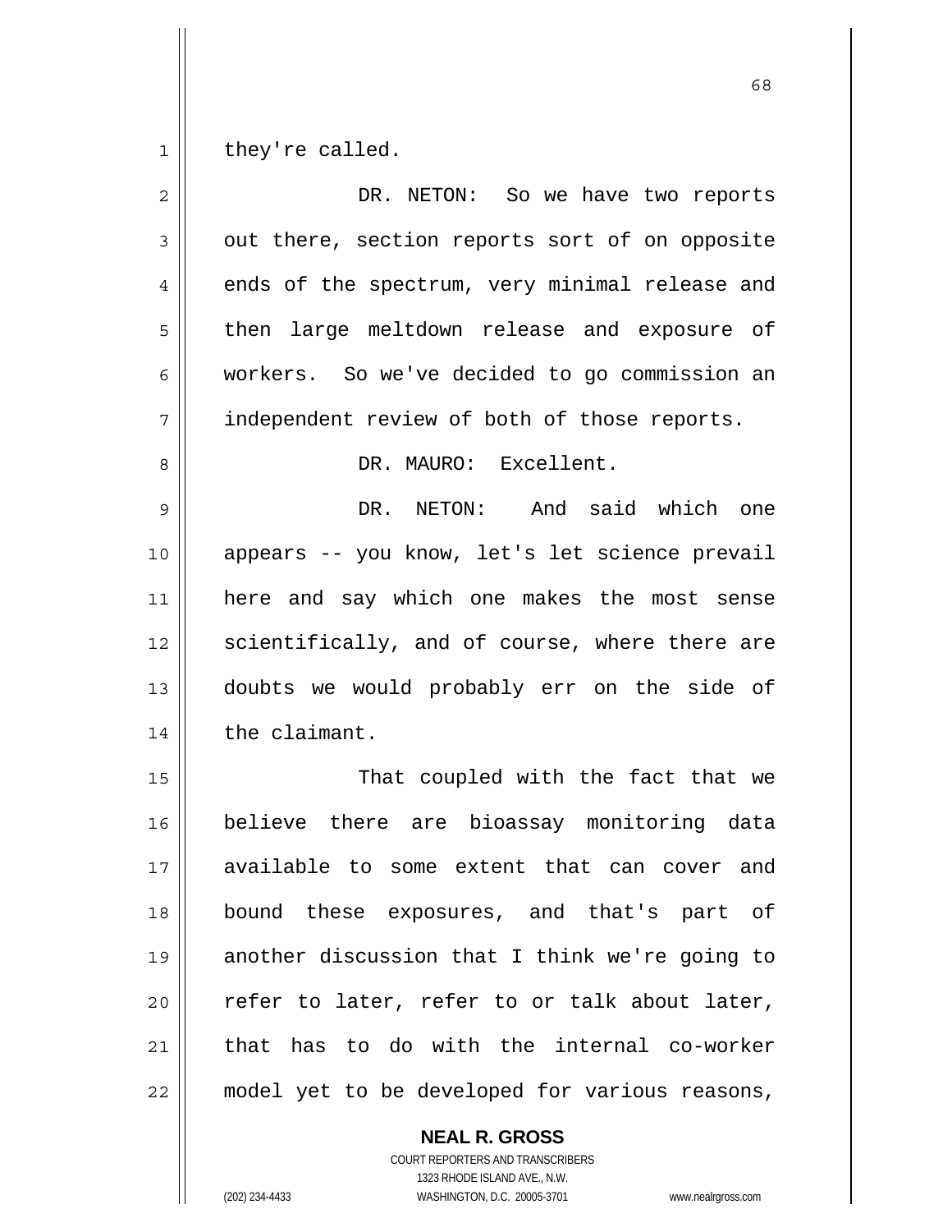they're called.

DR. NETON: So we have two reports out there, section reports sort of on opposite ends of the spectrum, very minimal release and then large meltdown release and exposure of workers. So we've decided to go commission an independent review of both of those reports.

DR. MAURO: Excellent.

DR. NETON: And said which one appears -- you know, let's let science prevail here and say which one makes the most sense scientifically, and of course, where there are doubts we would probably err on the side of the claimant.

That coupled with the fact that we believe there are bioassay monitoring data available to some extent that can cover and bound these exposures, and that's part of another discussion that I think we're going to refer to later, refer to or talk about later, that has to do with the internal co-worker model yet to be developed for various reasons,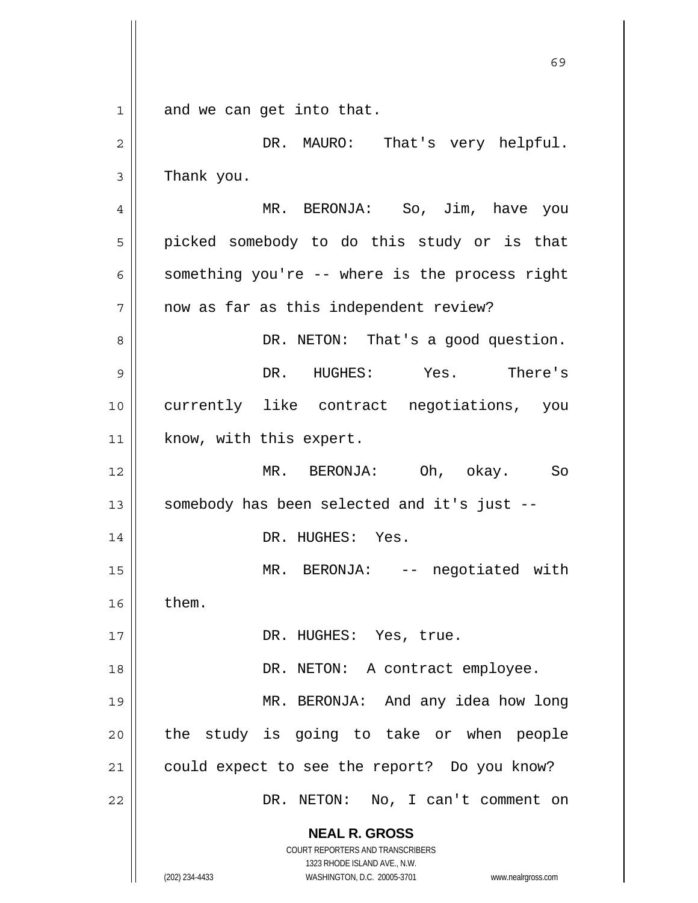and we can get into that.

DR. MAURO: That's very helpful. Thank you.

MR. BERONJA: So, Jim, have you picked somebody to do this study or is that something you're -- where is the process right now as far as this independent review?

DR. NETON: That's a good question.

DR. HUGHES: Yes. There's currently like contract negotiations, you know, with this expert.

MR. BERONJA: Oh, okay. So somebody has been selected and it's just --

DR. HUGHES: Yes.

MR. BERONJA: -- negotiated with them.

DR. HUGHES: Yes, true.

DR. NETON: A contract employee.

MR. BERONJA: And any idea how long the study is going to take or when people could expect to see the report? Do you know?

DR. NETON: No, I can't comment on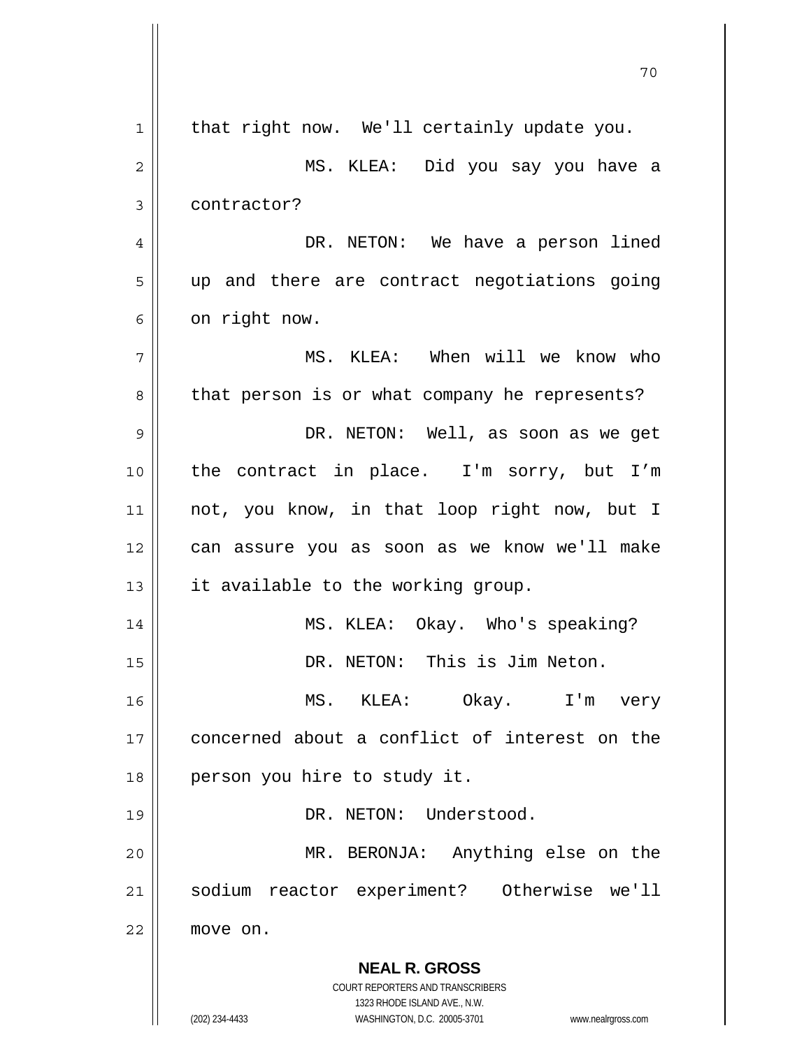that right now. We'll certainly update you.

MS. KLEA: Did you say you have a contractor?

DR. NETON: We have a person lined up and there are contract negotiations going on right now.

MS. KLEA: When will we know who that person is or what company he represents?

DR. NETON: Well, as soon as we get the contract in place. I'm sorry, but I'm not, you know, in that loop right now, but I can assure you as soon as we know we'll make it available to the working group.

MS. KLEA: Okay. Who's speaking?

DR. NETON: This is Jim Neton.

MS. KLEA: Okay. I'm very concerned about a conflict of interest on the person you hire to study it.

DR. NETON: Understood.

MR. BERONJA: Anything else on the sodium reactor experiment? Otherwise we'll move on.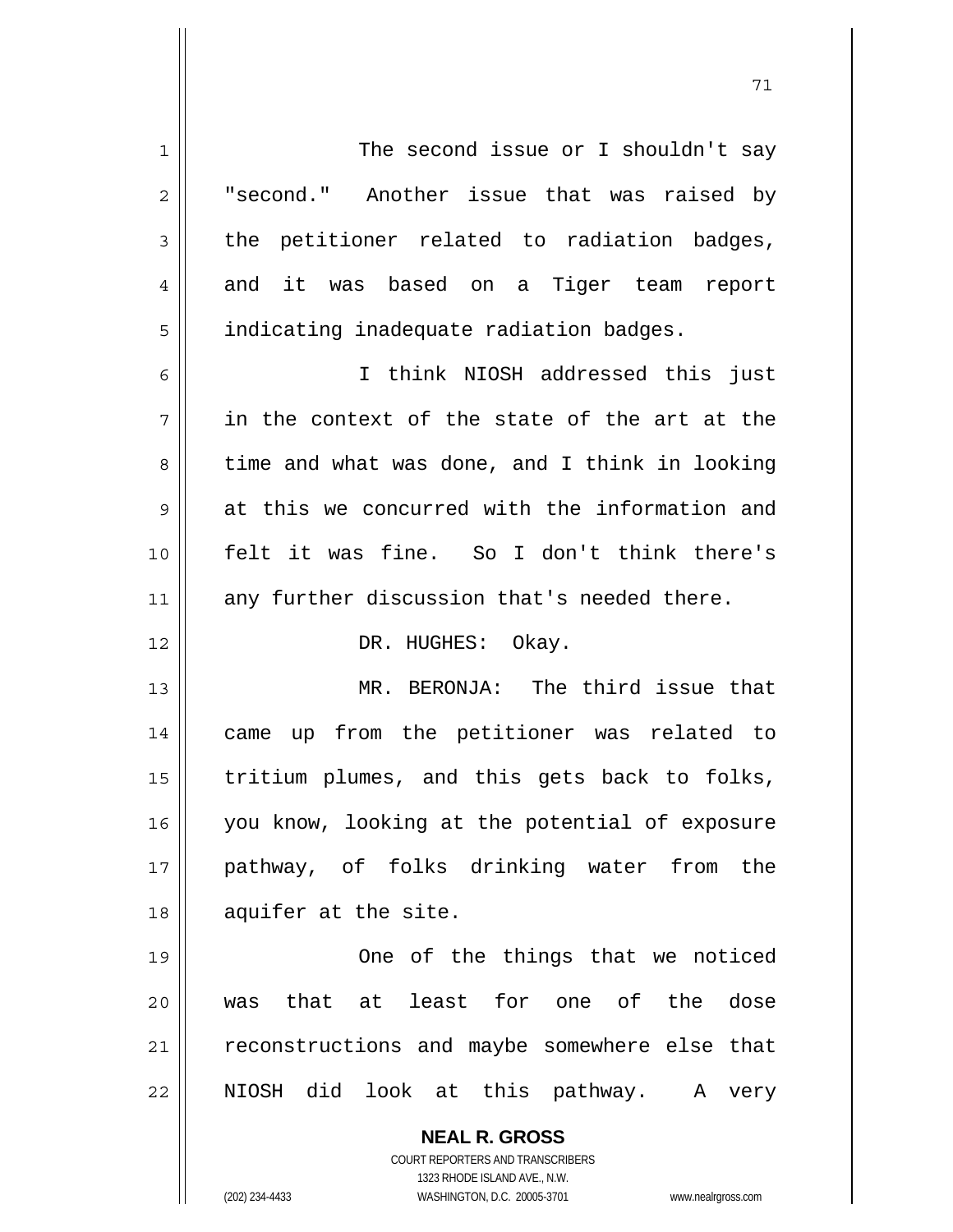The second issue or I shouldn't say "second." Another issue that was raised by the petitioner related to radiation badges, and it was based on a Tiger team report indicating inadequate radiation badges.

I think NIOSH addressed this just in the context of the state of the art at the time and what was done, and I think in looking at this we concurred with the information and felt it was fine. So I don't think there's any further discussion that's needed there.

DR. HUGHES: Okay.

MR. BERONJA: The third issue that came up from the petitioner was related to tritium plumes, and this gets back to folks, you know, looking at the potential of exposure pathway, of folks drinking water from the aquifer at the site.

One of the things that we noticed was that at least for one of the dose reconstructions and maybe somewhere else that NIOSH did look at this pathway. A very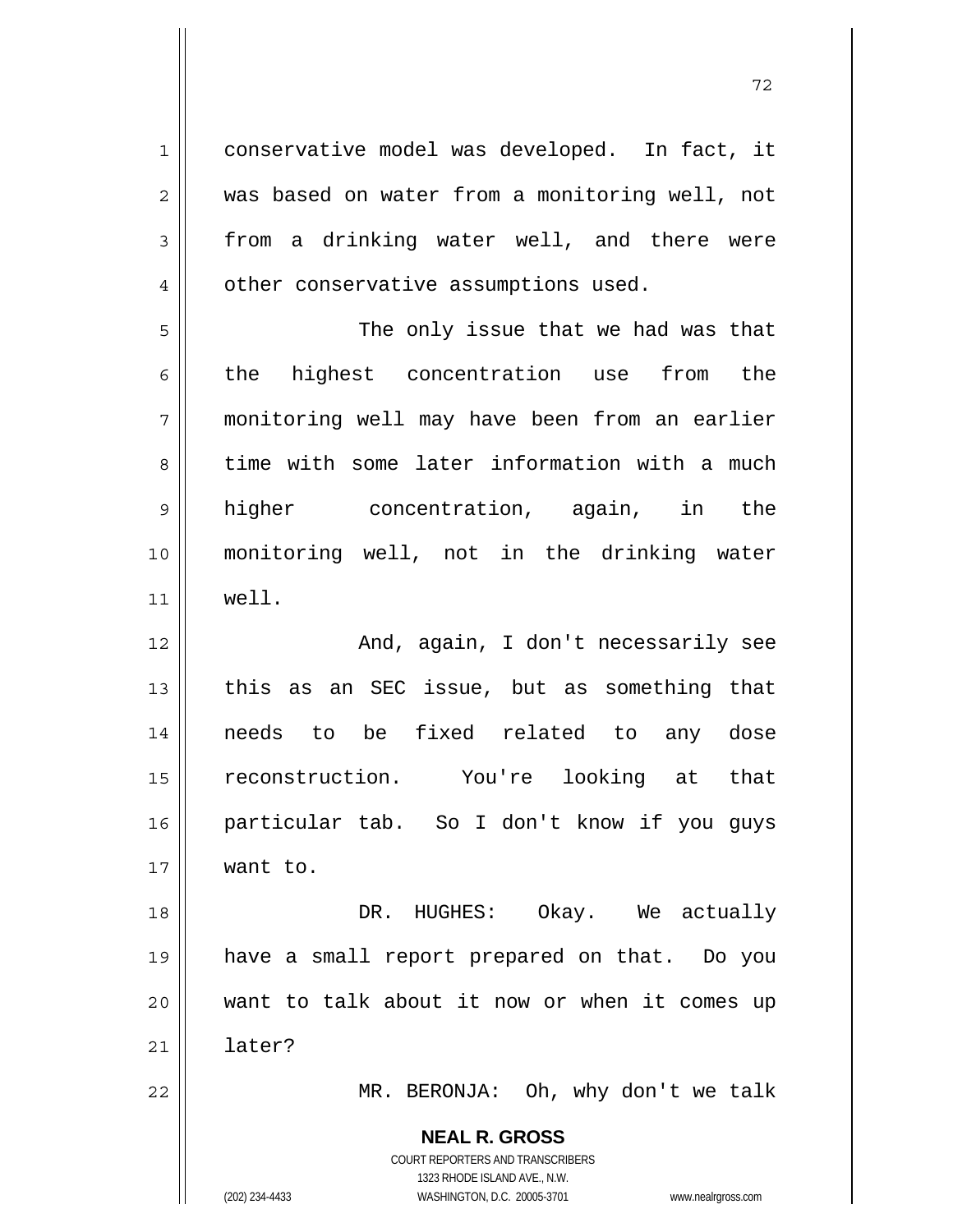conservative model was developed. In fact, it was based on water from a monitoring well, not from a drinking water well, and there were other conservative assumptions used.

The only issue that we had was that the highest concentration use from the monitoring well may have been from an earlier time with some later information with a much higher concentration, again, in the monitoring well, not in the drinking water well.

And, again, I don't necessarily see this as an SEC issue, but as something that needs to be fixed related to any dose reconstruction. You're looking at that particular tab. So I don't know if you guys want to.

DR. HUGHES: Okay. We actually have a small report prepared on that. Do you want to talk about it now or when it comes up later?

MR. BERONJA: Oh, why don't we talk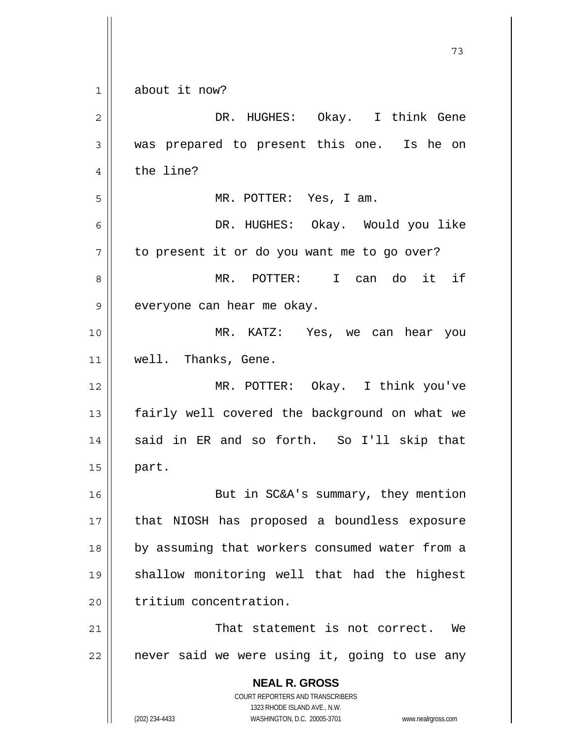about it now?

DR. HUGHES: Okay. I think Gene was prepared to present this one. Is he on the line?

MR. POTTER: Yes, I am.

DR. HUGHES: Okay. Would you like to present it or do you want me to go over?

MR. POTTER: I can do it if everyone can hear me okay.

MR. KATZ: Yes, we can hear you well. Thanks, Gene.

MR. POTTER: Okay. I think you've fairly well covered the background on what we said in ER and so forth. So I'll skip that part.

But in SC&A's summary, they mention that NIOSH has proposed a boundless exposure by assuming that workers consumed water from a shallow monitoring well that had the highest tritium concentration.

That statement is not correct. We never said we were using it, going to use any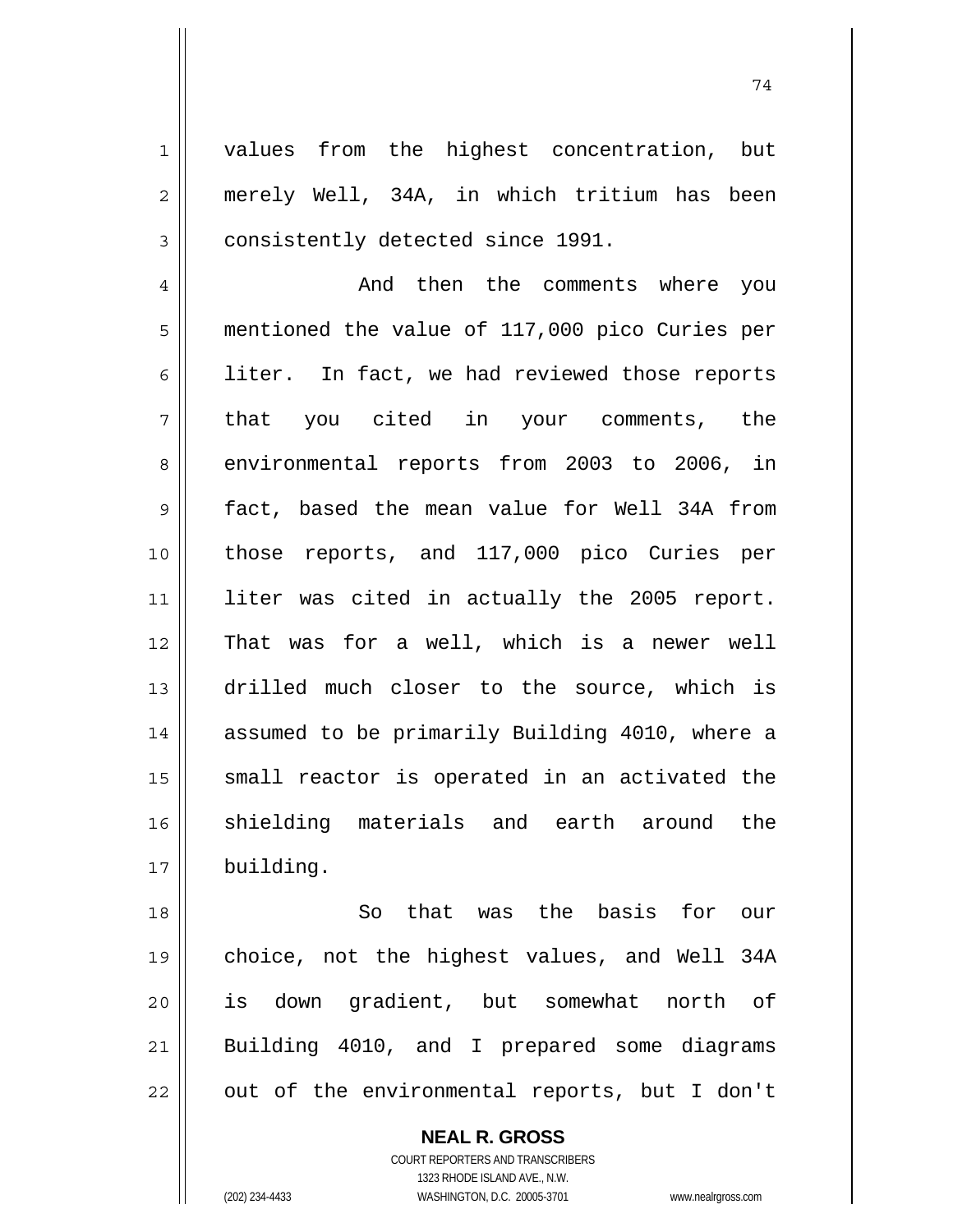values from the highest concentration, but merely Well, 34A, in which tritium has been consistently detected since 1991.

And then the comments where you mentioned the value of 117,000 pico Curies per liter. In fact, we had reviewed those reports that you cited in your comments, the environmental reports from 2003 to 2006, in fact, based the mean value for Well 34A from those reports, and 117,000 pico Curies per liter was cited in actually the 2005 report. That was for a well, which is a newer well drilled much closer to the source, which is assumed to be primarily Building 4010, where a small reactor is operated in an activated the shielding materials and earth around the building.

So that was the basis for our choice, not the highest values, and Well 34A is down gradient, but somewhat north of Building 4010, and I prepared some diagrams out of the environmental reports, but I don't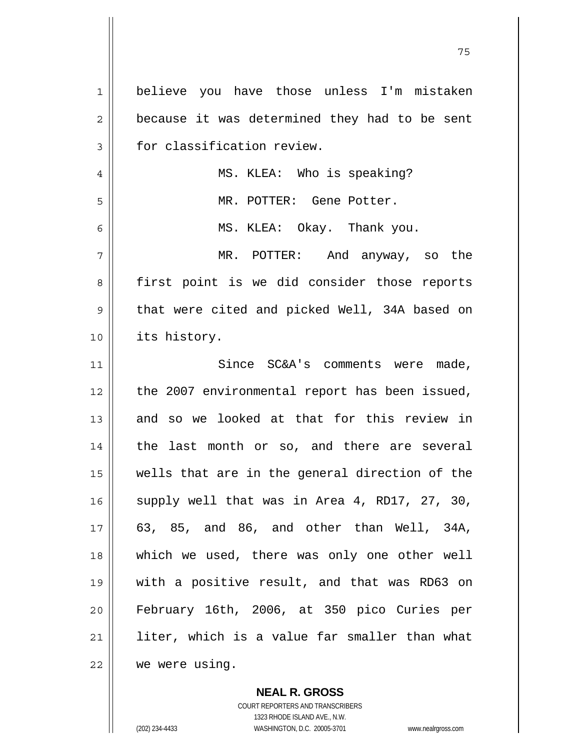believe you have those unless I'm mistaken because it was determined they had to be sent for classification review.

MS. KLEA: Who is speaking?

MR. POTTER: Gene Potter.

MS. KLEA: Okay. Thank you.

MR. POTTER: And anyway, so the first point is we did consider those reports that were cited and picked Well, 34A based on its history.

Since SC&A's comments were made, the 2007 environmental report has been issued, and so we looked at that for this review in the last month or so, and there are several wells that are in the general direction of the supply well that was in Area 4, RD17, 27, 30, 63, 85, and 86, and other than Well, 34A, which we used, there was only one other well with a positive result, and that was RD63 on February 16th, 2006, at 350 pico Curies per liter, which is a value far smaller than what we were using.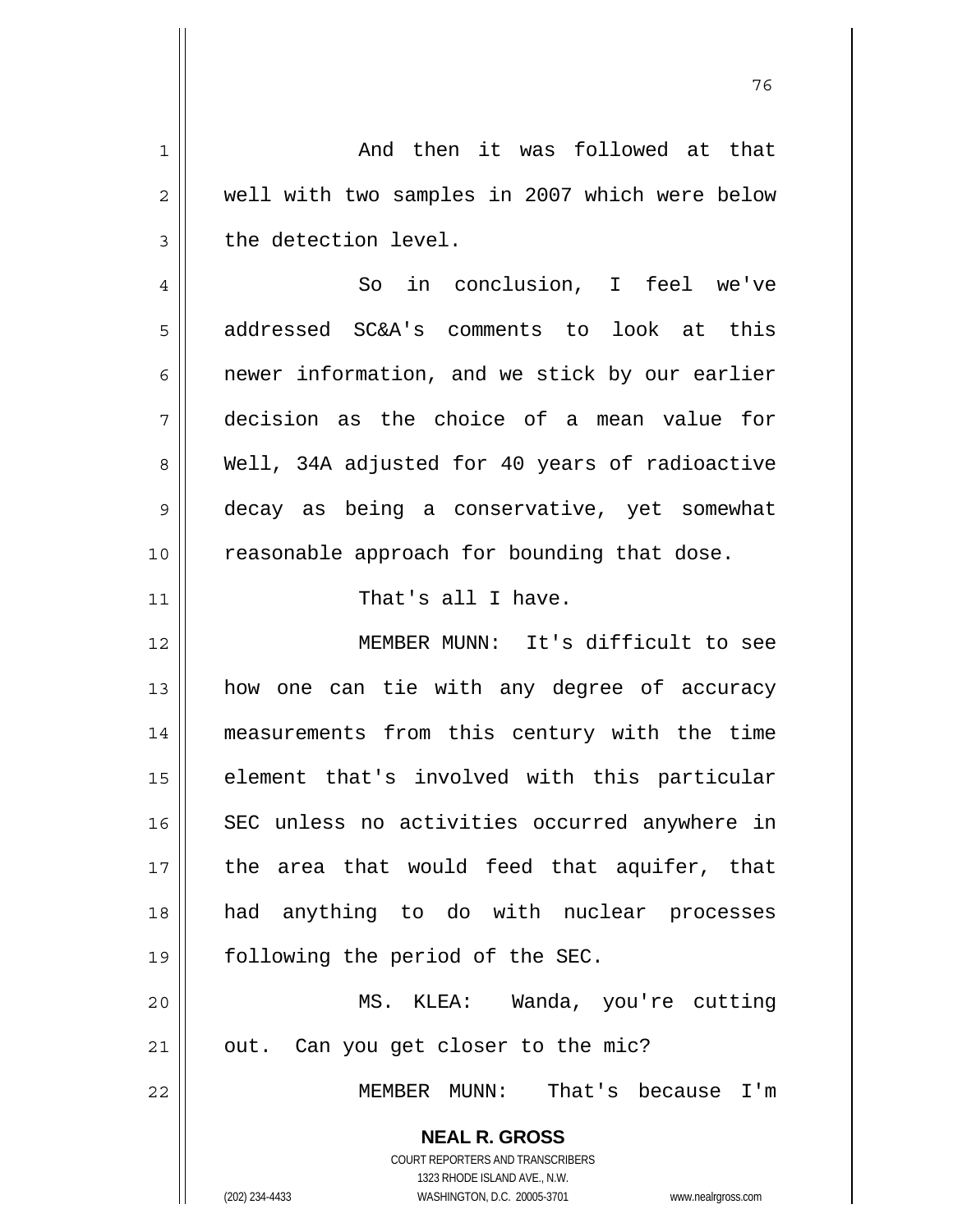And then it was followed at that well with two samples in 2007 which were below the detection level.

So in conclusion, I feel we've addressed SC&A's comments to look at this newer information, and we stick by our earlier decision as the choice of a mean value for Well, 34A adjusted for 40 years of radioactive decay as being a conservative, yet somewhat reasonable approach for bounding that dose.

That's all I have.

MEMBER MUNN: It's difficult to see how one can tie with any degree of accuracy measurements from this century with the time element that's involved with this particular SEC unless no activities occurred anywhere in the area that would feed that aquifer, that had anything to do with nuclear processes following the period of the SEC.

MS. KLEA: Wanda, you're cutting out. Can you get closer to the mic?

MEMBER MUNN: That's because I'm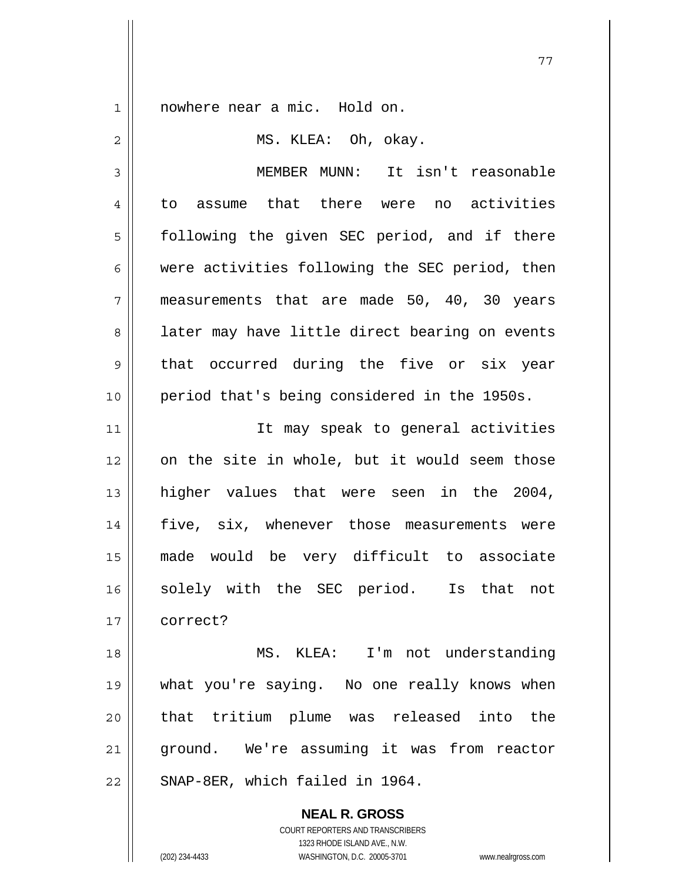nowhere near a mic. Hold on.

MS. KLEA: Oh, okay.

MEMBER MUNN: It isn't reasonable to assume that there were no activities following the given SEC period, and if there were activities following the SEC period, then measurements that are made 50, 40, 30 years later may have little direct bearing on events that occurred during the five or six year period that's being considered in the 1950s.

It may speak to general activities on the site in whole, but it would seem those higher values that were seen in the 2004, five, six, whenever those measurements were made would be very difficult to associate solely with the SEC period. Is that not correct?

MS. KLEA: I'm not understanding what you're saying. No one really knows when that tritium plume was released into the ground. We're assuming it was from reactor SNAP-8ER, which failed in 1964.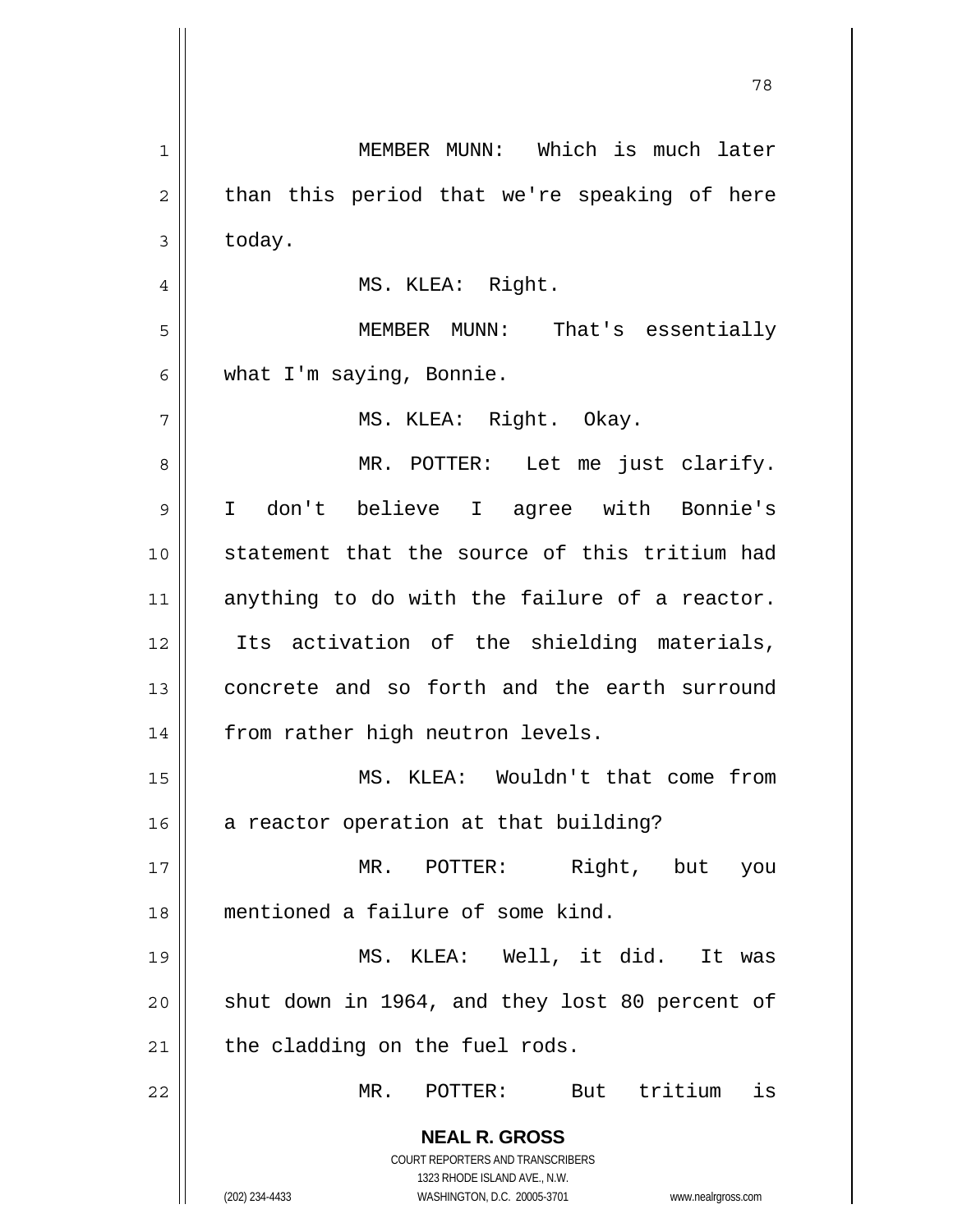MEMBER MUNN: Which is much later than this period that we're speaking of here today.

MS. KLEA: Right.

MEMBER MUNN: That's essentially what I'm saying, Bonnie.

MS. KLEA: Right. Okay.

MR. POTTER: Let me just clarify. I don't believe I agree with Bonnie's statement that the source of this tritium had anything to do with the failure of a reactor. Its activation of the shielding materials, concrete and so forth and the earth surround from rather high neutron levels.

MS. KLEA: Wouldn't that come from a reactor operation at that building?

MR. POTTER: Right, but you mentioned a failure of some kind.

MS. KLEA: Well, it did. It was shut down in 1964, and they lost 80 percent of the cladding on the fuel rods.

MR. POTTER: But tritium is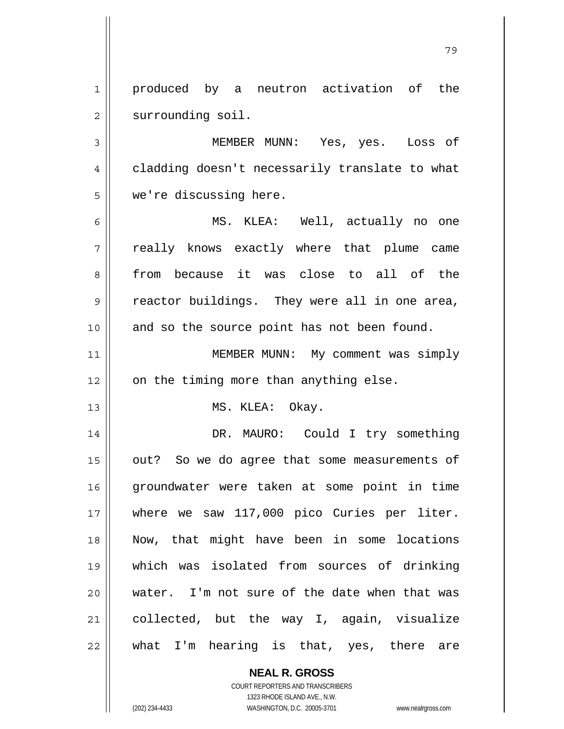produced by a neutron activation of the surrounding soil.

MEMBER MUNN: Yes, yes. Loss of cladding doesn't necessarily translate to what we're discussing here.

MS. KLEA: Well, actually no one really knows exactly where that plume came from because it was close to all of the reactor buildings. They were all in one area, and so the source point has not been found.

MEMBER MUNN: My comment was simply on the timing more than anything else.

MS. KLEA: Okay.

DR. MAURO: Could I try something out? So we do agree that some measurements of groundwater were taken at some point in time where we saw 117,000 pico Curies per liter. Now, that might have been in some locations which was isolated from sources of drinking water. I'm not sure of the date when that was collected, but the way I, again, visualize what I'm hearing is that, yes, there are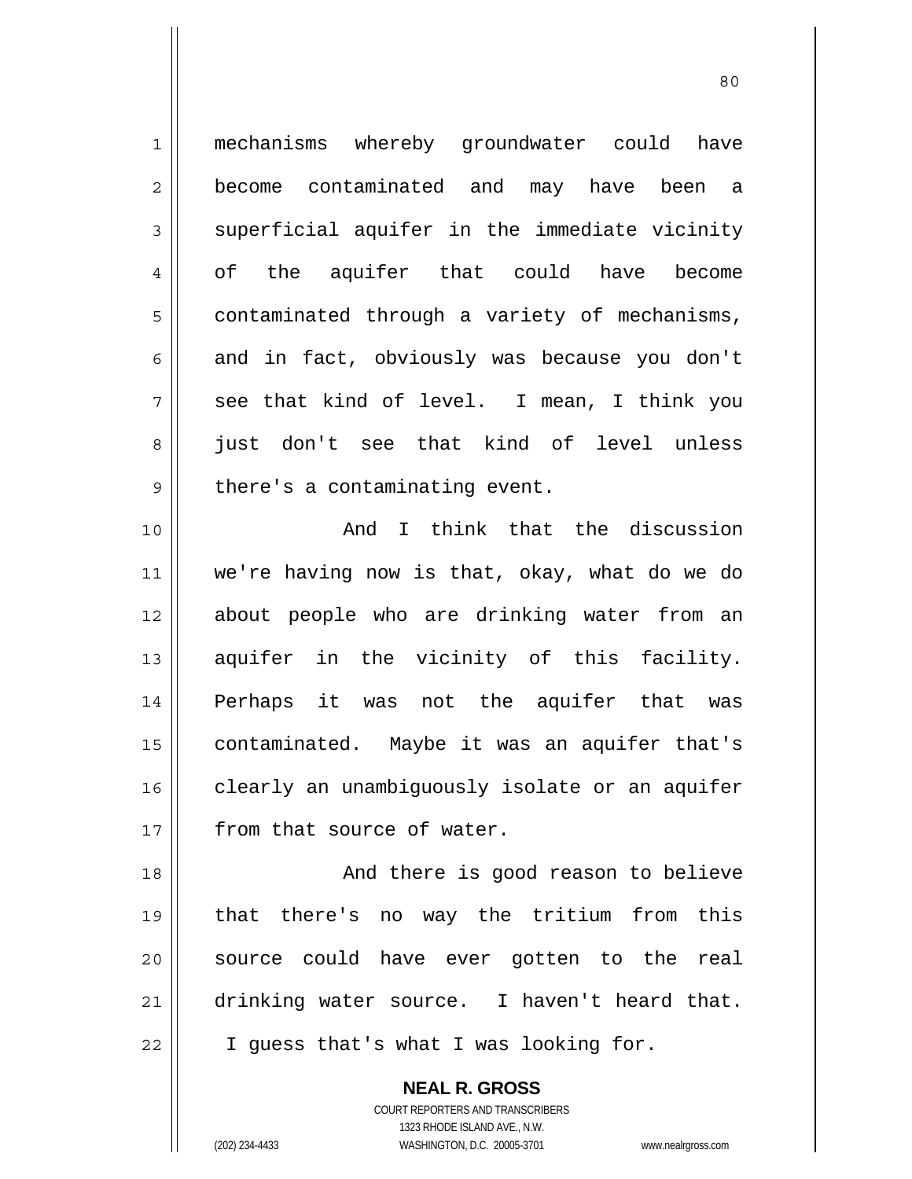mechanisms whereby groundwater could have become contaminated and may have been a superficial aquifer in the immediate vicinity of the aquifer that could have become contaminated through a variety of mechanisms, and in fact, obviously was because you don't see that kind of level. I mean, I think you just don't see that kind of level unless there's a contaminating event.

And I think that the discussion we're having now is that, okay, what do we do about people who are drinking water from an aquifer in the vicinity of this facility. Perhaps it was not the aquifer that was contaminated. Maybe it was an aquifer that's clearly an unambiguously isolate or an aquifer from that source of water.

And there is good reason to believe that there's no way the tritium from this source could have ever gotten to the real drinking water source. I haven't heard that. I guess that's what I was looking for.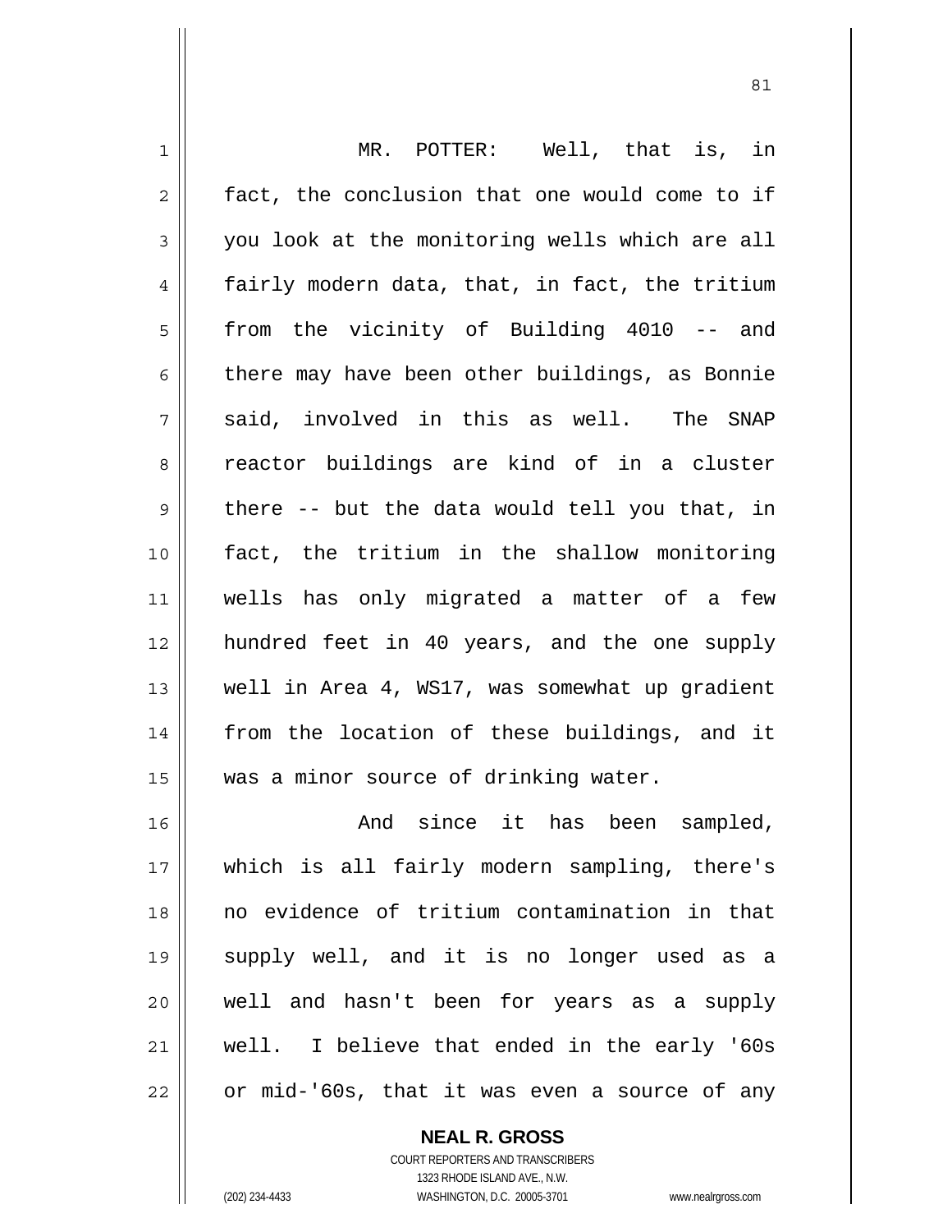MR. POTTER: Well, that is, in fact, the conclusion that one would come to if you look at the monitoring wells which are all fairly modern data, that, in fact, the tritium from the vicinity of Building 4010 -- and there may have been other buildings, as Bonnie said, involved in this as well. The SNAP reactor buildings are kind of in a cluster there -- but the data would tell you that, in fact, the tritium in the shallow monitoring wells has only migrated a matter of a few hundred feet in 40 years, and the one supply well in Area 4, WS17, was somewhat up gradient from the location of these buildings, and it was a minor source of drinking water.

And since it has been sampled, which is all fairly modern sampling, there's no evidence of tritium contamination in that supply well, and it is no longer used as a well and hasn't been for years as a supply well. I believe that ended in the early '60s or mid-'60s, that it was even a source of any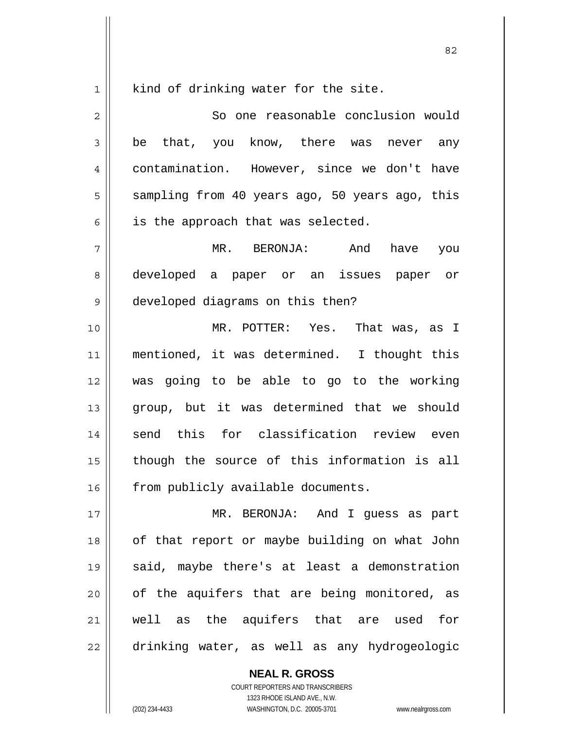kind of drinking water for the site.

So one reasonable conclusion would be that, you know, there was never any contamination. However, since we don't have sampling from 40 years ago, 50 years ago, this is the approach that was selected.

MR. BERONJA: And have you developed a paper or an issues paper or developed diagrams on this then?

MR. POTTER: Yes. That was, as I mentioned, it was determined. I thought this was going to be able to go to the working group, but it was determined that we should send this for classification review even though the source of this information is all from publicly available documents.

MR. BERONJA: And I guess as part of that report or maybe building on what John said, maybe there's at least a demonstration of the aquifers that are being monitored, as well as the aquifers that are used for drinking water, as well as any hydrogeologic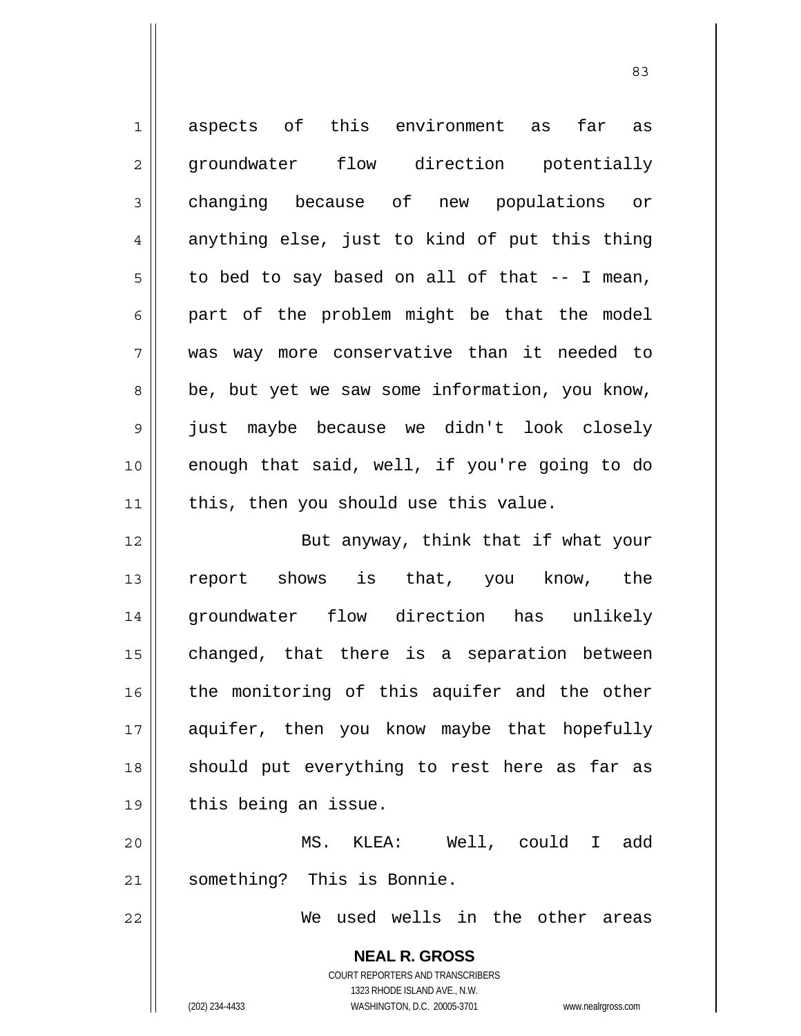aspects of this environment as far as groundwater flow direction potentially changing because of new populations or anything else, just to kind of put this thing to bed to say based on all of that -- I mean, part of the problem might be that the model was way more conservative than it needed to be, but yet we saw some information, you know, just maybe because we didn't look closely enough that said, well, if you're going to do this, then you should use this value.

But anyway, think that if what your report shows is that, you know, the groundwater flow direction has unlikely changed, that there is a separation between the monitoring of this aquifer and the other aquifer, then you know maybe that hopefully should put everything to rest here as far as this being an issue.

MS. KLEA: Well, could I add something? This is Bonnie.

We used wells in the other areas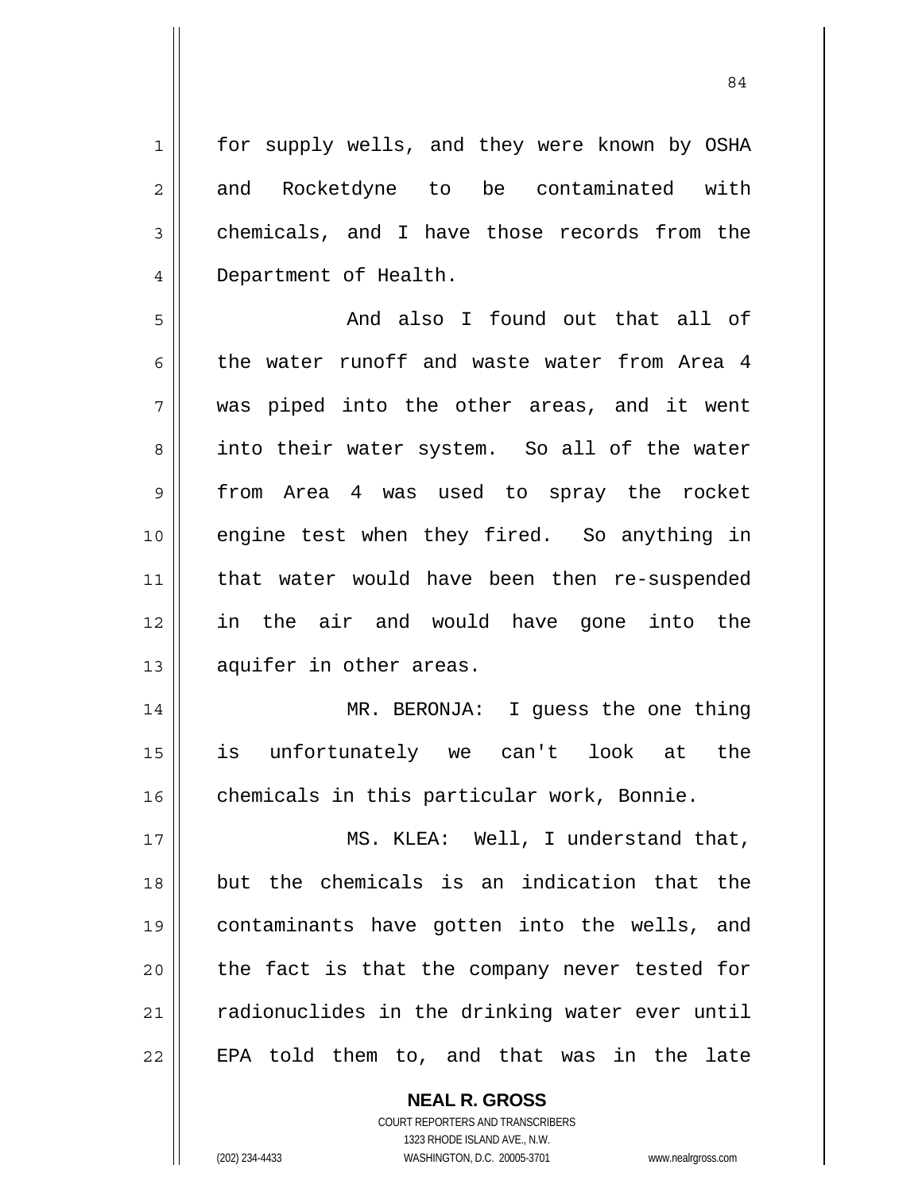for supply wells, and they were known by OSHA and Rocketdyne to be contaminated with chemicals, and I have those records from the Department of Health.

And also I found out that all of the water runoff and waste water from Area 4 was piped into the other areas, and it went into their water system. So all of the water from Area 4 was used to spray the rocket engine test when they fired. So anything in that water would have been then re-suspended in the air and would have gone into the aquifer in other areas.

MR. BERONJA: I guess the one thing is unfortunately we can't look at the chemicals in this particular work, Bonnie.

MS. KLEA: Well, I understand that, but the chemicals is an indication that the contaminants have gotten into the wells, and the fact is that the company never tested for radionuclides in the drinking water ever until EPA told them to, and that was in the late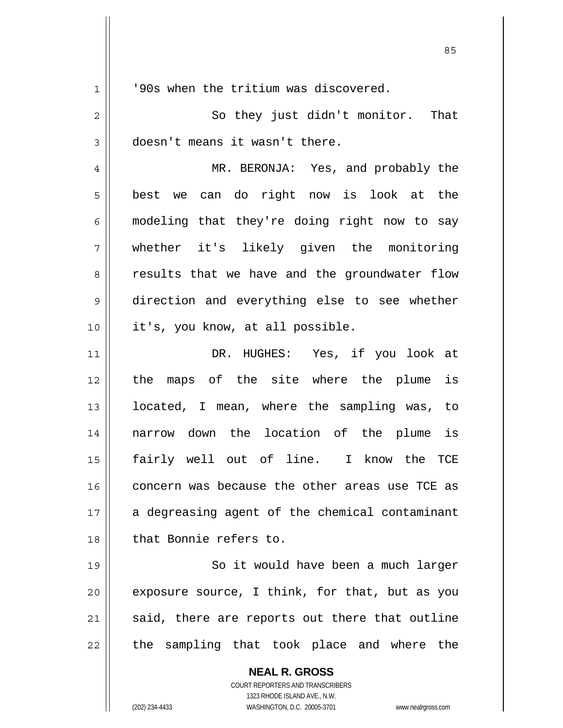'90s when the tritium was discovered.

So they just didn't monitor. That doesn't means it wasn't there.

MR. BERONJA: Yes, and probably the best we can do right now is look at the modeling that they're doing right now to say whether it's likely given the monitoring results that we have and the groundwater flow direction and everything else to see whether it's, you know, at all possible.

DR. HUGHES: Yes, if you look at the maps of the site where the plume is located, I mean, where the sampling was, to narrow down the location of the plume is fairly well out of line. I know the TCE concern was because the other areas use TCE as a degreasing agent of the chemical contaminant that Bonnie refers to.

So it would have been a much larger exposure source, I think, for that, but as you said, there are reports out there that outline the sampling that took place and where the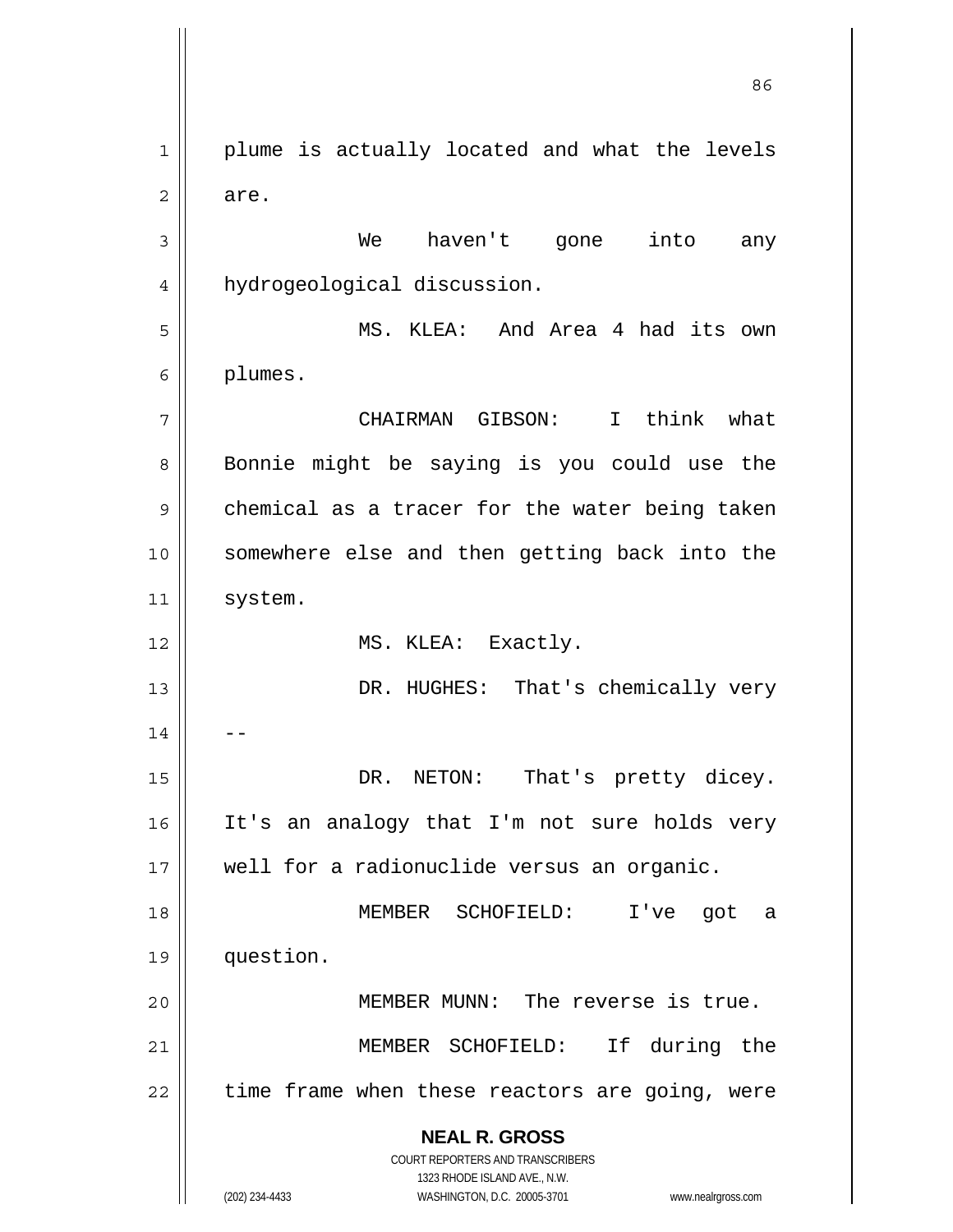plume is actually located and what the levels are.

We haven't gone into any hydrogeological discussion.

MS. KLEA: And Area 4 had its own plumes.

CHAIRMAN GIBSON: I think what Bonnie might be saying is you could use the chemical as a tracer for the water being taken somewhere else and then getting back into the system.

MS. KLEA: Exactly.

DR. HUGHES: That's chemically very --

DR. NETON: That's pretty dicey. It's an analogy that I'm not sure holds very well for a radionuclide versus an organic.

MEMBER SCHOFIELD: I've got a question.

MEMBER MUNN: The reverse is true.

MEMBER SCHOFIELD: If during the time frame when these reactors are going, were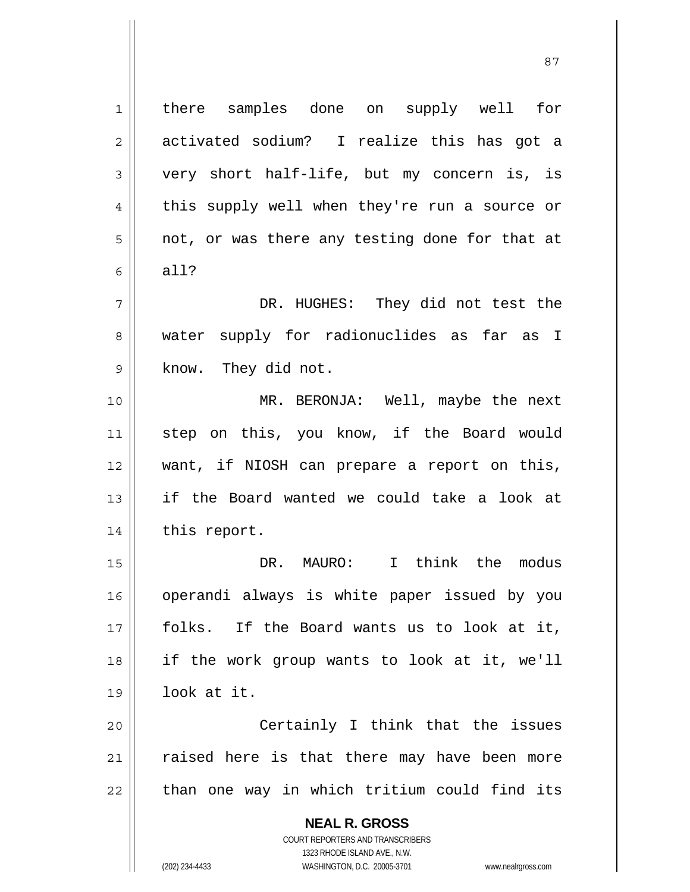there samples done on supply well for activated sodium? I realize this has got a very short half-life, but my concern is, is this supply well when they're run a source or not, or was there any testing done for that at all?

DR. HUGHES: They did not test the water supply for radionuclides as far as I know. They did not.

MR. BERONJA: Well, maybe the next step on this, you know, if the Board would want, if NIOSH can prepare a report on this, if the Board wanted we could take a look at this report.

DR. MAURO: I think the modus operandi always is white paper issued by you folks. If the Board wants us to look at it, if the work group wants to look at it, we'll look at it.

Certainly I think that the issues raised here is that there may have been more than one way in which tritium could find its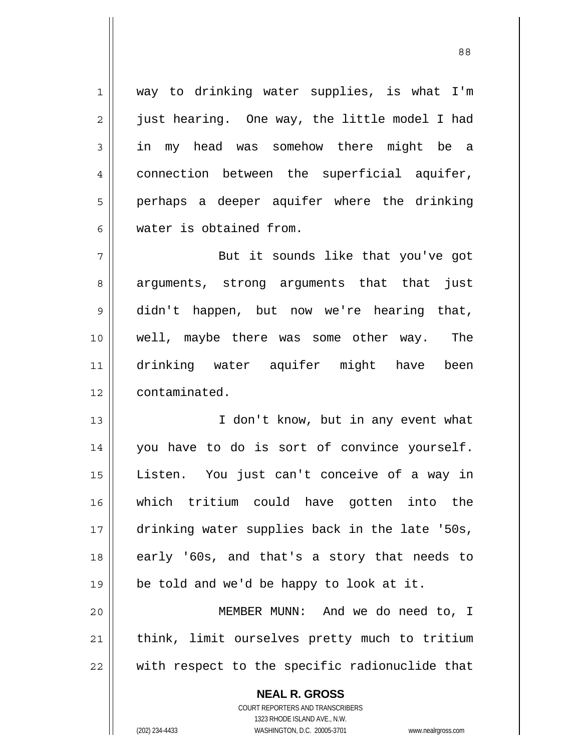way to drinking water supplies, is what I'm just hearing. One way, the little model I had in my head was somehow there might be a connection between the superficial aquifer, perhaps a deeper aquifer where the drinking water is obtained from.

But it sounds like that you've got arguments, strong arguments that that just didn't happen, but now we're hearing that, well, maybe there was some other way. The drinking water aquifer might have been contaminated.

I don't know, but in any event what you have to do is sort of convince yourself. Listen. You just can't conceive of a way in which tritium could have gotten into the drinking water supplies back in the late '50s, early '60s, and that's a story that needs to be told and we'd be happy to look at it.

MEMBER MUNN: And we do need to, I think, limit ourselves pretty much to tritium with respect to the specific radionuclide that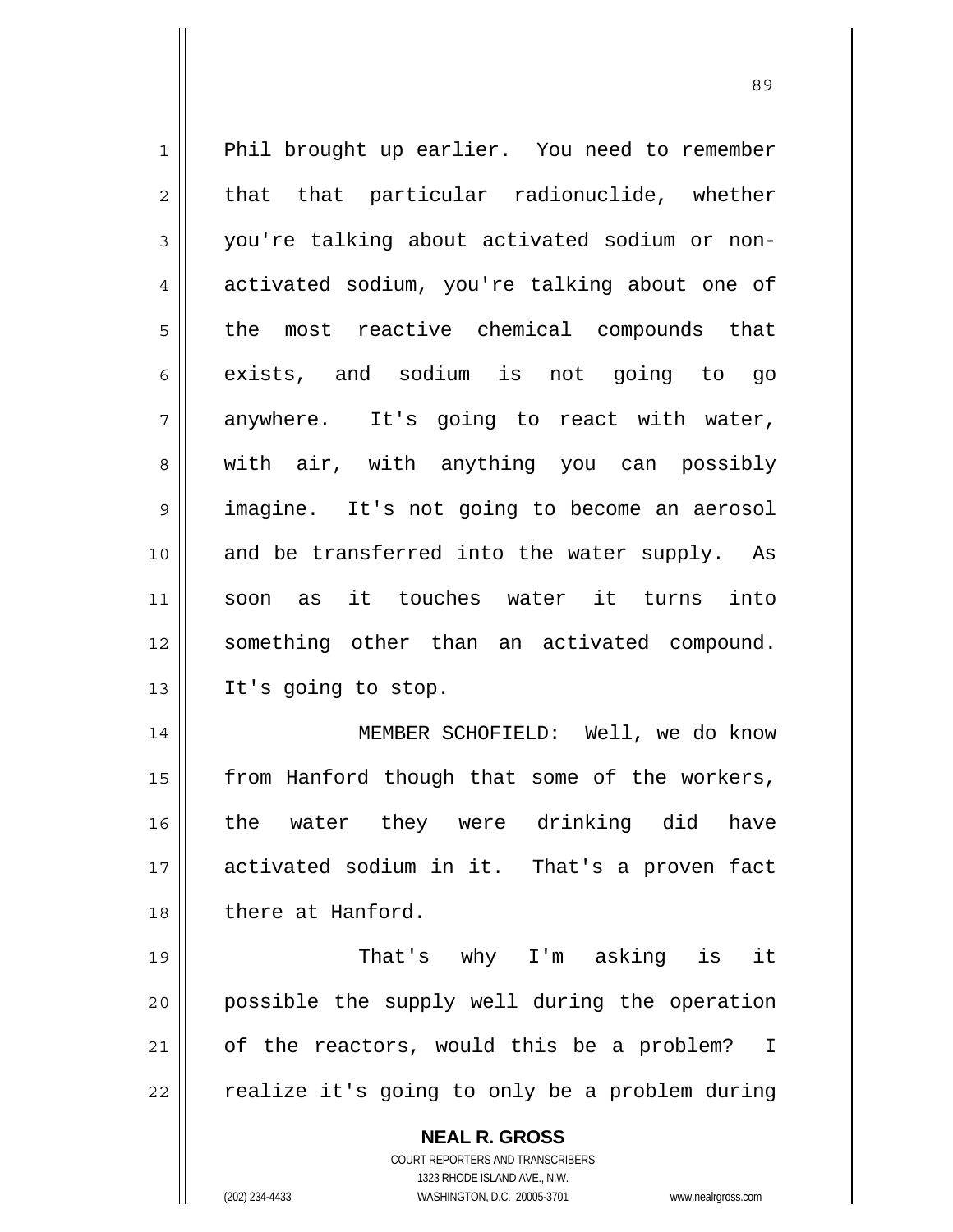Phil brought up earlier. You need to remember that that particular radionuclide, whether you're talking about activated sodium or non-activated sodium, you're talking about one of the most reactive chemical compounds that exists, and sodium is not going to go anywhere. It's going to react with water, with air, with anything you can possibly imagine. It's not going to become an aerosol and be transferred into the water supply. As soon as it touches water it turns into something other than an activated compound. It's going to stop.

MEMBER SCHOFIELD: Well, we do know from Hanford though that some of the workers, the water they were drinking did have activated sodium in it. That's a proven fact there at Hanford.

That's why I'm asking is it possible the supply well during the operation of the reactors, would this be a problem? I realize it's going to only be a problem during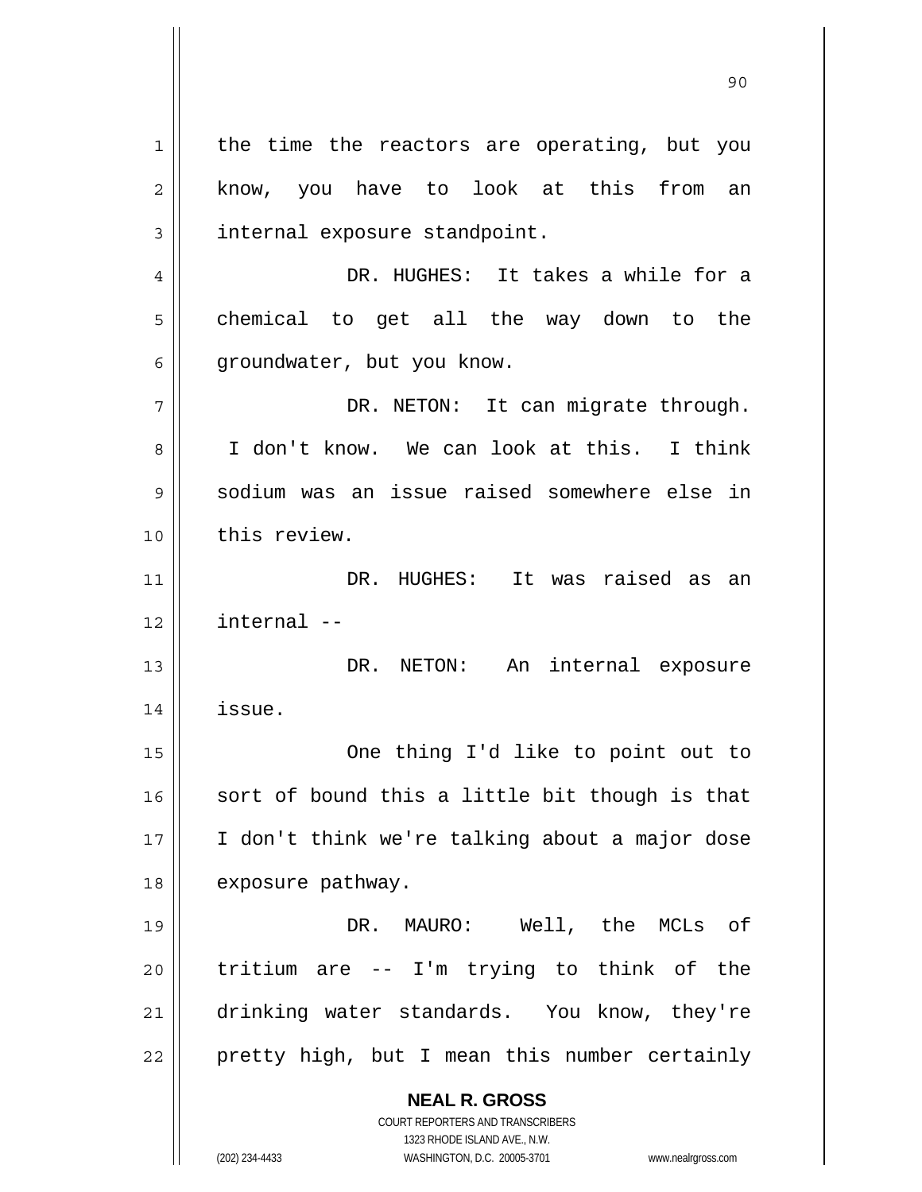the time the reactors are operating, but you know, you have to look at this from an internal exposure standpoint.

DR. HUGHES: It takes a while for a chemical to get all the way down to the groundwater, but you know.

DR. NETON: It can migrate through. I don't know. We can look at this. I think sodium was an issue raised somewhere else in this review.

DR. HUGHES: It was raised as an internal --

DR. NETON: An internal exposure issue.

One thing I'd like to point out to sort of bound this a little bit though is that I don't think we're talking about a major dose exposure pathway.

DR. MAURO: Well, the MCLs of tritium are -- I'm trying to think of the drinking water standards. You know, they're pretty high, but I mean this number certainly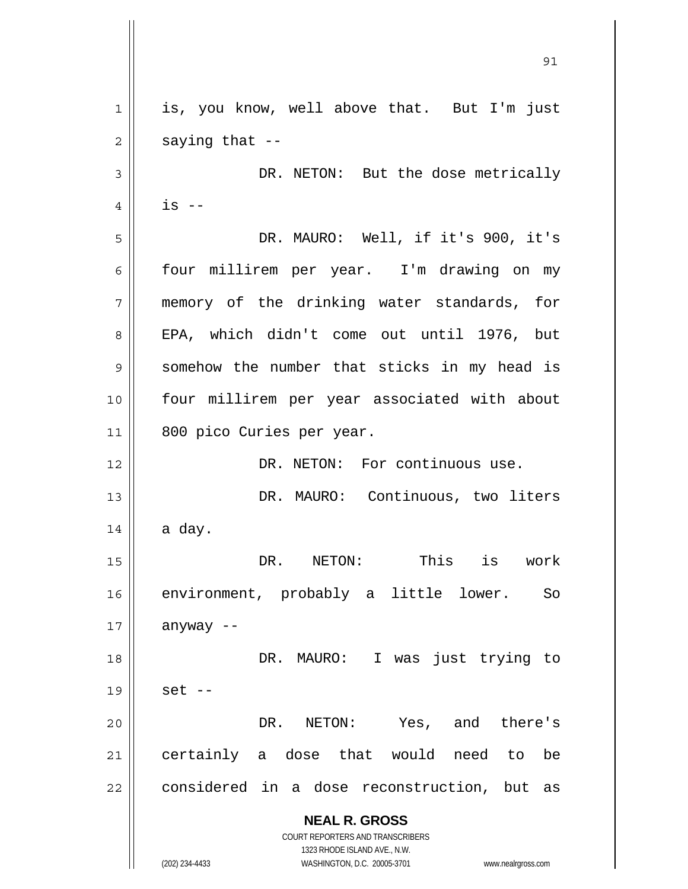is, you know, well above that. But I'm just saying that --

DR. NETON: But the dose metrically is --

DR. MAURO: Well, if it's 900, it's four millirem per year. I'm drawing on my memory of the drinking water standards, for EPA, which didn't come out until 1976, but somehow the number that sticks in my head is four millirem per year associated with about 800 pico Curies per year.

DR. NETON: For continuous use.

DR. MAURO: Continuous, two liters a day.

DR. NETON: This is work environment, probably a little lower. So anyway --

DR. MAURO: I was just trying to set --

DR. NETON: Yes, and there's certainly a dose that would need to be considered in a dose reconstruction, but as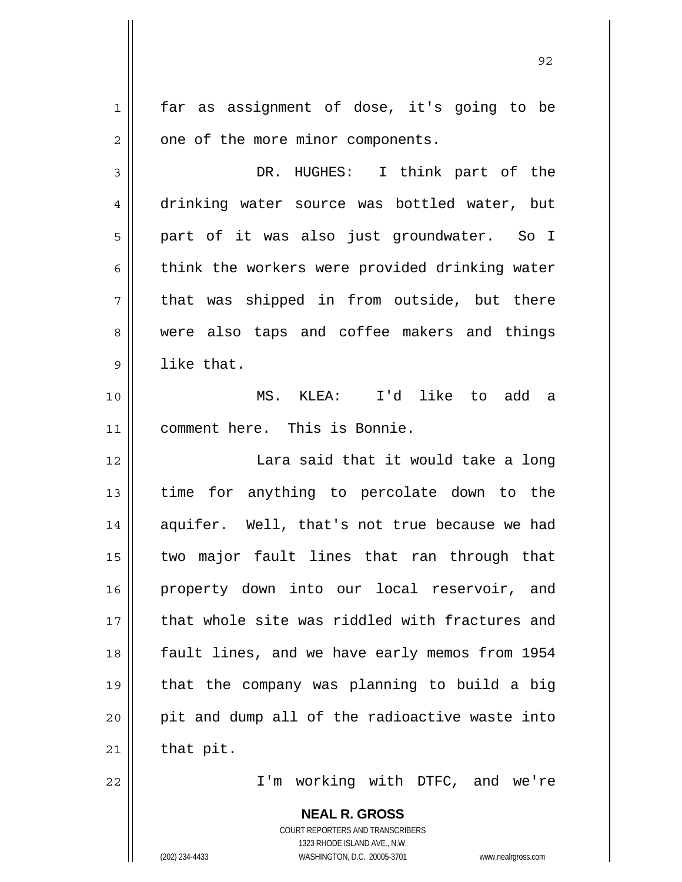far as assignment of dose, it's going to be one of the more minor components.

DR. HUGHES: I think part of the drinking water source was bottled water, but part of it was also just groundwater. So I think the workers were provided drinking water that was shipped in from outside, but there were also taps and coffee makers and things like that.

MS. KLEA: I'd like to add a comment here. This is Bonnie.

Lara said that it would take a long time for anything to percolate down to the aquifer. Well, that's not true because we had two major fault lines that ran through that property down into our local reservoir, and that whole site was riddled with fractures and fault lines, and we have early memos from 1954 that the company was planning to build a big pit and dump all of the radioactive waste into that pit.

I'm working with DTFC, and we're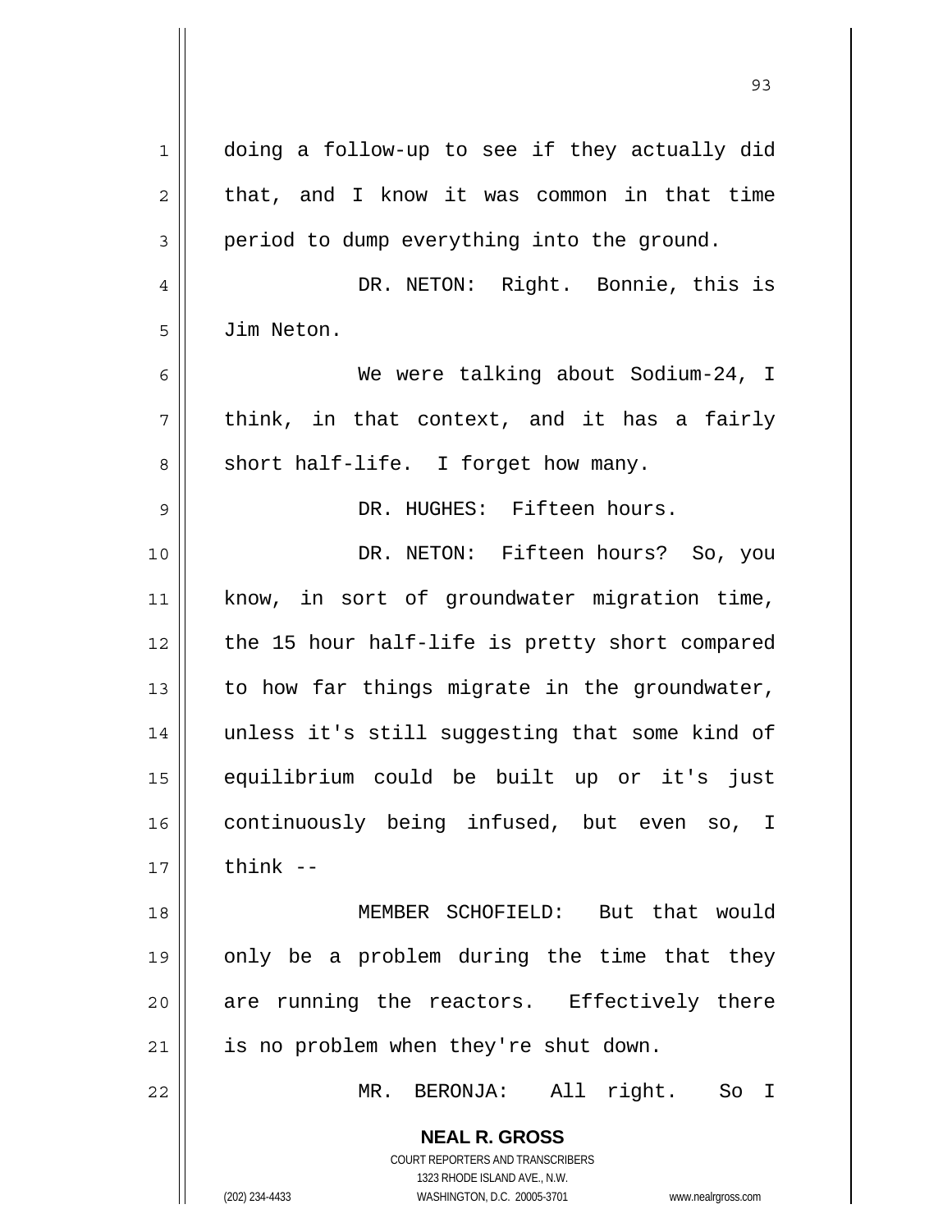doing a follow-up to see if they actually did that, and I know it was common in that time period to dump everything into the ground.

DR. NETON: Right. Bonnie, this is Jim Neton.

We were talking about Sodium-24, I think, in that context, and it has a fairly short half-life. I forget how many.

DR. HUGHES: Fifteen hours.

DR. NETON: Fifteen hours? So, you know, in sort of groundwater migration time, the 15 hour half-life is pretty short compared to how far things migrate in the groundwater, unless it's still suggesting that some kind of equilibrium could be built up or it's just continuously being infused, but even so, I think --

MEMBER SCHOFIELD: But that would only be a problem during the time that they are running the reactors. Effectively there is no problem when they're shut down.

MR. BERONJA: All right. So I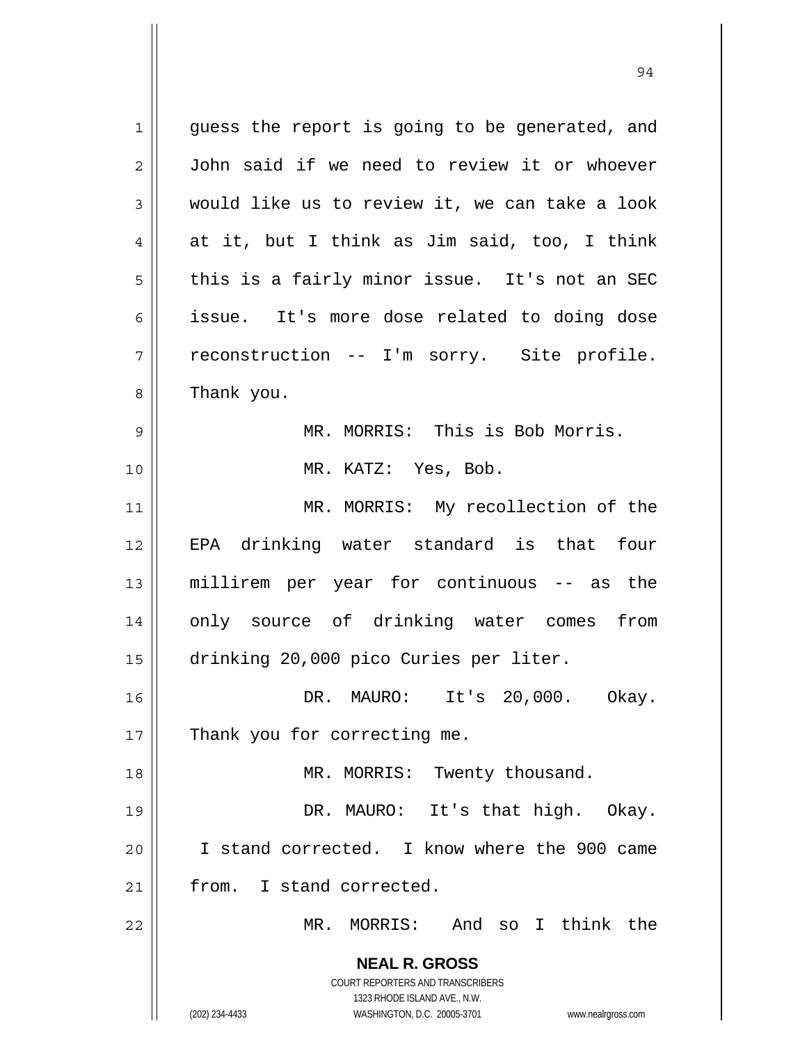guess the report is going to be generated, and John said if we need to review it or whoever would like us to review it, we can take a look at it, but I think as Jim said, too, I think this is a fairly minor issue. It's not an SEC issue. It's more dose related to doing dose reconstruction -- I'm sorry. Site profile. Thank you.

MR. MORRIS: This is Bob Morris.

MR. KATZ: Yes, Bob.

MR. MORRIS: My recollection of the EPA drinking water standard is that four millirem per year for continuous -- as the only source of drinking water comes from drinking 20,000 pico Curies per liter.

DR. MAURO: It's 20,000. Okay. Thank you for correcting me.

MR. MORRIS: Twenty thousand.

DR. MAURO: It's that high. Okay. I stand corrected. I know where the 900 came from. I stand corrected.

MR. MORRIS: And so I think the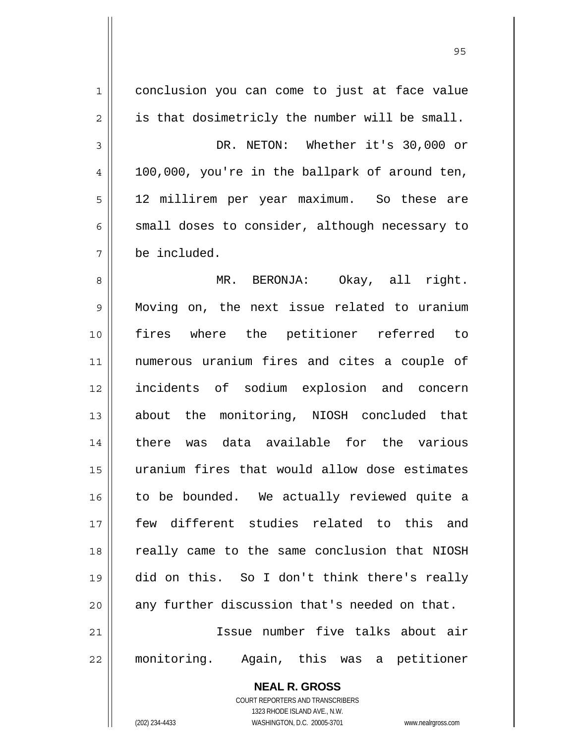conclusion you can come to just at face value is that dosimetricly the number will be small.

DR. NETON: Whether it's 30,000 or 100,000, you're in the ballpark of around ten, 12 millirem per year maximum. So these are small doses to consider, although necessary to be included.

MR. BERONJA: Okay, all right. Moving on, the next issue related to uranium fires where the petitioner referred to numerous uranium fires and cites a couple of incidents of sodium explosion and concern about the monitoring, NIOSH concluded that there was data available for the various uranium fires that would allow dose estimates to be bounded. We actually reviewed quite a few different studies related to this and really came to the same conclusion that NIOSH did on this. So I don't think there's really any further discussion that's needed on that.

Issue number five talks about air monitoring. Again, this was a petitioner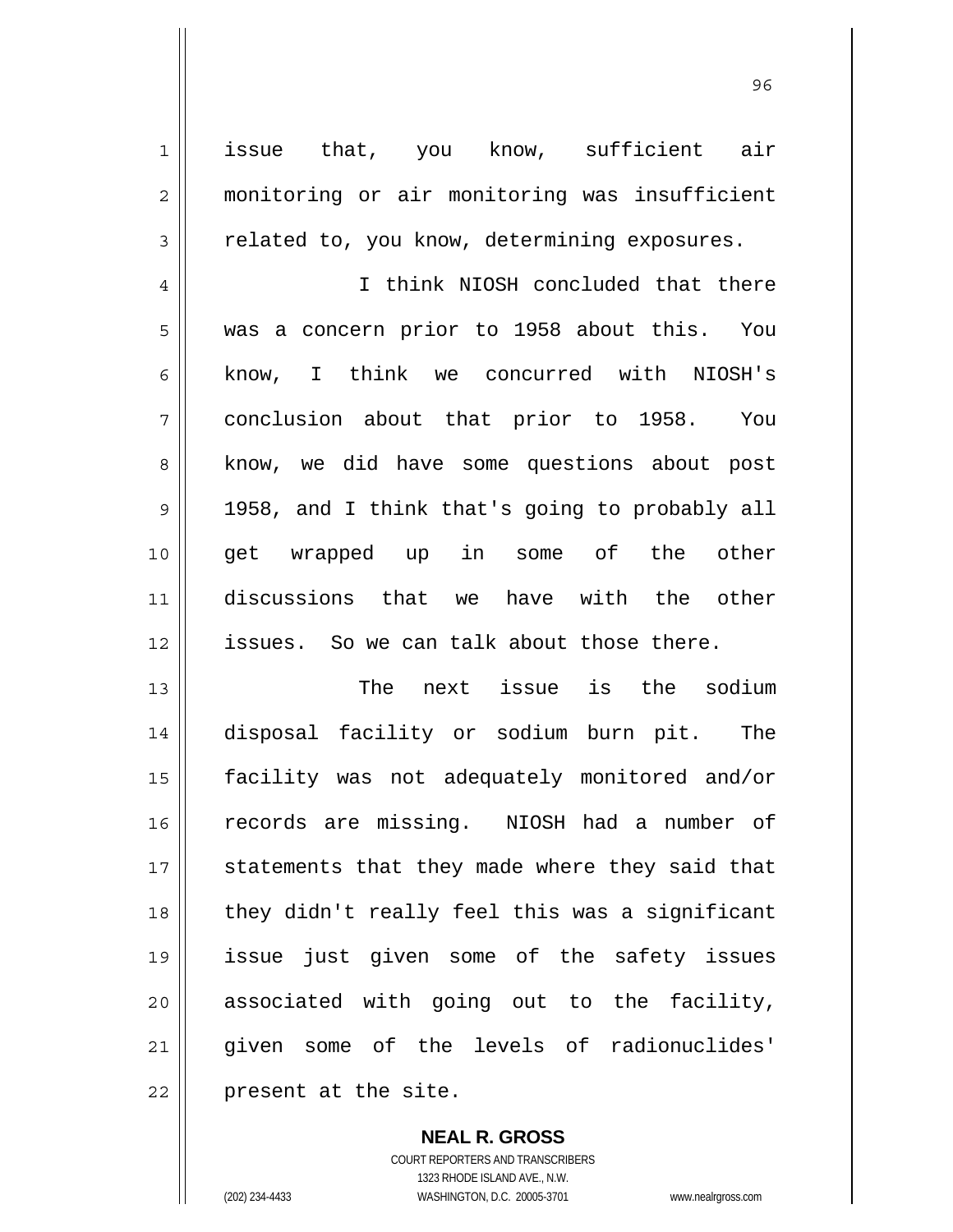issue that, you know, sufficient air monitoring or air monitoring was insufficient related to, you know, determining exposures.

I think NIOSH concluded that there was a concern prior to 1958 about this. You know, I think we concurred with NIOSH's conclusion about that prior to 1958. You know, we did have some questions about post 1958, and I think that's going to probably all get wrapped up in some of the other discussions that we have with the other issues. So we can talk about those there.

The next issue is the sodium disposal facility or sodium burn pit. The facility was not adequately monitored and/or records are missing. NIOSH had a number of statements that they made where they said that they didn't really feel this was a significant issue just given some of the safety issues associated with going out to the facility, given some of the levels of radionuclides' present at the site.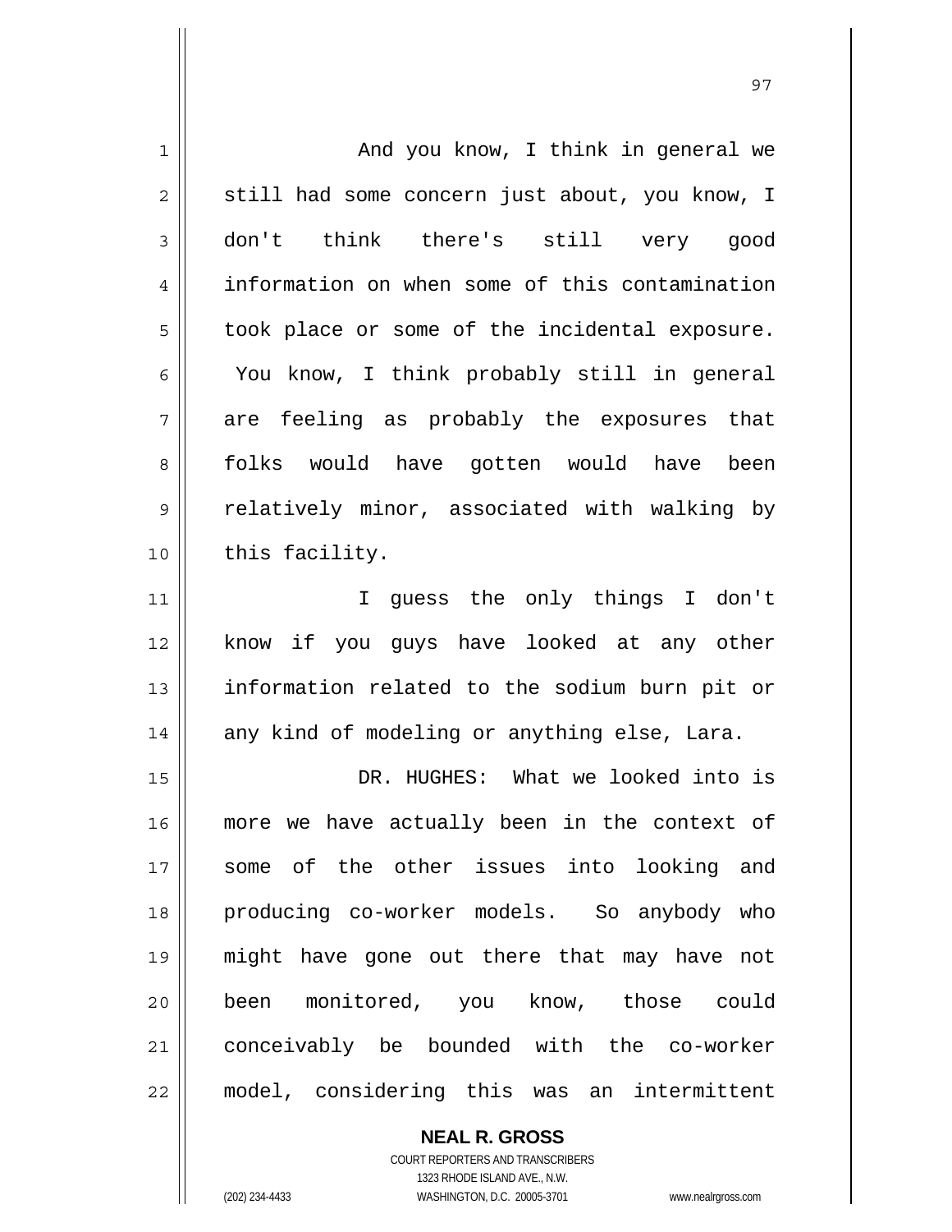And you know, I think in general we still had some concern just about, you know, I don't think there's still very good information on when some of this contamination took place or some of the incidental exposure. You know, I think probably still in general are feeling as probably the exposures that folks would have gotten would have been relatively minor, associated with walking by this facility.

I guess the only things I don't know if you guys have looked at any other information related to the sodium burn pit or any kind of modeling or anything else, Lara.

DR. HUGHES: What we looked into is more we have actually been in the context of some of the other issues into looking and producing co-worker models. So anybody who might have gone out there that may have not been monitored, you know, those could conceivably be bounded with the co-worker model, considering this was an intermittent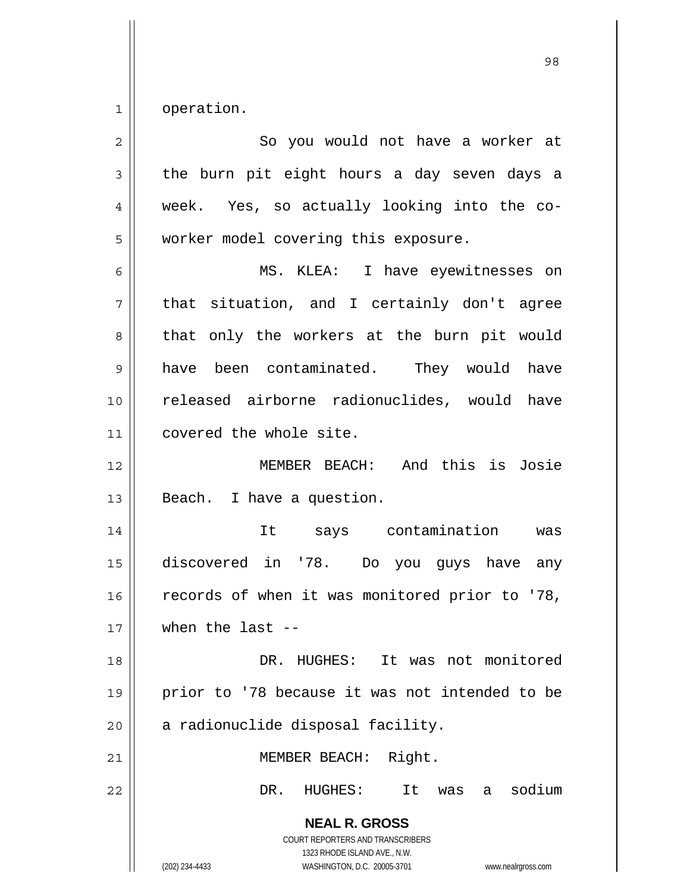operation.

So you would not have a worker at the burn pit eight hours a day seven days a week. Yes, so actually looking into the co-worker model covering this exposure.

MS. KLEA: I have eyewitnesses on that situation, and I certainly don't agree that only the workers at the burn pit would have been contaminated. They would have released airborne radionuclides, would have covered the whole site.

MEMBER BEACH: And this is Josie Beach. I have a question.

It says contamination was discovered in '78. Do you guys have any records of when it was monitored prior to '78, when the last --

DR. HUGHES: It was not monitored prior to '78 because it was not intended to be a radionuclide disposal facility.

MEMBER BEACH: Right.

DR. HUGHES: It was a sodium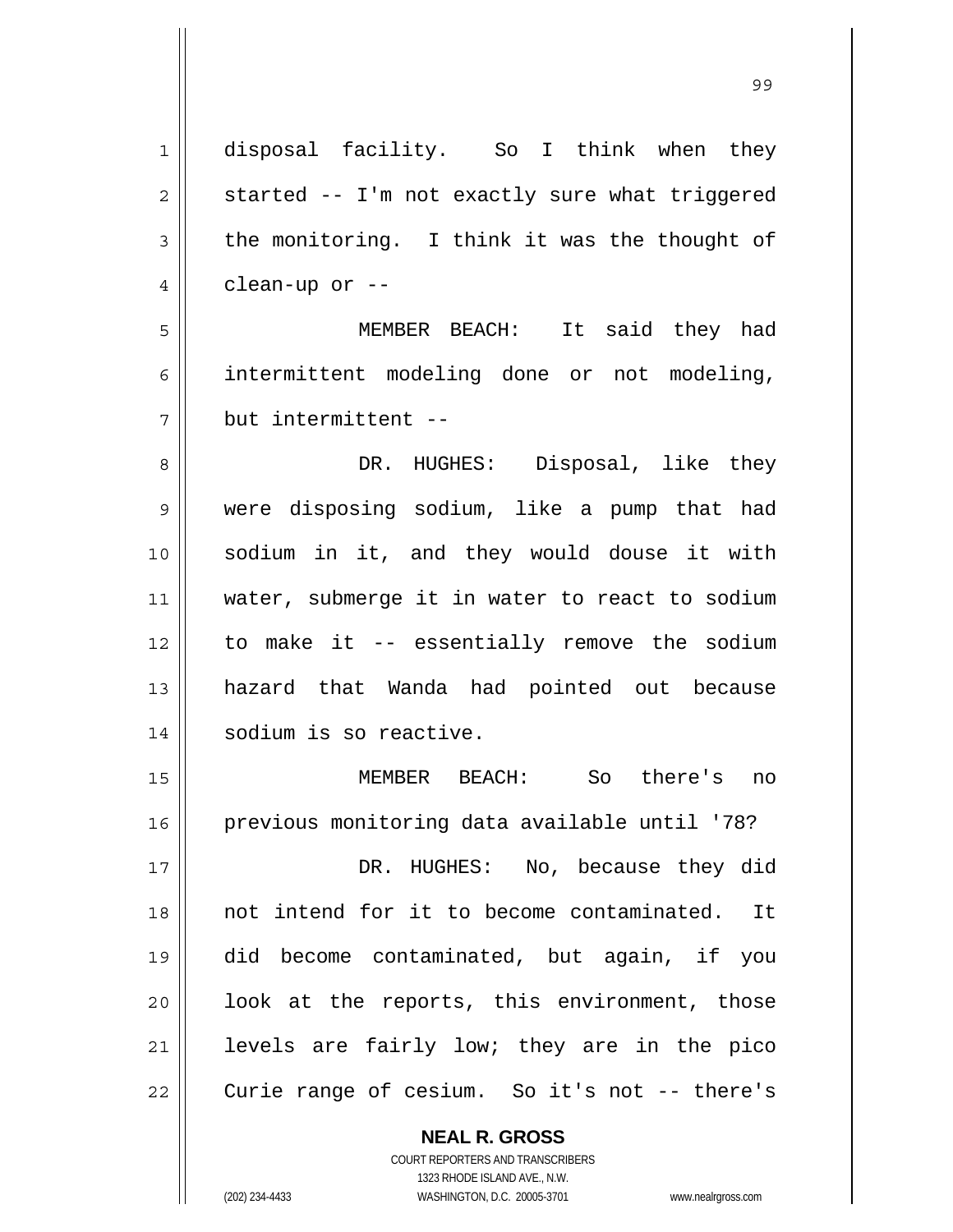disposal facility. So I think when they started -- I'm not exactly sure what triggered the monitoring. I think it was the thought of clean-up or --

MEMBER BEACH: It said they had intermittent modeling done or not modeling, but intermittent --

DR. HUGHES: Disposal, like they were disposing sodium, like a pump that had sodium in it, and they would douse it with water, submerge it in water to react to sodium to make it -- essentially remove the sodium hazard that Wanda had pointed out because sodium is so reactive.

MEMBER BEACH: So there's no previous monitoring data available until '78?

DR. HUGHES: No, because they did not intend for it to become contaminated. It did become contaminated, but again, if you look at the reports, this environment, those levels are fairly low; they are in the pico Curie range of cesium. So it's not -- there's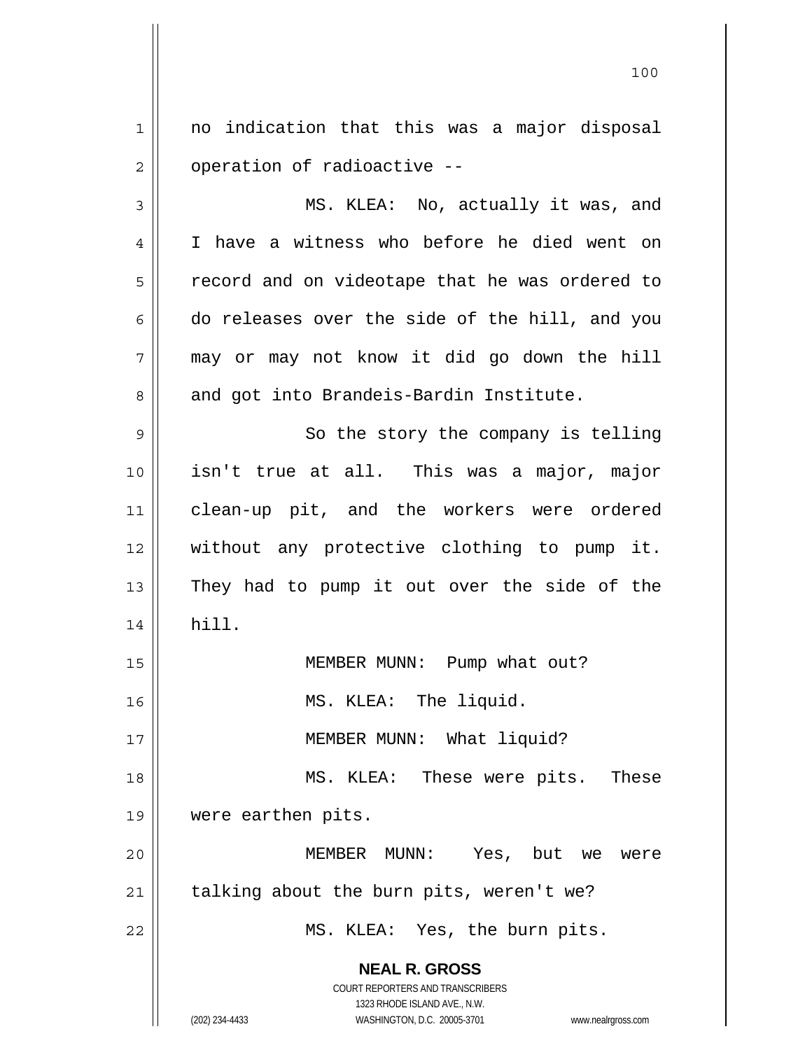no indication that this was a major disposal operation of radioactive --

MS. KLEA: No, actually it was, and I have a witness who before he died went on record and on videotape that he was ordered to do releases over the side of the hill, and you may or may not know it did go down the hill and got into Brandeis-Bardin Institute.

So the story the company is telling isn't true at all. This was a major, major clean-up pit, and the workers were ordered without any protective clothing to pump it. They had to pump it out over the side of the hill.

MEMBER MUNN: Pump what out?

MS. KLEA: The liquid.

MEMBER MUNN: What liquid?

MS. KLEA: These were pits. These were earthen pits.

MEMBER MUNN: Yes, but we were talking about the burn pits, weren't we?

MS. KLEA: Yes, the burn pits.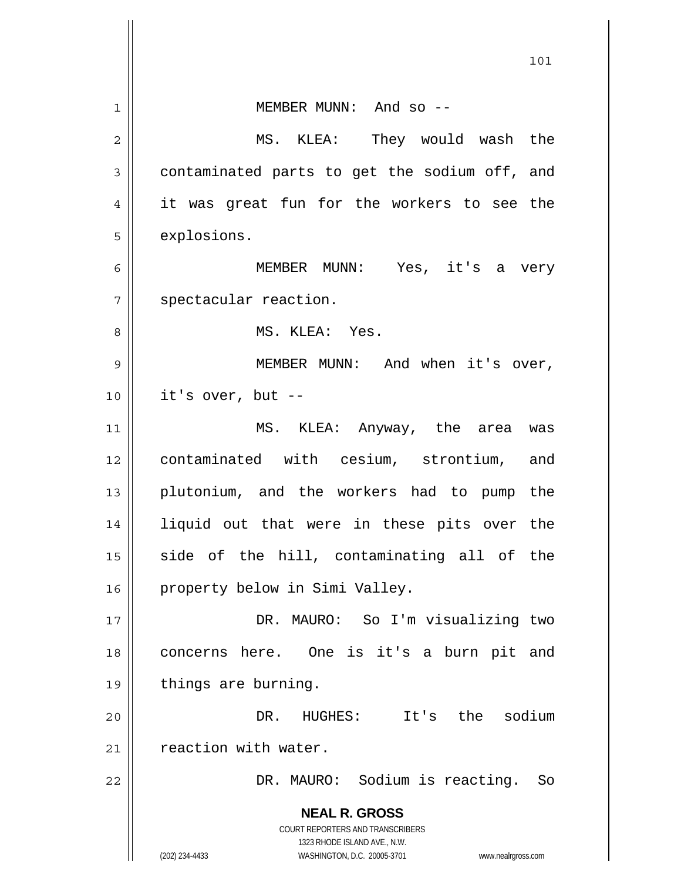MEMBER MUNN: And so --

MS. KLEA: They would wash the contaminated parts to get the sodium off, and it was great fun for the workers to see the explosions.

MEMBER MUNN: Yes, it's a very spectacular reaction.

MS. KLEA: Yes.

MEMBER MUNN: And when it's over, it's over, but --

MS. KLEA: Anyway, the area was contaminated with cesium, strontium, and plutonium, and the workers had to pump the liquid out that were in these pits over the side of the hill, contaminating all of the property below in Simi Valley.

DR. MAURO: So I'm visualizing two concerns here. One is it's a burn pit and things are burning.

DR. HUGHES: It's the sodium reaction with water.

DR. MAURO: Sodium is reacting. So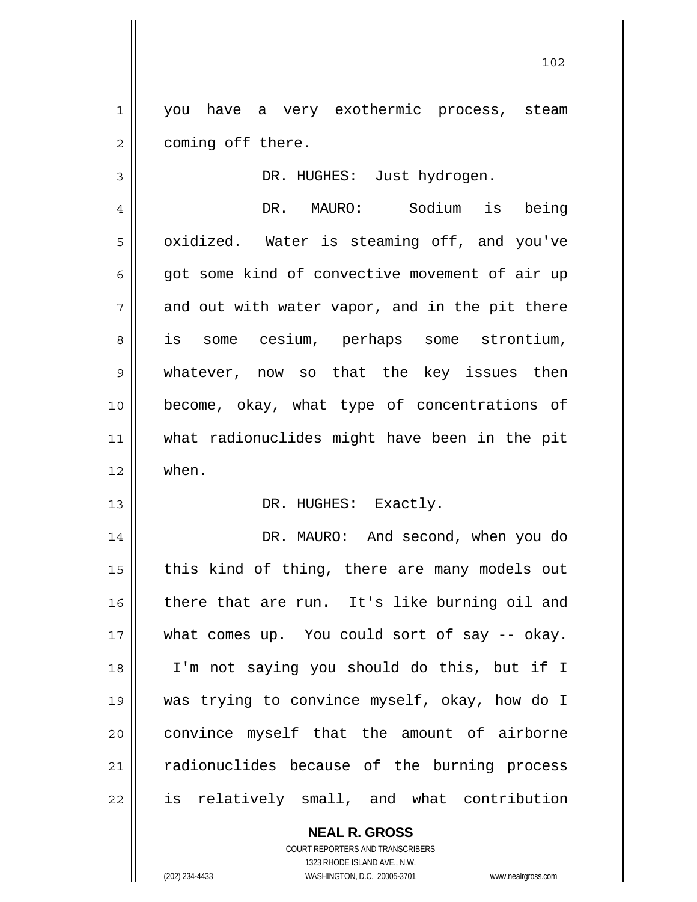you have a very exothermic process, steam coming off there.

DR. HUGHES: Just hydrogen.

DR. MAURO: Sodium is being oxidized. Water is steaming off, and you've got some kind of convective movement of air up and out with water vapor, and in the pit there is some cesium, perhaps some strontium, whatever, now so that the key issues then become, okay, what type of concentrations of what radionuclides might have been in the pit when.

DR. HUGHES: Exactly.

DR. MAURO: And second, when you do this kind of thing, there are many models out there that are run. It's like burning oil and what comes up. You could sort of say -- okay. I'm not saying you should do this, but if I was trying to convince myself, okay, how do I convince myself that the amount of airborne radionuclides because of the burning process is relatively small, and what contribution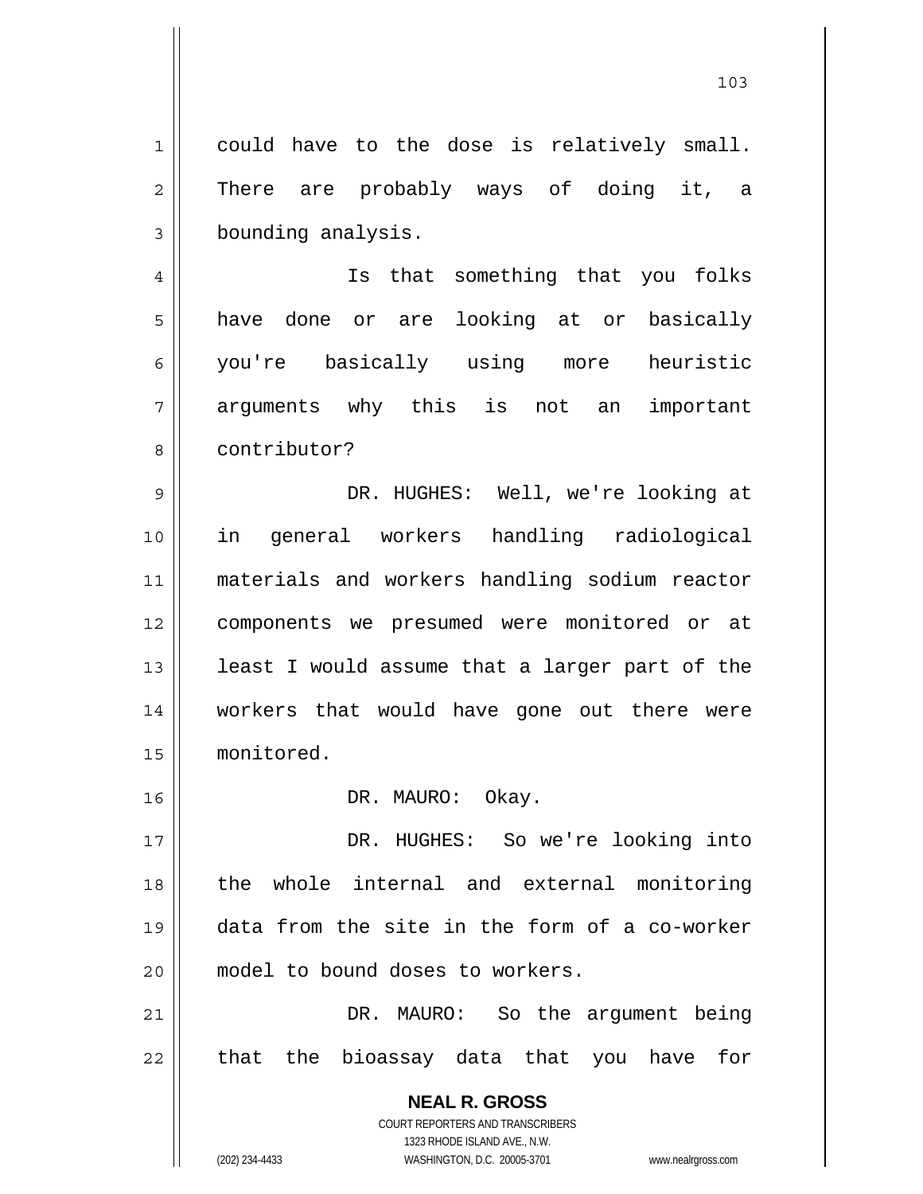could have to the dose is relatively small. There are probably ways of doing it, a bounding analysis.

Is that something that you folks have done or are looking at or basically you're basically using more heuristic arguments why this is not an important contributor?

DR. HUGHES: Well, we're looking at in general workers handling radiological materials and workers handling sodium reactor components we presumed were monitored or at least I would assume that a larger part of the workers that would have gone out there were monitored.

DR. MAURO: Okay.

DR. HUGHES: So we're looking into the whole internal and external monitoring data from the site in the form of a co-worker model to bound doses to workers.

DR. MAURO: So the argument being that the bioassay data that you have for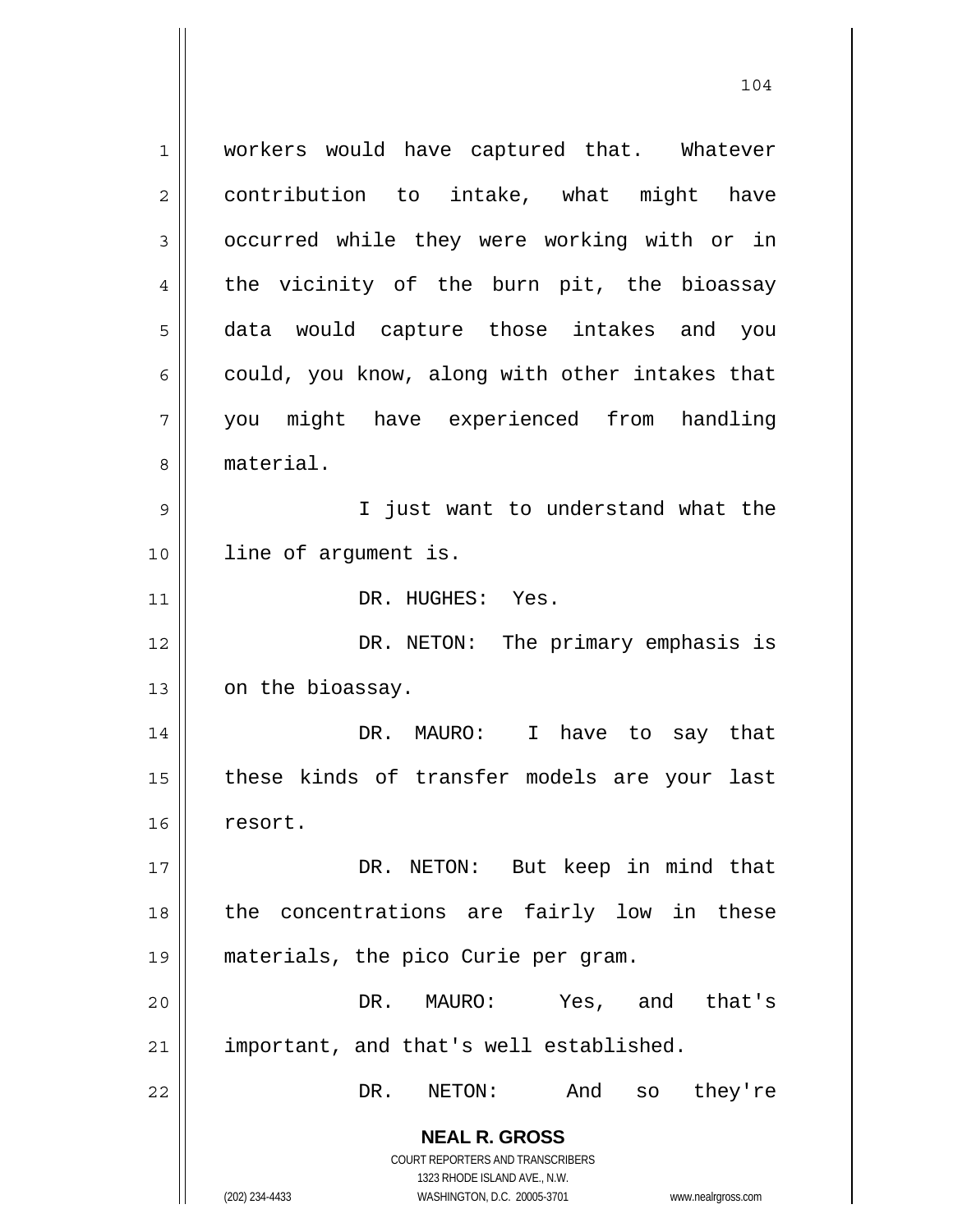workers would have captured that. Whatever contribution to intake, what might have occurred while they were working with or in the vicinity of the burn pit, the bioassay data would capture those intakes and you could, you know, along with other intakes that you might have experienced from handling material.

I just want to understand what the line of argument is.

DR. HUGHES: Yes.

DR. NETON: The primary emphasis is on the bioassay.

DR. MAURO: I have to say that these kinds of transfer models are your last resort.

DR. NETON: But keep in mind that the concentrations are fairly low in these materials, the pico Curie per gram.

DR. MAURO: Yes, and that's important, and that's well established.

DR. NETON: And so they're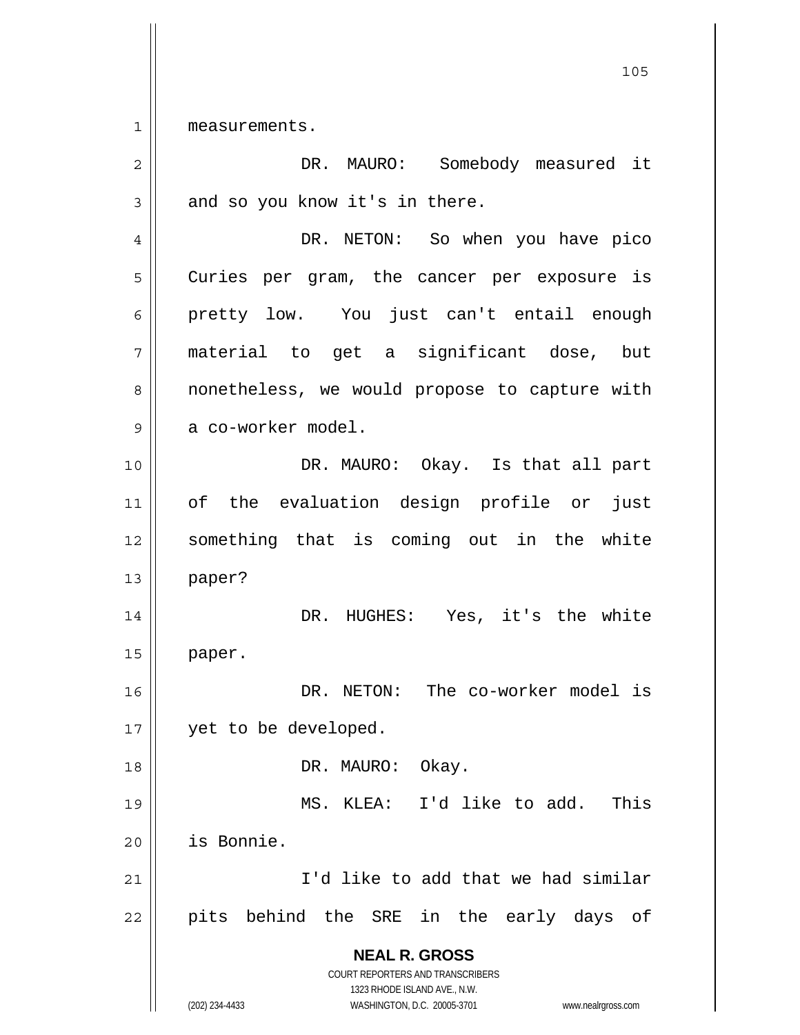measurements.

DR. MAURO: Somebody measured it and so you know it's in there.

DR. NETON: So when you have pico Curies per gram, the cancer per exposure is pretty low. You just can't entail enough material to get a significant dose, but nonetheless, we would propose to capture with a co-worker model.

DR. MAURO: Okay. Is that all part of the evaluation design profile or just something that is coming out in the white paper?

DR. HUGHES: Yes, it's the white paper.

DR. NETON: The co-worker model is yet to be developed.

DR. MAURO: Okay.

MS. KLEA: I'd like to add. This is Bonnie.

I'd like to add that we had similar pits behind the SRE in the early days of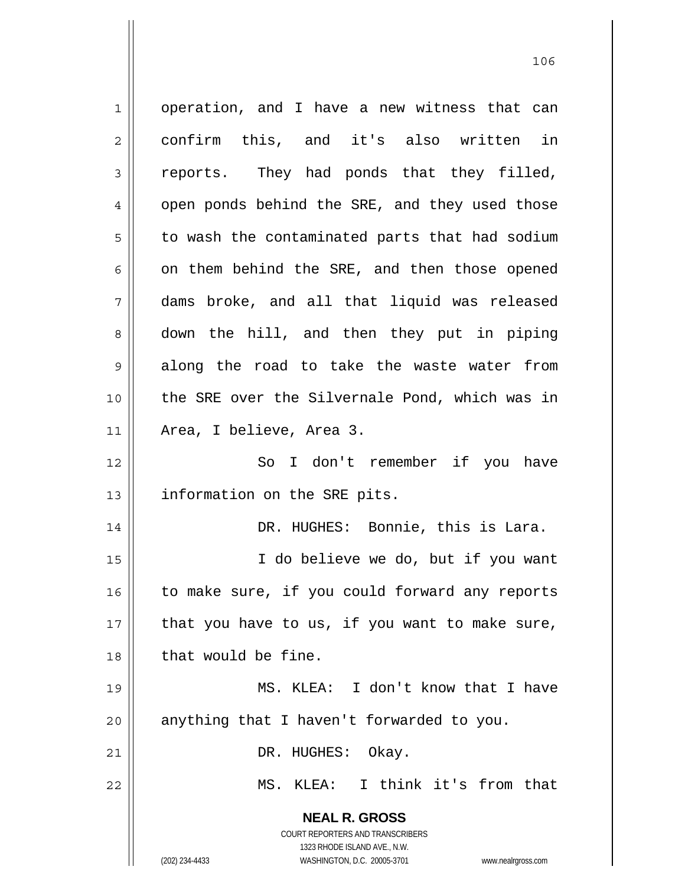operation, and I have a new witness that can confirm this, and it's also written in reports. They had ponds that they filled, open ponds behind the SRE, and they used those to wash the contaminated parts that had sodium on them behind the SRE, and then those opened dams broke, and all that liquid was released down the hill, and then they put in piping along the road to take the waste water from the SRE over the Silvernale Pond, which was in Area, I believe, Area 3.

So I don't remember if you have information on the SRE pits.

DR. HUGHES: Bonnie, this is Lara.

I do believe we do, but if you want to make sure, if you could forward any reports that you have to us, if you want to make sure, that would be fine.

MS. KLEA: I don't know that I have anything that I haven't forwarded to you.

DR. HUGHES: Okay.

MS. KLEA: I think it's from that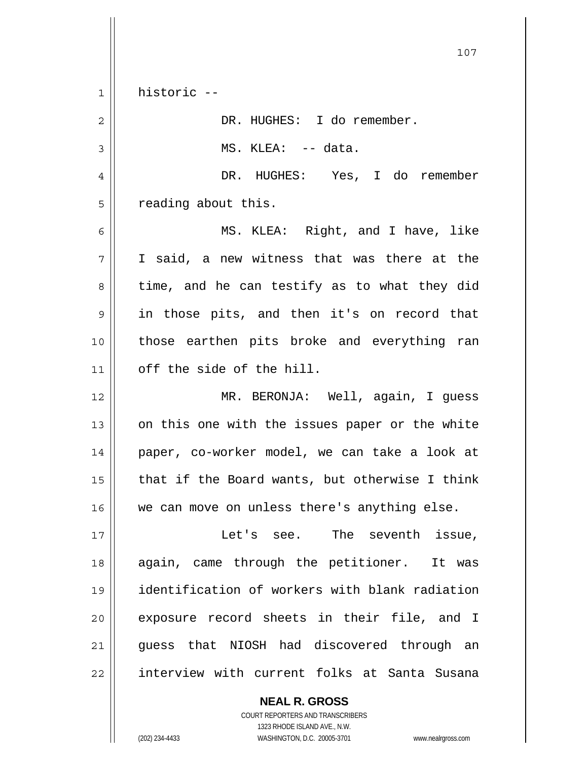historic --

DR. HUGHES: I do remember.

MS. KLEA: -- data.

DR. HUGHES: Yes, I do remember reading about this.

MS. KLEA: Right, and I have, like I said, a new witness that was there at the time, and he can testify as to what they did in those pits, and then it's on record that those earthen pits broke and everything ran off the side of the hill.

MR. BERONJA: Well, again, I guess on this one with the issues paper or the white paper, co-worker model, we can take a look at that if the Board wants, but otherwise I think we can move on unless there's anything else.

Let's see. The seventh issue, again, came through the petitioner. It was identification of workers with blank radiation exposure record sheets in their file, and I guess that NIOSH had discovered through an interview with current folks at Santa Susana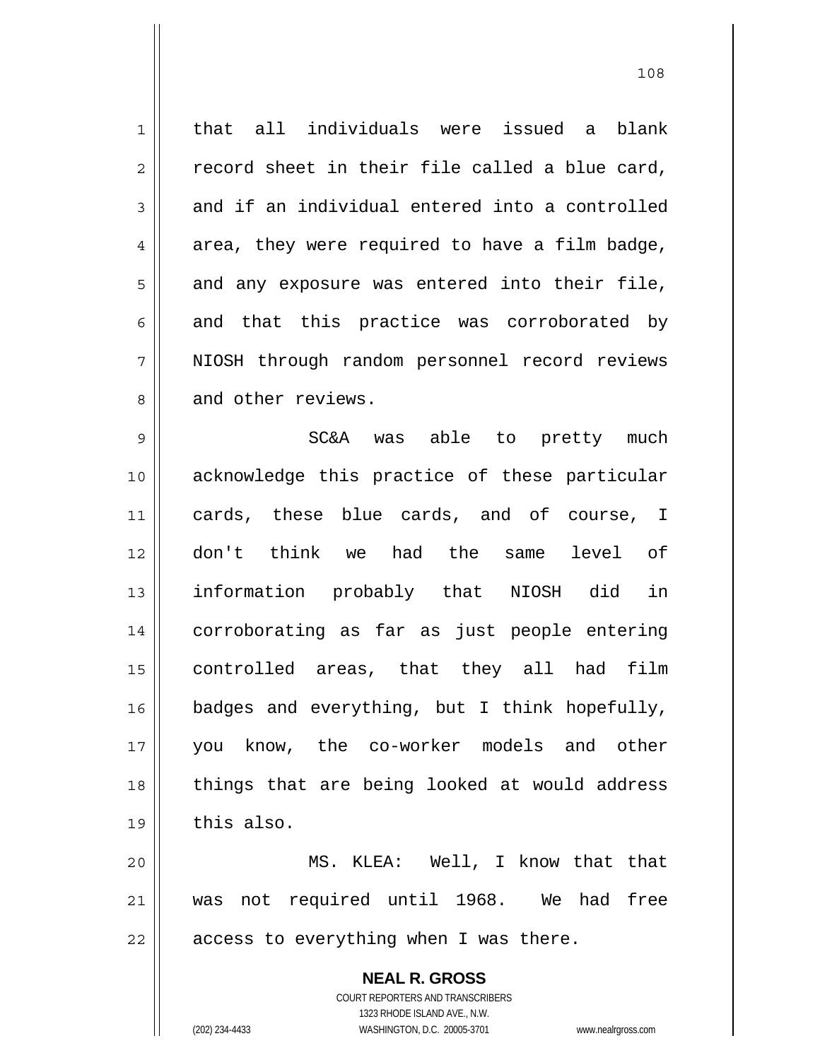that all individuals were issued a blank record sheet in their file called a blue card, and if an individual entered into a controlled area, they were required to have a film badge, and any exposure was entered into their file, and that this practice was corroborated by NIOSH through random personnel record reviews and other reviews.

SC&A was able to pretty much acknowledge this practice of these particular cards, these blue cards, and of course, I don't think we had the same level of information probably that NIOSH did in corroborating as far as just people entering controlled areas, that they all had film badges and everything, but I think hopefully, you know, the co-worker models and other things that are being looked at would address this also.

MS. KLEA: Well, I know that that was not required until 1968. We had free access to everything when I was there.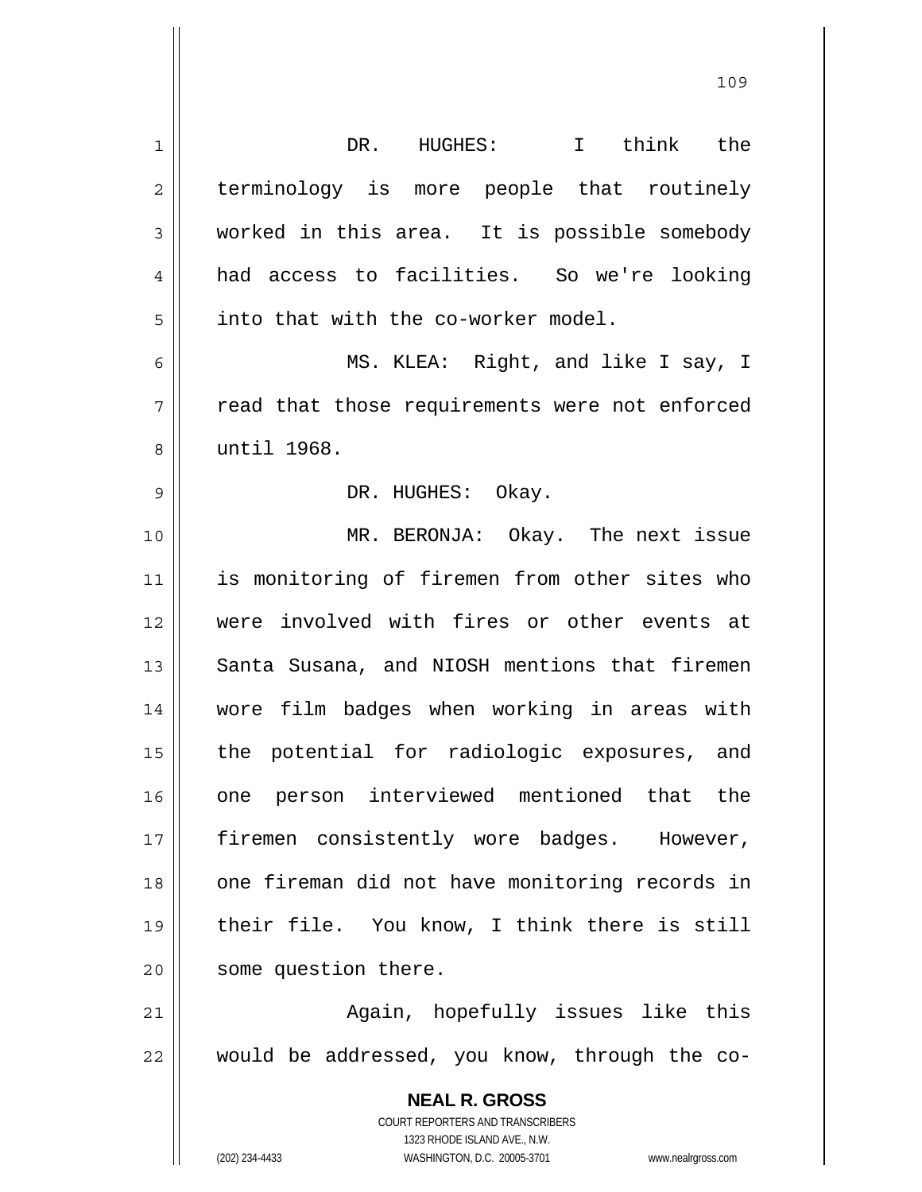DR. HUGHES: I think the terminology is more people that routinely worked in this area. It is possible somebody had access to facilities. So we're looking into that with the co-worker model.

MS. KLEA: Right, and like I say, I read that those requirements were not enforced until 1968.

DR. HUGHES: Okay.

MR. BERONJA: Okay. The next issue is monitoring of firemen from other sites who were involved with fires or other events at Santa Susana, and NIOSH mentions that firemen wore film badges when working in areas with the potential for radiologic exposures, and one person interviewed mentioned that the firemen consistently wore badges. However, one fireman did not have monitoring records in their file. You know, I think there is still some question there.

Again, hopefully issues like this would be addressed, you know, through the co-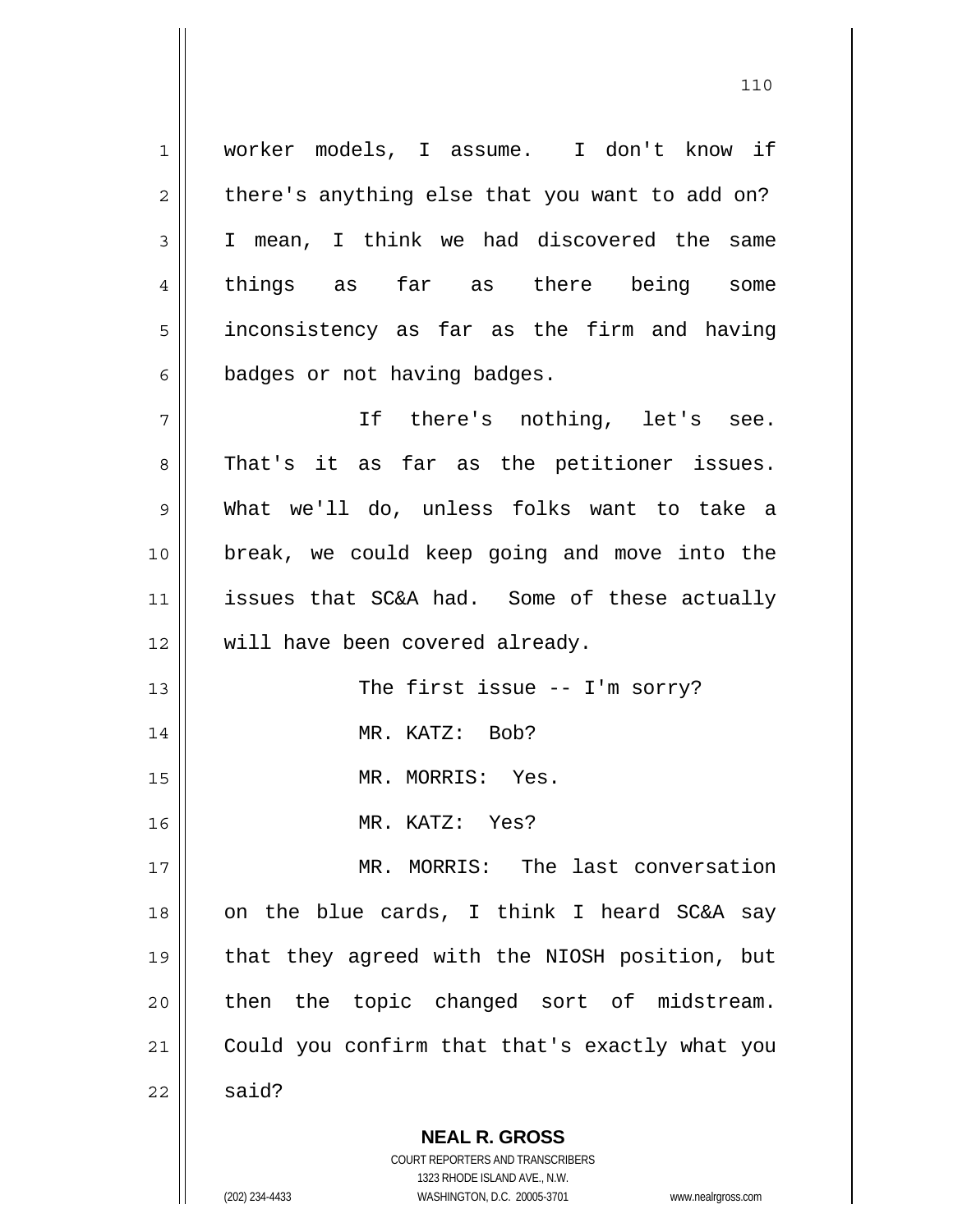worker models, I assume. I don't know if there's anything else that you want to add on? I mean, I think we had discovered the same things as far as there being some inconsistency as far as the firm and having badges or not having badges.

If there's nothing, let's see. That's it as far as the petitioner issues. What we'll do, unless folks want to take a break, we could keep going and move into the issues that SC&A had. Some of these actually will have been covered already.

The first issue -- I'm sorry?

MR. KATZ: Bob?

MR. MORRIS: Yes.

MR. KATZ: Yes?

MR. MORRIS: The last conversation on the blue cards, I think I heard SC&A say that they agreed with the NIOSH position, but then the topic changed sort of midstream. Could you confirm that that's exactly what you said?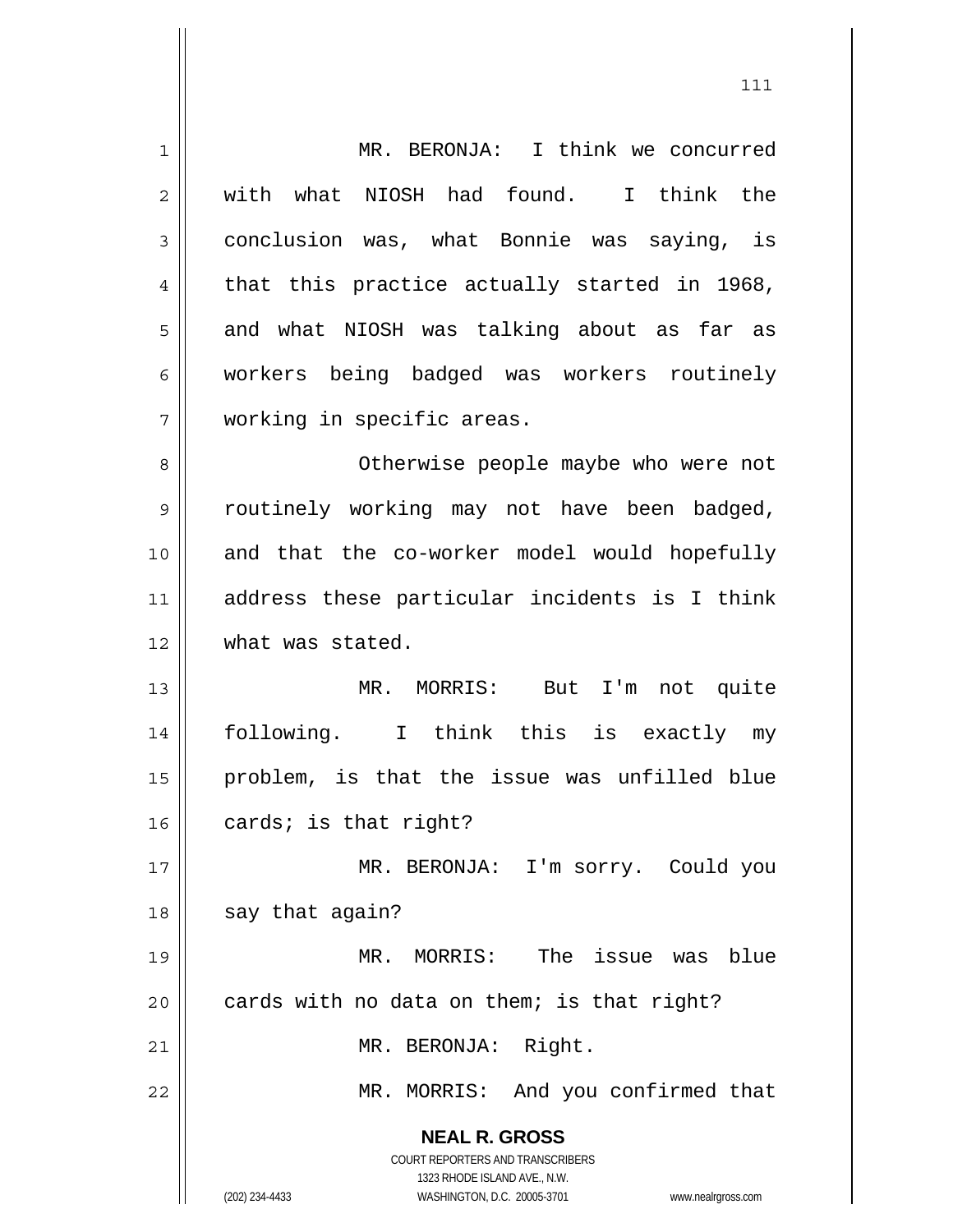MR. BERONJA: I think we concurred with what NIOSH had found. I think the conclusion was, what Bonnie was saying, is that this practice actually started in 1968, and what NIOSH was talking about as far as workers being badged was workers routinely working in specific areas.

Otherwise people maybe who were not routinely working may not have been badged, and that the co-worker model would hopefully address these particular incidents is I think what was stated.

MR. MORRIS: But I'm not quite following. I think this is exactly my problem, is that the issue was unfilled blue cards; is that right?

MR. BERONJA: I'm sorry. Could you say that again?

MR. MORRIS: The issue was blue cards with no data on them; is that right?

MR. BERONJA: Right.

MR. MORRIS: And you confirmed that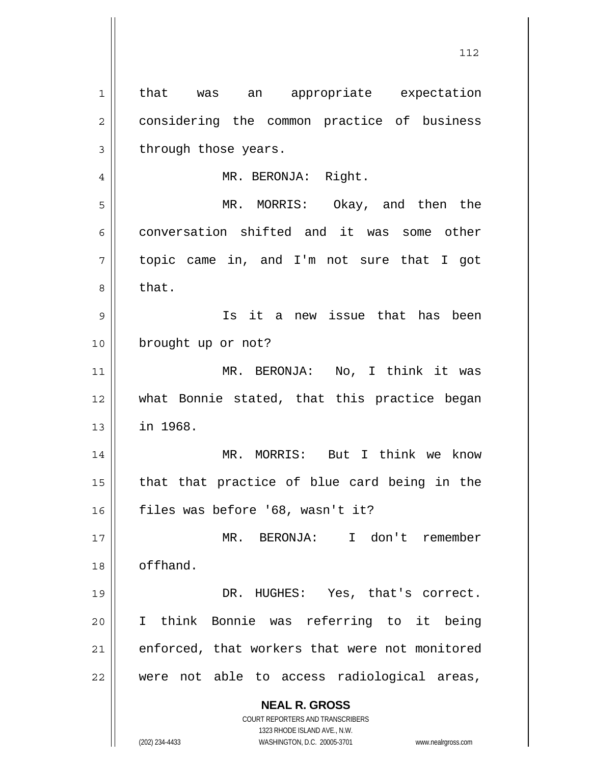that was an appropriate expectation considering the common practice of business through those years.

MR. BERONJA: Right.

MR. MORRIS: Okay, and then the conversation shifted and it was some other topic came in, and I'm not sure that I got that.

Is it a new issue that has been brought up or not?

MR. BERONJA: No, I think it was what Bonnie stated, that this practice began in 1968.

MR. MORRIS: But I think we know that that practice of blue card being in the files was before '68, wasn't it?

MR. BERONJA: I don't remember offhand.

DR. HUGHES: Yes, that's correct. I think Bonnie was referring to it being enforced, that workers that were not monitored were not able to access radiological areas,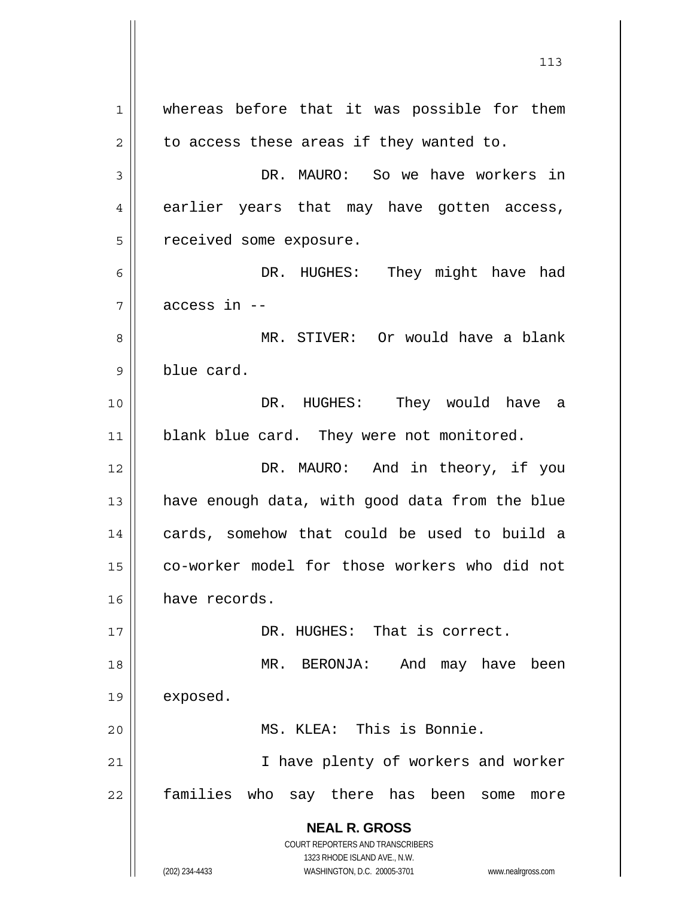whereas before that it was possible for them to access these areas if they wanted to.

DR. MAURO: So we have workers in earlier years that may have gotten access, received some exposure.

DR. HUGHES: They might have had access in --

MR. STIVER: Or would have a blank blue card.

DR. HUGHES: They would have a blank blue card. They were not monitored.

DR. MAURO: And in theory, if you have enough data, with good data from the blue cards, somehow that could be used to build a co-worker model for those workers who did not have records.

DR. HUGHES: That is correct.

MR. BERONJA: And may have been exposed.

MS. KLEA: This is Bonnie.

I have plenty of workers and worker families who say there has been some more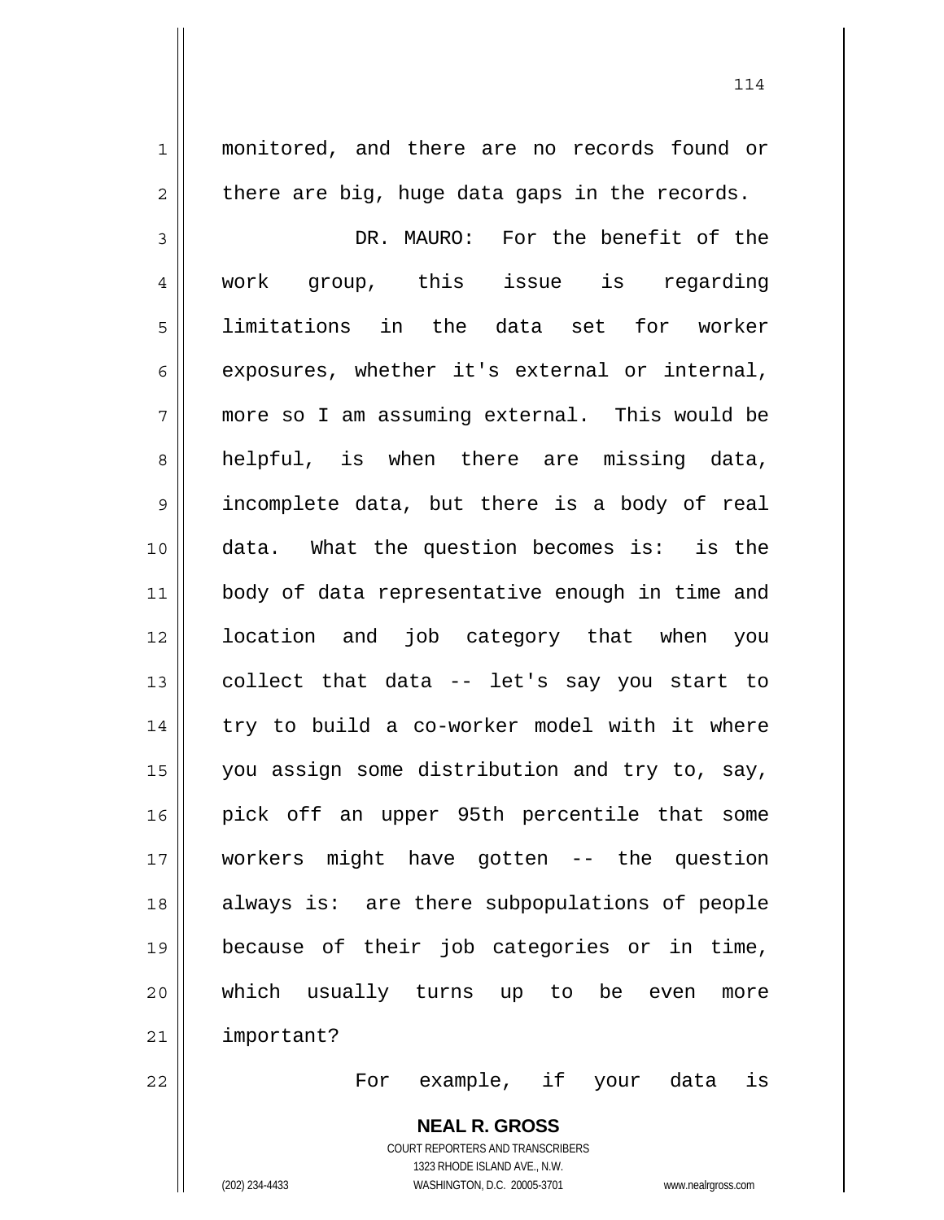monitored, and there are no records found or there are big, huge data gaps in the records.

DR. MAURO: For the benefit of the work group, this issue is regarding limitations in the data set for worker exposures, whether it's external or internal, more so I am assuming external. This would be helpful, is when there are missing data, incomplete data, but there is a body of real data. What the question becomes is: is the body of data representative enough in time and location and job category that when you collect that data -- let's say you start to try to build a co-worker model with it where you assign some distribution and try to, say, pick off an upper 95th percentile that some workers might have gotten -- the question always is: are there subpopulations of people because of their job categories or in time, which usually turns up to be even more important?

For example, if your data is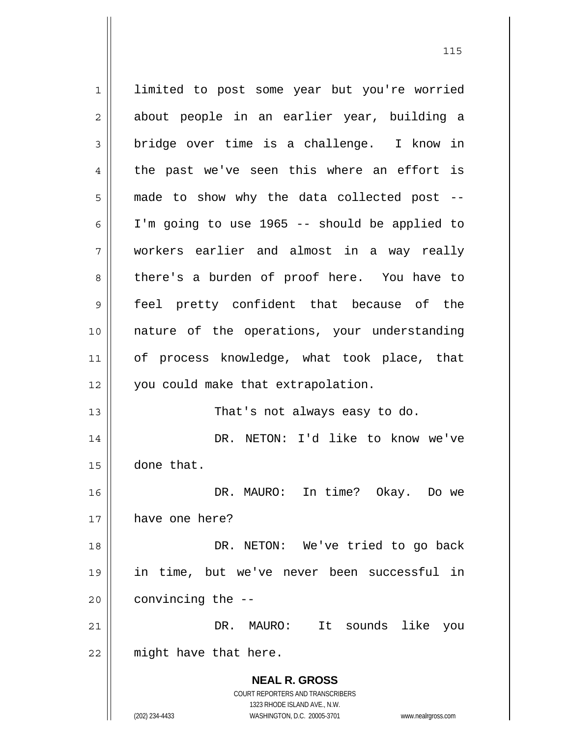limited to post some year but you're worried about people in an earlier year, building a bridge over time is a challenge. I know in the past we've seen this where an effort is made to show why the data collected post -- I'm going to use 1965 -- should be applied to workers earlier and almost in a way really there's a burden of proof here. You have to feel pretty confident that because of the nature of the operations, your understanding of process knowledge, what took place, that you could make that extrapolation.

That's not always easy to do.

DR. NETON: I'd like to know we've done that.

DR. MAURO: In time? Okay. Do we have one here?

DR. NETON: We've tried to go back in time, but we've never been successful in convincing the --

DR. MAURO: It sounds like you might have that here.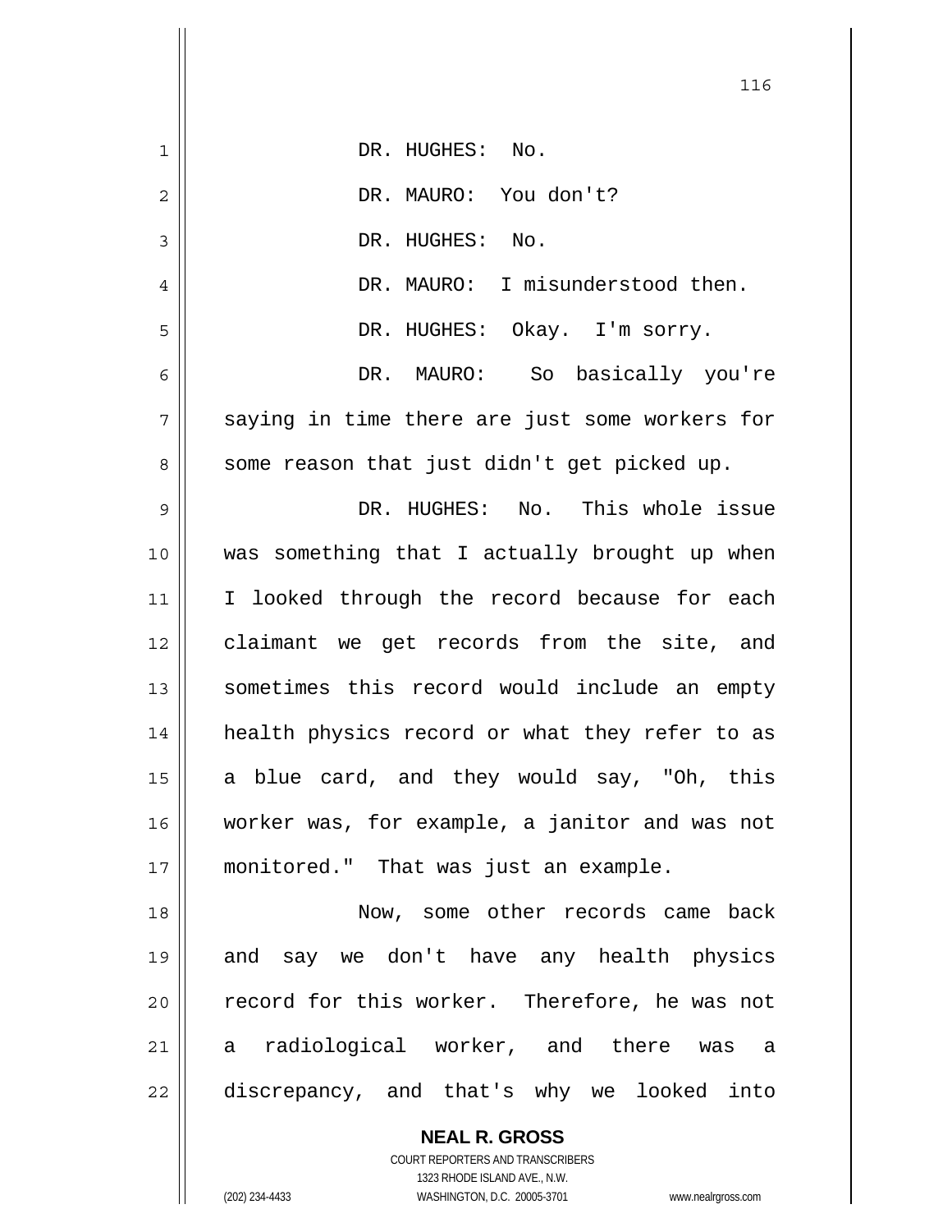DR. HUGHES: No.

DR. MAURO: You don't?

DR. HUGHES: No.

DR. MAURO: I misunderstood then.

DR. HUGHES: Okay. I'm sorry.

DR. MAURO: So basically you're saying in time there are just some workers for some reason that just didn't get picked up.

DR. HUGHES: No. This whole issue was something that I actually brought up when I looked through the record because for each claimant we get records from the site, and sometimes this record would include an empty health physics record or what they refer to as a blue card, and they would say, "Oh, this worker was, for example, a janitor and was not monitored." That was just an example.

Now, some other records came back and say we don't have any health physics record for this worker. Therefore, he was not a radiological worker, and there was a discrepancy, and that's why we looked into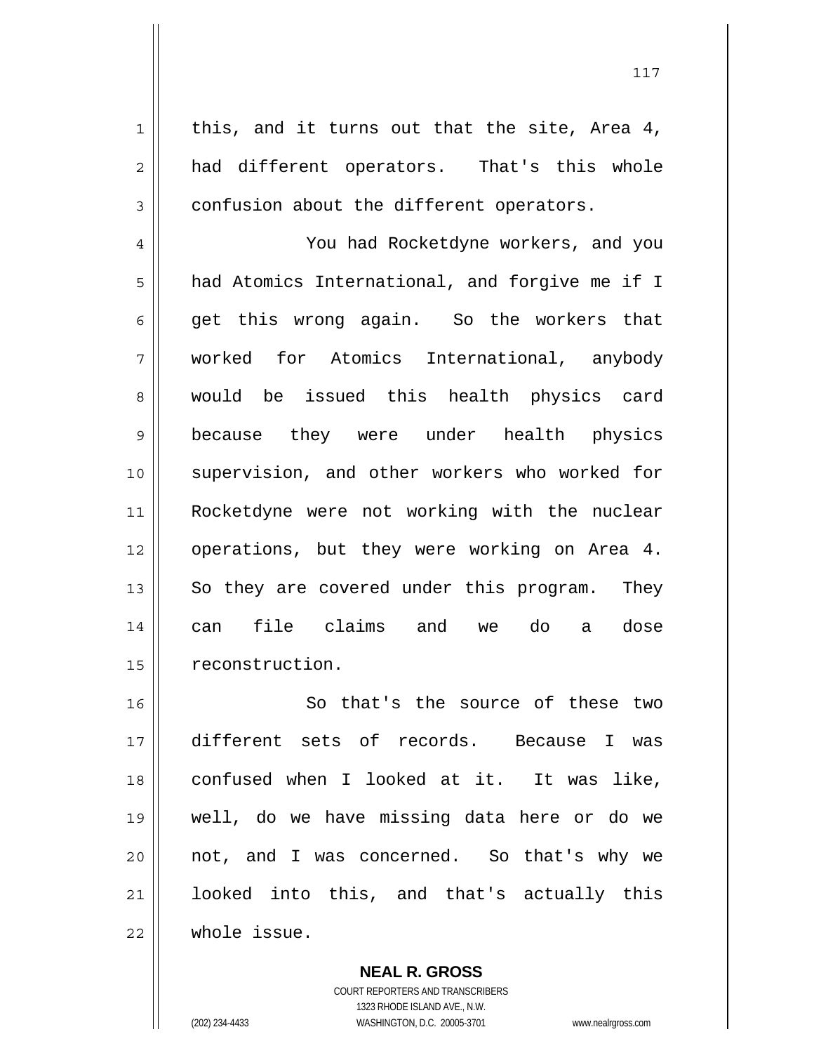this, and it turns out that the site, Area 4, had different operators. That's this whole confusion about the different operators.

You had Rocketdyne workers, and you had Atomics International, and forgive me if I get this wrong again. So the workers that worked for Atomics International, anybody would be issued this health physics card because they were under health physics supervision, and other workers who worked for Rocketdyne were not working with the nuclear operations, but they were working on Area 4. So they are covered under this program. They can file claims and we do a dose reconstruction.

So that's the source of these two different sets of records. Because I was confused when I looked at it. It was like, well, do we have missing data here or do we not, and I was concerned. So that's why we looked into this, and that's actually this whole issue.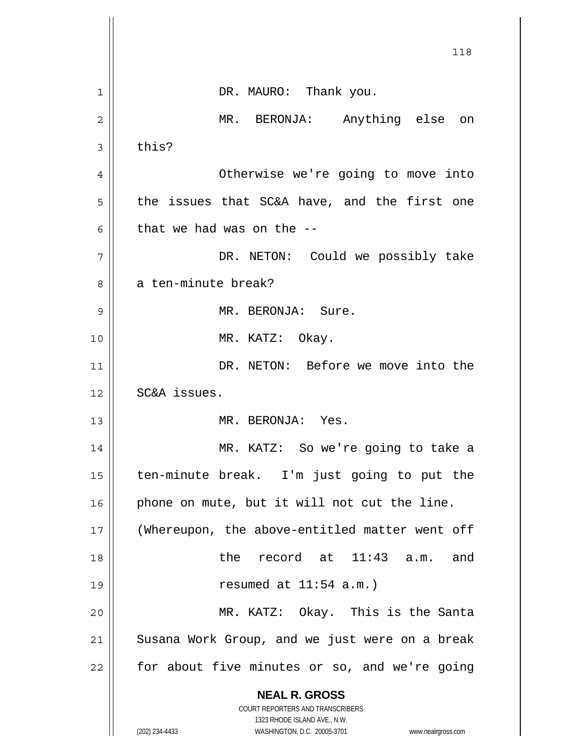DR. MAURO: Thank you.

MR. BERONJA: Anything else on this?

Otherwise we're going to move into the issues that SC&A have, and the first one that we had was on the --

DR. NETON: Could we possibly take a ten-minute break?

MR. BERONJA: Sure.

MR. KATZ: Okay.

DR. NETON: Before we move into the SC&A issues.

MR. BERONJA: Yes.

MR. KATZ: So we're going to take a ten-minute break. I'm just going to put the phone on mute, but it will not cut the line.

(Whereupon, the above-entitled matter went off the record at 11:43 a.m. and resumed at 11:54 a.m.)

MR. KATZ: Okay. This is the Santa Susana Work Group, and we just were on a break for about five minutes or so, and we're going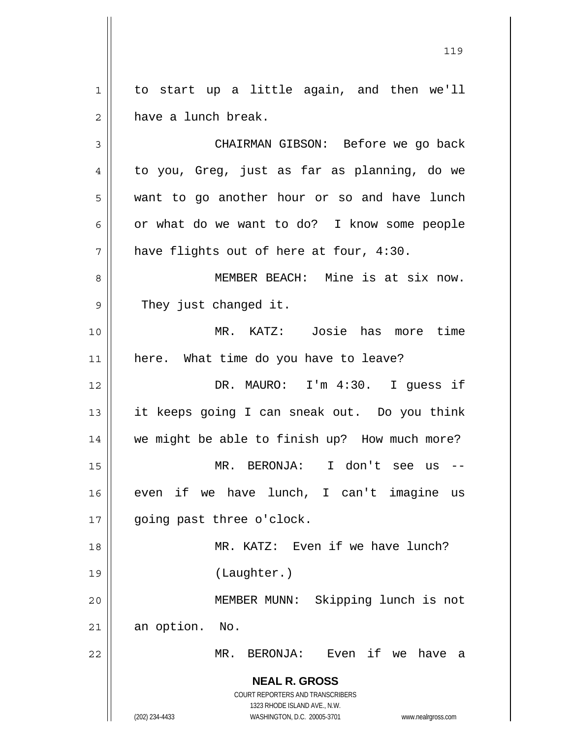to start up a little again, and then we'll have a lunch break.

CHAIRMAN GIBSON: Before we go back to you, Greg, just as far as planning, do we want to go another hour or so and have lunch or what do we want to do? I know some people have flights out of here at four, 4:30.

MEMBER BEACH: Mine is at six now. They just changed it.

MR. KATZ: Josie has more time here. What time do you have to leave?

DR. MAURO: I'm 4:30. I guess if it keeps going I can sneak out. Do you think we might be able to finish up? How much more?

MR. BERONJA: I don't see us -- even if we have lunch, I can't imagine us going past three o'clock.

MR. KATZ: Even if we have lunch?

(Laughter.)

MEMBER MUNN: Skipping lunch is not an option. No.

MR. BERONJA: Even if we have a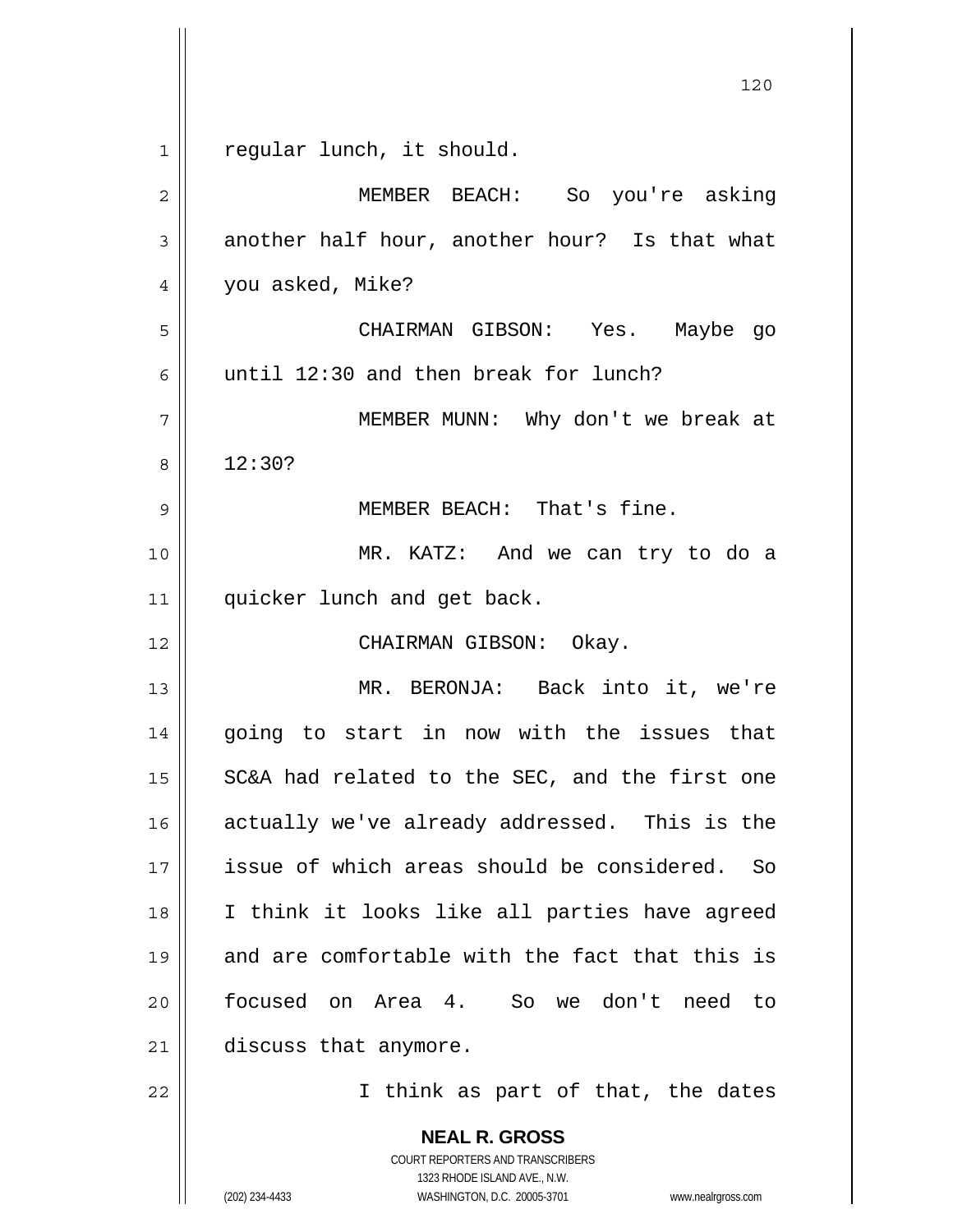regular lunch, it should.

MEMBER BEACH: So you're asking another half hour, another hour? Is that what you asked, Mike?

CHAIRMAN GIBSON: Yes. Maybe go until 12:30 and then break for lunch?

MEMBER MUNN: Why don't we break at 12:30?

MEMBER BEACH: That's fine.

MR. KATZ: And we can try to do a quicker lunch and get back.

CHAIRMAN GIBSON: Okay.

MR. BERONJA: Back into it, we're going to start in now with the issues that SC&A had related to the SEC, and the first one actually we've already addressed. This is the issue of which areas should be considered. So I think it looks like all parties have agreed and are comfortable with the fact that this is focused on Area 4. So we don't need to discuss that anymore.

I think as part of that, the dates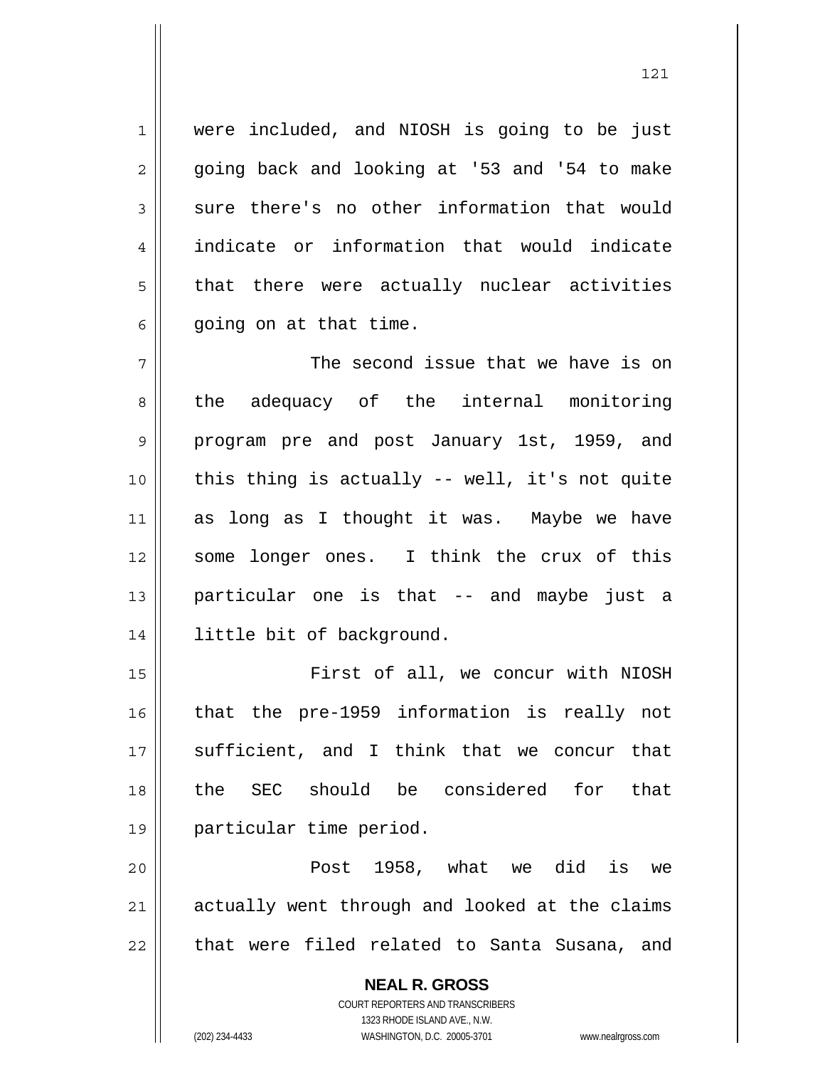were included, and NIOSH is going to be just going back and looking at '53 and '54 to make sure there's no other information that would indicate or information that would indicate that there were actually nuclear activities going on at that time.

The second issue that we have is on the adequacy of the internal monitoring program pre and post January 1st, 1959, and this thing is actually -- well, it's not quite as long as I thought it was. Maybe we have some longer ones. I think the crux of this particular one is that -- and maybe just a little bit of background.

First of all, we concur with NIOSH that the pre-1959 information is really not sufficient, and I think that we concur that the SEC should be considered for that particular time period.

Post 1958, what we did is we actually went through and looked at the claims that were filed related to Santa Susana, and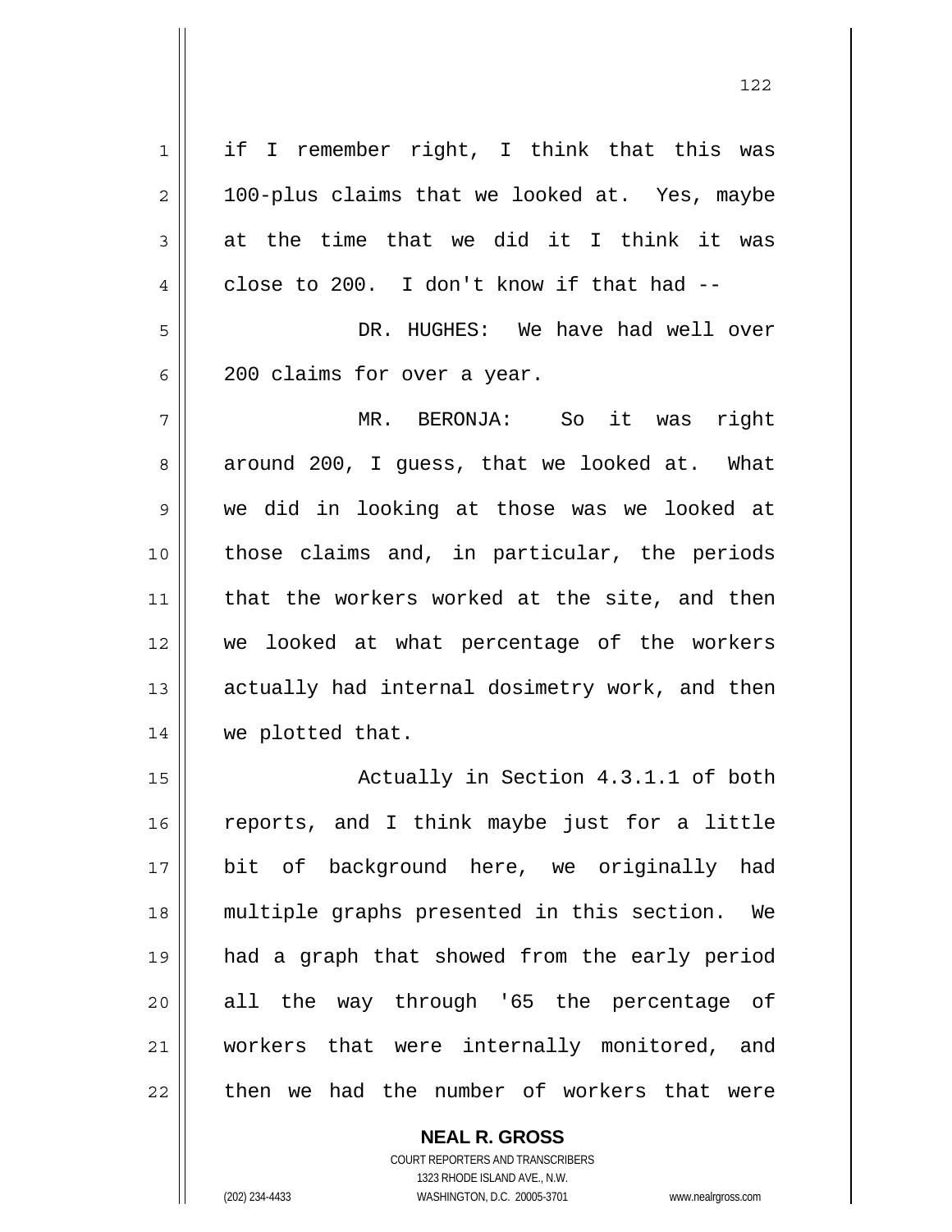if I remember right, I think that this was 100-plus claims that we looked at. Yes, maybe at the time that we did it I think it was close to 200. I don't know if that had --

DR. HUGHES: We have had well over 200 claims for over a year.

MR. BERONJA: So it was right around 200, I guess, that we looked at. What we did in looking at those was we looked at those claims and, in particular, the periods that the workers worked at the site, and then we looked at what percentage of the workers actually had internal dosimetry work, and then we plotted that.

Actually in Section 4.3.1.1 of both reports, and I think maybe just for a little bit of background here, we originally had multiple graphs presented in this section. We had a graph that showed from the early period all the way through '65 the percentage of workers that were internally monitored, and then we had the number of workers that were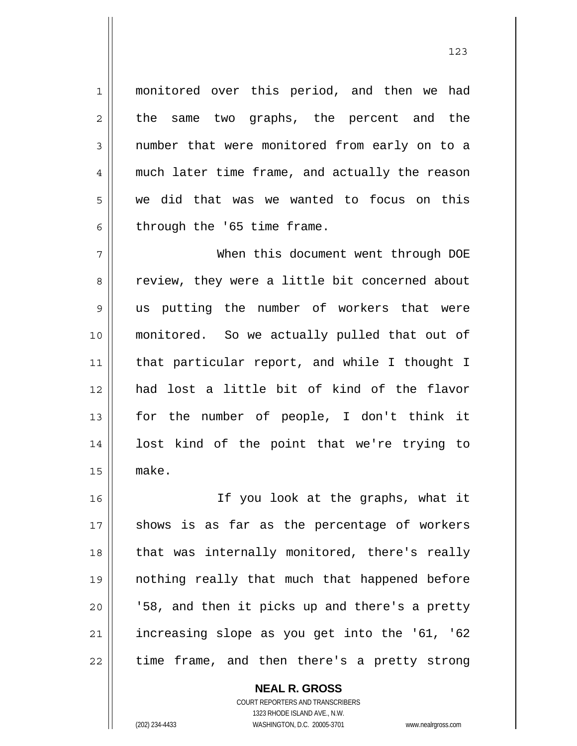monitored over this period, and then we had the same two graphs, the percent and the number that were monitored from early on to a much later time frame, and actually the reason we did that was we wanted to focus on this through the '65 time frame.

When this document went through DOE review, they were a little bit concerned about us putting the number of workers that were monitored. So we actually pulled that out of that particular report, and while I thought I had lost a little bit of kind of the flavor for the number of people, I don't think it lost kind of the point that we're trying to make.

If you look at the graphs, what it shows is as far as the percentage of workers that was internally monitored, there's really nothing really that much that happened before '58, and then it picks up and there's a pretty increasing slope as you get into the '61, '62 time frame, and then there's a pretty strong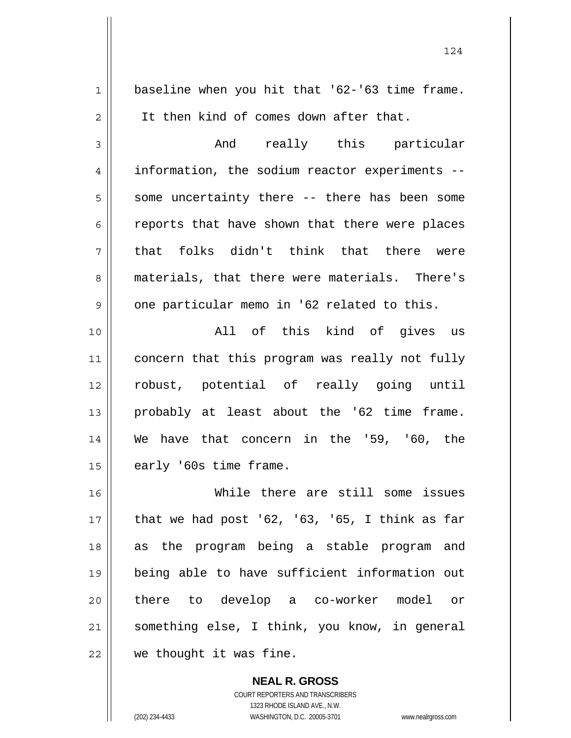baseline when you hit that '62-'63 time frame. It then kind of comes down after that.

And really this particular information, the sodium reactor experiments -- some uncertainty there -- there has been some reports that have shown that there were places that folks didn't think that there were materials, that there were materials. There's one particular memo in '62 related to this.

All of this kind of gives us concern that this program was really not fully robust, potential of really going until probably at least about the '62 time frame. We have that concern in the '59, '60, the early '60s time frame.

While there are still some issues that we had post '62, '63, '65, I think as far as the program being a stable program and being able to have sufficient information out there to develop a co-worker model or something else, I think, you know, in general we thought it was fine.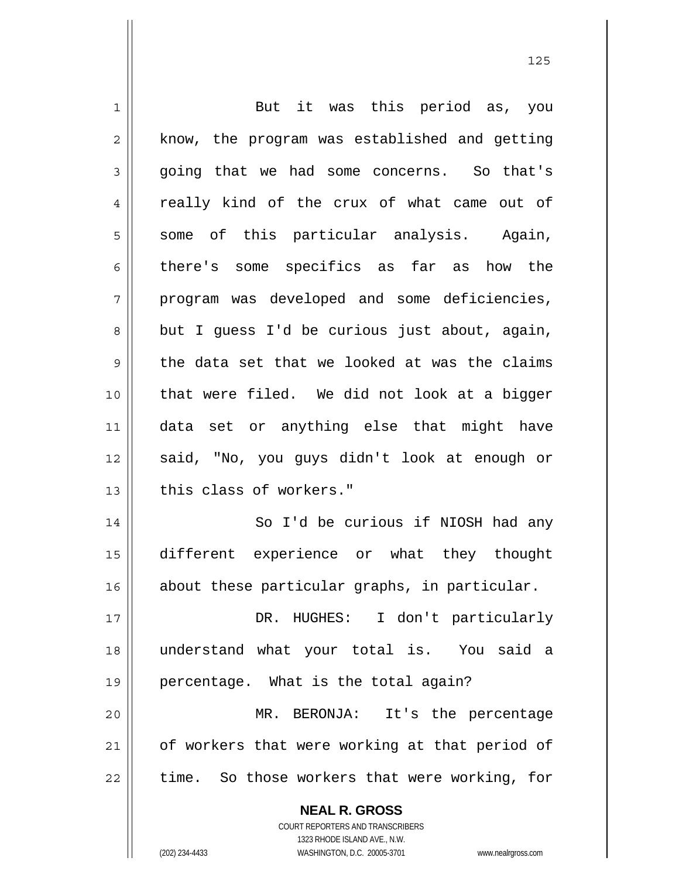But it was this period as, you know, the program was established and getting going that we had some concerns. So that's really kind of the crux of what came out of some of this particular analysis. Again, there's some specifics as far as how the program was developed and some deficiencies, but I guess I'd be curious just about, again, the data set that we looked at was the claims that were filed. We did not look at a bigger data set or anything else that might have said, "No, you guys didn't look at enough or this class of workers."

So I'd be curious if NIOSH had any different experience or what they thought about these particular graphs, in particular.

DR. HUGHES: I don't particularly understand what your total is. You said a percentage. What is the total again?

MR. BERONJA: It's the percentage of workers that were working at that period of time. So those workers that were working, for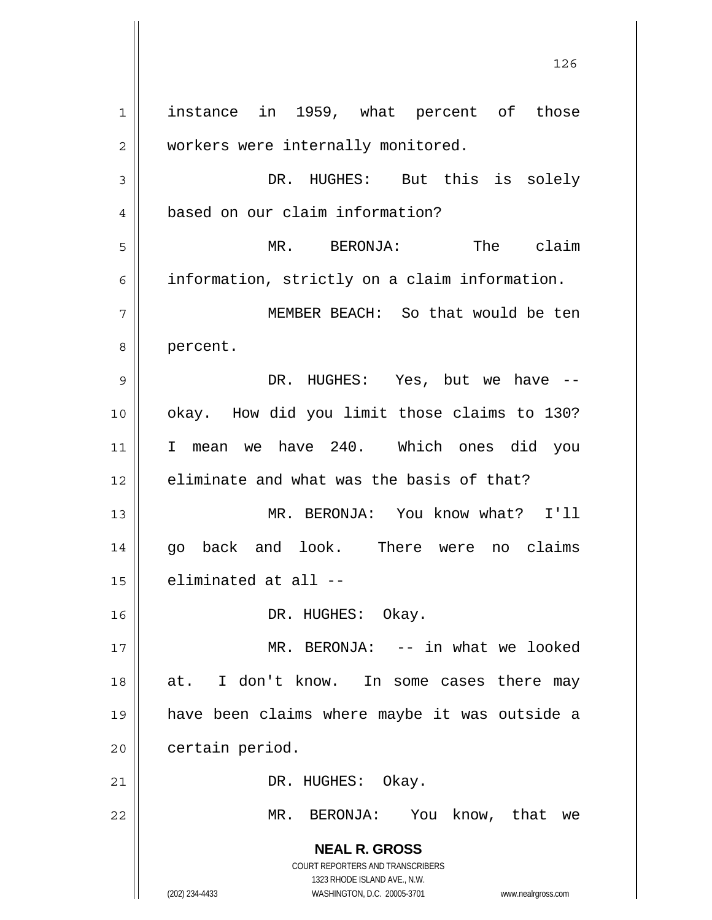instance in 1959, what percent of those workers were internally monitored.

DR. HUGHES: But this is solely based on our claim information?

MR. BERONJA: The claim information, strictly on a claim information.

MEMBER BEACH: So that would be ten percent.

DR. HUGHES: Yes, but we have -- okay. How did you limit those claims to 130? I mean we have 240. Which ones did you eliminate and what was the basis of that?

MR. BERONJA: You know what? I'll go back and look. There were no claims eliminated at all --

DR. HUGHES: Okay.

MR. BERONJA: -- in what we looked at. I don't know. In some cases there may have been claims where maybe it was outside a certain period.

DR. HUGHES: Okay.

MR. BERONJA: You know, that we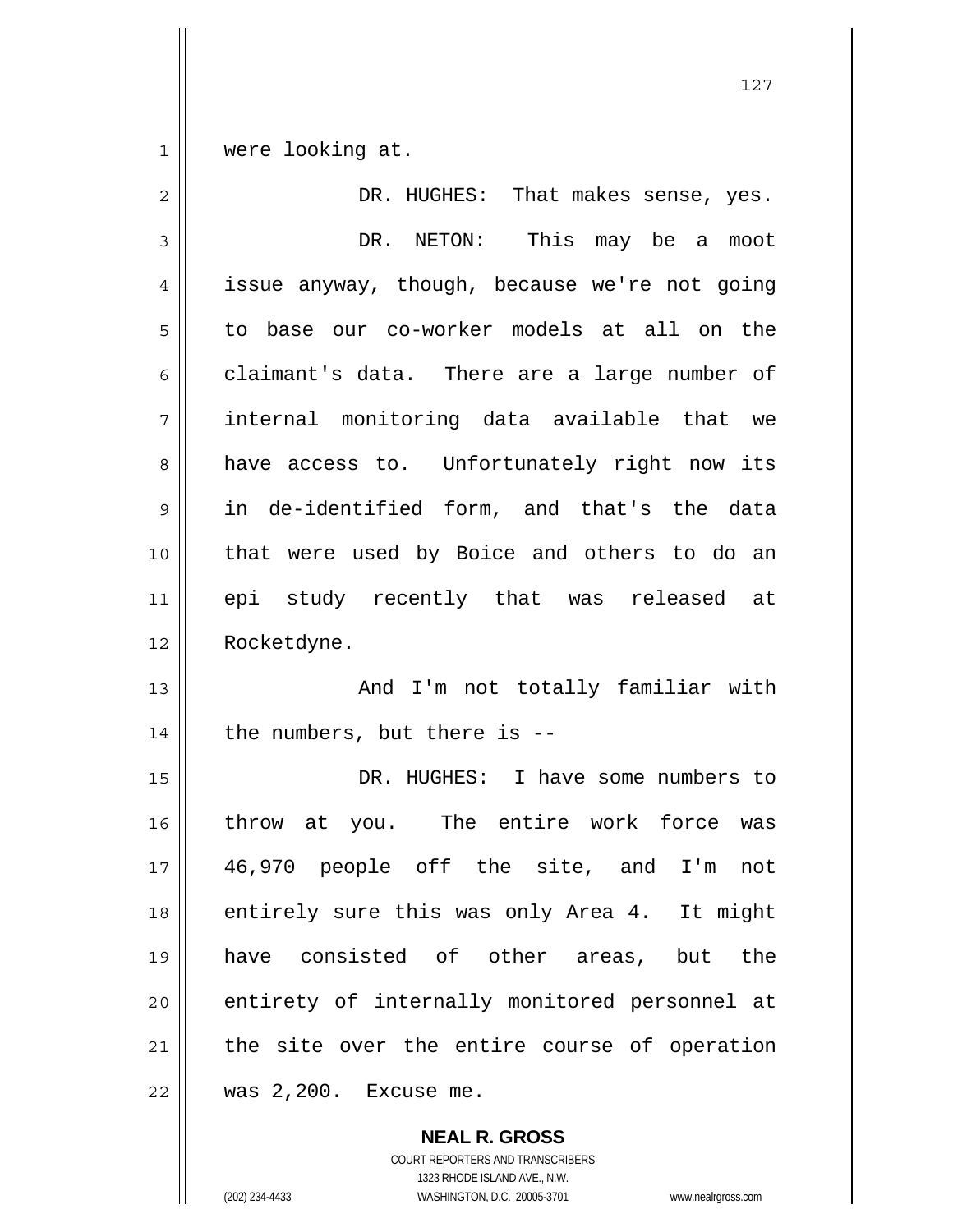were looking at.

DR. HUGHES: That makes sense, yes.

DR. NETON: This may be a moot issue anyway, though, because we're not going to base our co-worker models at all on the claimant's data. There are a large number of internal monitoring data available that we have access to. Unfortunately right now its in de-identified form, and that's the data that were used by Boice and others to do an epi study recently that was released at Rocketdyne.

And I'm not totally familiar with the numbers, but there is --

DR. HUGHES: I have some numbers to throw at you. The entire work force was 46,970 people off the site, and I'm not entirely sure this was only Area 4. It might have consisted of other areas, but the entirety of internally monitored personnel at the site over the entire course of operation was 2,200. Excuse me.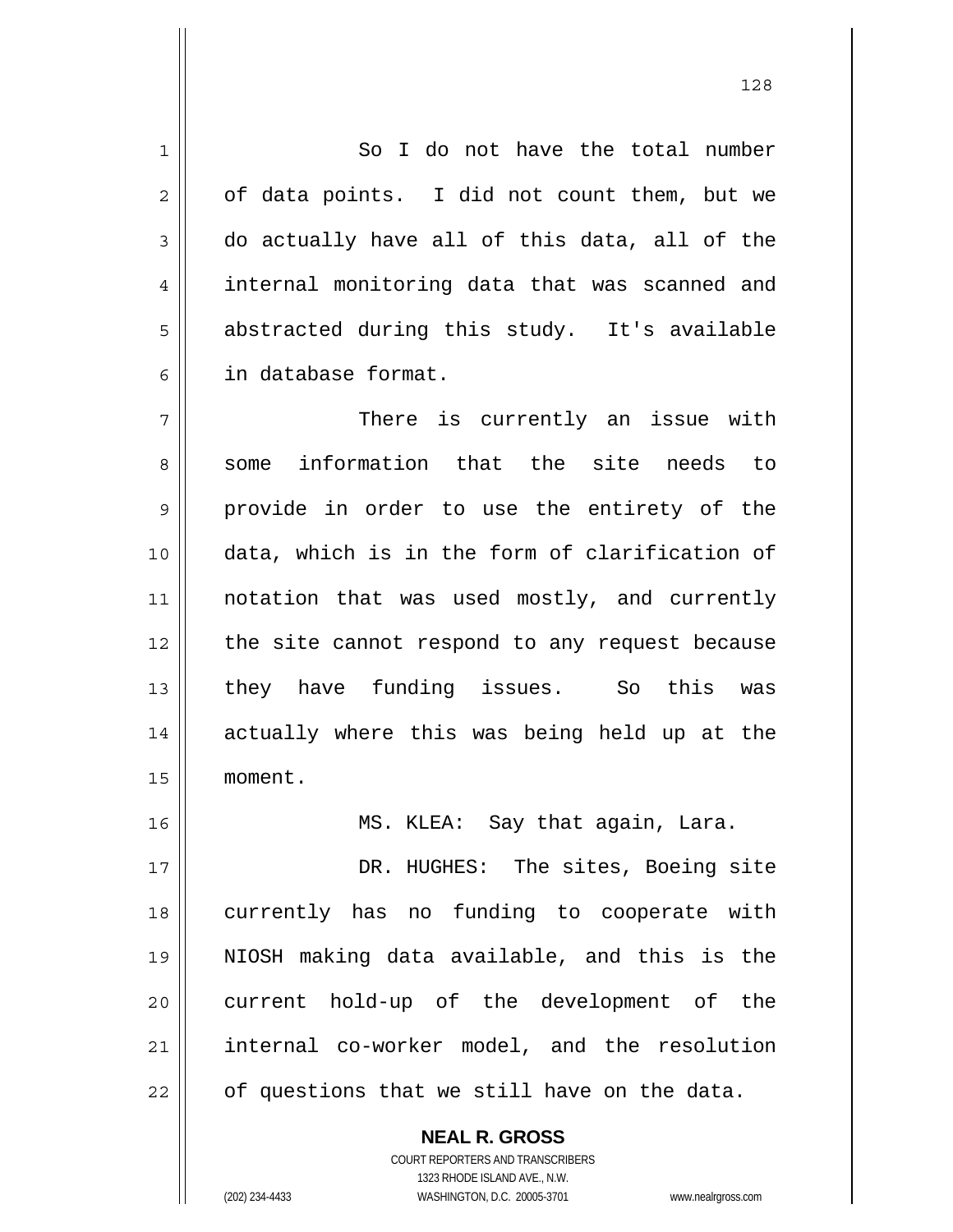So I do not have the total number of data points. I did not count them, but we do actually have all of this data, all of the internal monitoring data that was scanned and abstracted during this study. It's available in database format.

There is currently an issue with some information that the site needs to provide in order to use the entirety of the data, which is in the form of clarification of notation that was used mostly, and currently the site cannot respond to any request because they have funding issues. So this was actually where this was being held up at the moment.

MS. KLEA: Say that again, Lara.

DR. HUGHES: The sites, Boeing site currently has no funding to cooperate with NIOSH making data available, and this is the current hold-up of the development of the internal co-worker model, and the resolution of questions that we still have on the data.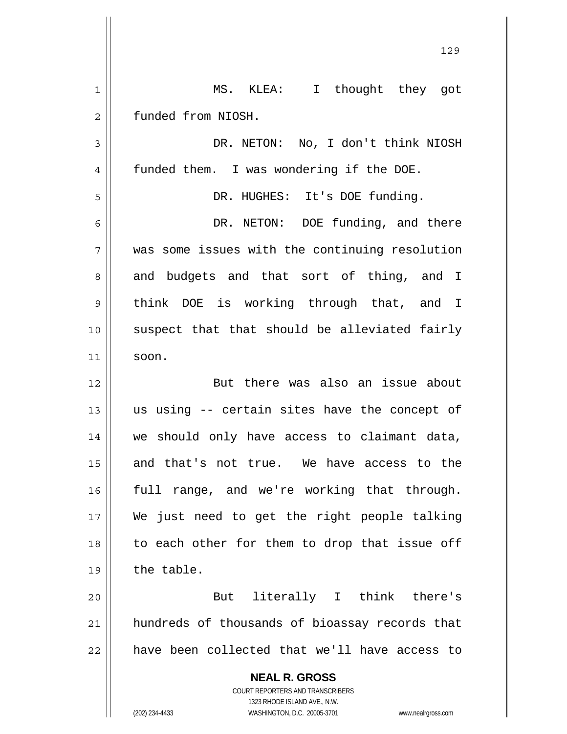MS. KLEA: I thought they got funded from NIOSH.

DR. NETON: No, I don't think NIOSH funded them. I was wondering if the DOE.

DR. HUGHES: It's DOE funding.

DR. NETON: DOE funding, and there was some issues with the continuing resolution and budgets and that sort of thing, and I think DOE is working through that, and I suspect that that should be alleviated fairly soon.

But there was also an issue about us using -- certain sites have the concept of we should only have access to claimant data, and that's not true. We have access to the full range, and we're working that through. We just need to get the right people talking to each other for them to drop that issue off the table.

But literally I think there's hundreds of thousands of bioassay records that have been collected that we'll have access to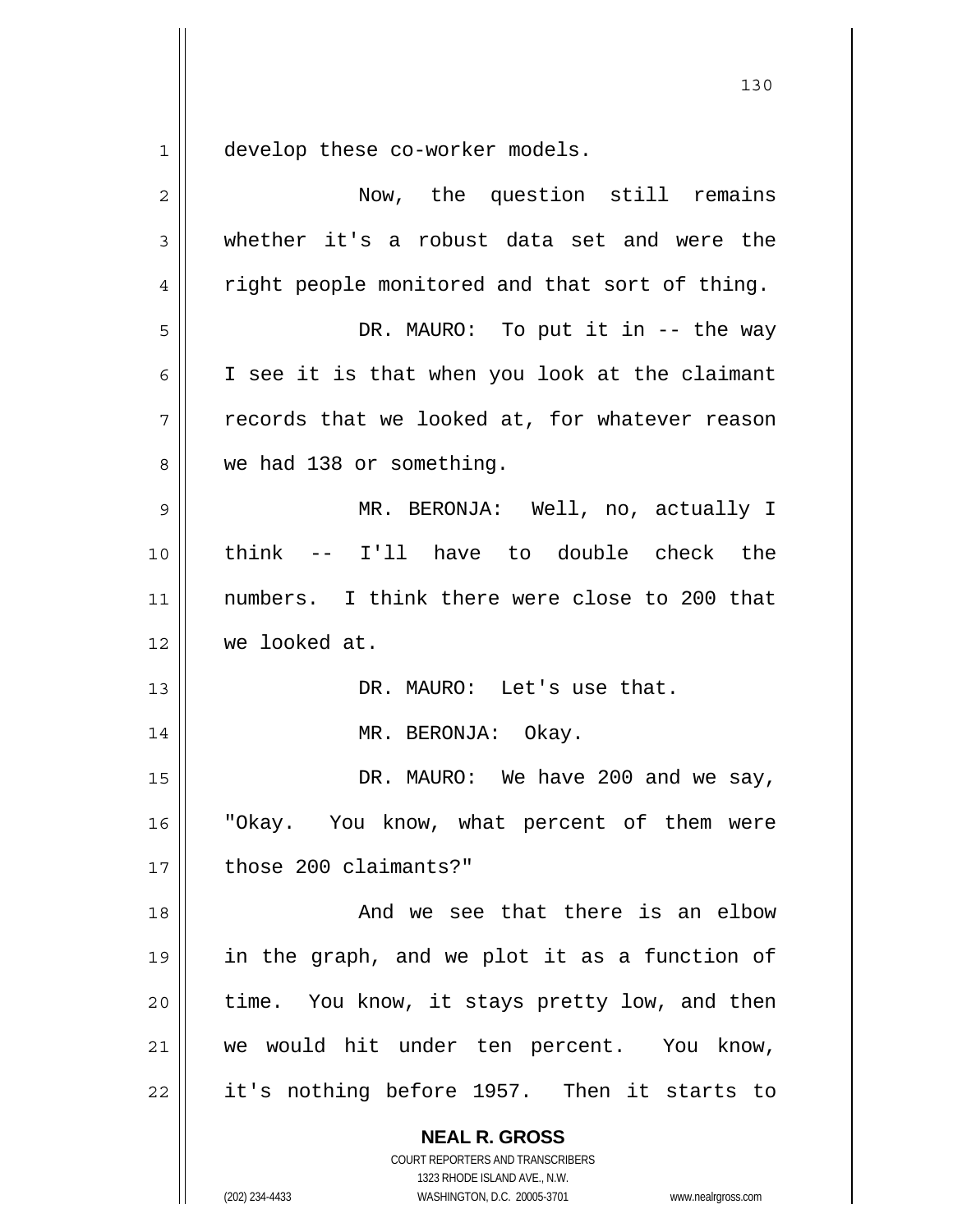develop these co-worker models.

Now, the question still remains whether it's a robust data set and were the right people monitored and that sort of thing.

DR. MAURO: To put it in -- the way I see it is that when you look at the claimant records that we looked at, for whatever reason we had 138 or something.

MR. BERONJA: Well, no, actually I think -- I'll have to double check the numbers. I think there were close to 200 that we looked at.

DR. MAURO: Let's use that.

MR. BERONJA: Okay.

DR. MAURO: We have 200 and we say, "Okay. You know, what percent of them were those 200 claimants?"

And we see that there is an elbow in the graph, and we plot it as a function of time. You know, it stays pretty low, and then we would hit under ten percent. You know, it's nothing before 1957. Then it starts to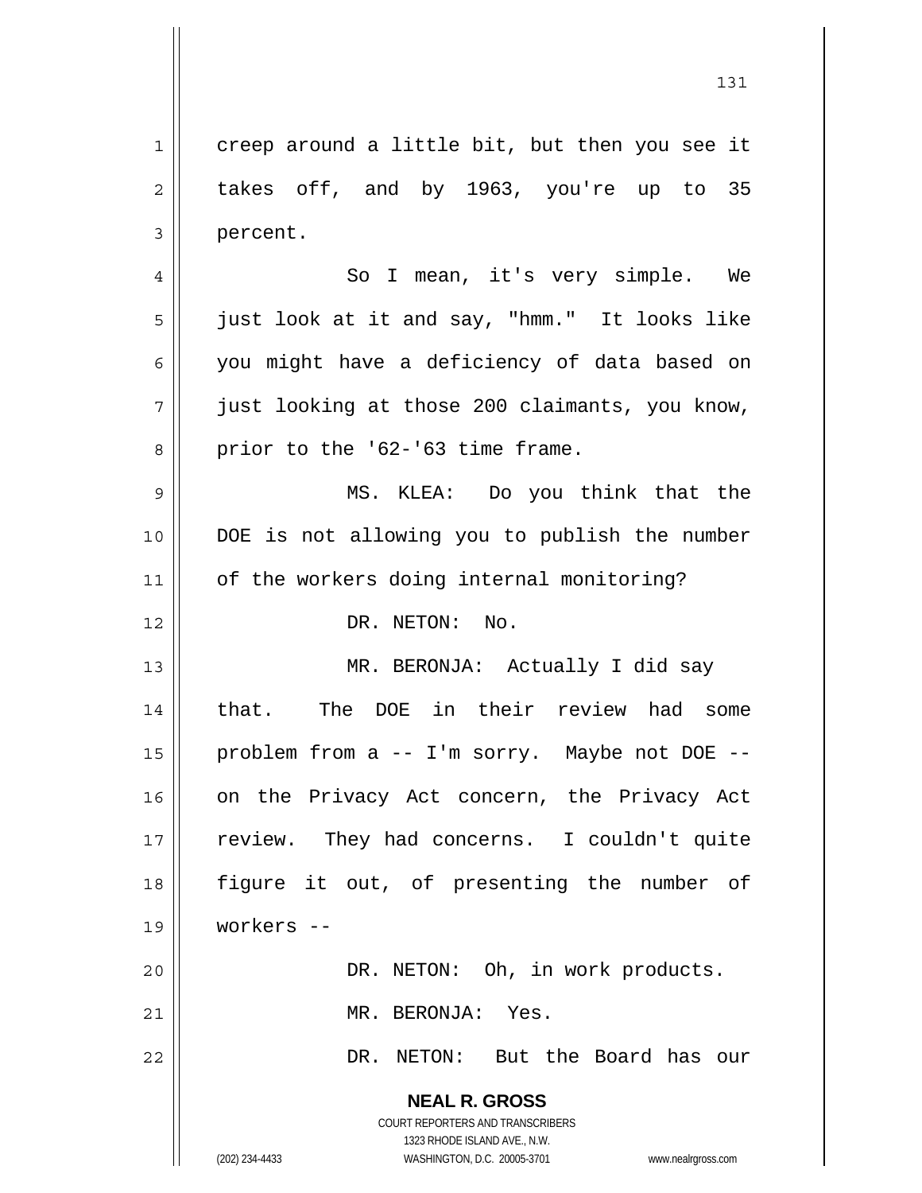creep around a little bit, but then you see it takes off, and by 1963, you're up to 35 percent.

So I mean, it's very simple. We just look at it and say, "hmm." It looks like you might have a deficiency of data based on just looking at those 200 claimants, you know, prior to the '62-'63 time frame.

MS. KLEA: Do you think that the DOE is not allowing you to publish the number of the workers doing internal monitoring?

DR. NETON: No.

MR. BERONJA: Actually I did say that. The DOE in their review had some problem from a -- I'm sorry. Maybe not DOE -- on the Privacy Act concern, the Privacy Act review. They had concerns. I couldn't quite figure it out, of presenting the number of workers --

DR. NETON: Oh, in work products.

MR. BERONJA: Yes.

DR. NETON: But the Board has our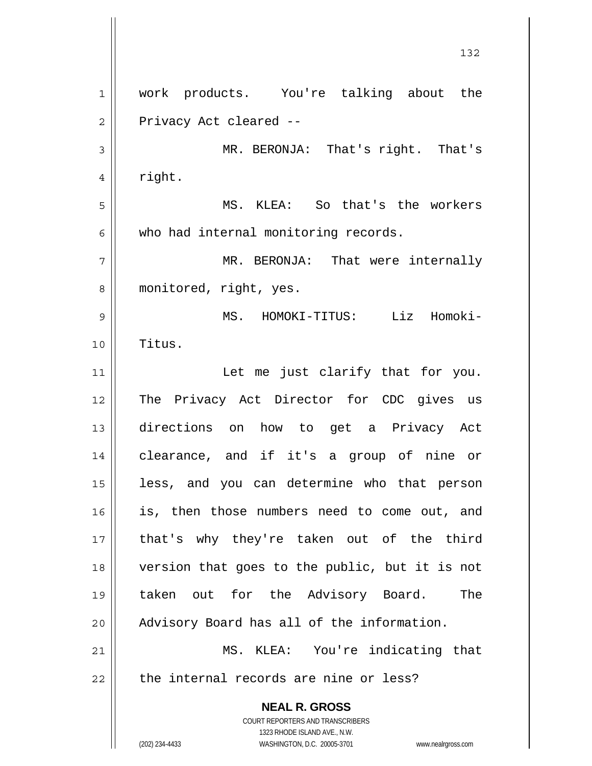work products. You're talking about the Privacy Act cleared --

MR. BERONJA: That's right. That's right.

MS. KLEA: So that's the workers who had internal monitoring records.

MR. BERONJA: That were internally monitored, right, yes.

MS. HOMOKI-TITUS: Liz Homoki-Titus.

Let me just clarify that for you. The Privacy Act Director for CDC gives us directions on how to get a Privacy Act clearance, and if it's a group of nine or less, and you can determine who that person is, then those numbers need to come out, and that's why they're taken out of the third version that goes to the public, but it is not taken out for the Advisory Board. The Advisory Board has all of the information.

MS. KLEA: You're indicating that the internal records are nine or less?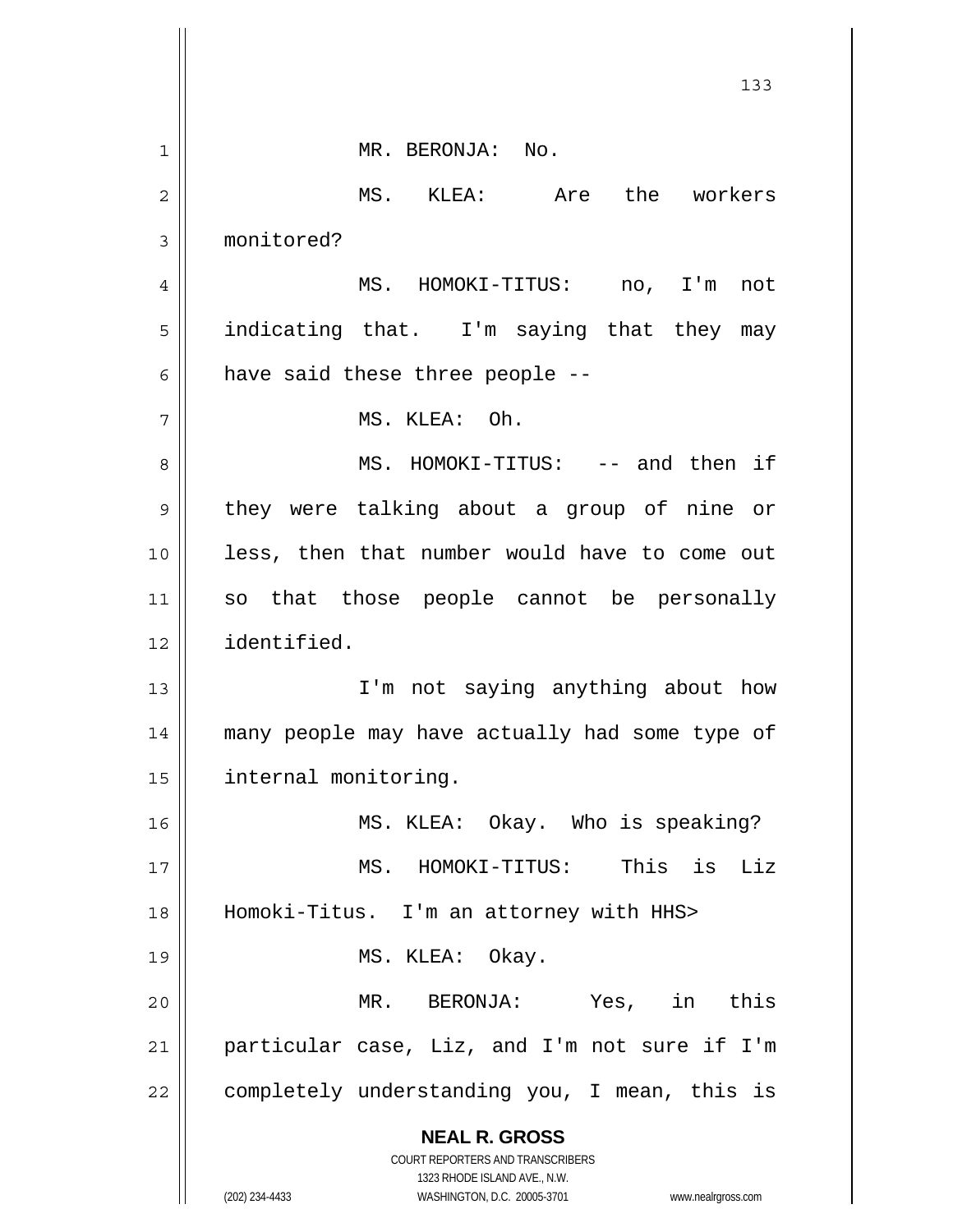MR. BERONJA: No.

MS. KLEA: Are the workers monitored?

MS. HOMOKI-TITUS: no, I'm not indicating that. I'm saying that they may have said these three people --

MS. KLEA: Oh.

MS. HOMOKI-TITUS: -- and then if they were talking about a group of nine or less, then that number would have to come out so that those people cannot be personally identified.

I'm not saying anything about how many people may have actually had some type of internal monitoring.

MS. KLEA: Okay. Who is speaking?

MS. HOMOKI-TITUS: This is Liz Homoki-Titus. I'm an attorney with HHS>

MS. KLEA: Okay.

MR. BERONJA: Yes, in this particular case, Liz, and I'm not sure if I'm completely understanding you, I mean, this is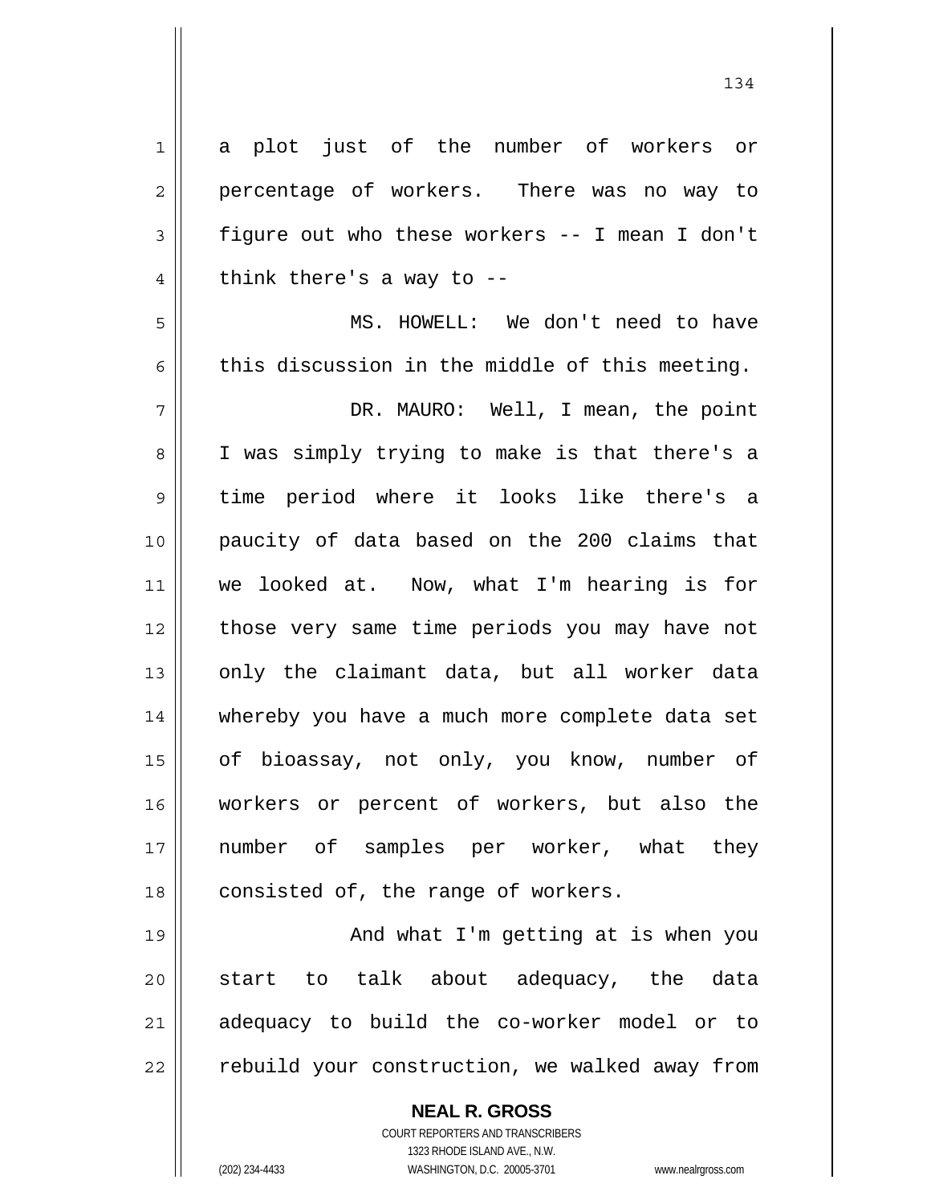a plot just of the number of workers or percentage of workers. There was no way to figure out who these workers -- I mean I don't think there's a way to --

MS. HOWELL: We don't need to have this discussion in the middle of this meeting.

DR. MAURO: Well, I mean, the point I was simply trying to make is that there's a time period where it looks like there's a paucity of data based on the 200 claims that we looked at. Now, what I'm hearing is for those very same time periods you may have not only the claimant data, but all worker data whereby you have a much more complete data set of bioassay, not only, you know, number of workers or percent of workers, but also the number of samples per worker, what they consisted of, the range of workers.

And what I'm getting at is when you start to talk about adequacy, the data adequacy to build the co-worker model or to rebuild your construction, we walked away from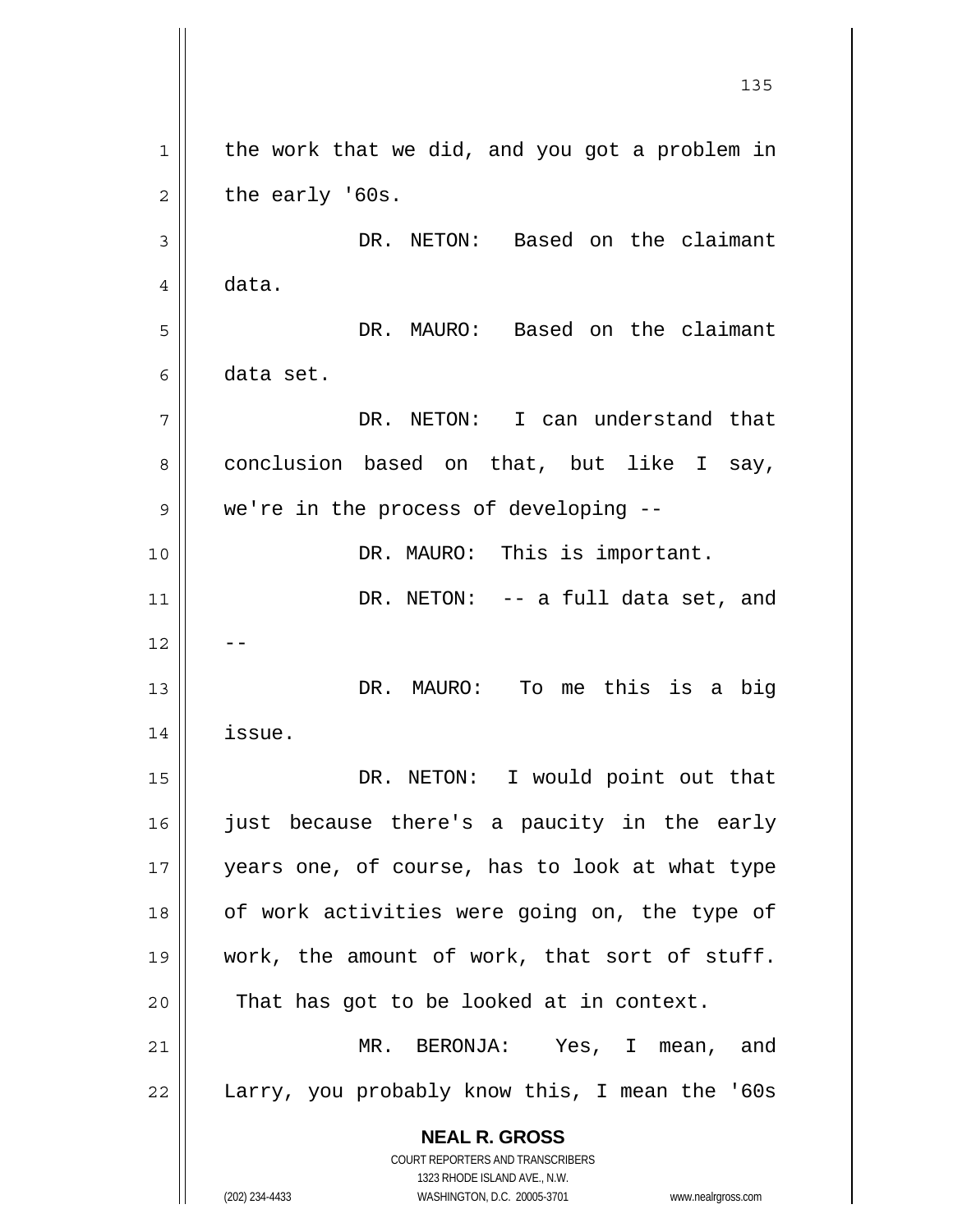the work that we did, and you got a problem in the early '60s.

DR. NETON: Based on the claimant data.

DR. MAURO: Based on the claimant data set.

DR. NETON: I can understand that conclusion based on that, but like I say, we're in the process of developing --

DR. MAURO: This is important.

DR. NETON: -- a full data set, and --

DR. MAURO: To me this is a big issue.

DR. NETON: I would point out that just because there's a paucity in the early years one, of course, has to look at what type of work activities were going on, the type of work, the amount of work, that sort of stuff. That has got to be looked at in context.

MR. BERONJA: Yes, I mean, and Larry, you probably know this, I mean the '60s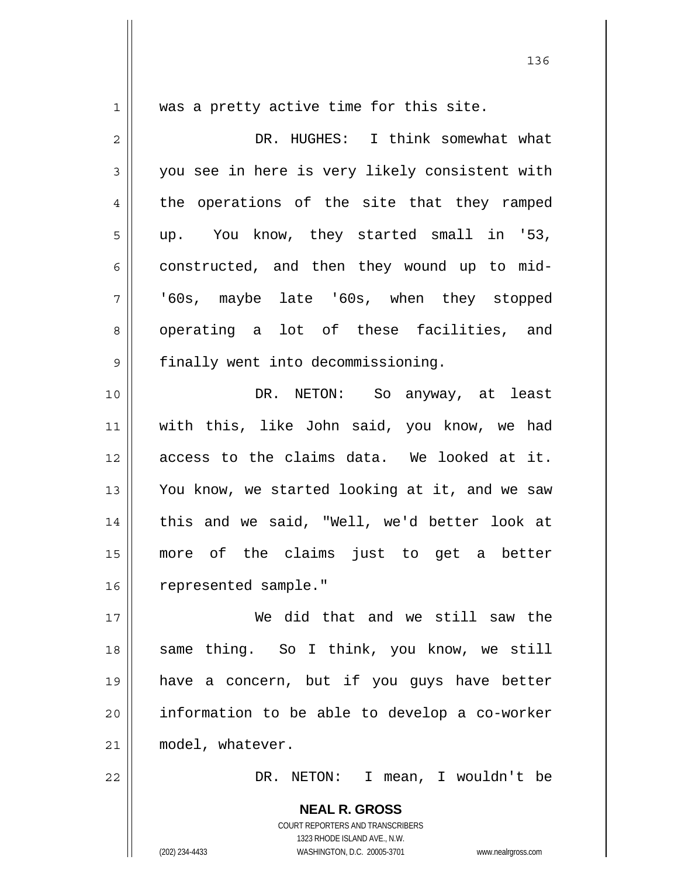was a pretty active time for this site.

DR. HUGHES: I think somewhat what you see in here is very likely consistent with the operations of the site that they ramped up. You know, they started small in '53, constructed, and then they wound up to mid-'60s, maybe late '60s, when they stopped operating a lot of these facilities, and finally went into decommissioning.

DR. NETON: So anyway, at least with this, like John said, you know, we had access to the claims data. We looked at it. You know, we started looking at it, and we saw this and we said, "Well, we'd better look at more of the claims just to get a better represented sample."

We did that and we still saw the same thing. So I think, you know, we still have a concern, but if you guys have better information to be able to develop a co-worker model, whatever.

DR. NETON: I mean, I wouldn't be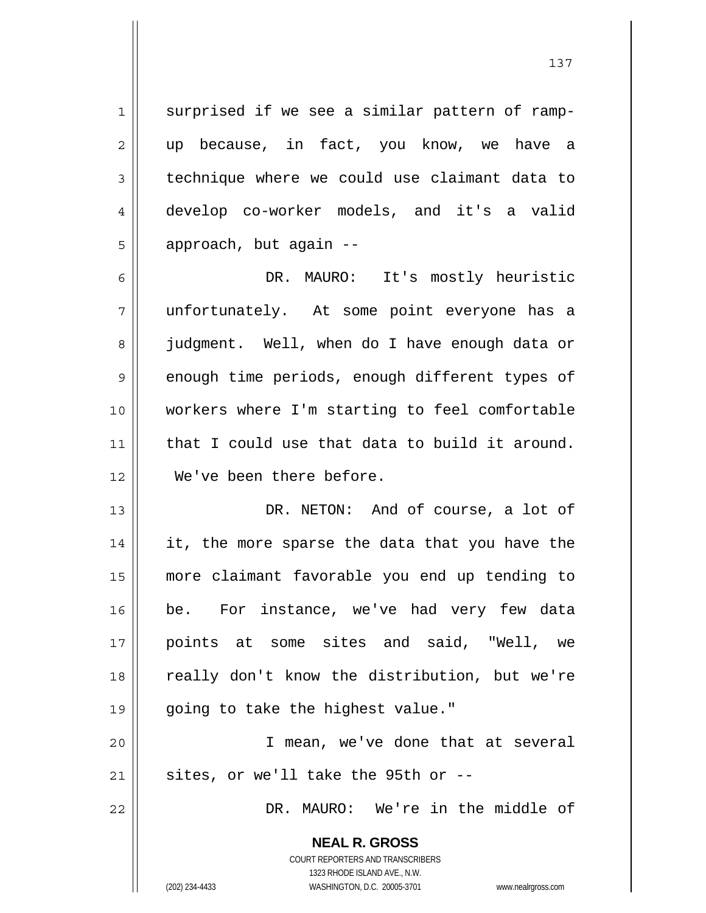surprised if we see a similar pattern of ramp-up because, in fact, you know, we have a technique where we could use claimant data to develop co-worker models, and it's a valid approach, but again --

DR. MAURO: It's mostly heuristic unfortunately. At some point everyone has a judgment. Well, when do I have enough data or enough time periods, enough different types of workers where I'm starting to feel comfortable that I could use that data to build it around. We've been there before.

DR. NETON: And of course, a lot of it, the more sparse the data that you have the more claimant favorable you end up tending to be. For instance, we've had very few data points at some sites and said, "Well, we really don't know the distribution, but we're going to take the highest value."

I mean, we've done that at several sites, or we'll take the 95th or --

DR. MAURO: We're in the middle of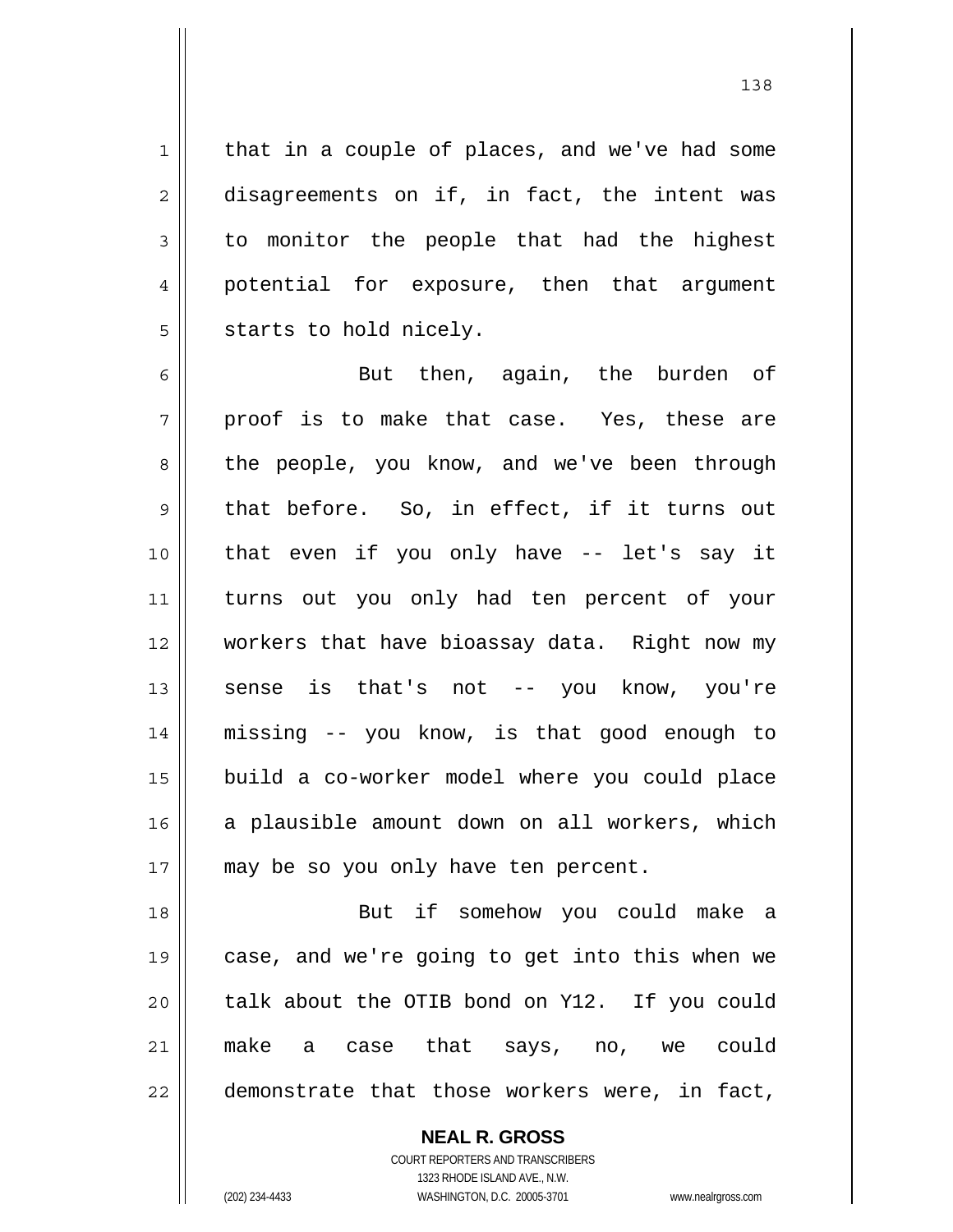that in a couple of places, and we've had some disagreements on if, in fact, the intent was to monitor the people that had the highest potential for exposure, then that argument starts to hold nicely.

But then, again, the burden of proof is to make that case. Yes, these are the people, you know, and we've been through that before. So, in effect, if it turns out that even if you only have -- let's say it turns out you only had ten percent of your workers that have bioassay data. Right now my sense is that's not -- you know, you're missing -- you know, is that good enough to build a co-worker model where you could place a plausible amount down on all workers, which may be so you only have ten percent.

But if somehow you could make a case, and we're going to get into this when we talk about the OTIB bond on Y12. If you could make a case that says, no, we could demonstrate that those workers were, in fact,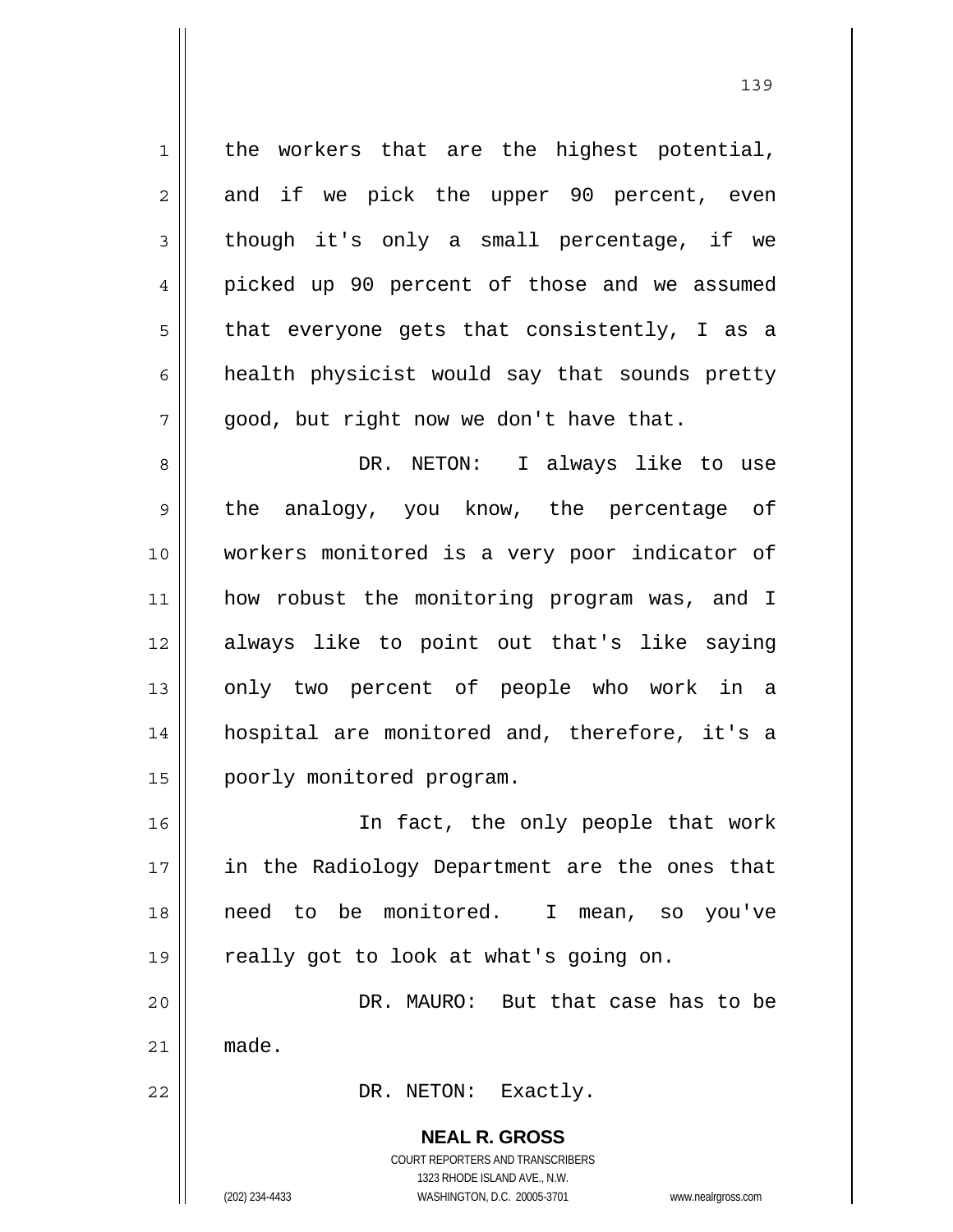the workers that are the highest potential, and if we pick the upper 90 percent, even though it's only a small percentage, if we picked up 90 percent of those and we assumed that everyone gets that consistently, I as a health physicist would say that sounds pretty good, but right now we don't have that.

DR. NETON: I always like to use the analogy, you know, the percentage of workers monitored is a very poor indicator of how robust the monitoring program was, and I always like to point out that's like saying only two percent of people who work in a hospital are monitored and, therefore, it's a poorly monitored program.

In fact, the only people that work in the Radiology Department are the ones that need to be monitored. I mean, so you've really got to look at what's going on.

DR. MAURO: But that case has to be made.

DR. NETON: Exactly.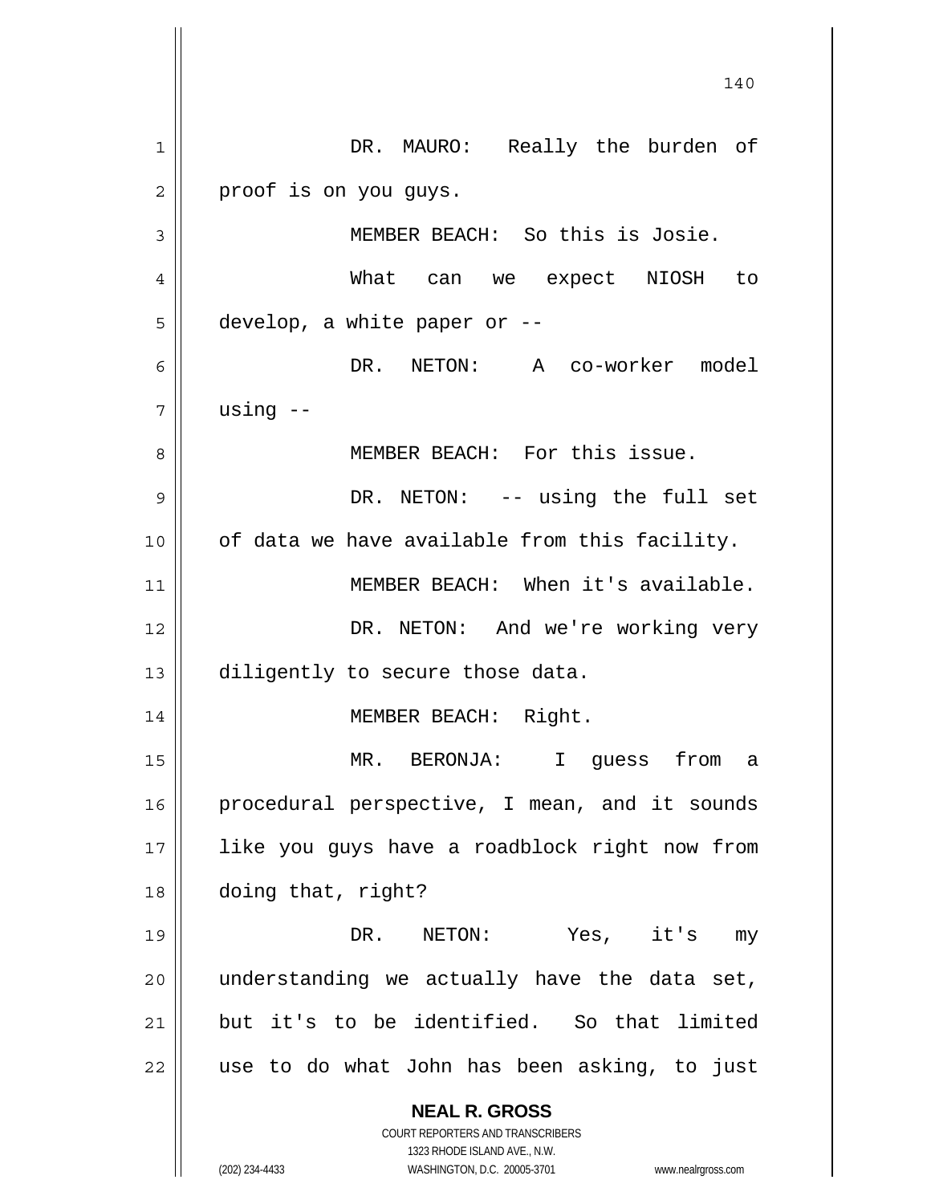DR. MAURO: Really the burden of proof is on you guys.

MEMBER BEACH: So this is Josie.

What can we expect NIOSH to develop, a white paper or --

DR. NETON: A co-worker model using --

MEMBER BEACH: For this issue.

DR. NETON: -- using the full set of data we have available from this facility.

MEMBER BEACH: When it's available.

DR. NETON: And we're working very diligently to secure those data.

MEMBER BEACH: Right.

MR. BERONJA: I guess from a procedural perspective, I mean, and it sounds like you guys have a roadblock right now from doing that, right?

DR. NETON: Yes, it's my understanding we actually have the data set, but it's to be identified. So that limited use to do what John has been asking, to just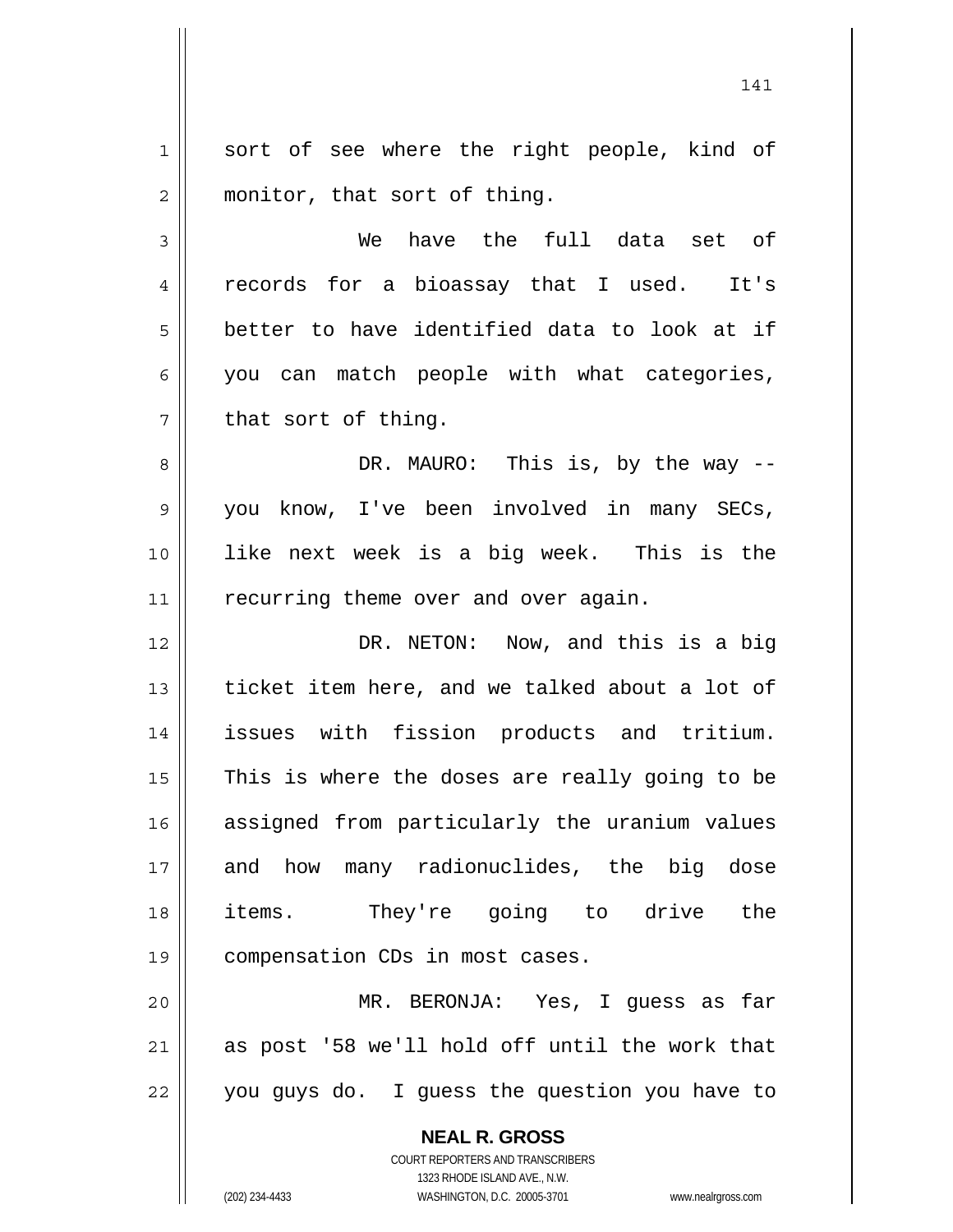sort of see where the right people, kind of monitor, that sort of thing.

We have the full data set of records for a bioassay that I used. It's better to have identified data to look at if you can match people with what categories, that sort of thing.

DR. MAURO: This is, by the way -- you know, I've been involved in many SECs, like next week is a big week. This is the recurring theme over and over again.

DR. NETON: Now, and this is a big ticket item here, and we talked about a lot of issues with fission products and tritium. This is where the doses are really going to be assigned from particularly the uranium values and how many radionuclides, the big dose items. They're going to drive the compensation CDs in most cases.

MR. BERONJA: Yes, I guess as far as post '58 we'll hold off until the work that you guys do. I guess the question you have to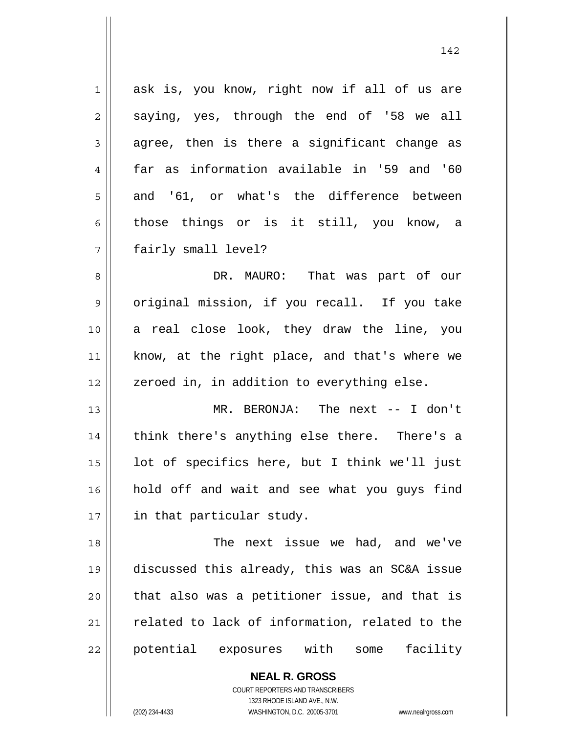ask is, you know, right now if all of us are saying, yes, through the end of '58 we all agree, then is there a significant change as far as information available in '59 and '60 and '61, or what's the difference between those things or is it still, you know, a fairly small level?

DR. MAURO: That was part of our original mission, if you recall. If you take a real close look, they draw the line, you know, at the right place, and that's where we zeroed in, in addition to everything else.

MR. BERONJA: The next -- I don't think there's anything else there. There's a lot of specifics here, but I think we'll just hold off and wait and see what you guys find in that particular study.

The next issue we had, and we've discussed this already, this was an SC&A issue that also was a petitioner issue, and that is related to lack of information, related to the potential exposures with some facility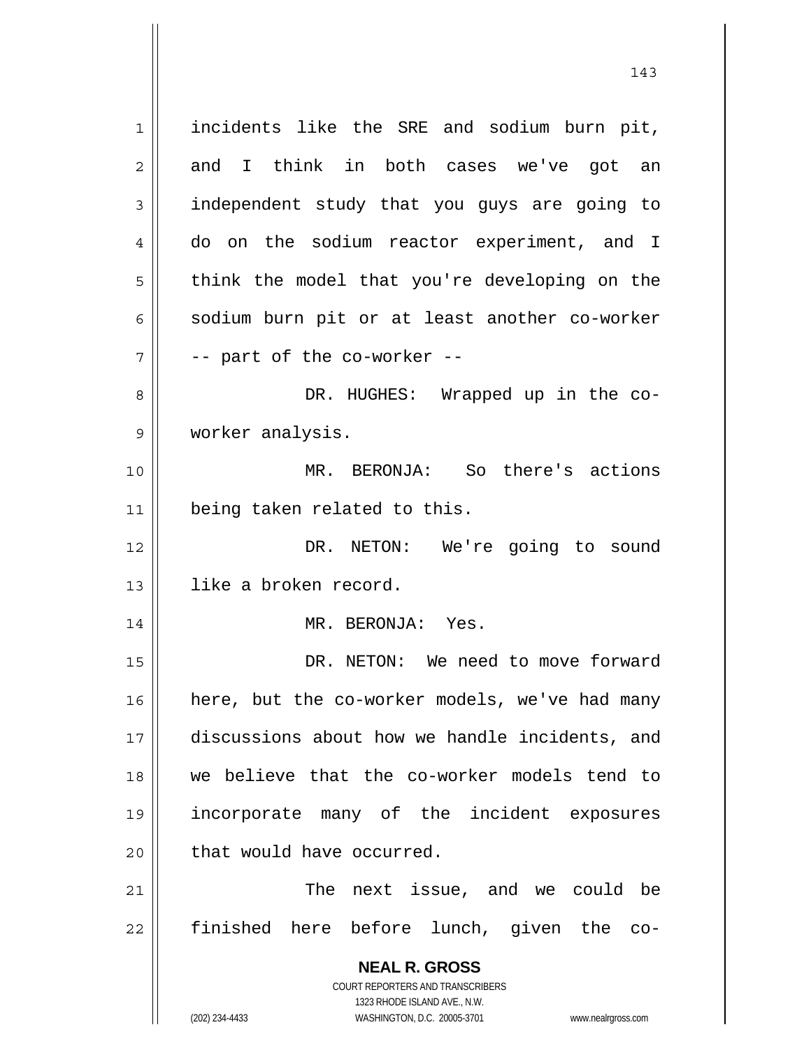incidents like the SRE and sodium burn pit, and I think in both cases we've got an independent study that you guys are going to do on the sodium reactor experiment, and I think the model that you're developing on the sodium burn pit or at least another co-worker -- part of the co-worker --

DR. HUGHES: Wrapped up in the co-worker analysis.

MR. BERONJA: So there's actions being taken related to this.

DR. NETON: We're going to sound like a broken record.

MR. BERONJA: Yes.

DR. NETON: We need to move forward here, but the co-worker models, we've had many discussions about how we handle incidents, and we believe that the co-worker models tend to incorporate many of the incident exposures that would have occurred.

The next issue, and we could be finished here before lunch, given the co-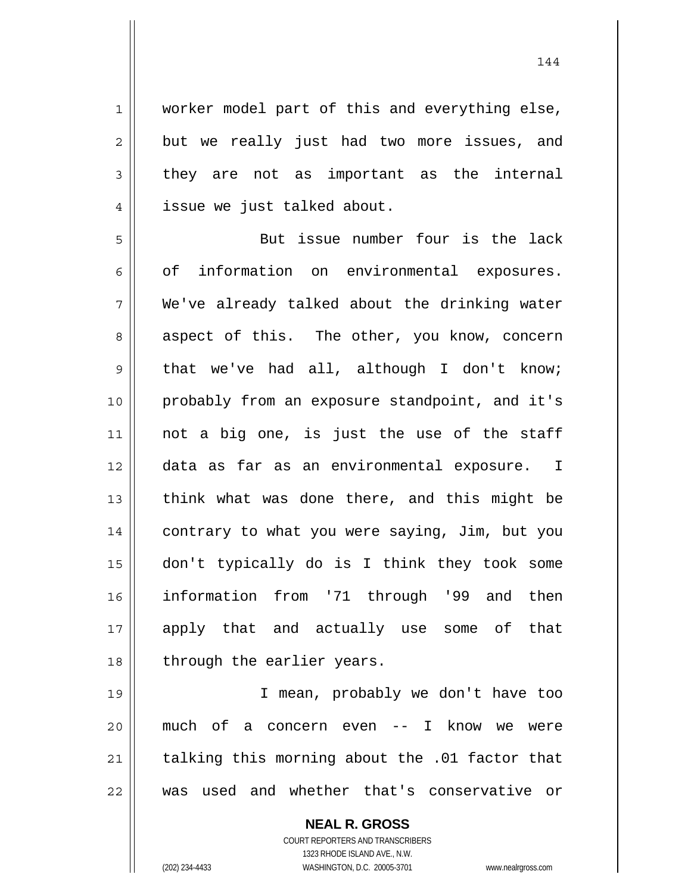worker model part of this and everything else, but we really just had two more issues, and they are not as important as the internal issue we just talked about.

But issue number four is the lack of information on environmental exposures. We've already talked about the drinking water aspect of this. The other, you know, concern that we've had all, although I don't know; probably from an exposure standpoint, and it's not a big one, is just the use of the staff data as far as an environmental exposure. I think what was done there, and this might be contrary to what you were saying, Jim, but you don't typically do is I think they took some information from '71 through '99 and then apply that and actually use some of that through the earlier years.

I mean, probably we don't have too much of a concern even -- I know we were talking this morning about the .01 factor that was used and whether that's conservative or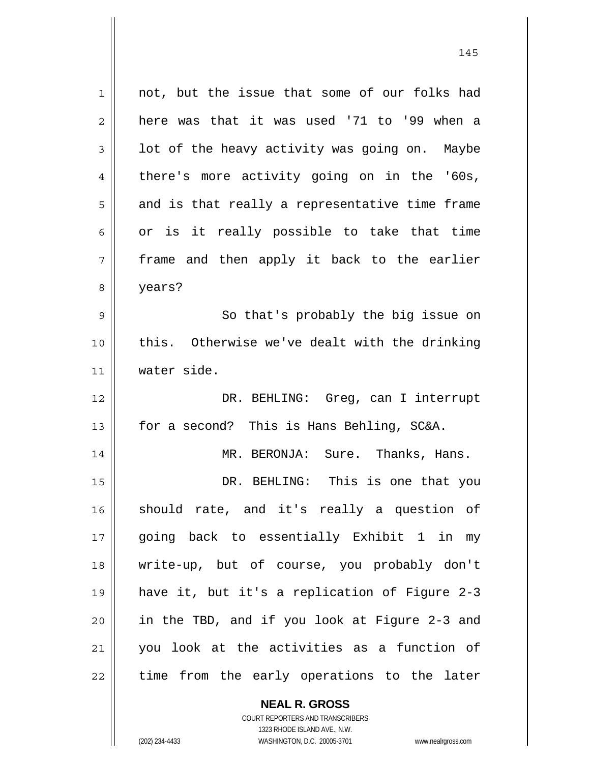not, but the issue that some of our folks had here was that it was used '71 to '99 when a lot of the heavy activity was going on. Maybe there's more activity going on in the '60s, and is that really a representative time frame or is it really possible to take that time frame and then apply it back to the earlier years?

So that's probably the big issue on this. Otherwise we've dealt with the drinking water side.

DR. BEHLING: Greg, can I interrupt for a second? This is Hans Behling, SC&A.

MR. BERONJA: Sure. Thanks, Hans.

DR. BEHLING: This is one that you should rate, and it's really a question of going back to essentially Exhibit 1 in my write-up, but of course, you probably don't have it, but it's a replication of Figure 2-3 in the TBD, and if you look at Figure 2-3 and you look at the activities as a function of time from the early operations to the later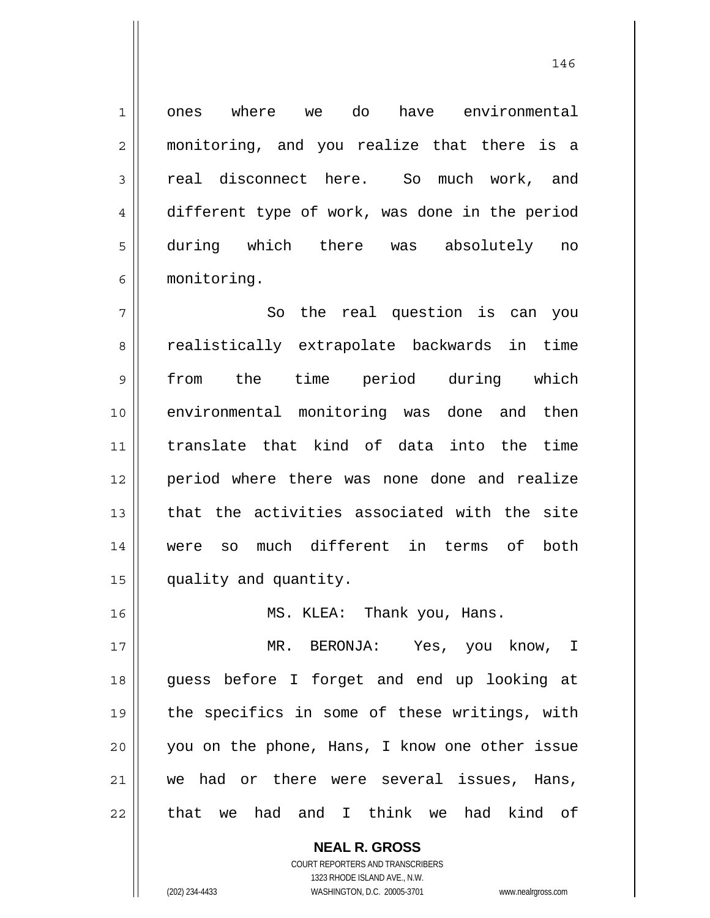ones where we do have environmental monitoring, and you realize that there is a real disconnect here. So much work, and different type of work, was done in the period during which there was absolutely no monitoring.

So the real question is can you realistically extrapolate backwards in time from the time period during which environmental monitoring was done and then translate that kind of data into the time period where there was none done and realize that the activities associated with the site were so much different in terms of both quality and quantity.

MS. KLEA: Thank you, Hans.

MR. BERONJA: Yes, you know, I guess before I forget and end up looking at the specifics in some of these writings, with you on the phone, Hans, I know one other issue we had or there were several issues, Hans, that we had and I think we had kind of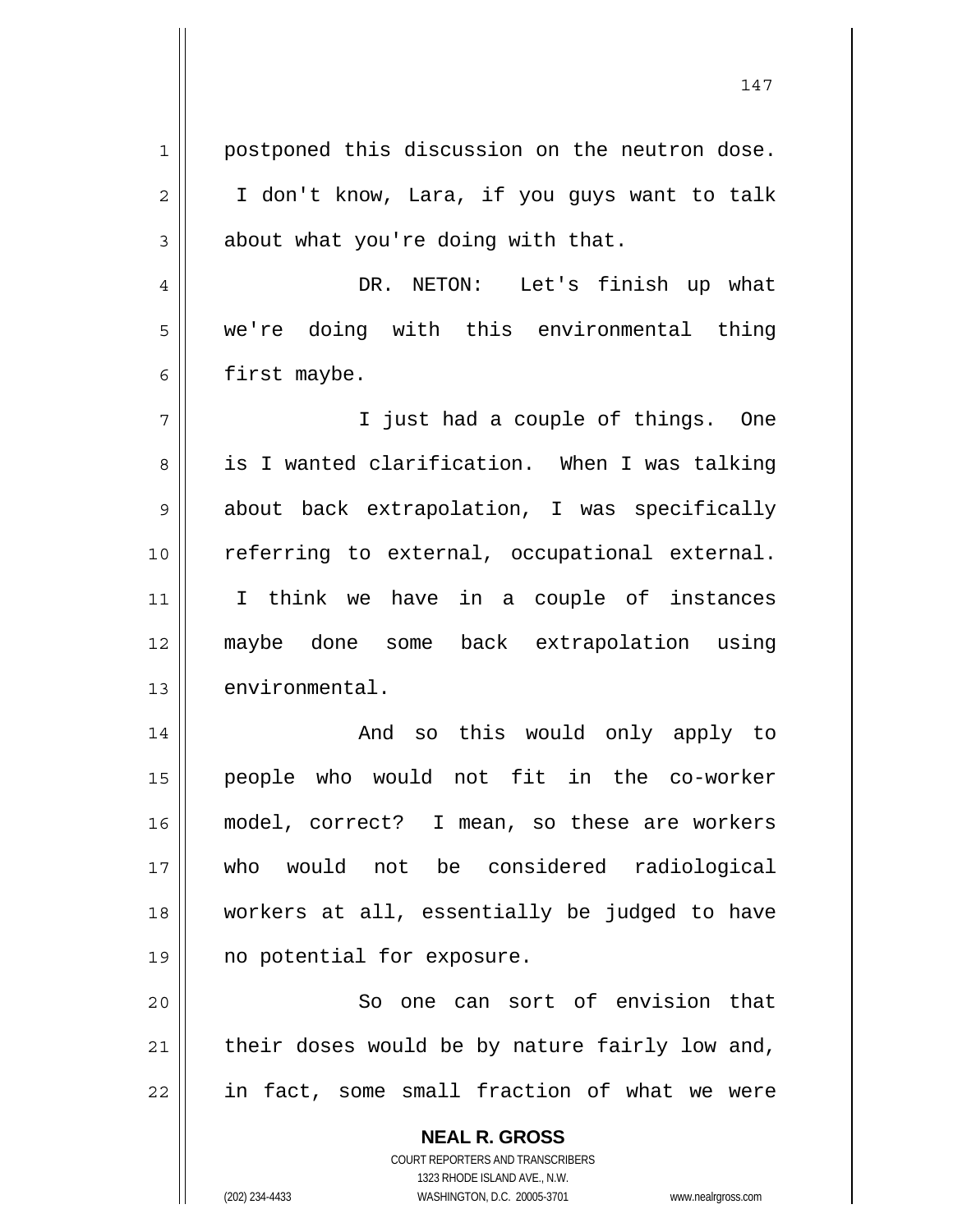postponed this discussion on the neutron dose. I don't know, Lara, if you guys want to talk about what you're doing with that.

DR. NETON: Let's finish up what we're doing with this environmental thing first maybe.

I just had a couple of things. One is I wanted clarification. When I was talking about back extrapolation, I was specifically referring to external, occupational external. I think we have in a couple of instances maybe done some back extrapolation using environmental.

And so this would only apply to people who would not fit in the co-worker model, correct? I mean, so these are workers who would not be considered radiological workers at all, essentially be judged to have no potential for exposure.

So one can sort of envision that their doses would be by nature fairly low and, in fact, some small fraction of what we were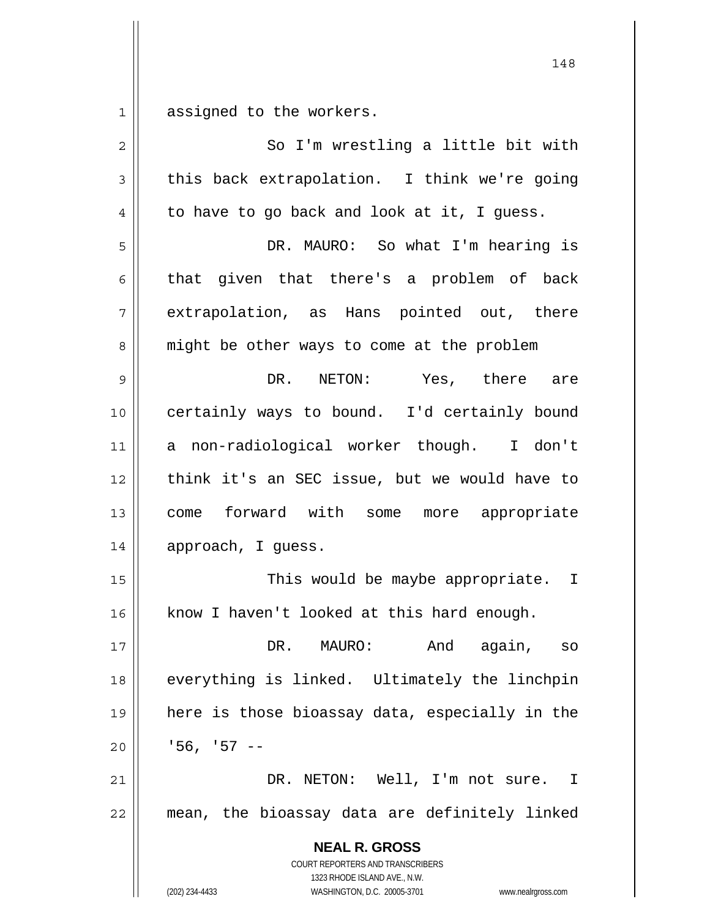assigned to the workers.

So I'm wrestling a little bit with this back extrapolation. I think we're going to have to go back and look at it, I guess.

DR. MAURO: So what I'm hearing is that given that there's a problem of back extrapolation, as Hans pointed out, there might be other ways to come at the problem

DR. NETON: Yes, there are certainly ways to bound. I'd certainly bound a non-radiological worker though. I don't think it's an SEC issue, but we would have to come forward with some more appropriate approach, I guess.

This would be maybe appropriate. I know I haven't looked at this hard enough.

DR. MAURO: And again, so everything is linked. Ultimately the linchpin here is those bioassay data, especially in the '56, '57 --

DR. NETON: Well, I'm not sure. I mean, the bioassay data are definitely linked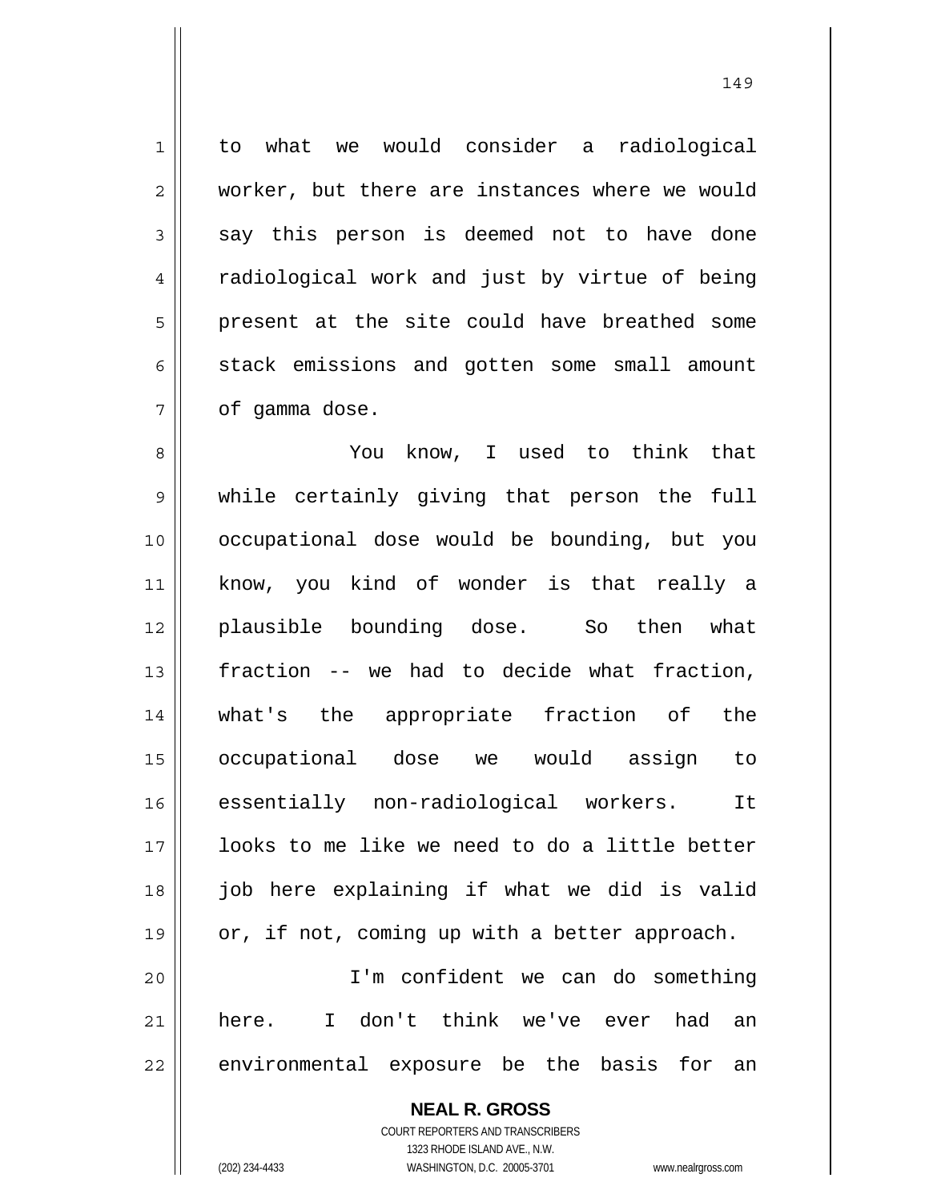to what we would consider a radiological worker, but there are instances where we would say this person is deemed not to have done radiological work and just by virtue of being present at the site could have breathed some stack emissions and gotten some small amount of gamma dose.

You know, I used to think that while certainly giving that person the full occupational dose would be bounding, but you know, you kind of wonder is that really a plausible bounding dose. So then what fraction -- we had to decide what fraction, what's the appropriate fraction of the occupational dose we would assign to essentially non-radiological workers. It looks to me like we need to do a little better job here explaining if what we did is valid or, if not, coming up with a better approach.

I'm confident we can do something here. I don't think we've ever had an environmental exposure be the basis for an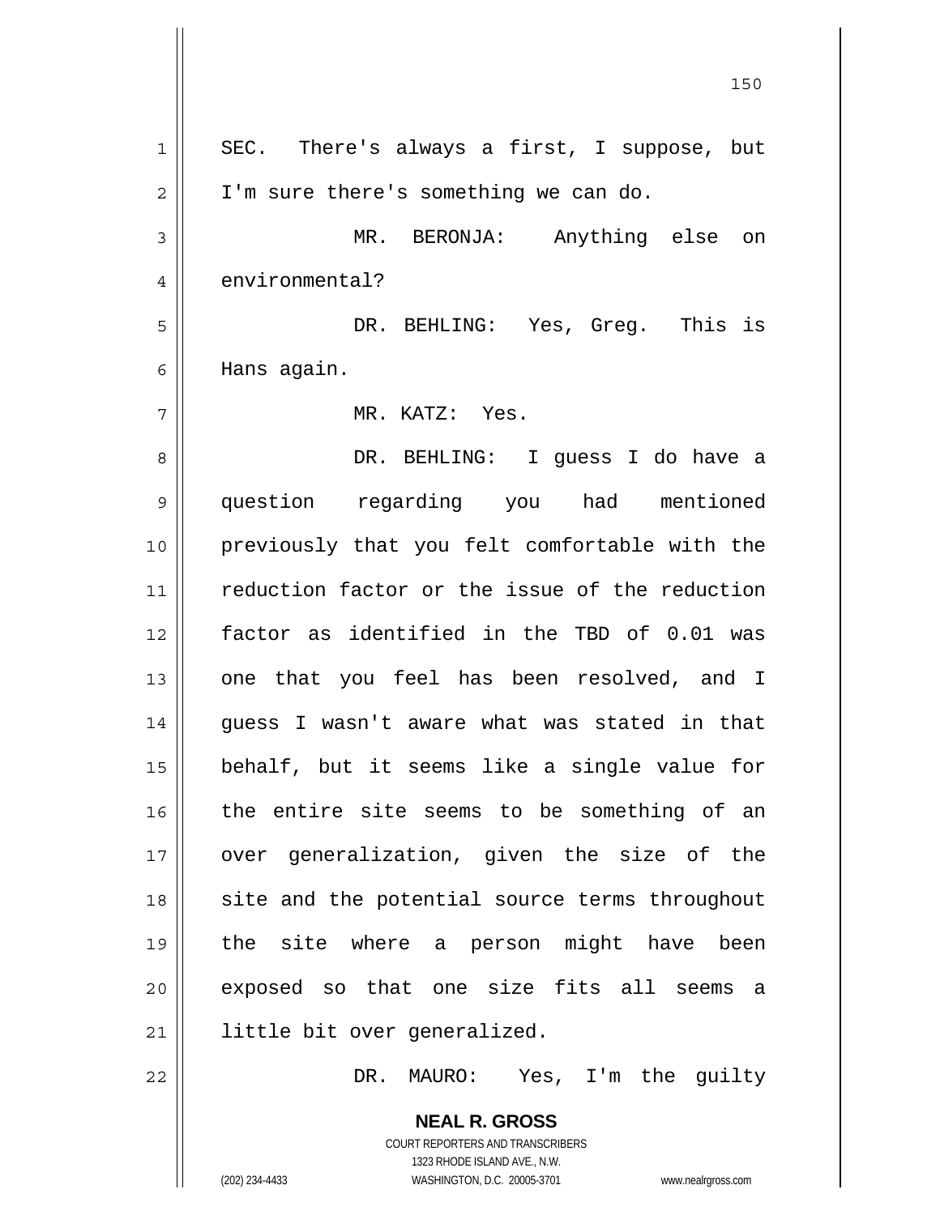SEC. There's always a first, I suppose, but I'm sure there's something we can do.

MR. BERONJA: Anything else on environmental?

DR. BEHLING: Yes, Greg. This is Hans again.

MR. KATZ: Yes.

DR. BEHLING: I guess I do have a question regarding you had mentioned previously that you felt comfortable with the reduction factor or the issue of the reduction factor as identified in the TBD of 0.01 was one that you feel has been resolved, and I guess I wasn't aware what was stated in that behalf, but it seems like a single value for the entire site seems to be something of an over generalization, given the size of the site and the potential source terms throughout the site where a person might have been exposed so that one size fits all seems a little bit over generalized.

DR. MAURO: Yes, I'm the guilty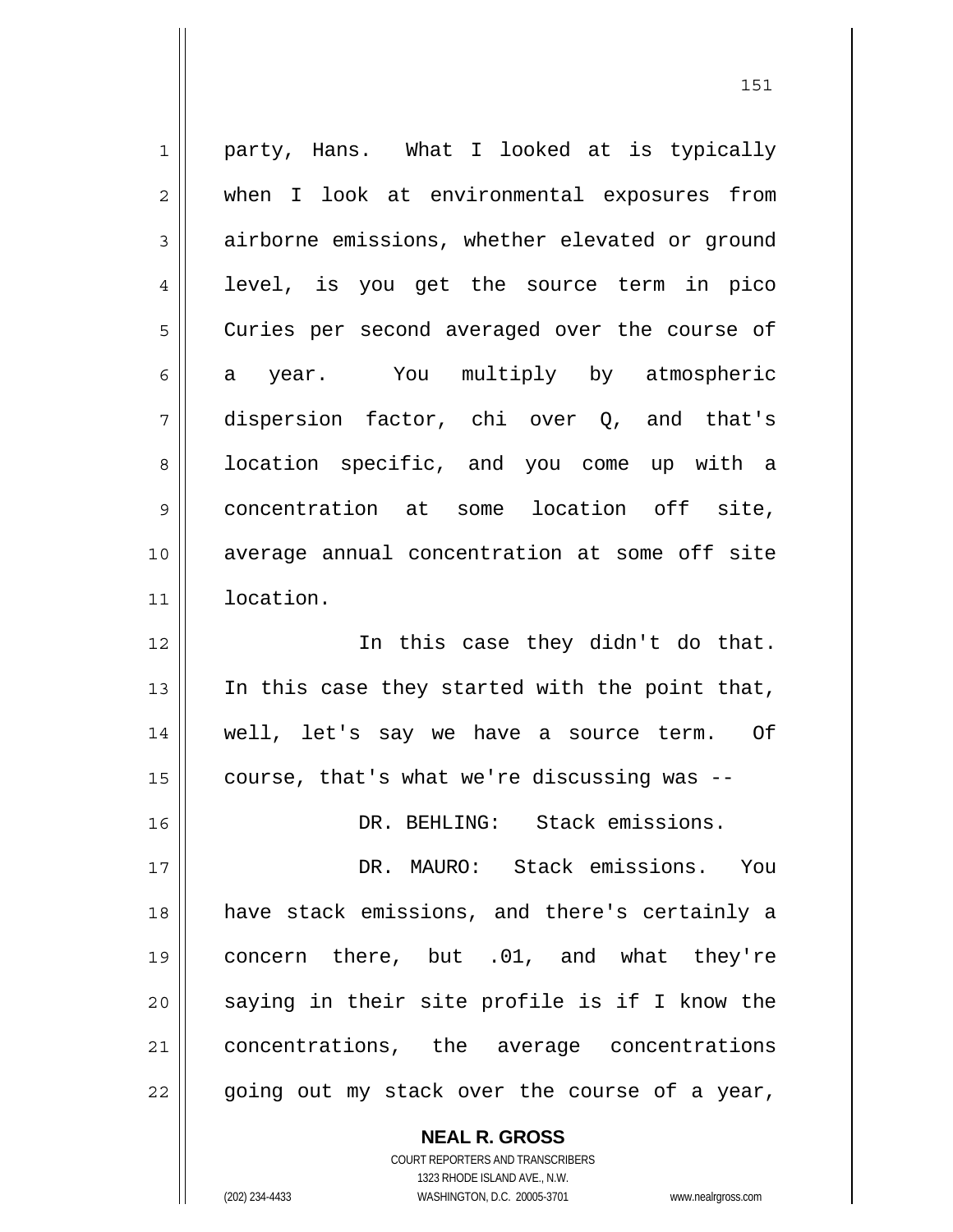party, Hans. What I looked at is typically when I look at environmental exposures from airborne emissions, whether elevated or ground level, is you get the source term in pico Curies per second averaged over the course of a year. You multiply by atmospheric dispersion factor, chi over Q, and that's location specific, and you come up with a concentration at some location off site, average annual concentration at some off site location.

In this case they didn't do that. In this case they started with the point that, well, let's say we have a source term. Of course, that's what we're discussing was --

DR. BEHLING: Stack emissions.

DR. MAURO: Stack emissions. You have stack emissions, and there's certainly a concern there, but .01, and what they're saying in their site profile is if I know the concentrations, the average concentrations going out my stack over the course of a year,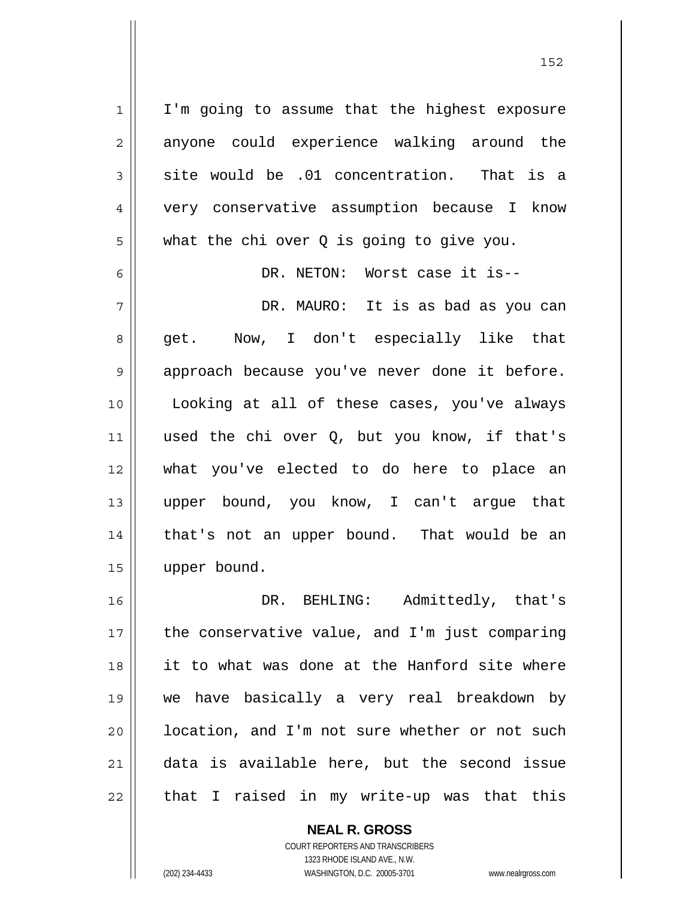I'm going to assume that the highest exposure anyone could experience walking around the site would be .01 concentration. That is a very conservative assumption because I know what the chi over Q is going to give you.

DR. NETON: Worst case it is--

DR. MAURO: It is as bad as you can get. Now, I don't especially like that approach because you've never done it before. Looking at all of these cases, you've always used the chi over Q, but you know, if that's what you've elected to do here to place an upper bound, you know, I can't argue that that's not an upper bound. That would be an upper bound.

DR. BEHLING: Admittedly, that's the conservative value, and I'm just comparing it to what was done at the Hanford site where we have basically a very real breakdown by location, and I'm not sure whether or not such data is available here, but the second issue that I raised in my write-up was that this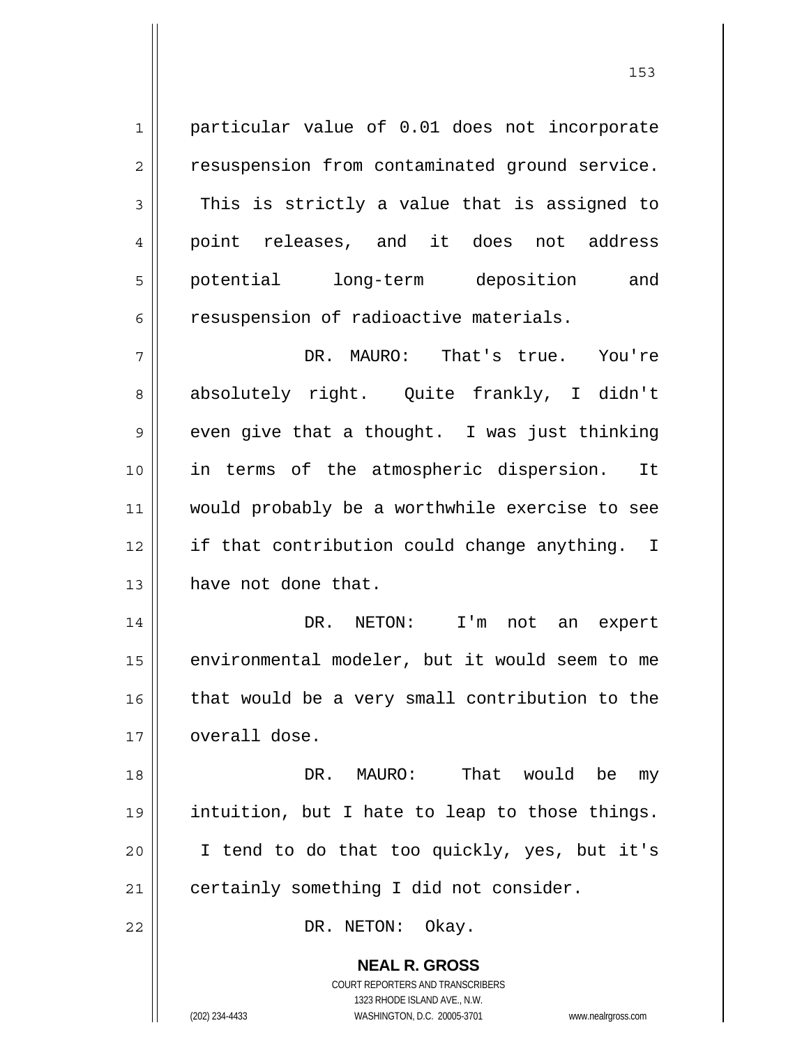particular value of 0.01 does not incorporate resuspension from contaminated ground service. This is strictly a value that is assigned to point releases, and it does not address potential long-term deposition and resuspension of radioactive materials.

DR. MAURO: That's true. You're absolutely right. Quite frankly, I didn't even give that a thought. I was just thinking in terms of the atmospheric dispersion. It would probably be a worthwhile exercise to see if that contribution could change anything. I have not done that.

DR. NETON: I'm not an expert environmental modeler, but it would seem to me that would be a very small contribution to the overall dose.

DR. MAURO: That would be my intuition, but I hate to leap to those things. I tend to do that too quickly, yes, but it's certainly something I did not consider.

DR. NETON: Okay.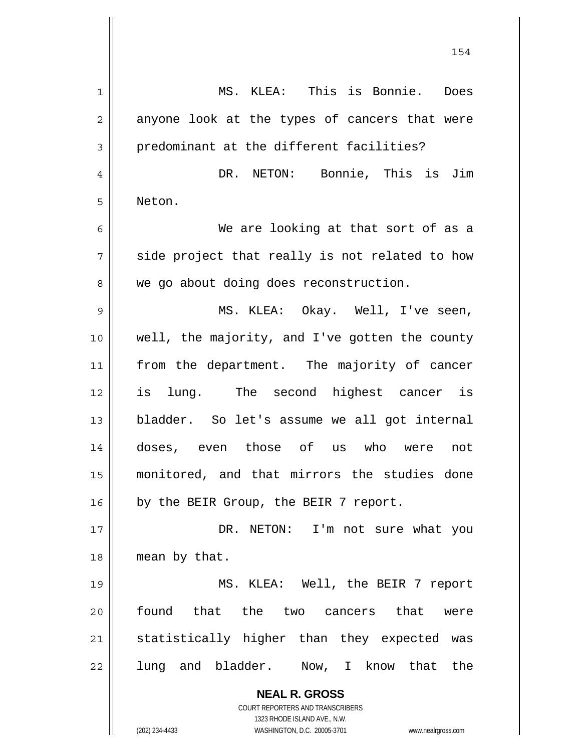MS. KLEA: This is Bonnie. Does anyone look at the types of cancers that were predominant at the different facilities?

DR. NETON: Bonnie, This is Jim Neton.

We are looking at that sort of as a side project that really is not related to how we go about doing does reconstruction.

MS. KLEA: Okay. Well, I've seen, well, the majority, and I've gotten the county from the department. The majority of cancer is lung. The second highest cancer is bladder. So let's assume we all got internal doses, even those of us who were not monitored, and that mirrors the studies done by the BEIR Group, the BEIR 7 report.

DR. NETON: I'm not sure what you mean by that.

MS. KLEA: Well, the BEIR 7 report found that the two cancers that were statistically higher than they expected was lung and bladder. Now, I know that the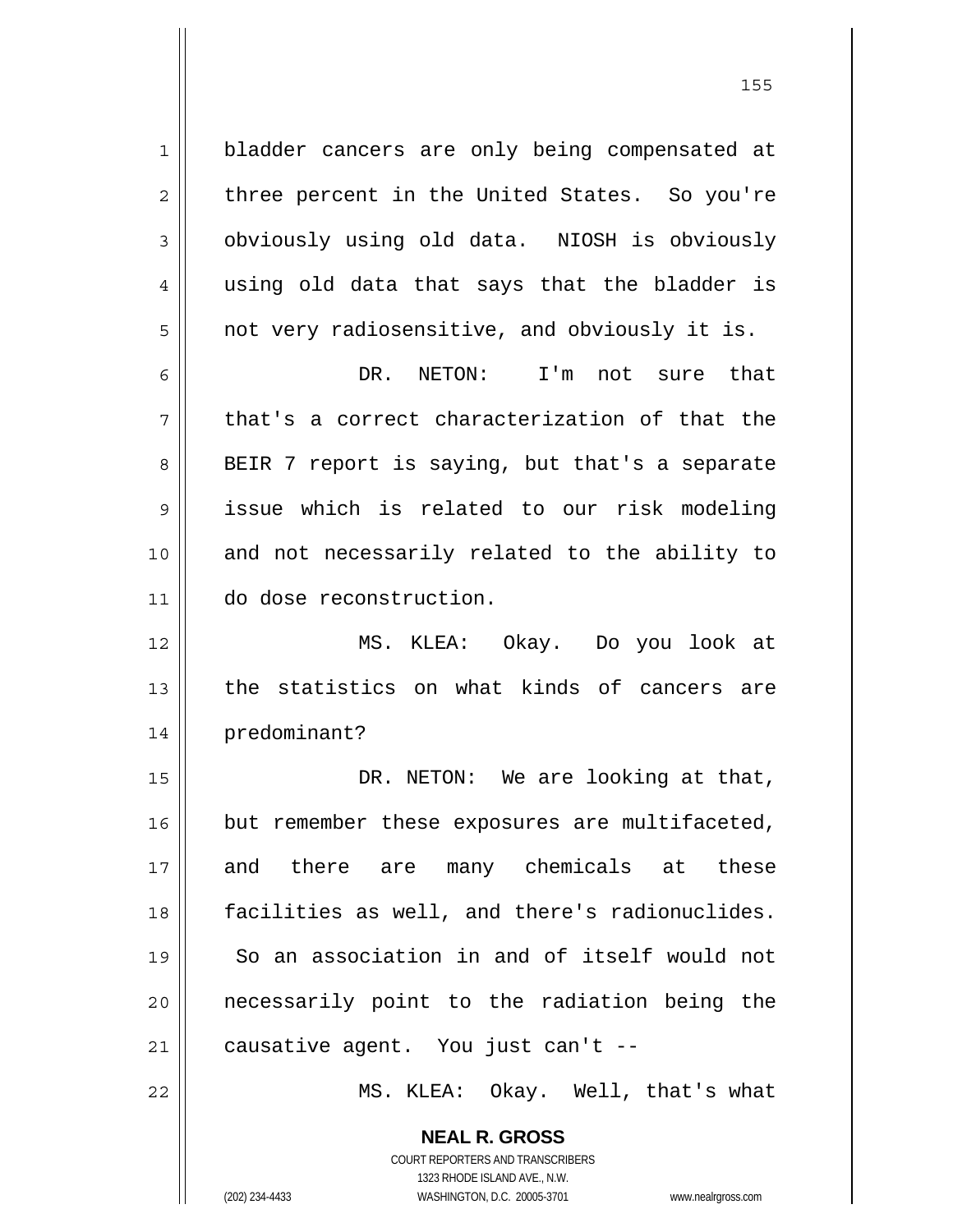bladder cancers are only being compensated at three percent in the United States. So you're obviously using old data. NIOSH is obviously using old data that says that the bladder is not very radiosensitive, and obviously it is.

DR. NETON: I'm not sure that that's a correct characterization of that the BEIR 7 report is saying, but that's a separate issue which is related to our risk modeling and not necessarily related to the ability to do dose reconstruction.

MS. KLEA: Okay. Do you look at the statistics on what kinds of cancers are predominant?

DR. NETON: We are looking at that, but remember these exposures are multifaceted, and there are many chemicals at these facilities as well, and there's radionuclides. So an association in and of itself would not necessarily point to the radiation being the causative agent. You just can't --

MS. KLEA: Okay. Well, that's what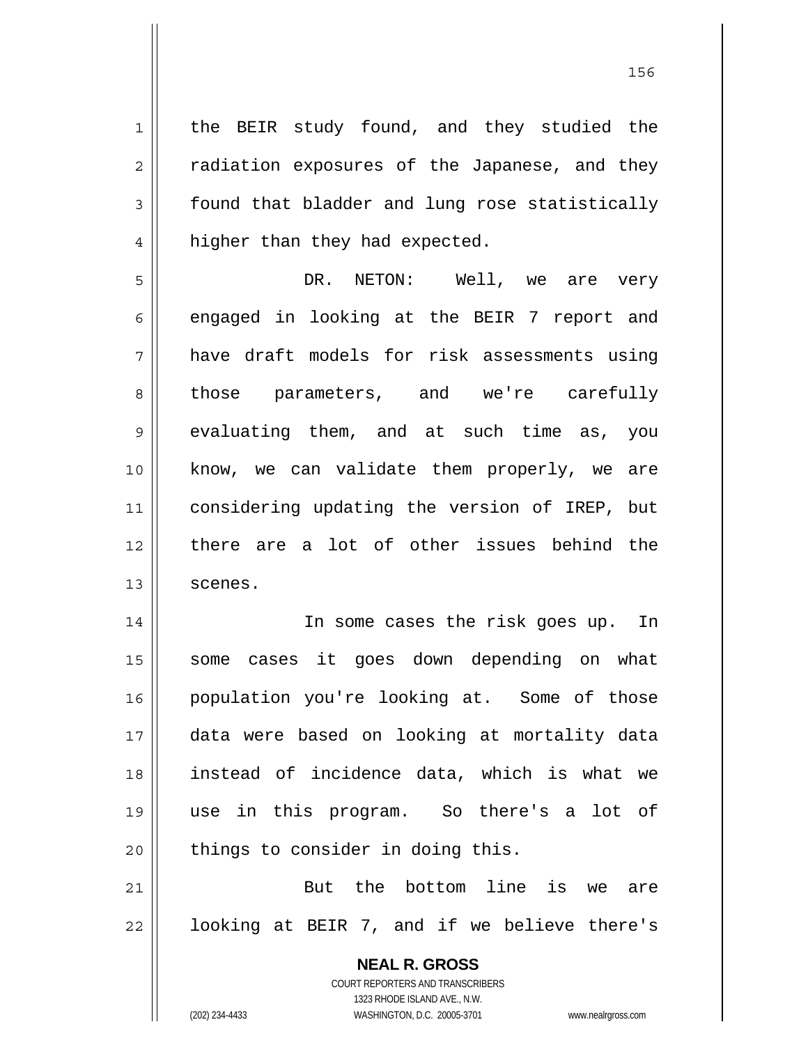the BEIR study found, and they studied the radiation exposures of the Japanese, and they found that bladder and lung rose statistically higher than they had expected.

DR. NETON: Well, we are very engaged in looking at the BEIR 7 report and have draft models for risk assessments using those parameters, and we're carefully evaluating them, and at such time as, you know, we can validate them properly, we are considering updating the version of IREP, but there are a lot of other issues behind the scenes.

In some cases the risk goes up. In some cases it goes down depending on what population you're looking at. Some of those data were based on looking at mortality data instead of incidence data, which is what we use in this program. So there's a lot of things to consider in doing this.

But the bottom line is we are looking at BEIR 7, and if we believe there's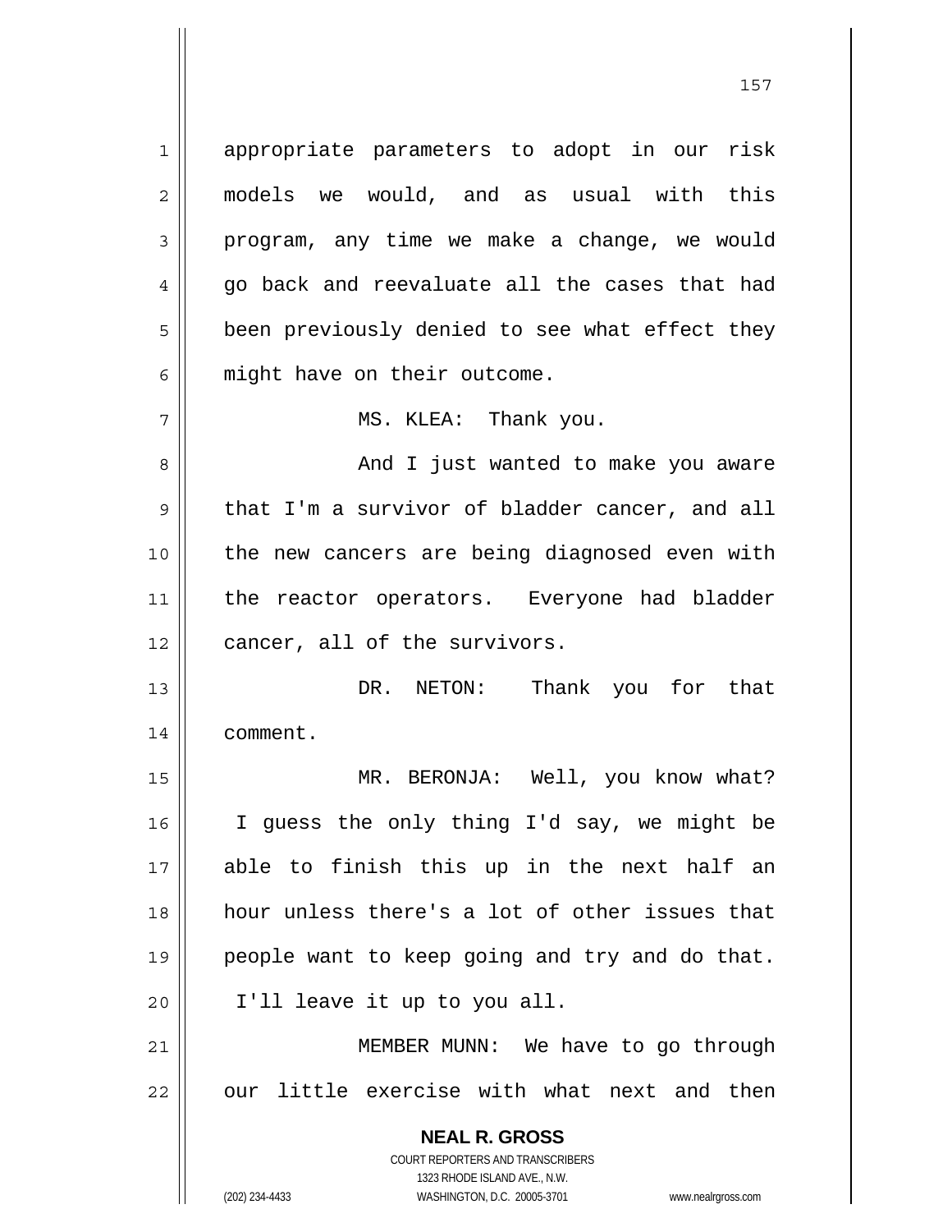appropriate parameters to adopt in our risk models we would, and as usual with this program, any time we make a change, we would go back and reevaluate all the cases that had been previously denied to see what effect they might have on their outcome.

MS. KLEA: Thank you.

And I just wanted to make you aware that I'm a survivor of bladder cancer, and all the new cancers are being diagnosed even with the reactor operators. Everyone had bladder cancer, all of the survivors.

DR. NETON: Thank you for that comment.

MR. BERONJA: Well, you know what? I guess the only thing I'd say, we might be able to finish this up in the next half an hour unless there's a lot of other issues that people want to keep going and try and do that. I'll leave it up to you all.

MEMBER MUNN: We have to go through our little exercise with what next and then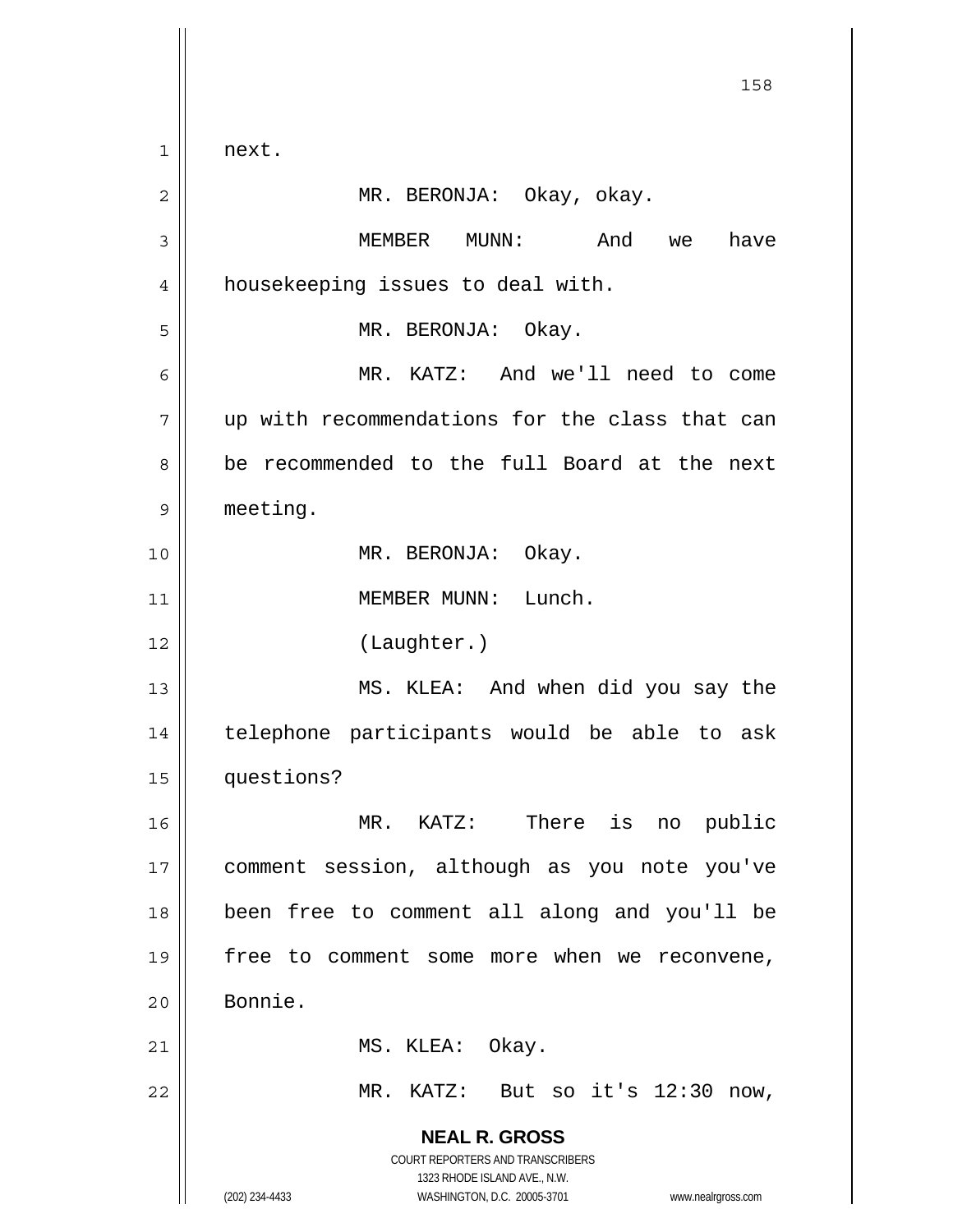next.

MR. BERONJA: Okay, okay.

MEMBER MUNN: And we have housekeeping issues to deal with.

MR. BERONJA: Okay.

MR. KATZ: And we'll need to come up with recommendations for the class that can be recommended to the full Board at the next meeting.

MR. BERONJA: Okay.

MEMBER MUNN: Lunch.

(Laughter.)

MS. KLEA: And when did you say the telephone participants would be able to ask questions?

MR. KATZ: There is no public comment session, although as you note you've been free to comment all along and you'll be free to comment some more when we reconvene, Bonnie.

MS. KLEA: Okay.

MR. KATZ: But so it's 12:30 now,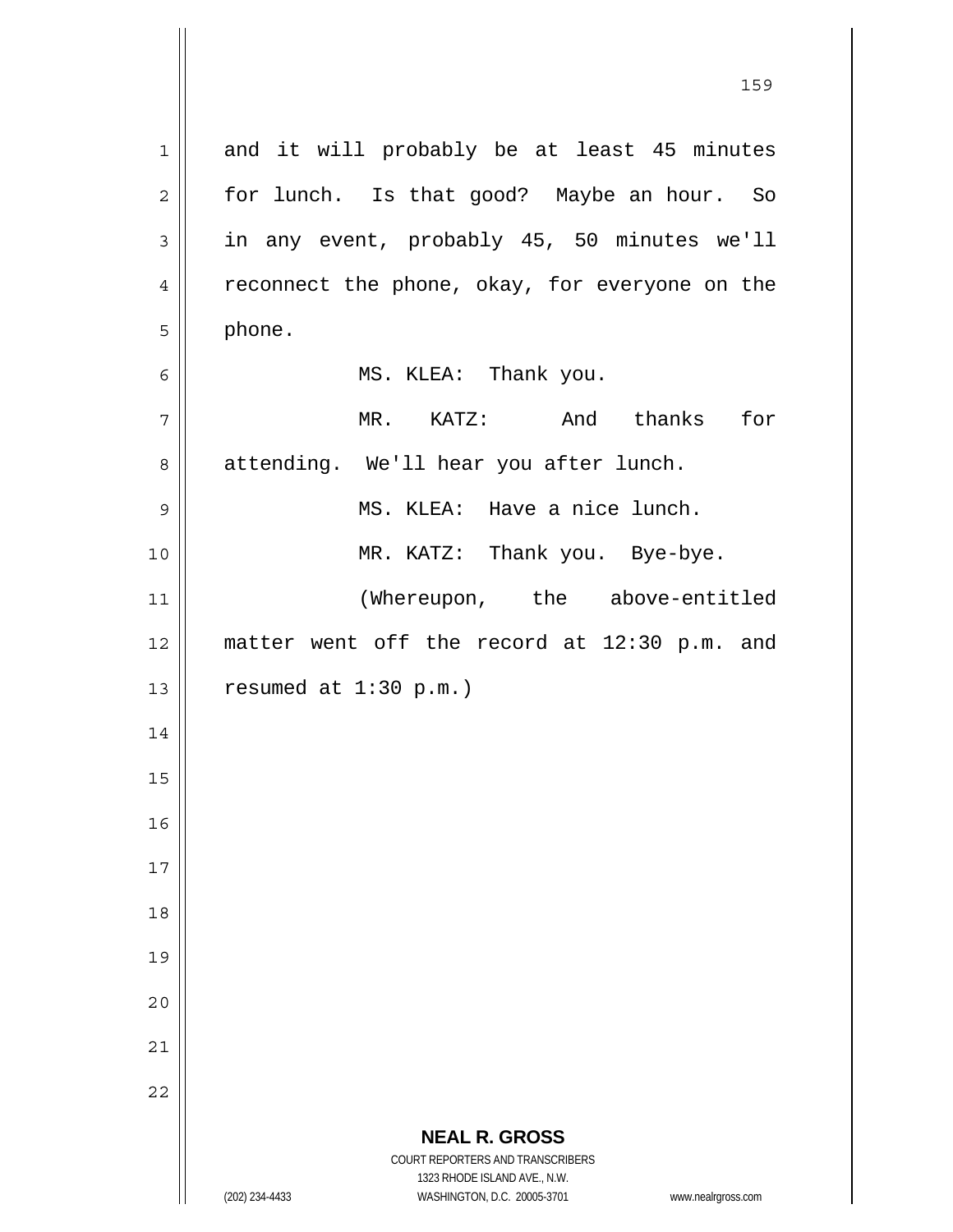and it will probably be at least 45 minutes for lunch. Is that good? Maybe an hour. So in any event, probably 45, 50 minutes we'll reconnect the phone, okay, for everyone on the phone.

MS. KLEA: Thank you.

MR. KATZ: And thanks for attending. We'll hear you after lunch.

MS. KLEA: Have a nice lunch.

MR. KATZ: Thank you. Bye-bye.

(Whereupon, the above-entitled matter went off the record at 12:30 p.m. and resumed at 1:30 p.m.)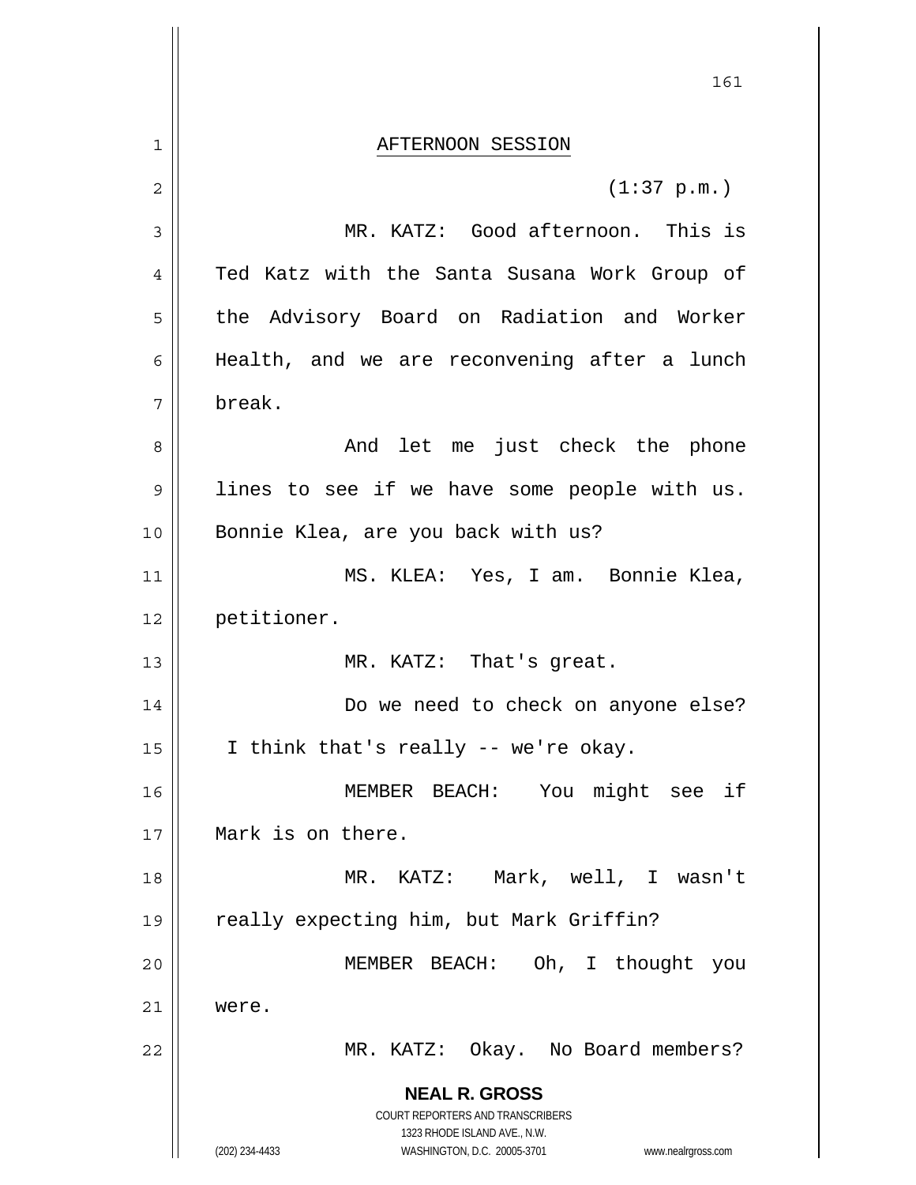AFTERNOON SESSION

(1:37 p.m.)

MR. KATZ: Good afternoon. This is Ted Katz with the Santa Susana Work Group of the Advisory Board on Radiation and Worker Health, and we are reconvening after a lunch break.

And let me just check the phone lines to see if we have some people with us. Bonnie Klea, are you back with us?

MS. KLEA: Yes, I am. Bonnie Klea, petitioner.

MR. KATZ: That's great.

Do we need to check on anyone else? I think that's really -- we're okay.

MEMBER BEACH: You might see if Mark is on there.

MR. KATZ: Mark, well, I wasn't really expecting him, but Mark Griffin?

MEMBER BEACH: Oh, I thought you were.

MR. KATZ: Okay. No Board members?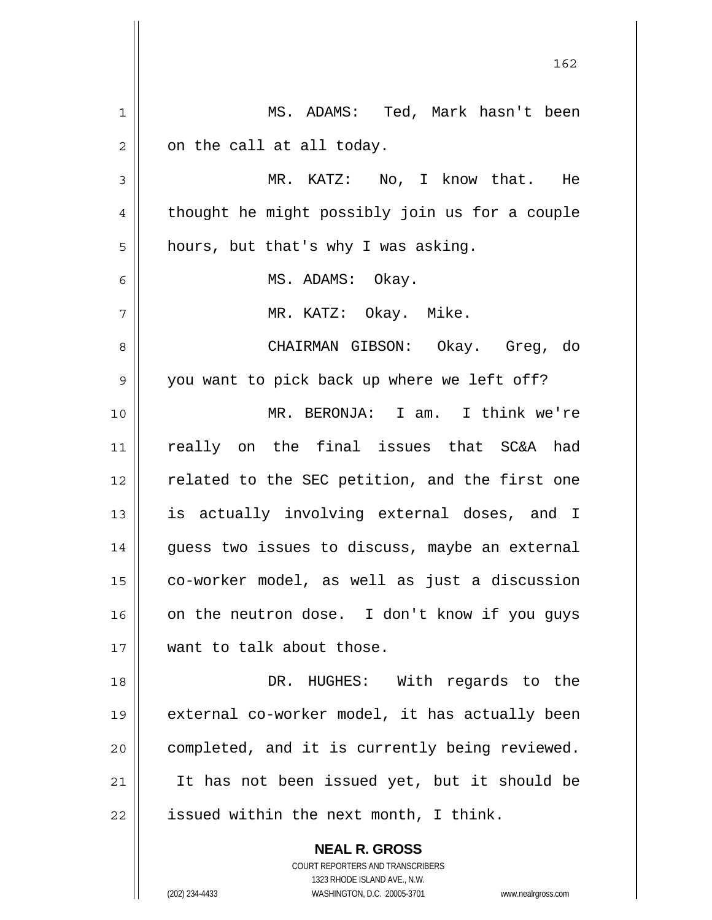MS. ADAMS: Ted, Mark hasn't been on the call at all today.

MR. KATZ: No, I know that. He thought he might possibly join us for a couple hours, but that's why I was asking.

MS. ADAMS: Okay.

MR. KATZ: Okay. Mike.

CHAIRMAN GIBSON: Okay. Greg, do you want to pick back up where we left off?

MR. BERONJA: I am. I think we're really on the final issues that SC&A had related to the SEC petition, and the first one is actually involving external doses, and I guess two issues to discuss, maybe an external co-worker model, as well as just a discussion on the neutron dose. I don't know if you guys want to talk about those.

DR. HUGHES: With regards to the external co-worker model, it has actually been completed, and it is currently being reviewed. It has not been issued yet, but it should be issued within the next month, I think.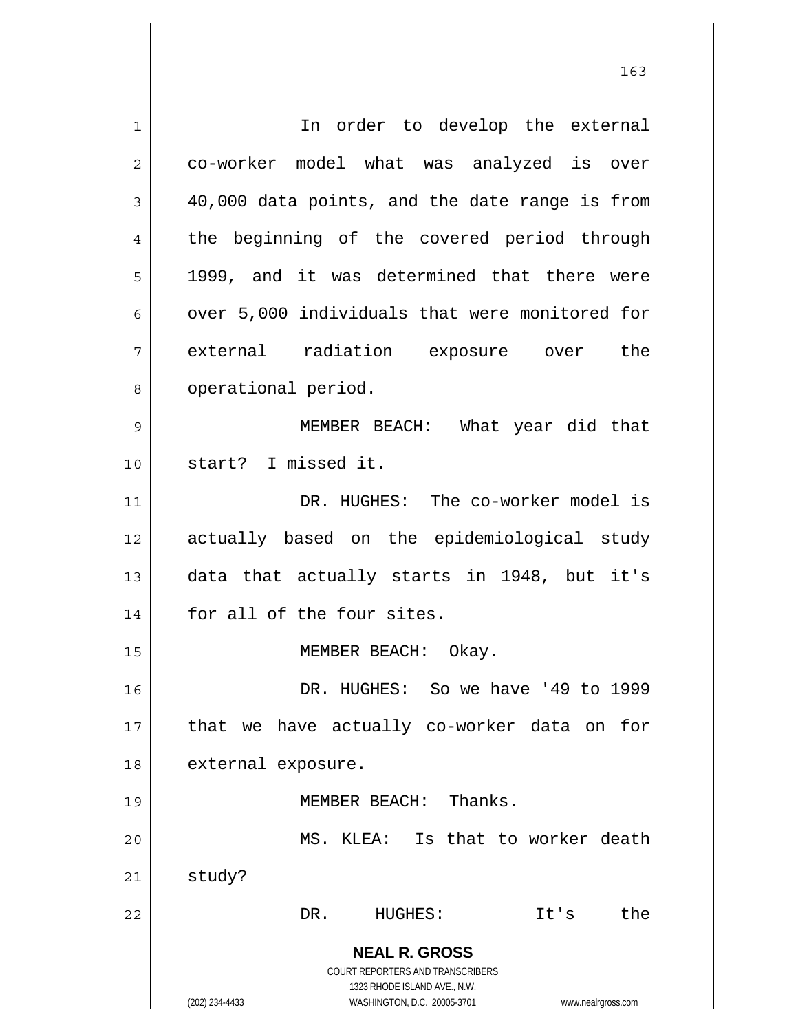In order to develop the external co-worker model what was analyzed is over 40,000 data points, and the date range is from the beginning of the covered period through 1999, and it was determined that there were over 5,000 individuals that were monitored for external radiation exposure over the operational period.

MEMBER BEACH: What year did that start? I missed it.

DR. HUGHES: The co-worker model is actually based on the epidemiological study data that actually starts in 1948, but it's for all of the four sites.

MEMBER BEACH: Okay.

DR. HUGHES: So we have '49 to 1999 that we have actually co-worker data on for external exposure.

MEMBER BEACH: Thanks.

MS. KLEA: Is that to worker death study?

DR. HUGHES: It's the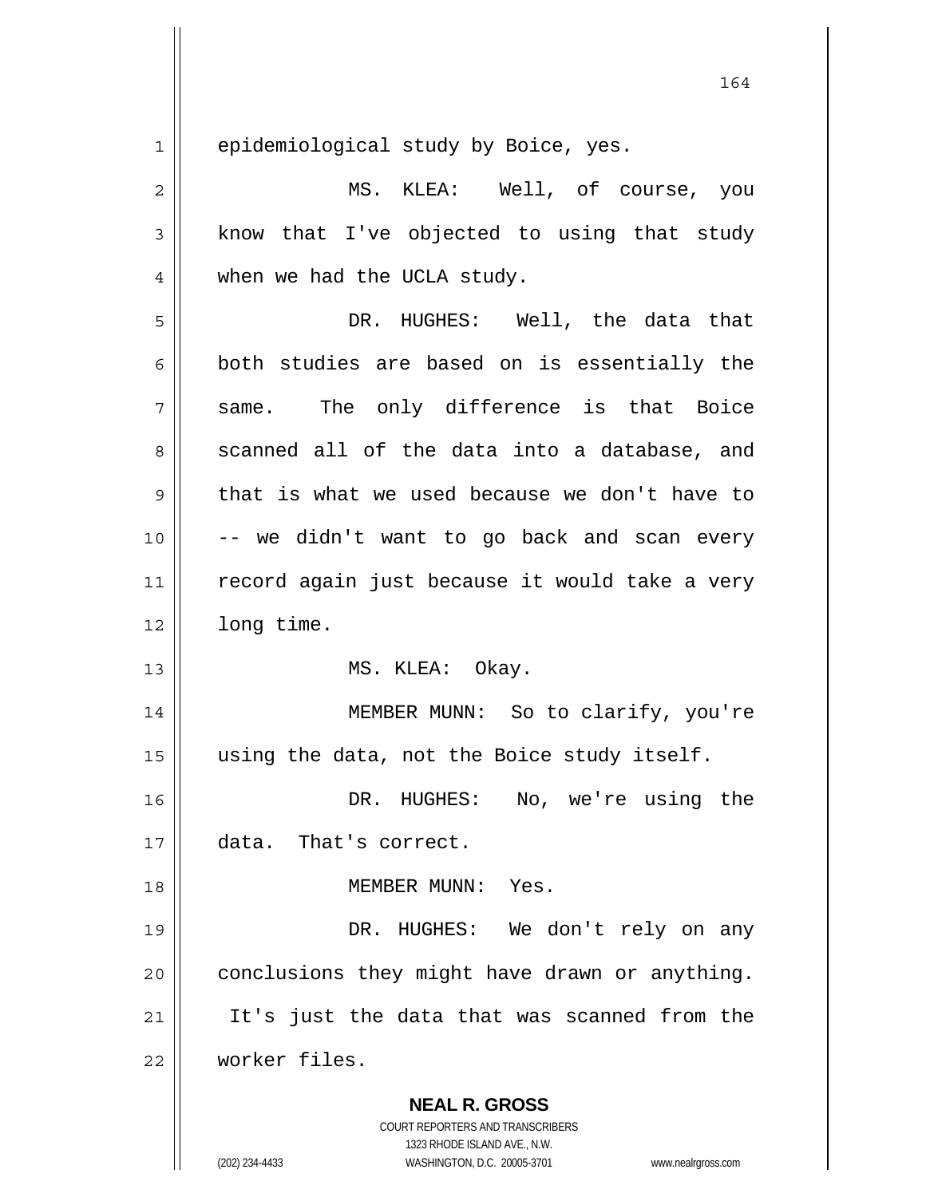epidemiological study by Boice, yes.

MS. KLEA: Well, of course, you know that I've objected to using that study when we had the UCLA study.

DR. HUGHES: Well, the data that both studies are based on is essentially the same. The only difference is that Boice scanned all of the data into a database, and that is what we used because we don't have to -- we didn't want to go back and scan every record again just because it would take a very long time.

MS. KLEA: Okay.

MEMBER MUNN: So to clarify, you're using the data, not the Boice study itself.

DR. HUGHES: No, we're using the data. That's correct.

MEMBER MUNN: Yes.

DR. HUGHES: We don't rely on any conclusions they might have drawn or anything. It's just the data that was scanned from the worker files.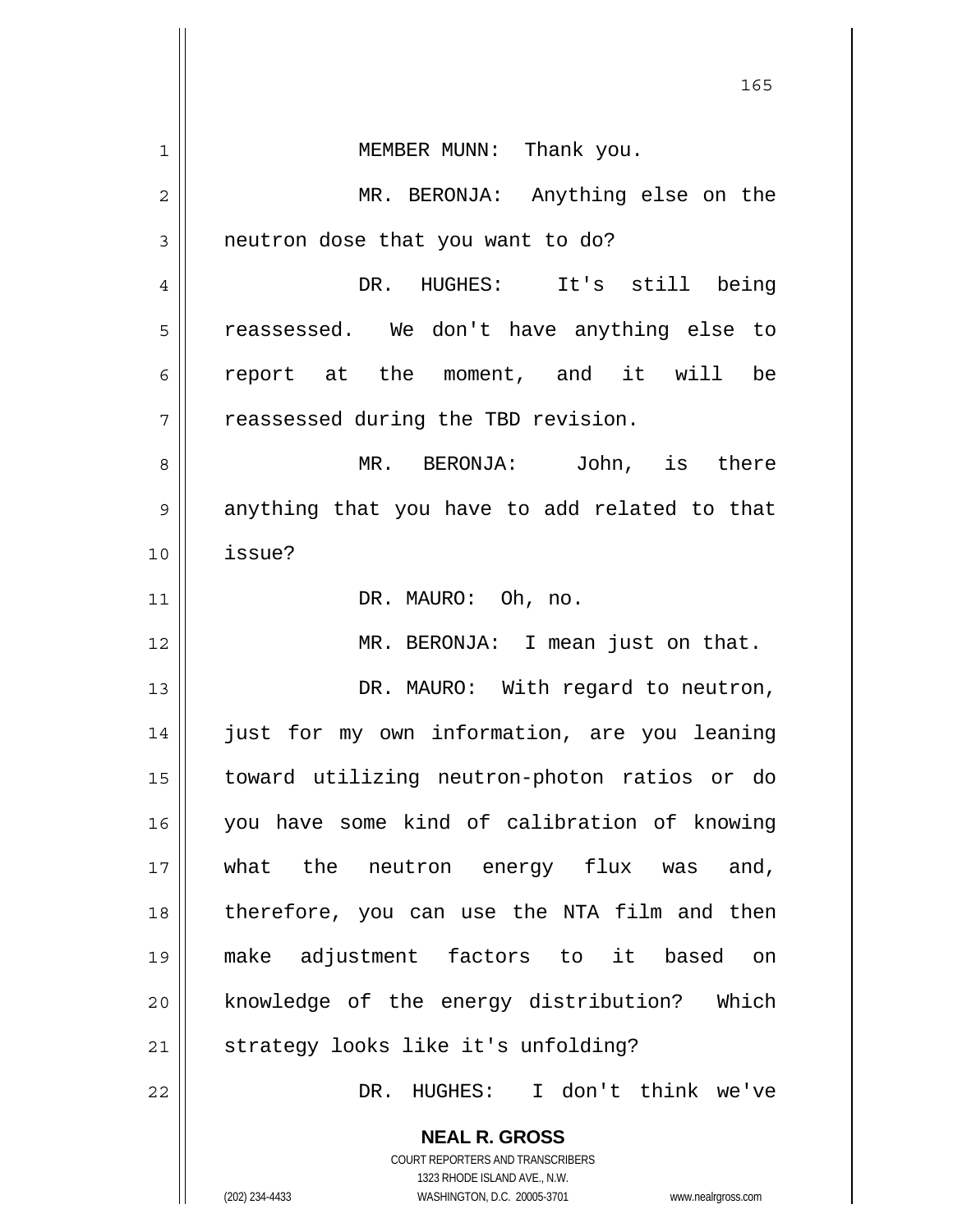MEMBER MUNN: Thank you.

MR. BERONJA: Anything else on the neutron dose that you want to do?

DR. HUGHES: It's still being reassessed. We don't have anything else to report at the moment, and it will be reassessed during the TBD revision.

MR. BERONJA: John, is there anything that you have to add related to that issue?

DR. MAURO: Oh, no.

MR. BERONJA: I mean just on that.

DR. MAURO: With regard to neutron, just for my own information, are you leaning toward utilizing neutron-photon ratios or do you have some kind of calibration of knowing what the neutron energy flux was and, therefore, you can use the NTA film and then make adjustment factors to it based on knowledge of the energy distribution? Which strategy looks like it's unfolding?

DR. HUGHES: I don't think we've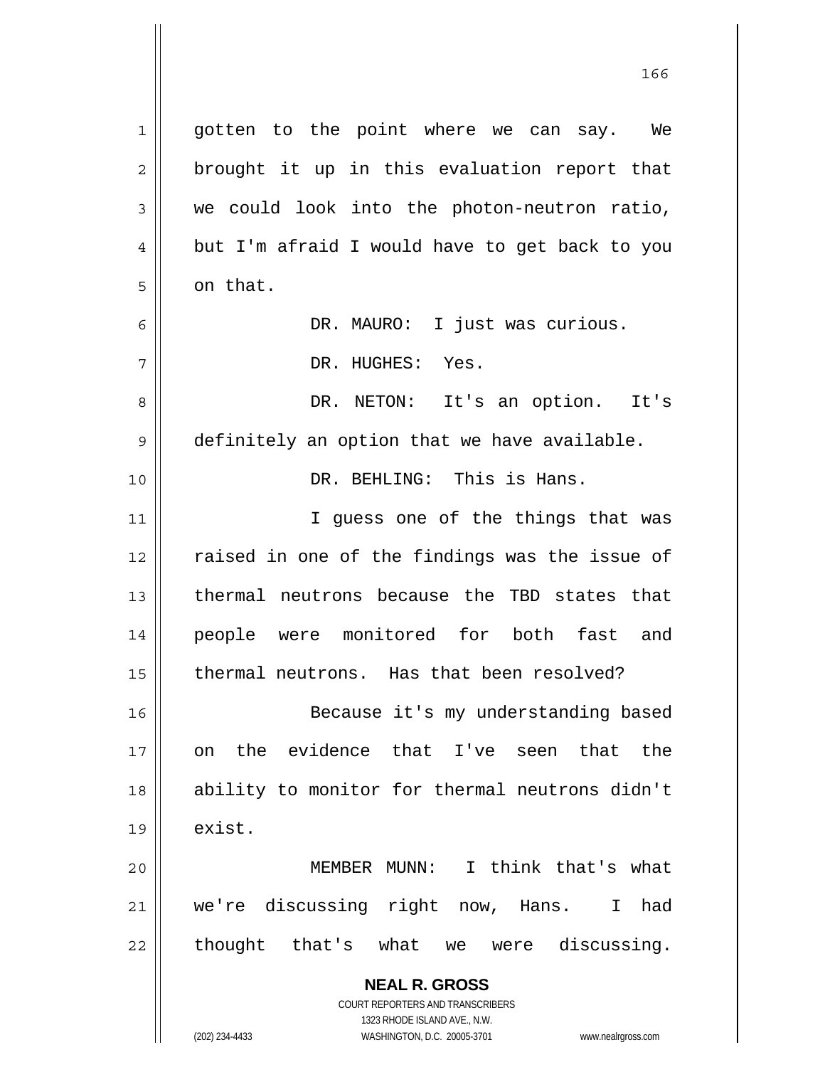gotten to the point where we can say. We brought it up in this evaluation report that we could look into the photon-neutron ratio, but I'm afraid I would have to get back to you on that.

DR. MAURO: I just was curious.

DR. HUGHES: Yes.

DR. NETON: It's an option. It's definitely an option that we have available.

DR. BEHLING: This is Hans.

I guess one of the things that was raised in one of the findings was the issue of thermal neutrons because the TBD states that people were monitored for both fast and thermal neutrons. Has that been resolved?

Because it's my understanding based on the evidence that I've seen that the ability to monitor for thermal neutrons didn't exist.

MEMBER MUNN: I think that's what we're discussing right now, Hans. I had thought that's what we were discussing.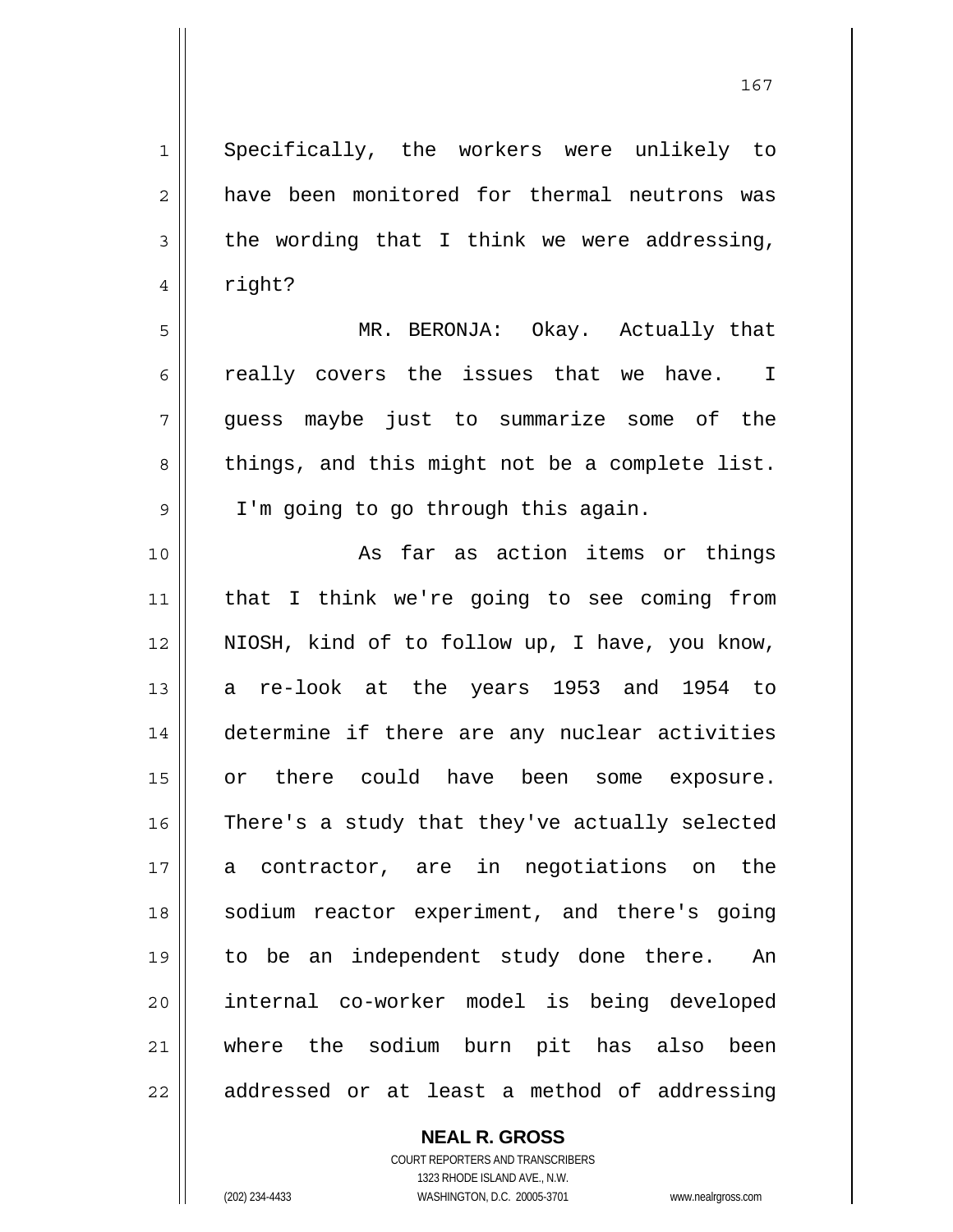Specifically, the workers were unlikely to have been monitored for thermal neutrons was the wording that I think we were addressing, right?

MR. BERONJA: Okay. Actually that really covers the issues that we have. I guess maybe just to summarize some of the things, and this might not be a complete list. I'm going to go through this again.

As far as action items or things that I think we're going to see coming from NIOSH, kind of to follow up, I have, you know, a re-look at the years 1953 and 1954 to determine if there are any nuclear activities or there could have been some exposure. There's a study that they've actually selected a contractor, are in negotiations on the sodium reactor experiment, and there's going to be an independent study done there. An internal co-worker model is being developed where the sodium burn pit has also been addressed or at least a method of addressing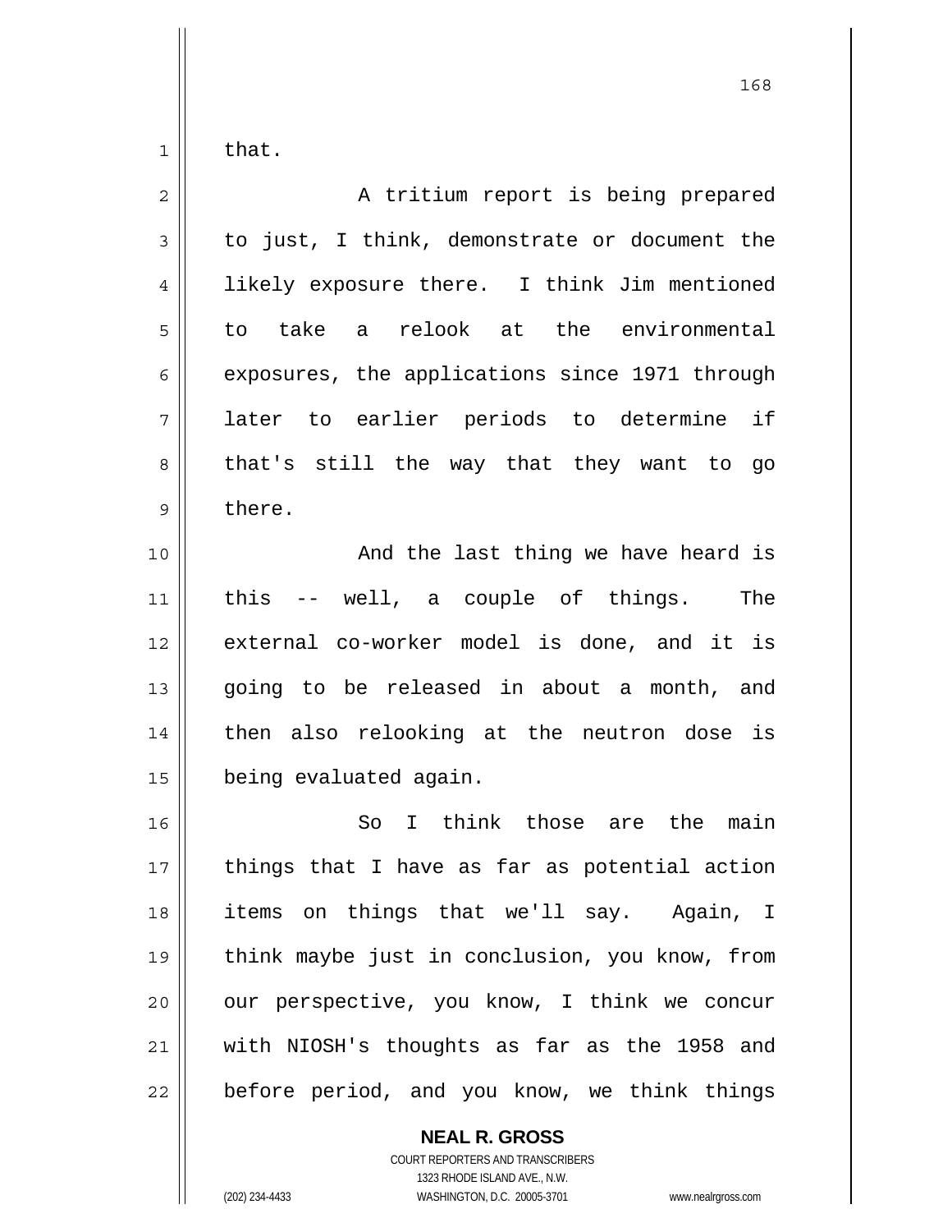that.

A tritium report is being prepared to just, I think, demonstrate or document the likely exposure there. I think Jim mentioned to take a relook at the environmental exposures, the applications since 1971 through later to earlier periods to determine if that's still the way that they want to go there.

And the last thing we have heard is this -- well, a couple of things. The external co-worker model is done, and it is going to be released in about a month, and then also relooking at the neutron dose is being evaluated again.

So I think those are the main things that I have as far as potential action items on things that we'll say. Again, I think maybe just in conclusion, you know, from our perspective, you know, I think we concur with NIOSH's thoughts as far as the 1958 and before period, and you know, we think things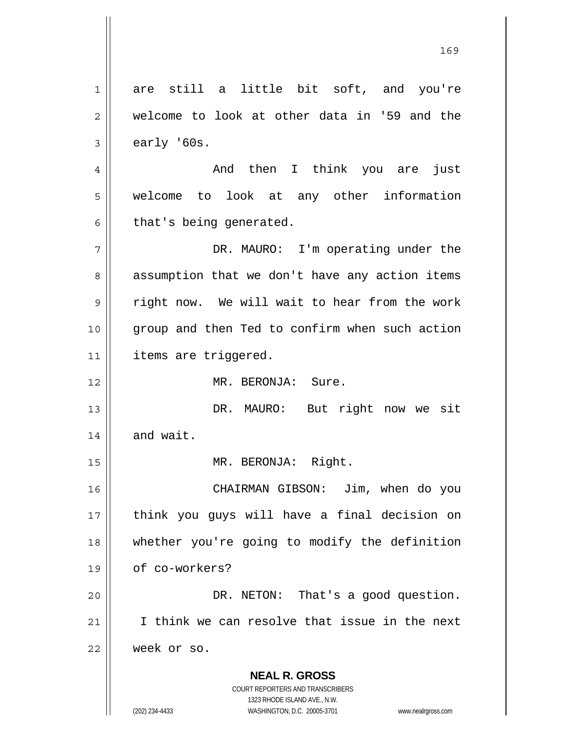are still a little bit soft, and you're welcome to look at other data in '59 and the early '60s.

And then I think you are just welcome to look at any other information that's being generated.

DR. MAURO: I'm operating under the assumption that we don't have any action items right now. We will wait to hear from the work group and then Ted to confirm when such action items are triggered.

MR. BERONJA: Sure.

DR. MAURO: But right now we sit and wait.

MR. BERONJA: Right.

CHAIRMAN GIBSON: Jim, when do you think you guys will have a final decision on whether you're going to modify the definition of co-workers?

DR. NETON: That's a good question. I think we can resolve that issue in the next week or so.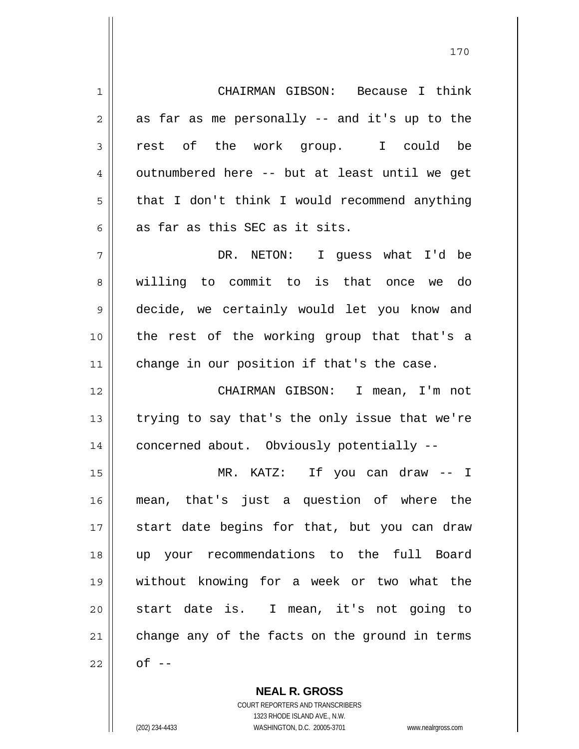CHAIRMAN GIBSON: Because I think as far as me personally -- and it's up to the rest of the work group. I could be outnumbered here -- but at least until we get that I don't think I would recommend anything as far as this SEC as it sits.

DR. NETON: I guess what I'd be willing to commit to is that once we do decide, we certainly would let you know and the rest of the working group that that's a change in our position if that's the case.

CHAIRMAN GIBSON: I mean, I'm not trying to say that's the only issue that we're concerned about. Obviously potentially --

MR. KATZ: If you can draw -- I mean, that's just a question of where the start date begins for that, but you can draw up your recommendations to the full Board without knowing for a week or two what the start date is. I mean, it's not going to change any of the facts on the ground in terms of --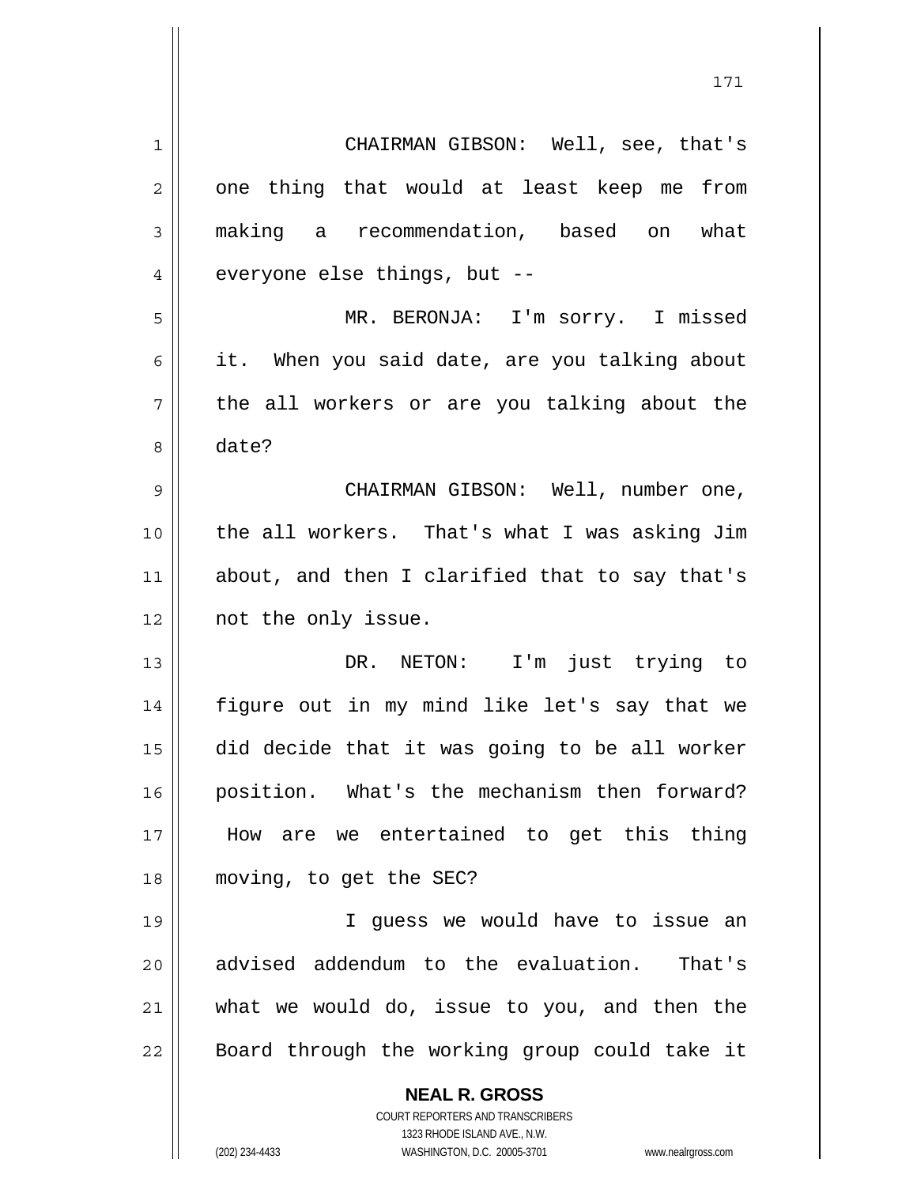CHAIRMAN GIBSON: Well, see, that's one thing that would at least keep me from making a recommendation, based on what everyone else things, but --

MR. BERONJA: I'm sorry. I missed it. When you said date, are you talking about the all workers or are you talking about the date?

CHAIRMAN GIBSON: Well, number one, the all workers. That's what I was asking Jim about, and then I clarified that to say that's not the only issue.

DR. NETON: I'm just trying to figure out in my mind like let's say that we did decide that it was going to be all worker position. What's the mechanism then forward? How are we entertained to get this thing moving, to get the SEC?

I guess we would have to issue an advised addendum to the evaluation. That's what we would do, issue to you, and then the Board through the working group could take it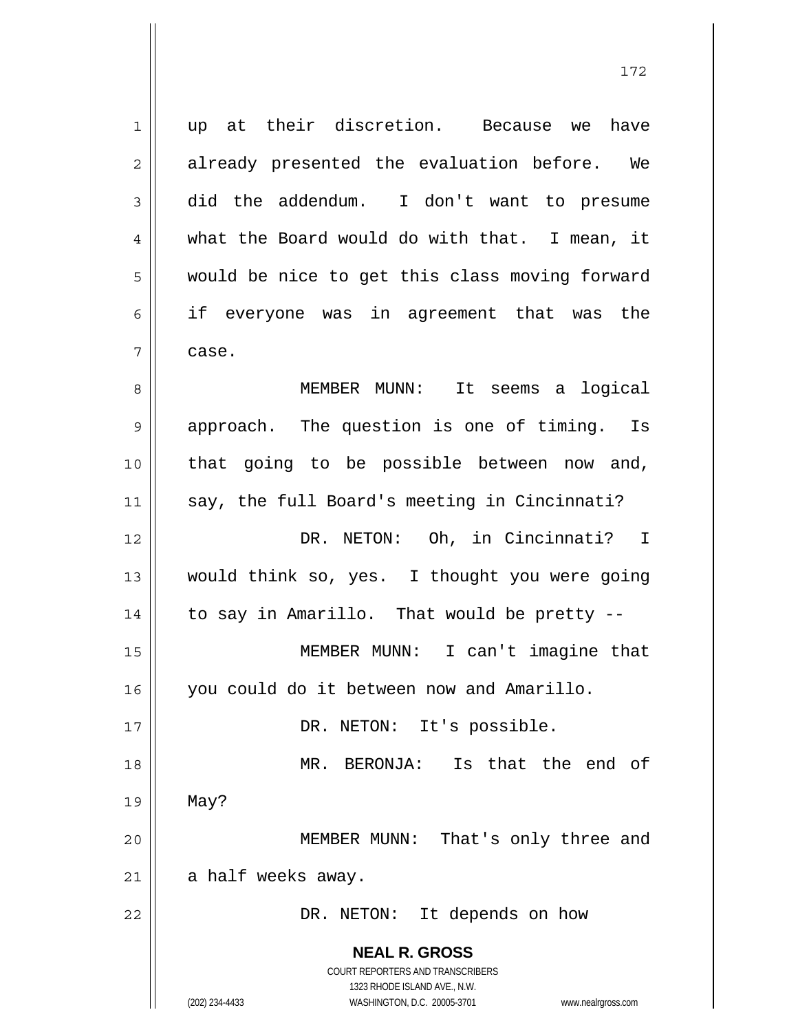up at their discretion. Because we have already presented the evaluation before. We did the addendum. I don't want to presume what the Board would do with that. I mean, it would be nice to get this class moving forward if everyone was in agreement that was the case.

MEMBER MUNN: It seems a logical approach. The question is one of timing. Is that going to be possible between now and, say, the full Board's meeting in Cincinnati?

DR. NETON: Oh, in Cincinnati? I would think so, yes. I thought you were going to say in Amarillo. That would be pretty --

MEMBER MUNN: I can't imagine that you could do it between now and Amarillo.

DR. NETON: It's possible.

MR. BERONJA: Is that the end of May?

MEMBER MUNN: That's only three and a half weeks away.

DR. NETON: It depends on how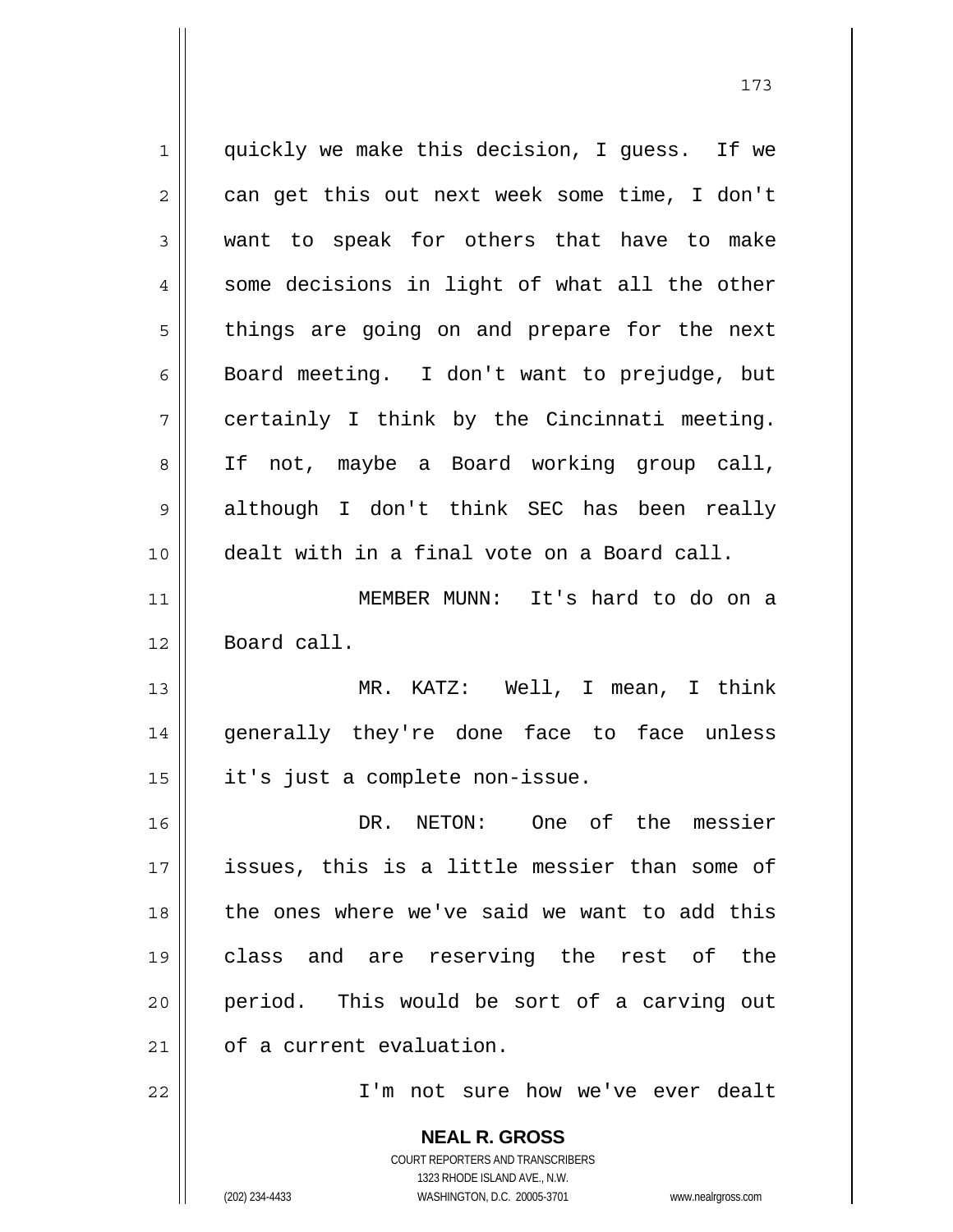quickly we make this decision, I guess. If we can get this out next week some time, I don't want to speak for others that have to make some decisions in light of what all the other things are going on and prepare for the next Board meeting. I don't want to prejudge, but certainly I think by the Cincinnati meeting. If not, maybe a Board working group call, although I don't think SEC has been really dealt with in a final vote on a Board call.

MEMBER MUNN: It's hard to do on a Board call.

MR. KATZ: Well, I mean, I think generally they're done face to face unless it's just a complete non-issue.

DR. NETON: One of the messier issues, this is a little messier than some of the ones where we've said we want to add this class and are reserving the rest of the period. This would be sort of a carving out of a current evaluation.

I'm not sure how we've ever dealt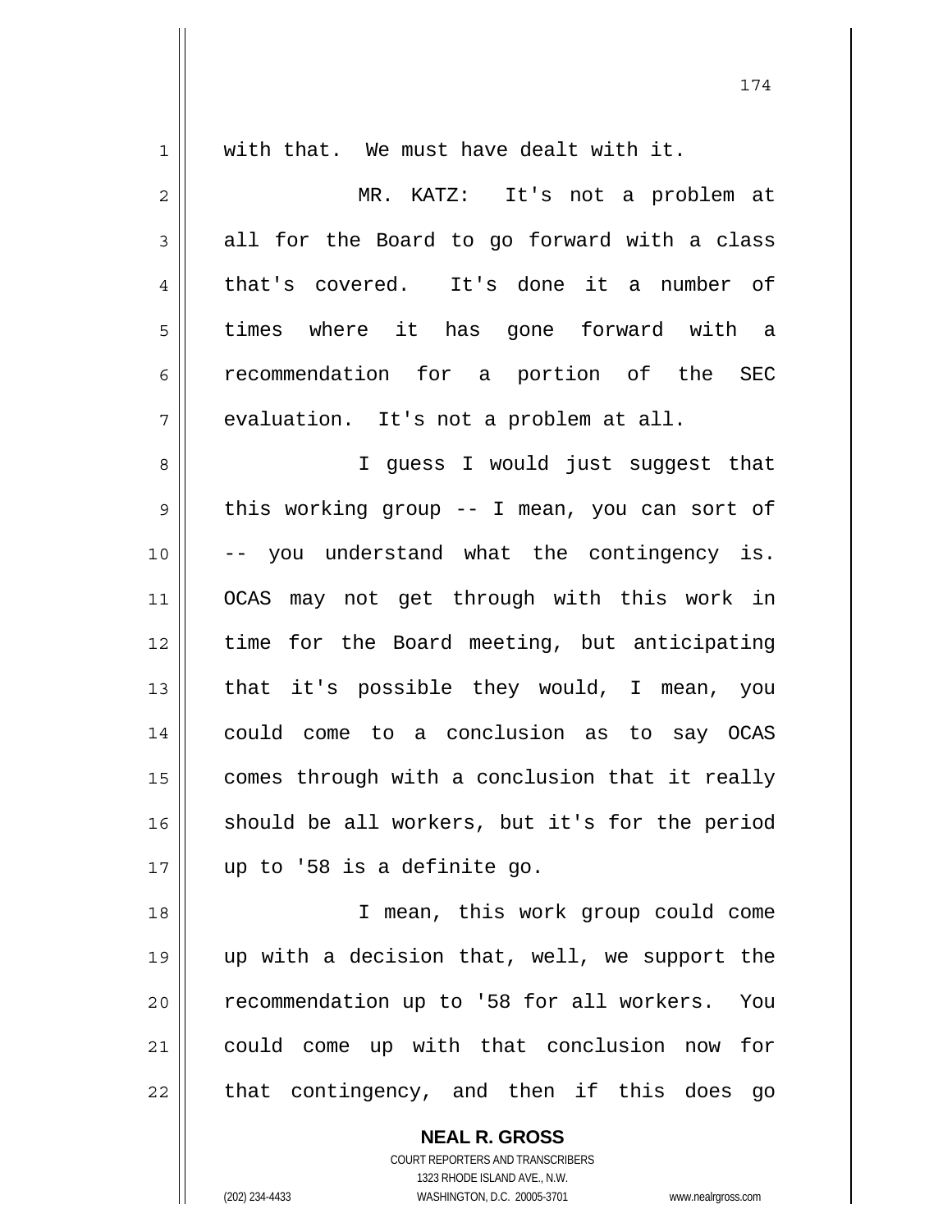with that. We must have dealt with it.

MR. KATZ: It's not a problem at all for the Board to go forward with a class that's covered. It's done it a number of times where it has gone forward with a recommendation for a portion of the SEC evaluation. It's not a problem at all.

I guess I would just suggest that this working group -- I mean, you can sort of -- you understand what the contingency is. OCAS may not get through with this work in time for the Board meeting, but anticipating that it's possible they would, I mean, you could come to a conclusion as to say OCAS comes through with a conclusion that it really should be all workers, but it's for the period up to '58 is a definite go.

I mean, this work group could come up with a decision that, well, we support the recommendation up to '58 for all workers. You could come up with that conclusion now for that contingency, and then if this does go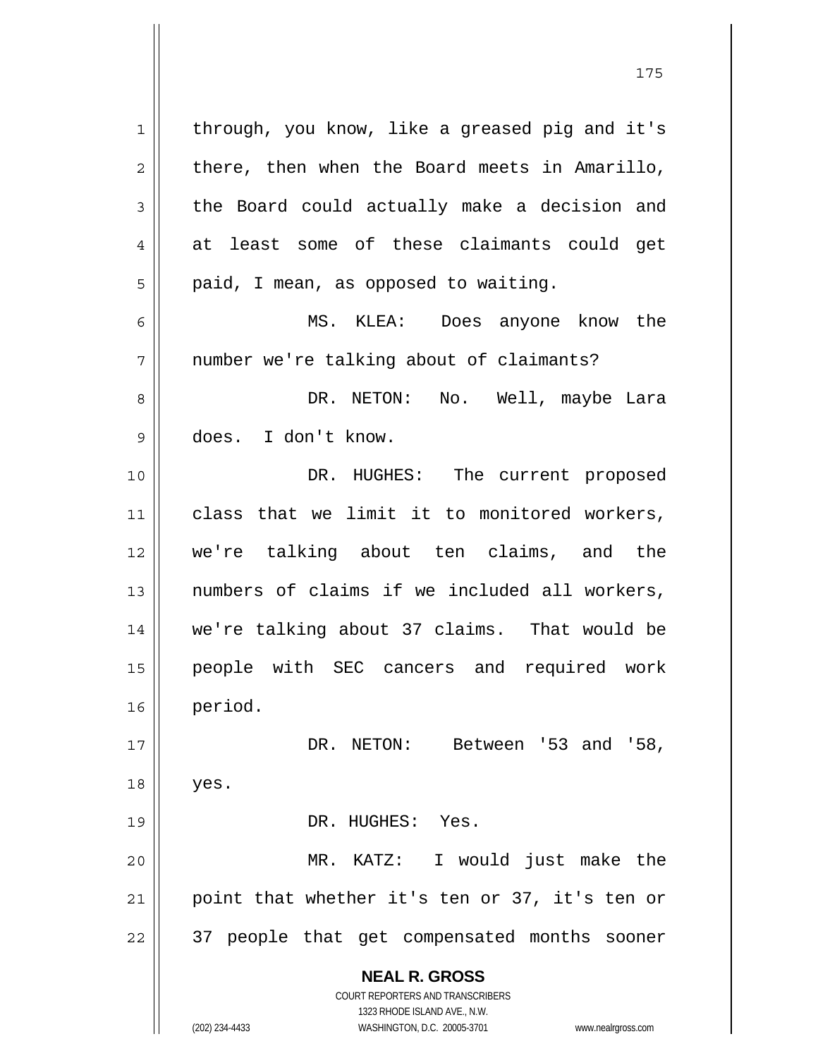through, you know, like a greased pig and it's there, then when the Board meets in Amarillo, the Board could actually make a decision and at least some of these claimants could get paid, I mean, as opposed to waiting.

MS. KLEA: Does anyone know the number we're talking about of claimants?

DR. NETON: No. Well, maybe Lara does. I don't know.

DR. HUGHES: The current proposed class that we limit it to monitored workers, we're talking about ten claims, and the numbers of claims if we included all workers, we're talking about 37 claims. That would be people with SEC cancers and required work period.

DR. NETON: Between '53 and '58, yes.

DR. HUGHES: Yes.

MR. KATZ: I would just make the point that whether it's ten or 37, it's ten or 37 people that get compensated months sooner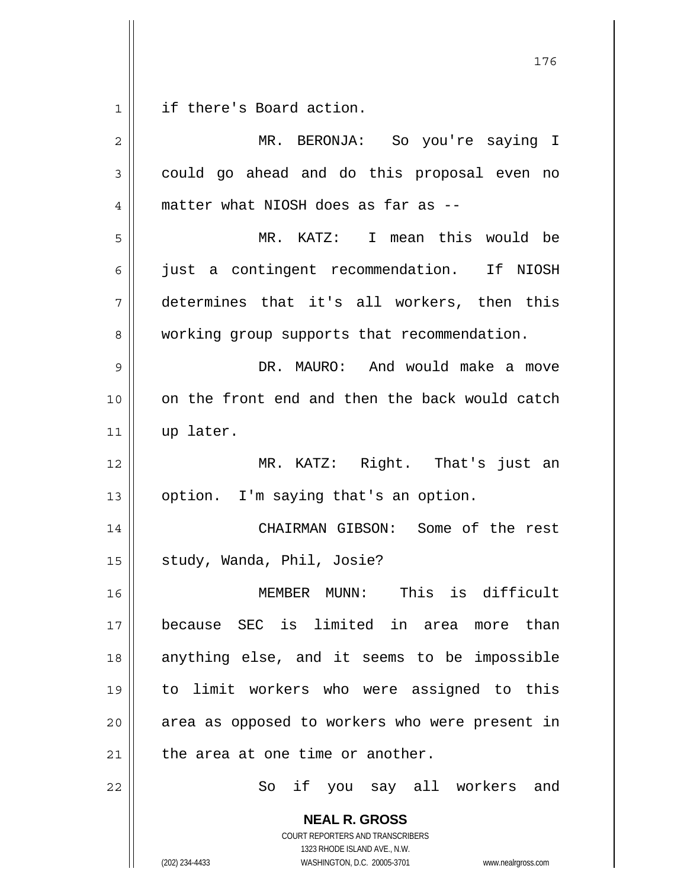if there's Board action.

MR. BERONJA: So you're saying I could go ahead and do this proposal even no matter what NIOSH does as far as --

MR. KATZ: I mean this would be just a contingent recommendation. If NIOSH determines that it's all workers, then this working group supports that recommendation.

DR. MAURO: And would make a move on the front end and then the back would catch up later.

MR. KATZ: Right. That's just an option. I'm saying that's an option.

CHAIRMAN GIBSON: Some of the rest study, Wanda, Phil, Josie?

MEMBER MUNN: This is difficult because SEC is limited in area more than anything else, and it seems to be impossible to limit workers who were assigned to this area as opposed to workers who were present in the area at one time or another.

So if you say all workers and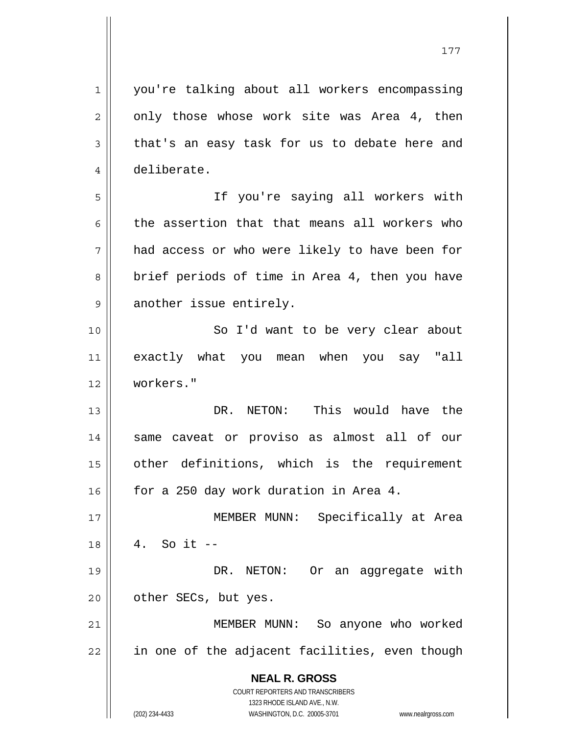you're talking about all workers encompassing only those whose work site was Area 4, then that's an easy task for us to debate here and deliberate.

If you're saying all workers with the assertion that that means all workers who had access or who were likely to have been for brief periods of time in Area 4, then you have another issue entirely.

So I'd want to be very clear about exactly what you mean when you say "all workers."

DR. NETON: This would have the same caveat or proviso as almost all of our other definitions, which is the requirement for a 250 day work duration in Area 4.

MEMBER MUNN: Specifically at Area 4. So it --

DR. NETON: Or an aggregate with other SECs, but yes.

MEMBER MUNN: So anyone who worked in one of the adjacent facilities, even though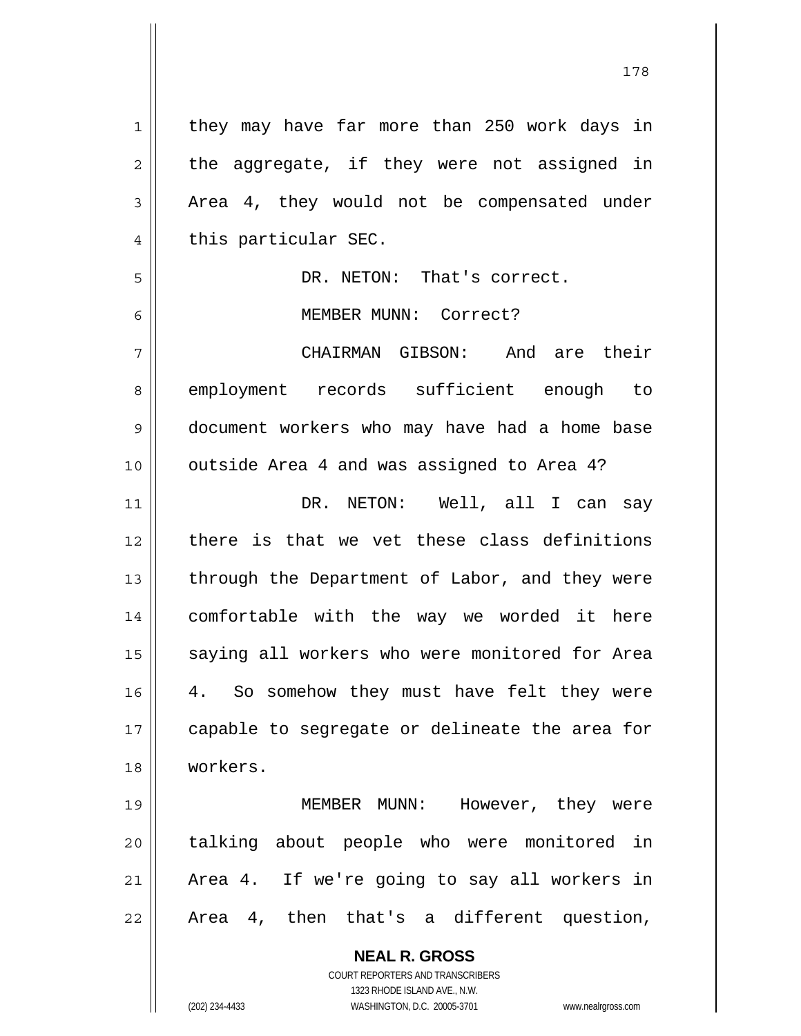they may have far more than 250 work days in the aggregate, if they were not assigned in Area 4, they would not be compensated under this particular SEC.

DR. NETON: That's correct.

MEMBER MUNN: Correct?

CHAIRMAN GIBSON: And are their employment records sufficient enough to document workers who may have had a home base outside Area 4 and was assigned to Area 4?

DR. NETON: Well, all I can say there is that we vet these class definitions through the Department of Labor, and they were comfortable with the way we worded it here saying all workers who were monitored for Area 4. So somehow they must have felt they were capable to segregate or delineate the area for workers.

MEMBER MUNN: However, they were talking about people who were monitored in Area 4. If we're going to say all workers in Area 4, then that's a different question,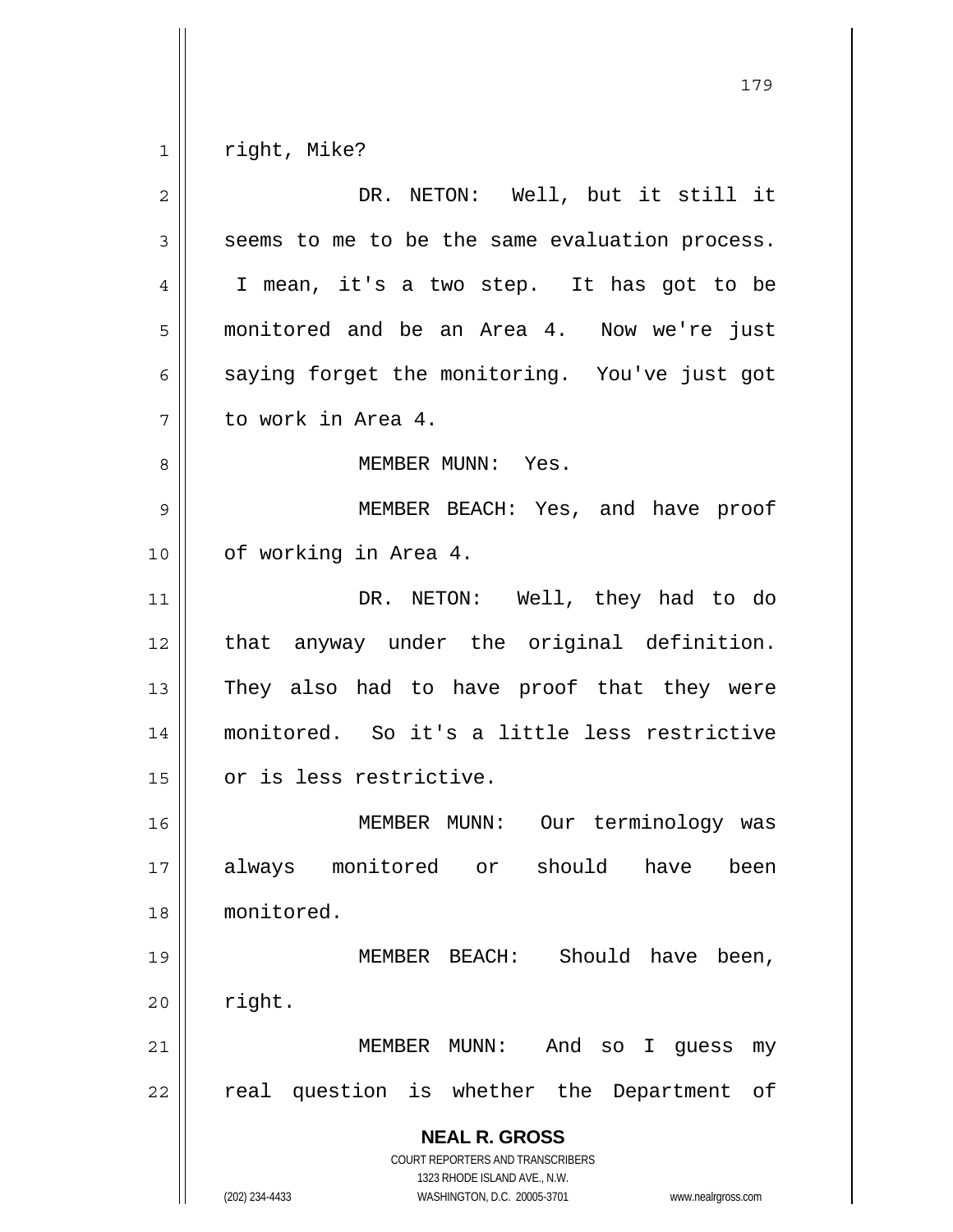right, Mike?

DR. NETON: Well, but it still it seems to me to be the same evaluation process. I mean, it's a two step. It has got to be monitored and be an Area 4. Now we're just saying forget the monitoring. You've just got to work in Area 4.

MEMBER MUNN: Yes.

MEMBER BEACH: Yes, and have proof of working in Area 4.

DR. NETON: Well, they had to do that anyway under the original definition. They also had to have proof that they were monitored. So it's a little less restrictive or is less restrictive.

MEMBER MUNN: Our terminology was always monitored or should have been monitored.

MEMBER BEACH: Should have been, right.

MEMBER MUNN: And so I guess my real question is whether the Department of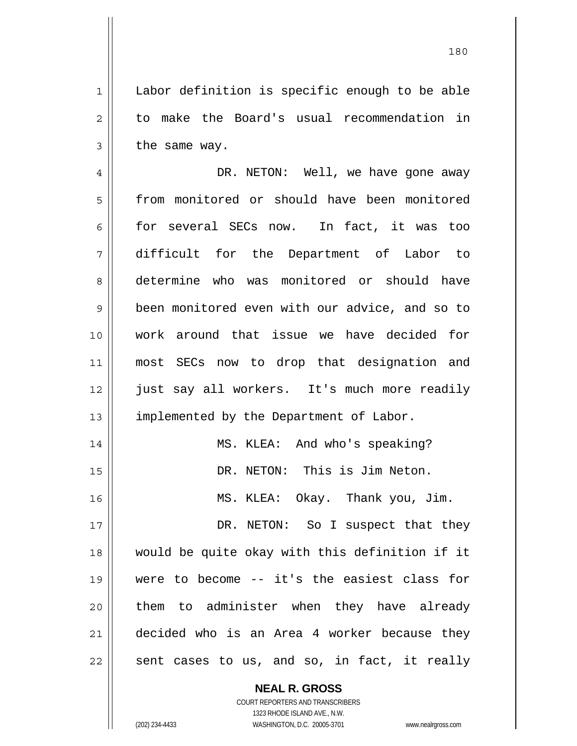Labor definition is specific enough to be able to make the Board's usual recommendation in the same way.

DR. NETON: Well, we have gone away from monitored or should have been monitored for several SECs now. In fact, it was too difficult for the Department of Labor to determine who was monitored or should have been monitored even with our advice, and so to work around that issue we have decided for most SECs now to drop that designation and just say all workers. It's much more readily implemented by the Department of Labor.

MS. KLEA: And who's speaking?

DR. NETON: This is Jim Neton.

MS. KLEA: Okay. Thank you, Jim.

DR. NETON: So I suspect that they would be quite okay with this definition if it were to become -- it's the easiest class for them to administer when they have already decided who is an Area 4 worker because they sent cases to us, and so, in fact, it really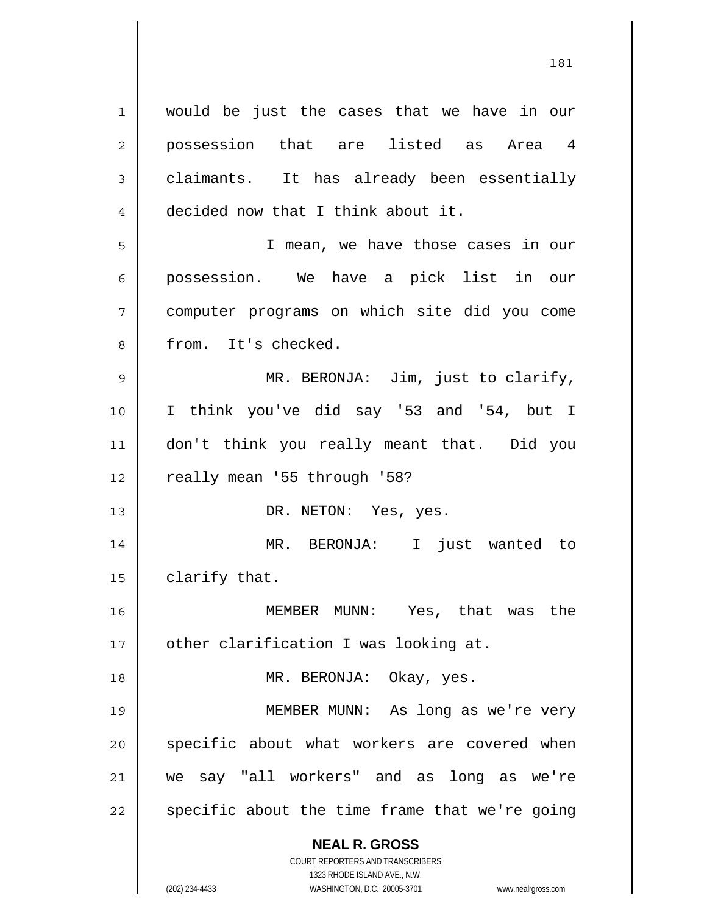would be just the cases that we have in our possession that are listed as Area 4 claimants. It has already been essentially decided now that I think about it.

I mean, we have those cases in our possession. We have a pick list in our computer programs on which site did you come from. It's checked.

MR. BERONJA: Jim, just to clarify, I think you've did say '53 and '54, but I don't think you really meant that. Did you really mean '55 through '58?

DR. NETON: Yes, yes.

MR. BERONJA: I just wanted to clarify that.

MEMBER MUNN: Yes, that was the other clarification I was looking at.

MR. BERONJA: Okay, yes.

MEMBER MUNN: As long as we're very specific about what workers are covered when we say "all workers" and as long as we're specific about the time frame that we're going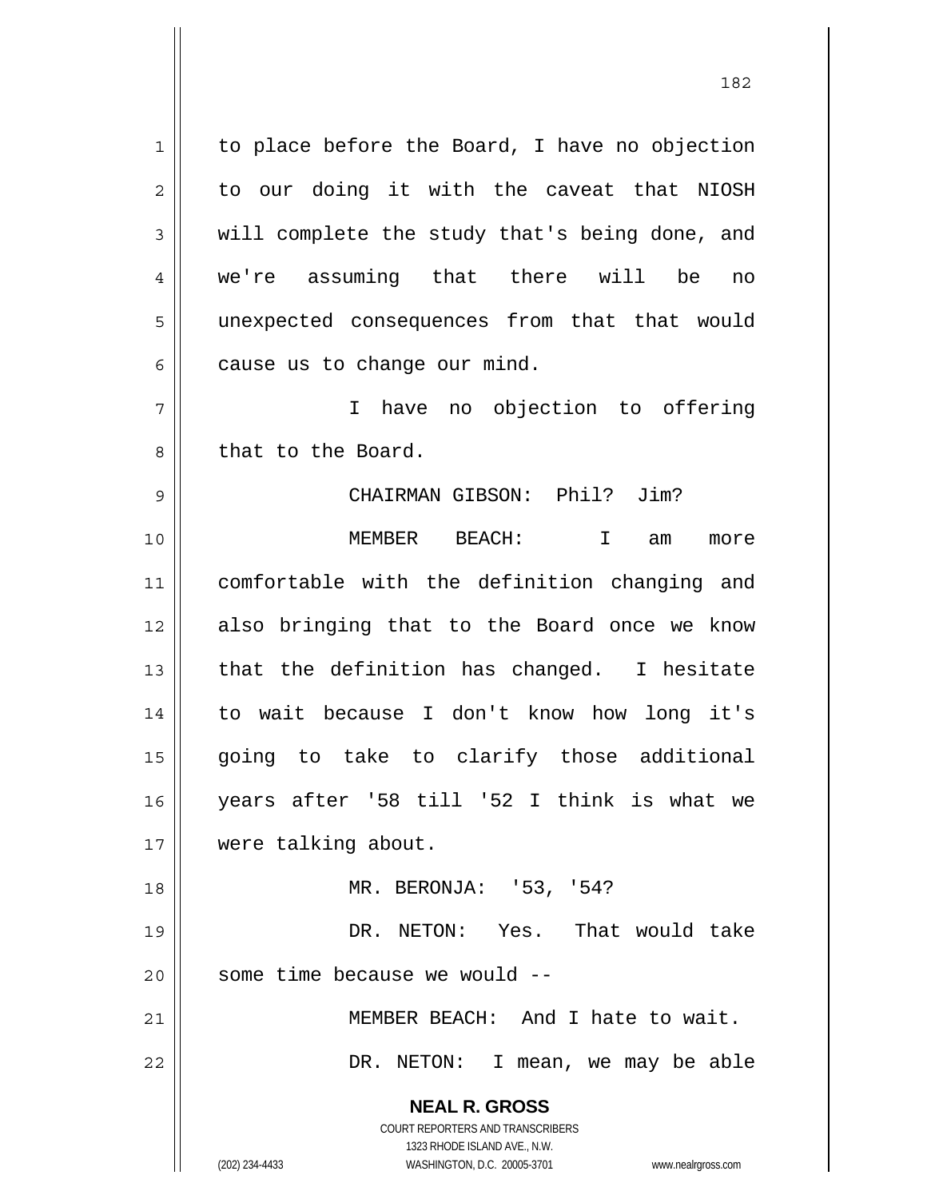to place before the Board, I have no objection to our doing it with the caveat that NIOSH will complete the study that's being done, and we're assuming that there will be no unexpected consequences from that that would cause us to change our mind.

I have no objection to offering that to the Board.

CHAIRMAN GIBSON: Phil? Jim?

MEMBER BEACH: I am more comfortable with the definition changing and also bringing that to the Board once we know that the definition has changed. I hesitate to wait because I don't know how long it's going to take to clarify those additional years after '58 till '52 I think is what we were talking about.

MR. BERONJA: '53, '54?

DR. NETON: Yes. That would take some time because we would --

MEMBER BEACH: And I hate to wait.

DR. NETON: I mean, we may be able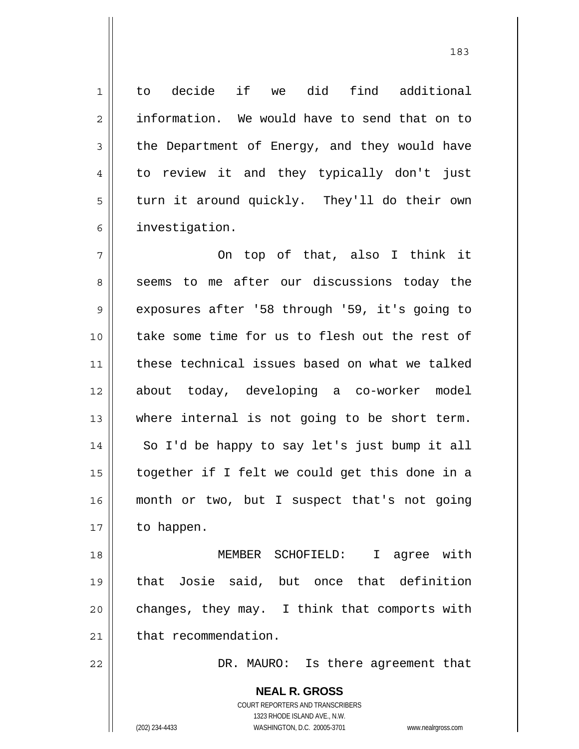to decide if we did find additional information. We would have to send that on to the Department of Energy, and they would have to review it and they typically don't just turn it around quickly. They'll do their own investigation.

On top of that, also I think it seems to me after our discussions today the exposures after '58 through '59, it's going to take some time for us to flesh out the rest of these technical issues based on what we talked about today, developing a co-worker model where internal is not going to be short term. So I'd be happy to say let's just bump it all together if I felt we could get this done in a month or two, but I suspect that's not going to happen.

MEMBER SCHOFIELD: I agree with that Josie said, but once that definition changes, they may. I think that comports with that recommendation.

DR. MAURO: Is there agreement that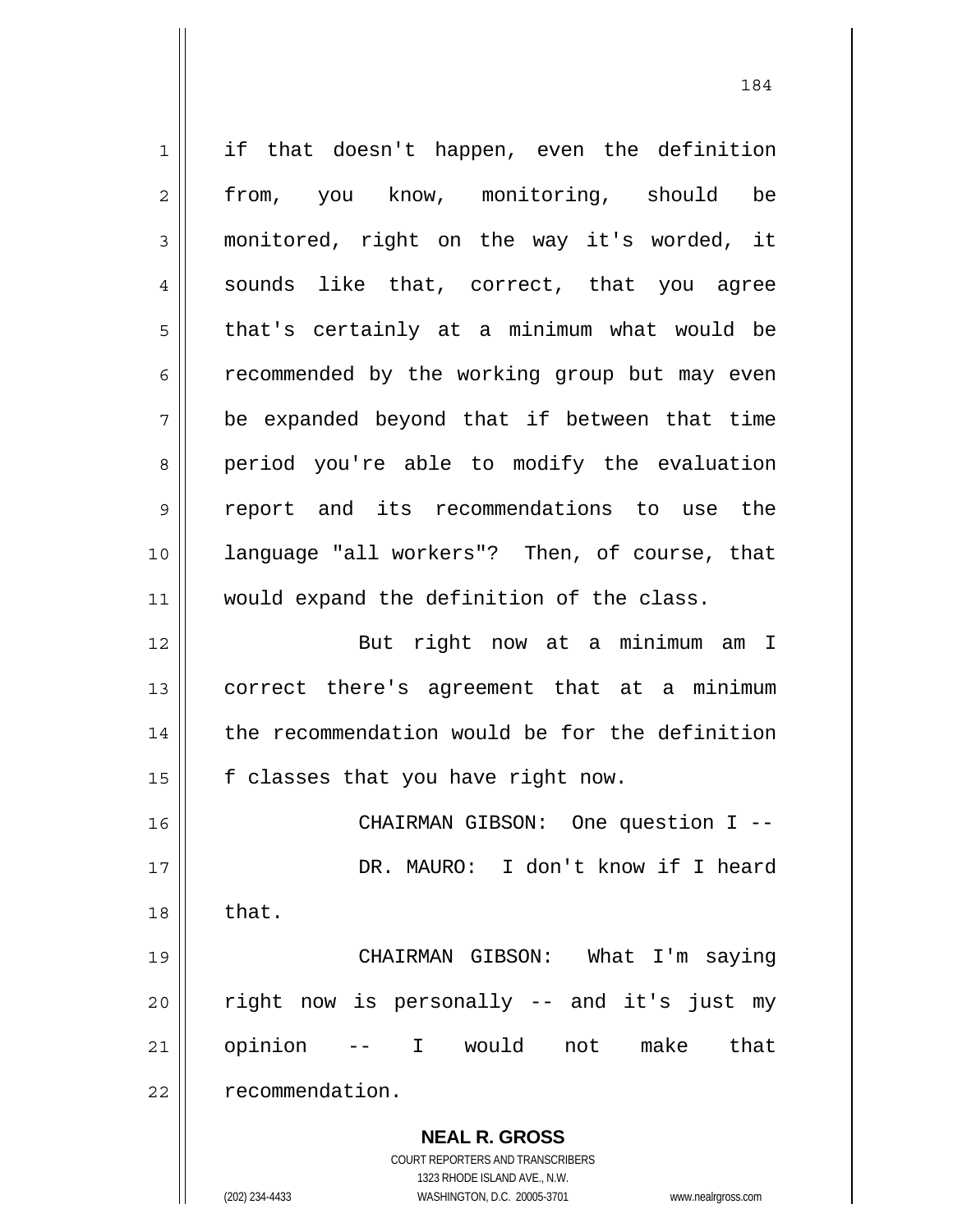if that doesn't happen, even the definition from, you know, monitoring, should be monitored, right on the way it's worded, it sounds like that, correct, that you agree that's certainly at a minimum what would be recommended by the working group but may even be expanded beyond that if between that time period you're able to modify the evaluation report and its recommendations to use the language "all workers"? Then, of course, that would expand the definition of the class.

But right now at a minimum am I correct there's agreement that at a minimum the recommendation would be for the definition f classes that you have right now.

CHAIRMAN GIBSON: One question I --

DR. MAURO: I don't know if I heard that.

CHAIRMAN GIBSON: What I'm saying right now is personally -- and it's just my opinion -- I would not make that recommendation.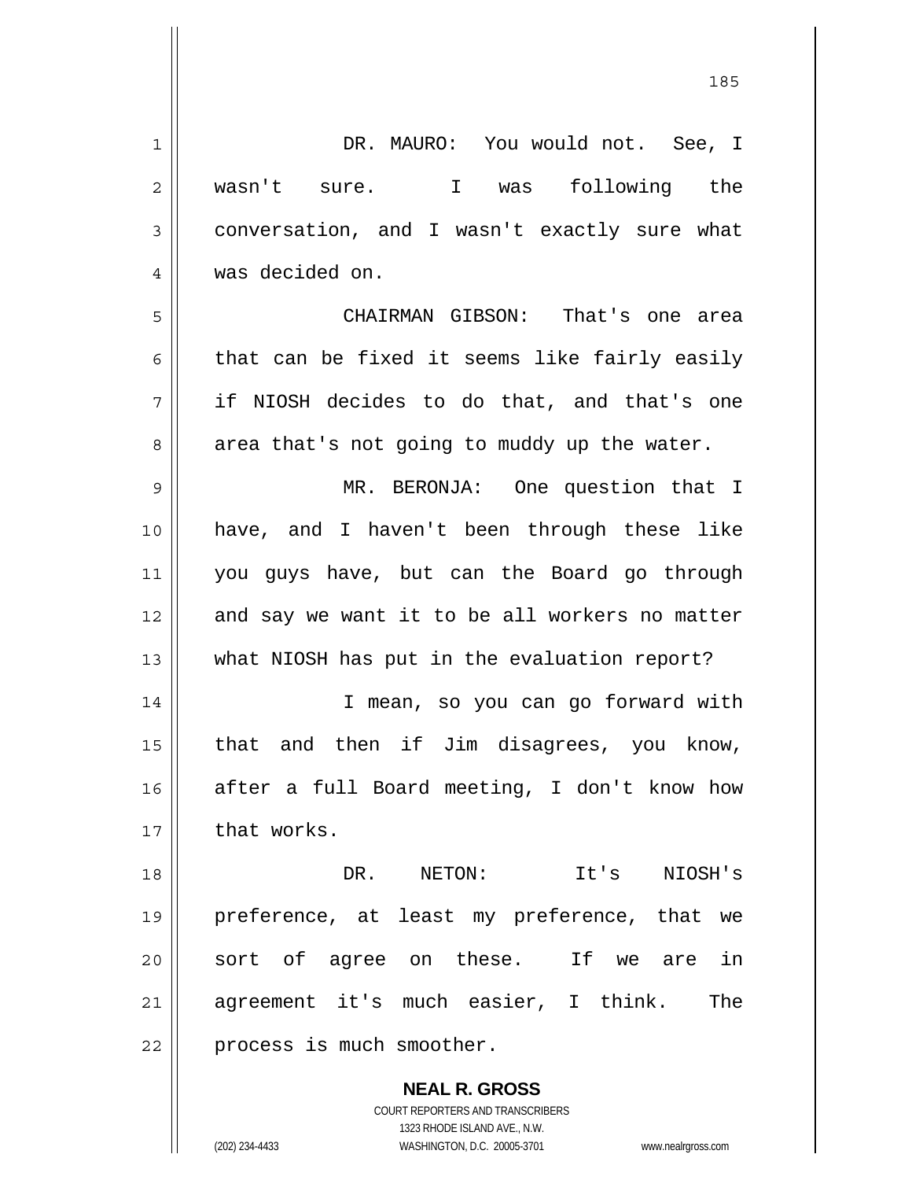DR. MAURO: You would not. See, I wasn't sure. I was following the conversation, and I wasn't exactly sure what was decided on.

CHAIRMAN GIBSON: That's one area that can be fixed it seems like fairly easily if NIOSH decides to do that, and that's one area that's not going to muddy up the water.

MR. BERONJA: One question that I have, and I haven't been through these like you guys have, but can the Board go through and say we want it to be all workers no matter what NIOSH has put in the evaluation report?

I mean, so you can go forward with that and then if Jim disagrees, you know, after a full Board meeting, I don't know how that works.

DR. NETON: It's NIOSH's preference, at least my preference, that we sort of agree on these. If we are in agreement it's much easier, I think. The process is much smoother.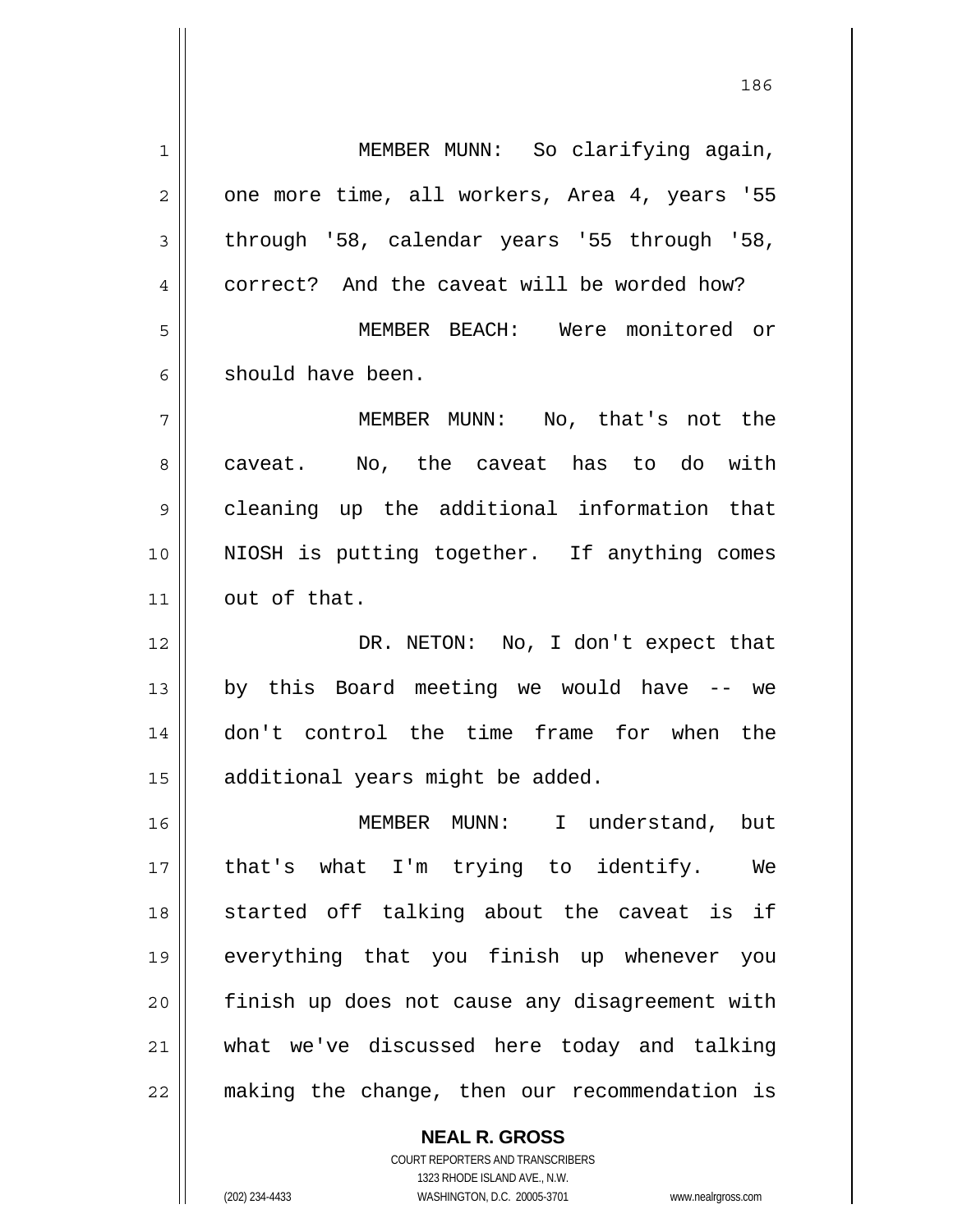MEMBER MUNN: So clarifying again, one more time, all workers, Area 4, years '55 through '58, calendar years '55 through '58, correct? And the caveat will be worded how?

MEMBER BEACH: Were monitored or should have been.

MEMBER MUNN: No, that's not the caveat. No, the caveat has to do with cleaning up the additional information that NIOSH is putting together. If anything comes out of that.

DR. NETON: No, I don't expect that by this Board meeting we would have -- we don't control the time frame for when the additional years might be added.

MEMBER MUNN: I understand, but that's what I'm trying to identify. We started off talking about the caveat is if everything that you finish up whenever you finish up does not cause any disagreement with what we've discussed here today and talking making the change, then our recommendation is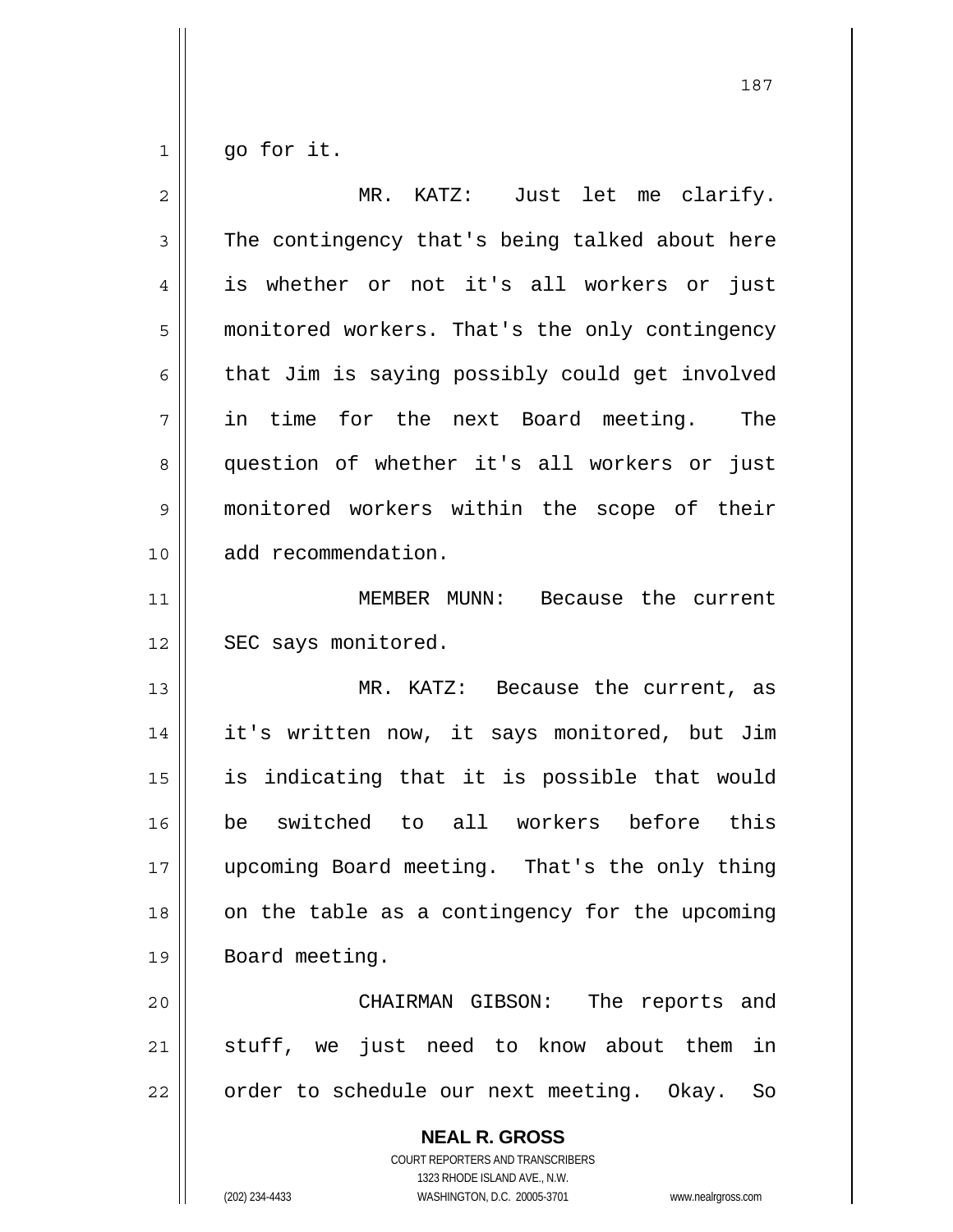go for it.

MR. KATZ: Just let me clarify. The contingency that's being talked about here is whether or not it's all workers or just monitored workers. That's the only contingency that Jim is saying possibly could get involved in time for the next Board meeting. The question of whether it's all workers or just monitored workers within the scope of their add recommendation.

MEMBER MUNN: Because the current SEC says monitored.

MR. KATZ: Because the current, as it's written now, it says monitored, but Jim is indicating that it is possible that would be switched to all workers before this upcoming Board meeting. That's the only thing on the table as a contingency for the upcoming Board meeting.

CHAIRMAN GIBSON: The reports and stuff, we just need to know about them in order to schedule our next meeting. Okay. So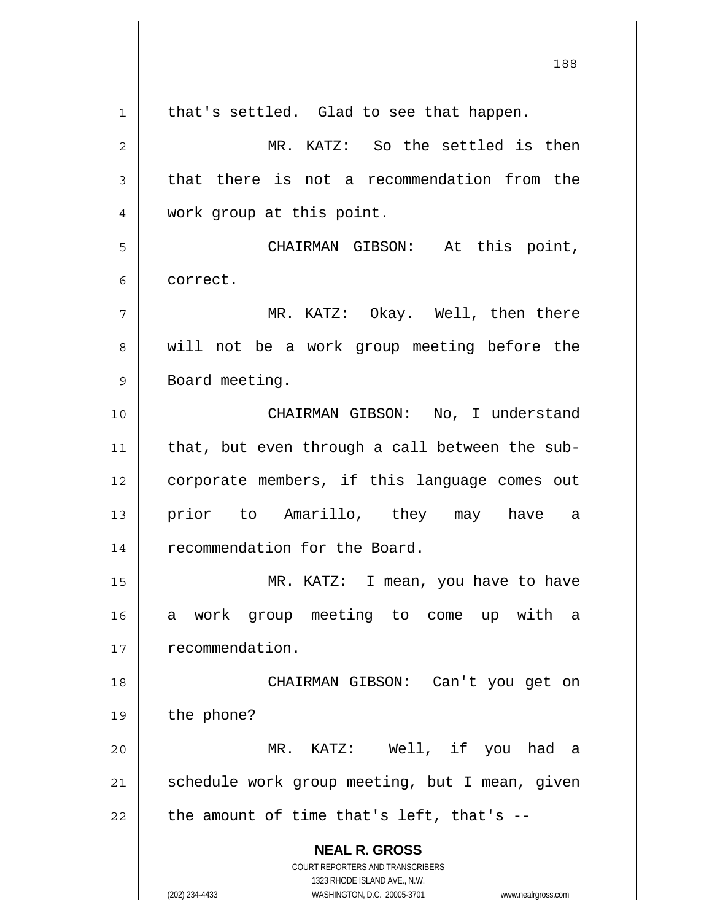that's settled. Glad to see that happen.

MR. KATZ: So the settled is then that there is not a recommendation from the work group at this point.

CHAIRMAN GIBSON: At this point, correct.

MR. KATZ: Okay. Well, then there will not be a work group meeting before the Board meeting.

CHAIRMAN GIBSON: No, I understand that, but even through a call between the sub-corporate members, if this language comes out prior to Amarillo, they may have a recommendation for the Board.

MR. KATZ: I mean, you have to have a work group meeting to come up with a recommendation.

CHAIRMAN GIBSON: Can't you get on the phone?

MR. KATZ: Well, if you had a schedule work group meeting, but I mean, given the amount of time that's left, that's --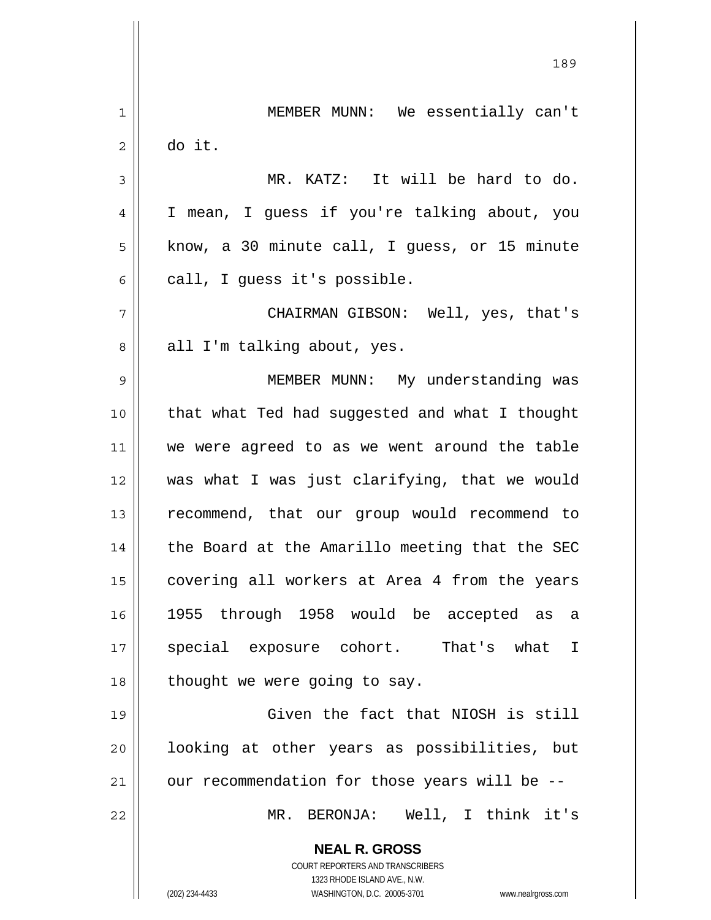MEMBER MUNN: We essentially can't do it.

MR. KATZ: It will be hard to do. I mean, I guess if you're talking about, you know, a 30 minute call, I guess, or 15 minute call, I guess it's possible.

CHAIRMAN GIBSON: Well, yes, that's all I'm talking about, yes.

MEMBER MUNN: My understanding was that what Ted had suggested and what I thought we were agreed to as we went around the table was what I was just clarifying, that we would recommend, that our group would recommend to the Board at the Amarillo meeting that the SEC covering all workers at Area 4 from the years 1955 through 1958 would be accepted as a special exposure cohort. That's what I thought we were going to say.

Given the fact that NIOSH is still looking at other years as possibilities, but our recommendation for those years will be --

MR. BERONJA: Well, I think it's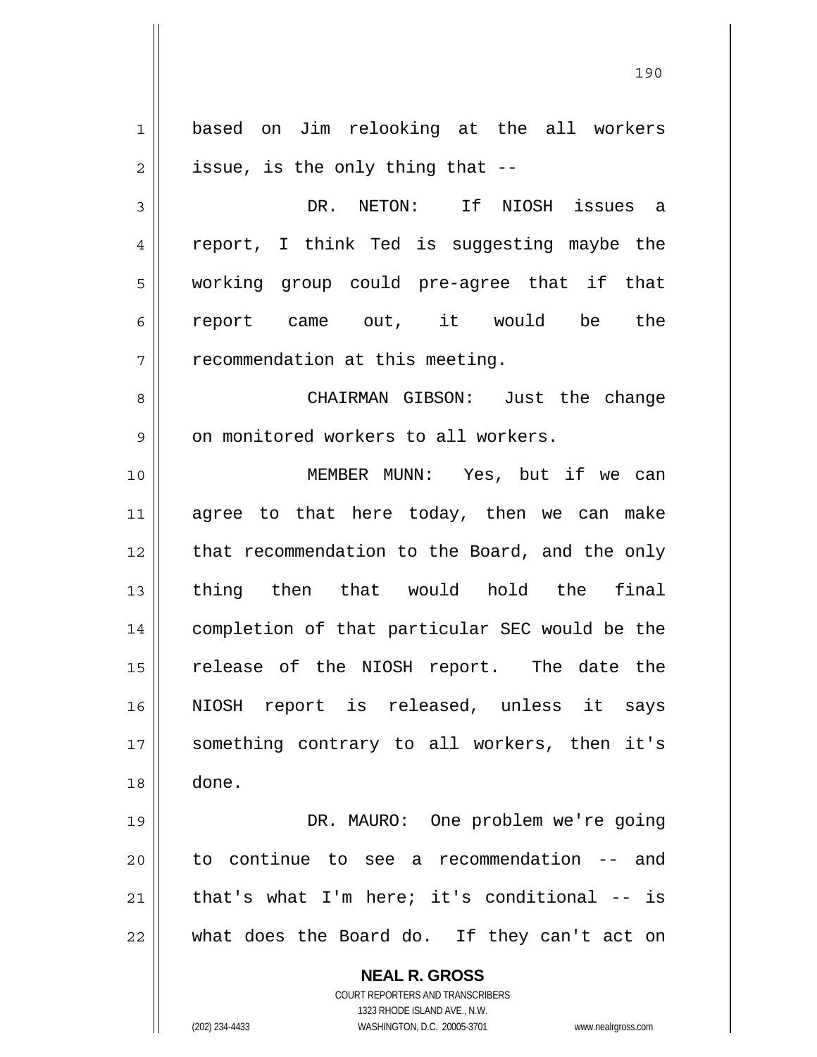based on Jim relooking at the all workers issue, is the only thing that --

DR. NETON: If NIOSH issues a report, I think Ted is suggesting maybe the working group could pre-agree that if that report came out, it would be the recommendation at this meeting.

CHAIRMAN GIBSON: Just the change on monitored workers to all workers.

MEMBER MUNN: Yes, but if we can agree to that here today, then we can make that recommendation to the Board, and the only thing then that would hold the final completion of that particular SEC would be the release of the NIOSH report. The date the NIOSH report is released, unless it says something contrary to all workers, then it's done.

DR. MAURO: One problem we're going to continue to see a recommendation -- and that's what I'm here; it's conditional -- is what does the Board do. If they can't act on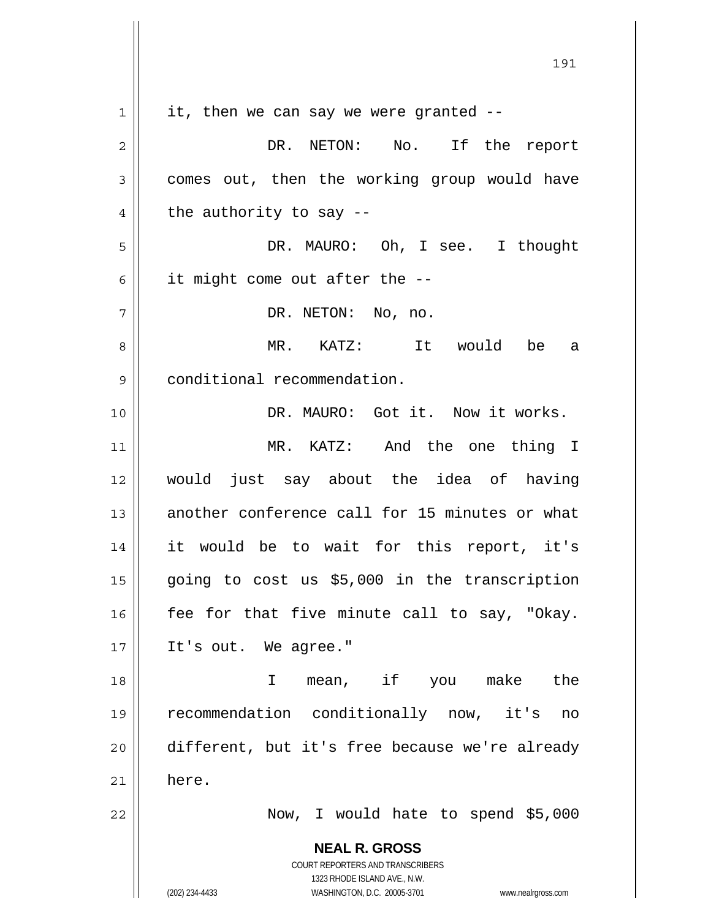it, then we can say we were granted --

DR. NETON: No. If the report comes out, then the working group would have the authority to say --

DR. MAURO: Oh, I see. I thought it might come out after the --

DR. NETON: No, no.

MR. KATZ: It would be a conditional recommendation.

DR. MAURO: Got it. Now it works.

MR. KATZ: And the one thing I would just say about the idea of having another conference call for 15 minutes or what it would be to wait for this report, it's going to cost us $5,000 in the transcription fee for that five minute call to say, "Okay. It's out. We agree."

I mean, if you make the recommendation conditionally now, it's no different, but it's free because we're already here.

Now, I would hate to spend $5,000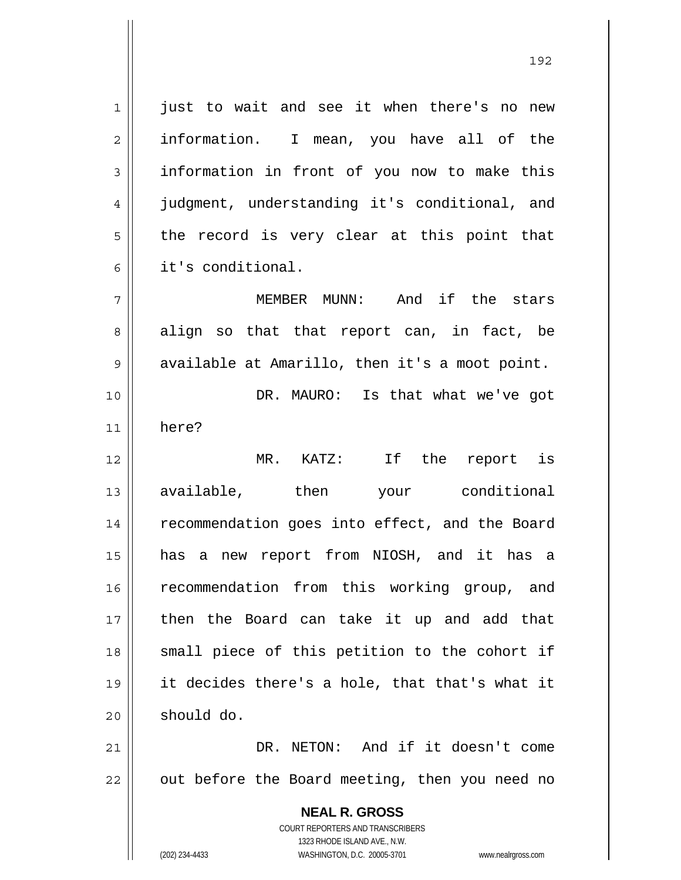just to wait and see it when there's no new information. I mean, you have all of the information in front of you now to make this judgment, understanding it's conditional, and the record is very clear at this point that it's conditional.

MEMBER MUNN: And if the stars align so that that report can, in fact, be available at Amarillo, then it's a moot point.

DR. MAURO: Is that what we've got here?

MR. KATZ: If the report is available, then your conditional recommendation goes into effect, and the Board has a new report from NIOSH, and it has a recommendation from this working group, and then the Board can take it up and add that small piece of this petition to the cohort if it decides there's a hole, that that's what it should do.

DR. NETON: And if it doesn't come out before the Board meeting, then you need no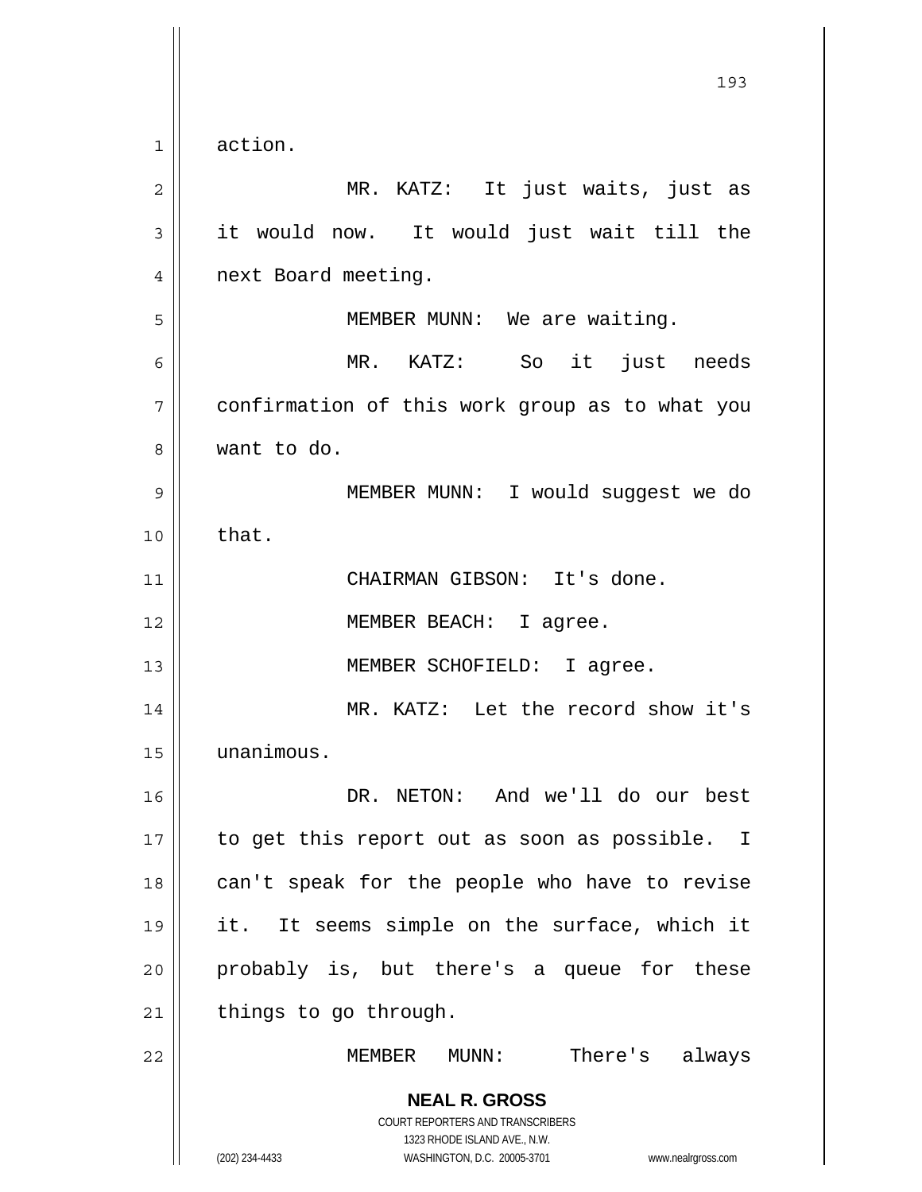action.

MR. KATZ: It just waits, just as it would now. It would just wait till the next Board meeting.

MEMBER MUNN: We are waiting.

MR. KATZ: So it just needs confirmation of this work group as to what you want to do.

MEMBER MUNN: I would suggest we do that.

CHAIRMAN GIBSON: It's done.

MEMBER BEACH: I agree.

MEMBER SCHOFIELD: I agree.

MR. KATZ: Let the record show it's unanimous.

DR. NETON: And we'll do our best to get this report out as soon as possible. I can't speak for the people who have to revise it. It seems simple on the surface, which it probably is, but there's a queue for these things to go through.

MEMBER MUNN: There's always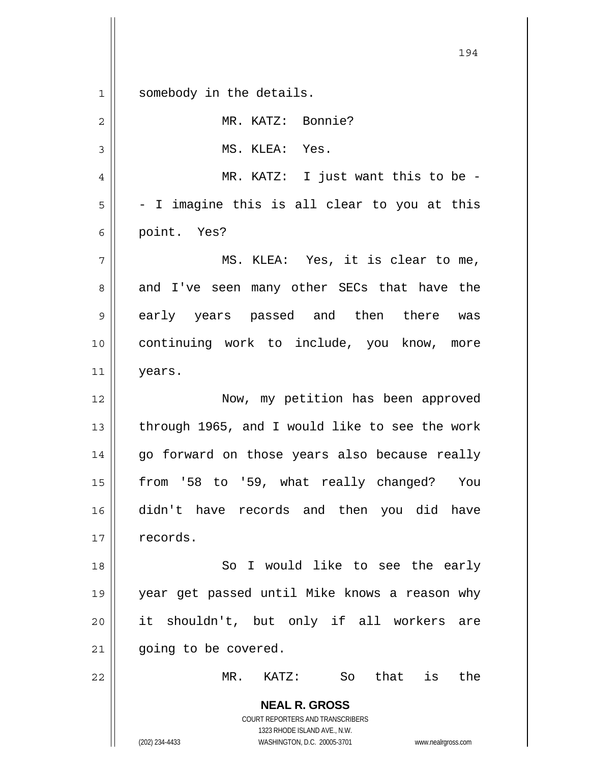somebody in the details.

MR. KATZ: Bonnie?

MS. KLEA: Yes.

MR. KATZ: I just want this to be -- I imagine this is all clear to you at this point. Yes?

MS. KLEA: Yes, it is clear to me, and I've seen many other SECs that have the early years passed and then there was continuing work to include, you know, more years.

Now, my petition has been approved through 1965, and I would like to see the work go forward on those years also because really from '58 to '59, what really changed? You didn't have records and then you did have records.

So I would like to see the early year get passed until Mike knows a reason why it shouldn't, but only if all workers are going to be covered.

MR. KATZ: So that is the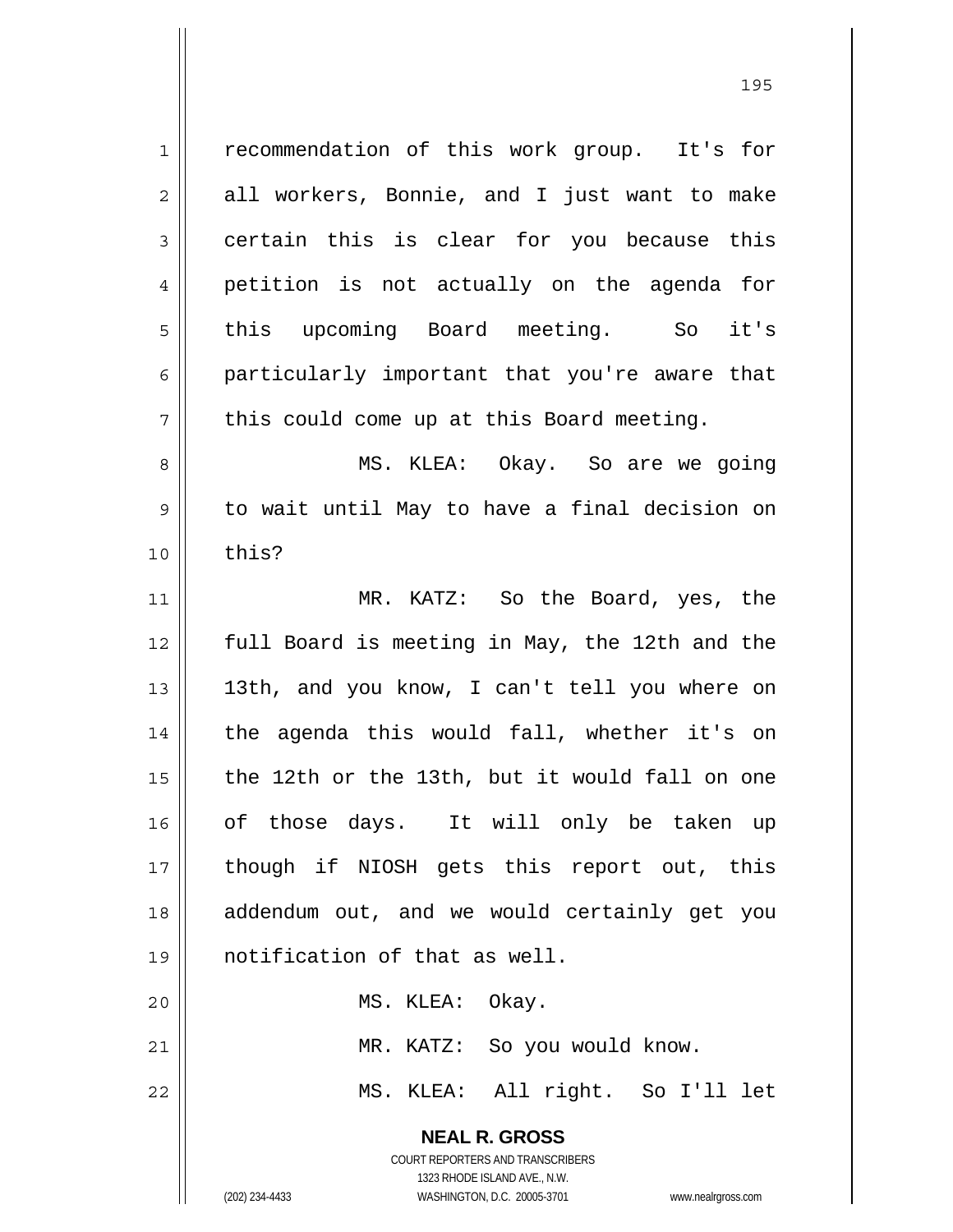recommendation of this work group. It's for all workers, Bonnie, and I just want to make certain this is clear for you because this petition is not actually on the agenda for this upcoming Board meeting. So it's particularly important that you're aware that this could come up at this Board meeting.

MS. KLEA: Okay. So are we going to wait until May to have a final decision on this?

MR. KATZ: So the Board, yes, the full Board is meeting in May, the 12th and the 13th, and you know, I can't tell you where on the agenda this would fall, whether it's on the 12th or the 13th, but it would fall on one of those days. It will only be taken up though if NIOSH gets this report out, this addendum out, and we would certainly get you notification of that as well.

MS. KLEA: Okay.

MR. KATZ: So you would know.

MS. KLEA: All right. So I'll let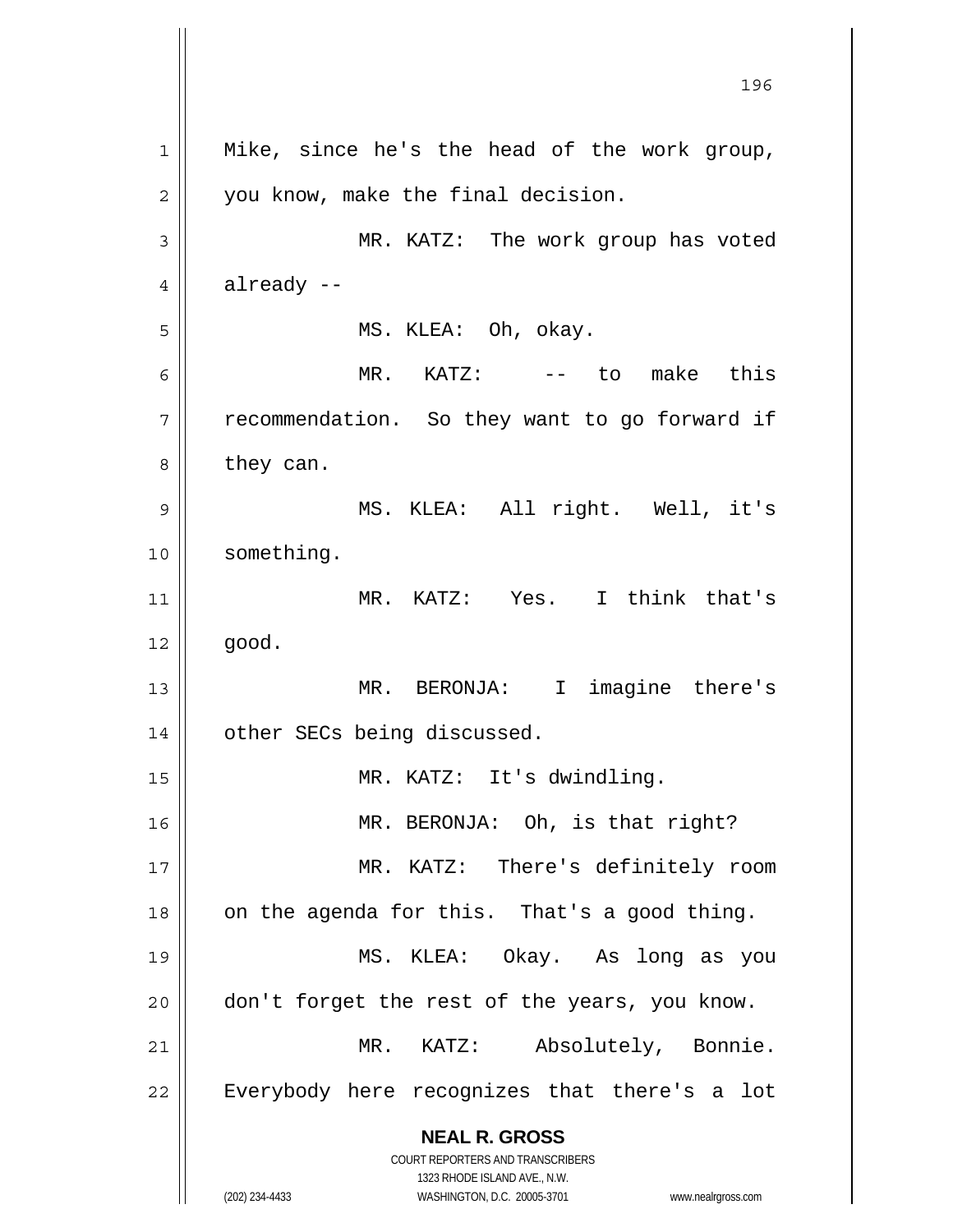Mike, since he's the head of the work group, you know, make the final decision.

MR. KATZ: The work group has voted already --

MS. KLEA: Oh, okay.

MR. KATZ: -- to make this recommendation. So they want to go forward if they can.

MS. KLEA: All right. Well, it's something.

MR. KATZ: Yes. I think that's good.

MR. BERONJA: I imagine there's other SECs being discussed.

MR. KATZ: It's dwindling.

MR. BERONJA: Oh, is that right?

MR. KATZ: There's definitely room on the agenda for this. That's a good thing.

MS. KLEA: Okay. As long as you don't forget the rest of the years, you know.

MR. KATZ: Absolutely, Bonnie. Everybody here recognizes that there's a lot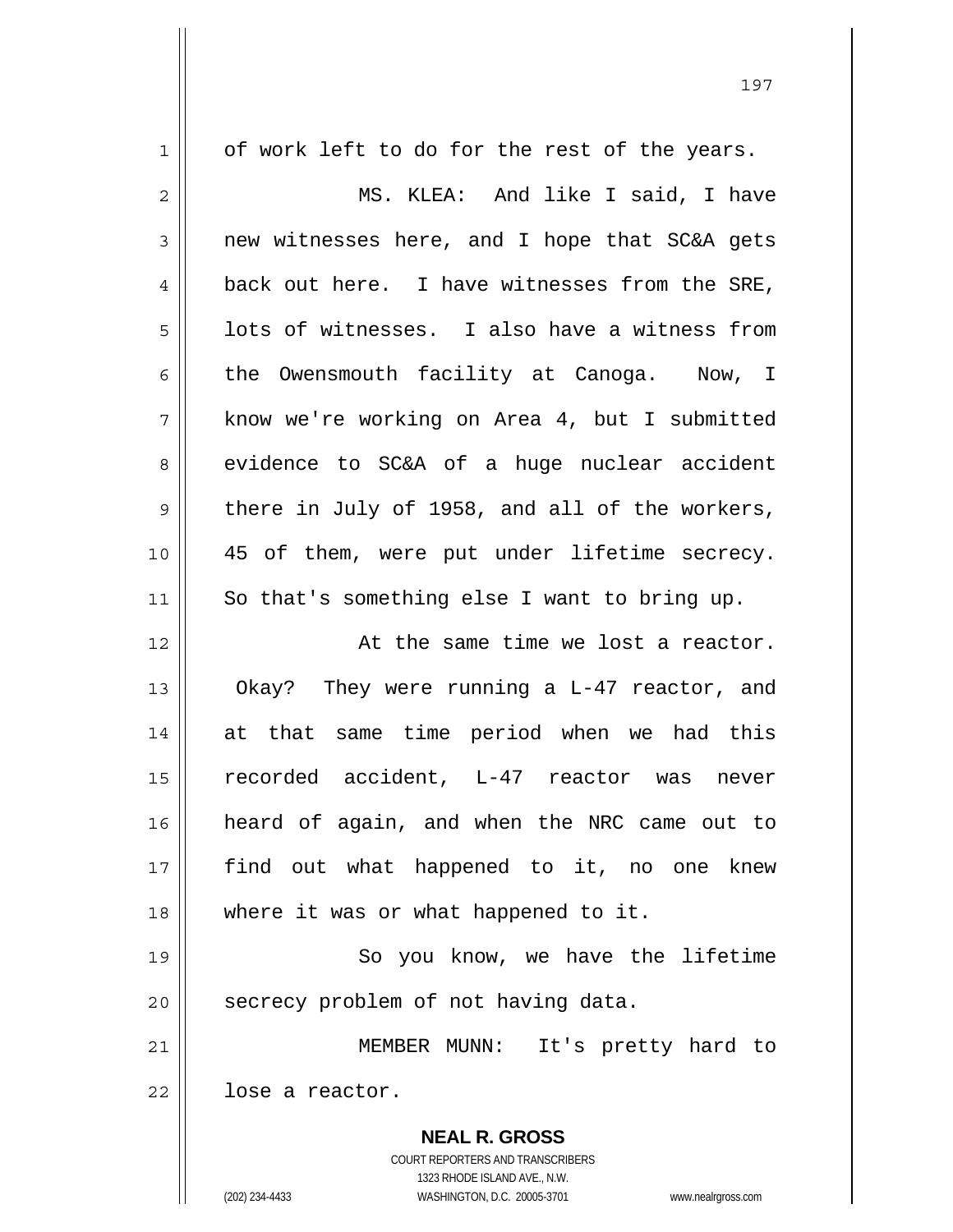of work left to do for the rest of the years.

MS. KLEA: And like I said, I have new witnesses here, and I hope that SC&A gets back out here. I have witnesses from the SRE, lots of witnesses. I also have a witness from the Owensmouth facility at Canoga. Now, I know we're working on Area 4, but I submitted evidence to SC&A of a huge nuclear accident there in July of 1958, and all of the workers, 45 of them, were put under lifetime secrecy. So that's something else I want to bring up.

At the same time we lost a reactor. Okay? They were running a L-47 reactor, and at that same time period when we had this recorded accident, L-47 reactor was never heard of again, and when the NRC came out to find out what happened to it, no one knew where it was or what happened to it.

So you know, we have the lifetime secrecy problem of not having data.

MEMBER MUNN: It's pretty hard to lose a reactor.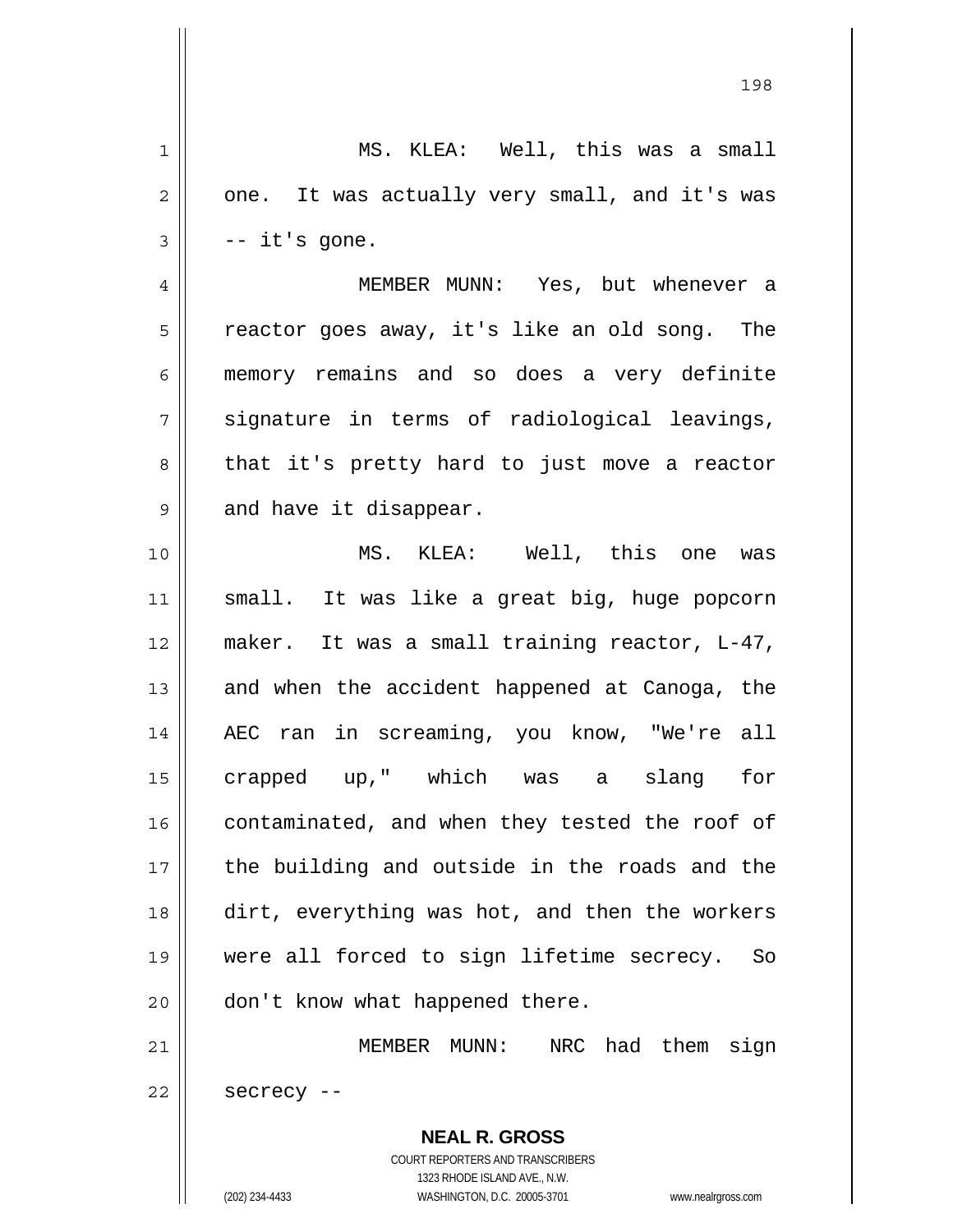MS. KLEA: Well, this was a small one. It was actually very small, and it's was -- it's gone.

MEMBER MUNN: Yes, but whenever a reactor goes away, it's like an old song. The memory remains and so does a very definite signature in terms of radiological leavings, that it's pretty hard to just move a reactor and have it disappear.

MS. KLEA: Well, this one was small. It was like a great big, huge popcorn maker. It was a small training reactor, L-47, and when the accident happened at Canoga, the AEC ran in screaming, you know, "We're all crapped up," which was a slang for contaminated, and when they tested the roof of the building and outside in the roads and the dirt, everything was hot, and then the workers were all forced to sign lifetime secrecy. So don't know what happened there.

MEMBER MUNN: NRC had them sign secrecy --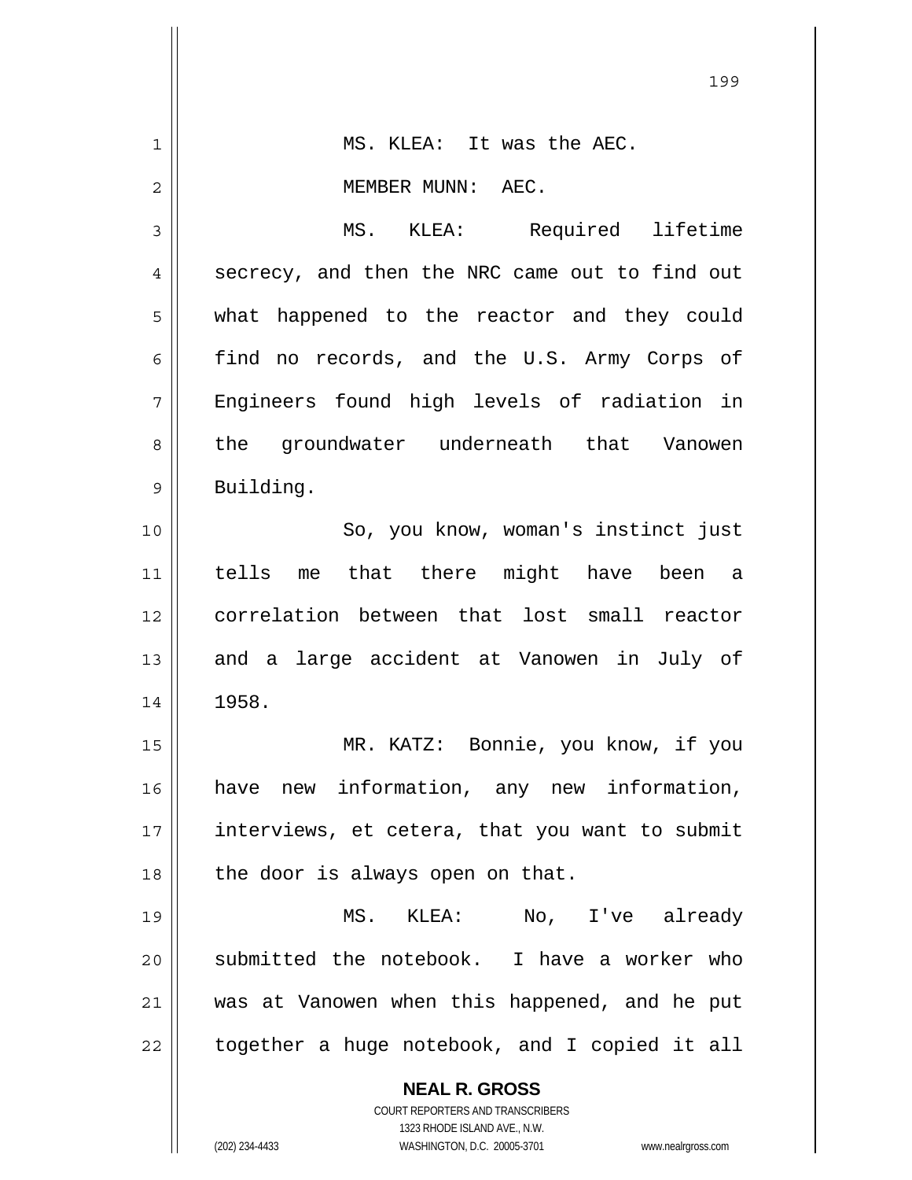MS. KLEA: It was the AEC.

MEMBER MUNN: AEC.

MS. KLEA: Required lifetime secrecy, and then the NRC came out to find out what happened to the reactor and they could find no records, and the U.S. Army Corps of Engineers found high levels of radiation in the groundwater underneath that Vanowen Building.

So, you know, woman's instinct just tells me that there might have been a correlation between that lost small reactor and a large accident at Vanowen in July of 1958.

MR. KATZ: Bonnie, you know, if you have new information, any new information, interviews, et cetera, that you want to submit the door is always open on that.

MS. KLEA: No, I've already submitted the notebook. I have a worker who was at Vanowen when this happened, and he put together a huge notebook, and I copied it all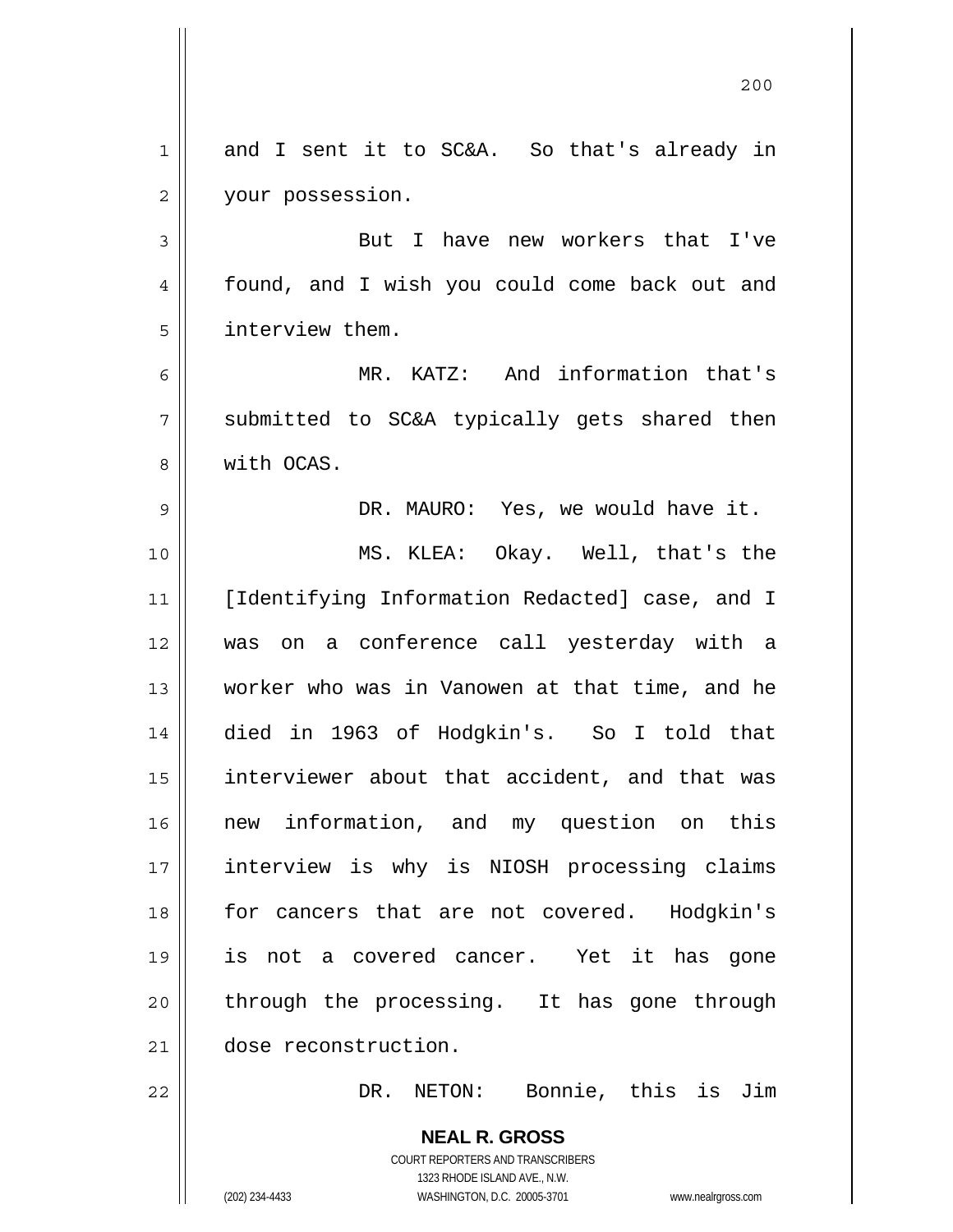and I sent it to SC&A. So that's already in your possession.

But I have new workers that I've found, and I wish you could come back out and interview them.

MR. KATZ: And information that's submitted to SC&A typically gets shared then with OCAS.

DR. MAURO: Yes, we would have it.

MS. KLEA: Okay. Well, that's the [Identifying Information Redacted] case, and I was on a conference call yesterday with a worker who was in Vanowen at that time, and he died in 1963 of Hodgkin's. So I told that interviewer about that accident, and that was new information, and my question on this interview is why is NIOSH processing claims for cancers that are not covered. Hodgkin's is not a covered cancer. Yet it has gone through the processing. It has gone through dose reconstruction.

DR. NETON: Bonnie, this is Jim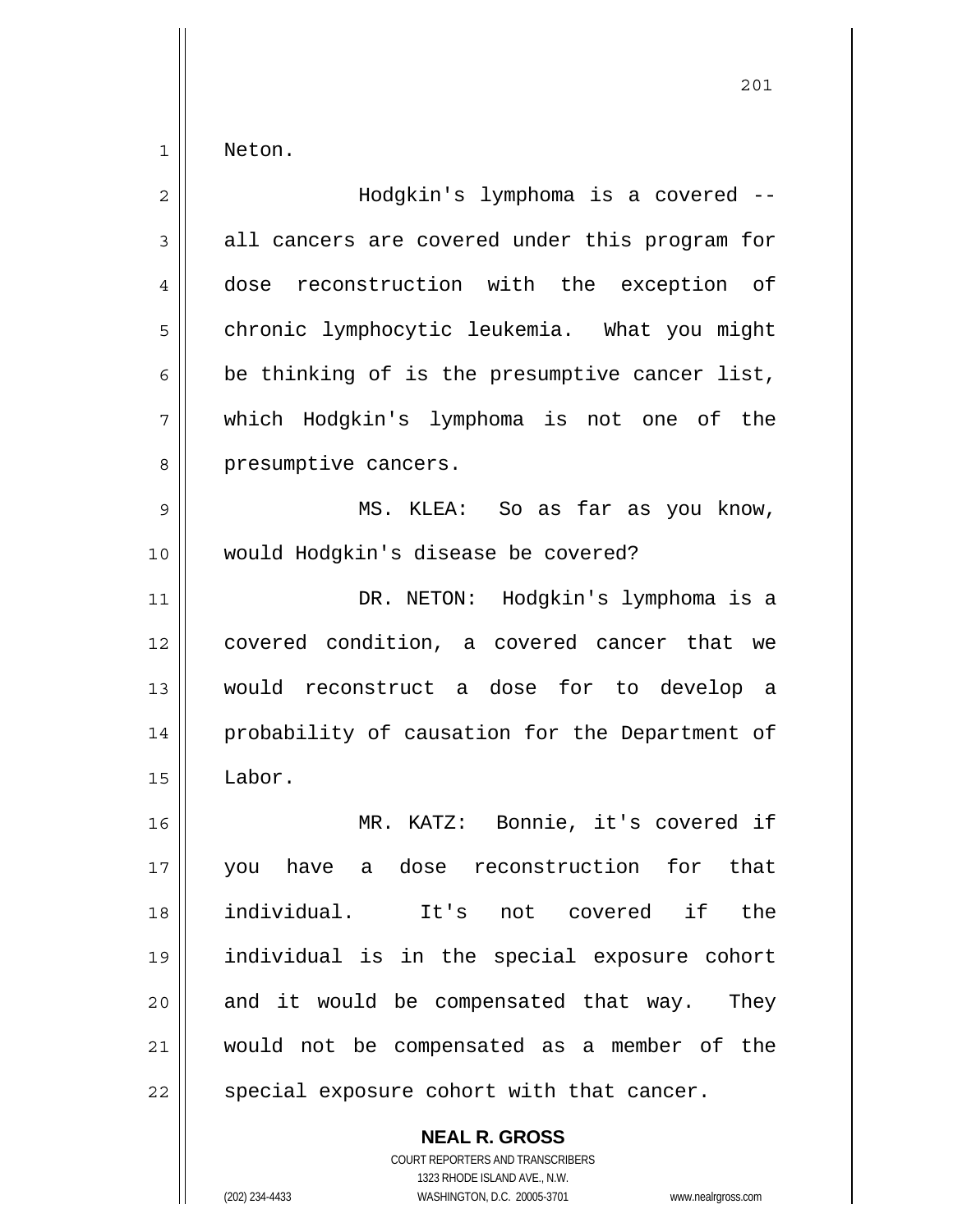Neton.

Hodgkin's lymphoma is a covered -- all cancers are covered under this program for dose reconstruction with the exception of chronic lymphocytic leukemia. What you might be thinking of is the presumptive cancer list, which Hodgkin's lymphoma is not one of the presumptive cancers.

MS. KLEA: So as far as you know, would Hodgkin's disease be covered?

DR. NETON: Hodgkin's lymphoma is a covered condition, a covered cancer that we would reconstruct a dose for to develop a probability of causation for the Department of Labor.

MR. KATZ: Bonnie, it's covered if you have a dose reconstruction for that individual. It's not covered if the individual is in the special exposure cohort and it would be compensated that way. They would not be compensated as a member of the special exposure cohort with that cancer.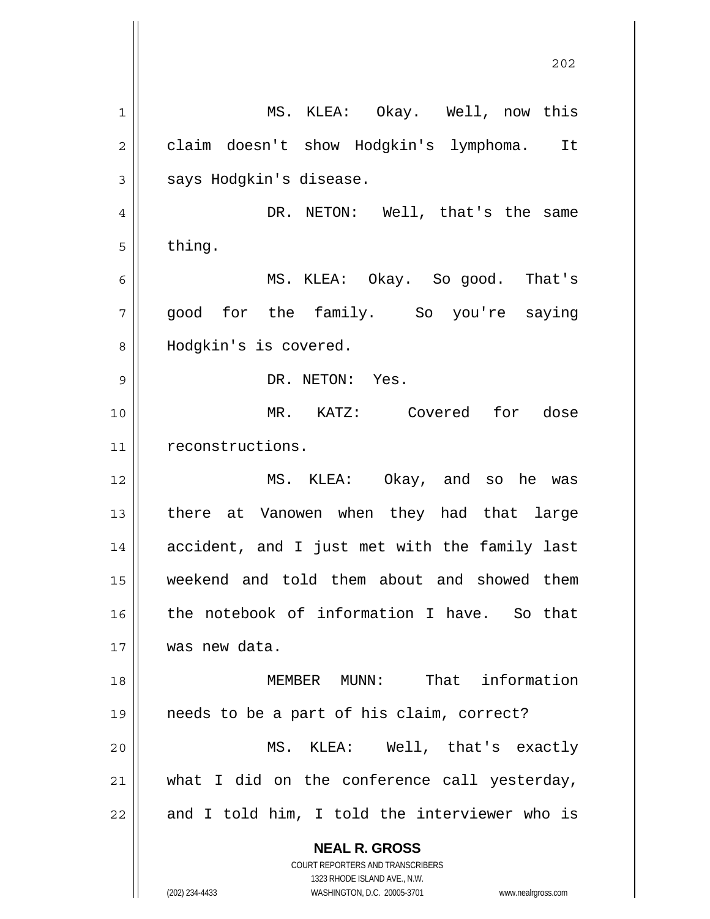MS. KLEA: Okay. Well, now this claim doesn't show Hodgkin's lymphoma. It says Hodgkin's disease.

DR. NETON: Well, that's the same thing.

MS. KLEA: Okay. So good. That's good for the family. So you're saying Hodgkin's is covered.

DR. NETON: Yes.

MR. KATZ: Covered for dose reconstructions.

MS. KLEA: Okay, and so he was there at Vanowen when they had that large accident, and I just met with the family last weekend and told them about and showed them the notebook of information I have. So that was new data.

MEMBER MUNN: That information needs to be a part of his claim, correct?

MS. KLEA: Well, that's exactly what I did on the conference call yesterday, and I told him, I told the interviewer who is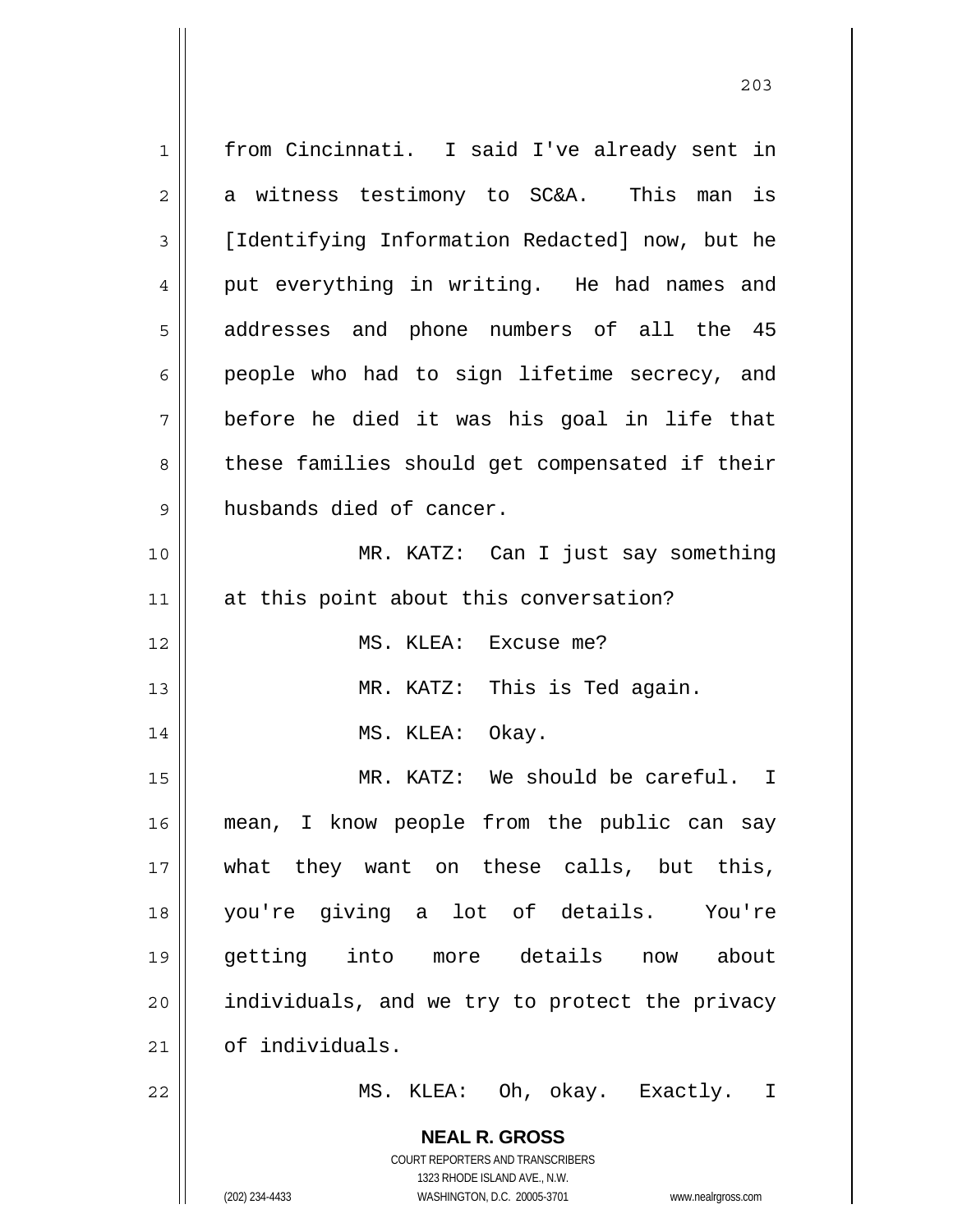from Cincinnati. I said I've already sent in a witness testimony to SC&A. This man is [Identifying Information Redacted] now, but he put everything in writing. He had names and addresses and phone numbers of all the 45 people who had to sign lifetime secrecy, and before he died it was his goal in life that these families should get compensated if their husbands died of cancer.

MR. KATZ: Can I just say something at this point about this conversation?

MS. KLEA: Excuse me?

MR. KATZ: This is Ted again.

MS. KLEA: Okay.

MR. KATZ: We should be careful. I mean, I know people from the public can say what they want on these calls, but this, you're giving a lot of details. You're getting into more details now about individuals, and we try to protect the privacy of individuals.

MS. KLEA: Oh, okay. Exactly. I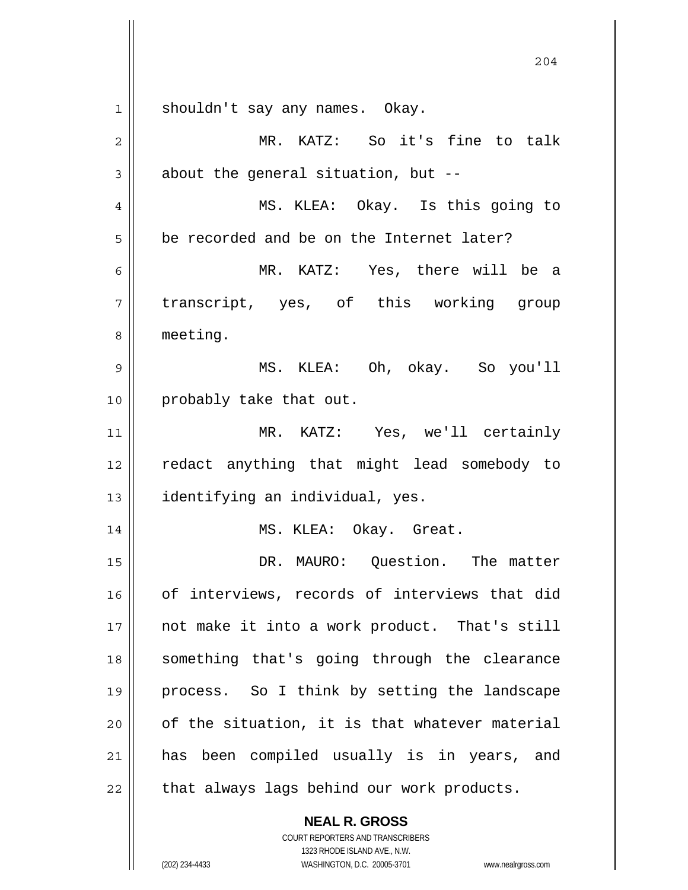shouldn't say any names. Okay.

MR. KATZ: So it's fine to talk about the general situation, but --

MS. KLEA: Okay. Is this going to be recorded and be on the Internet later?

MR. KATZ: Yes, there will be a transcript, yes, of this working group meeting.

MS. KLEA: Oh, okay. So you'll probably take that out.

MR. KATZ: Yes, we'll certainly redact anything that might lead somebody to identifying an individual, yes.

MS. KLEA: Okay. Great.

DR. MAURO: Question. The matter of interviews, records of interviews that did not make it into a work product. That's still something that's going through the clearance process. So I think by setting the landscape of the situation, it is that whatever material has been compiled usually is in years, and that always lags behind our work products.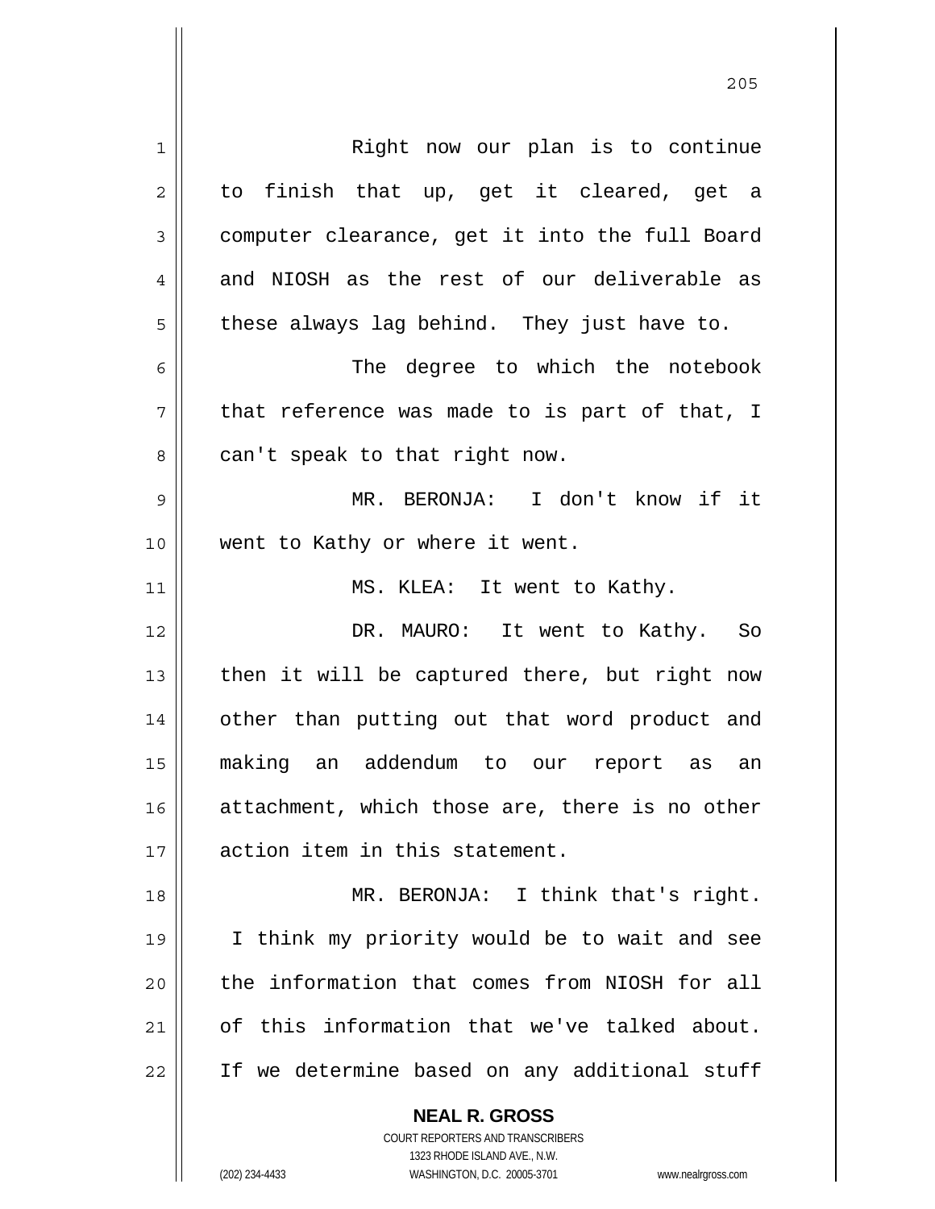Right now our plan is to continue to finish that up, get it cleared, get a computer clearance, get it into the full Board and NIOSH as the rest of our deliverable as these always lag behind. They just have to.

The degree to which the notebook that reference was made to is part of that, I can't speak to that right now.

MR. BERONJA: I don't know if it went to Kathy or where it went.

MS. KLEA: It went to Kathy.

DR. MAURO: It went to Kathy. So then it will be captured there, but right now other than putting out that word product and making an addendum to our report as an attachment, which those are, there is no other action item in this statement.

MR. BERONJA: I think that's right. I think my priority would be to wait and see the information that comes from NIOSH for all of this information that we've talked about. If we determine based on any additional stuff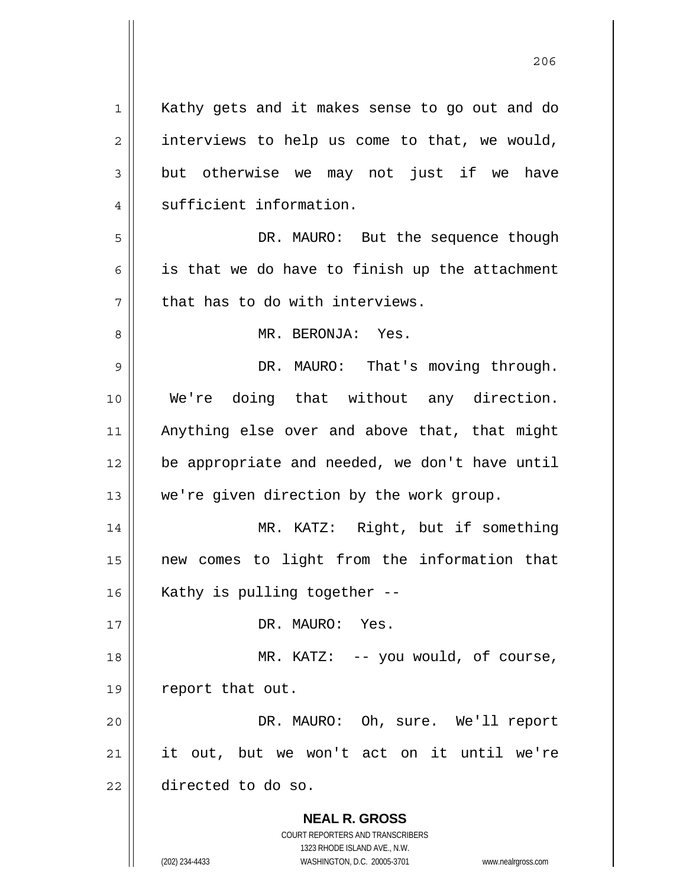Kathy gets and it makes sense to go out and do interviews to help us come to that, we would, but otherwise we may not just if we have sufficient information.

DR. MAURO: But the sequence though is that we do have to finish up the attachment that has to do with interviews.

MR. BERONJA: Yes.

DR. MAURO: That's moving through. We're doing that without any direction. Anything else over and above that, that might be appropriate and needed, we don't have until we're given direction by the work group.

MR. KATZ: Right, but if something new comes to light from the information that Kathy is pulling together --

DR. MAURO: Yes.

MR. KATZ: -- you would, of course, report that out.

DR. MAURO: Oh, sure. We'll report it out, but we won't act on it until we're directed to do so.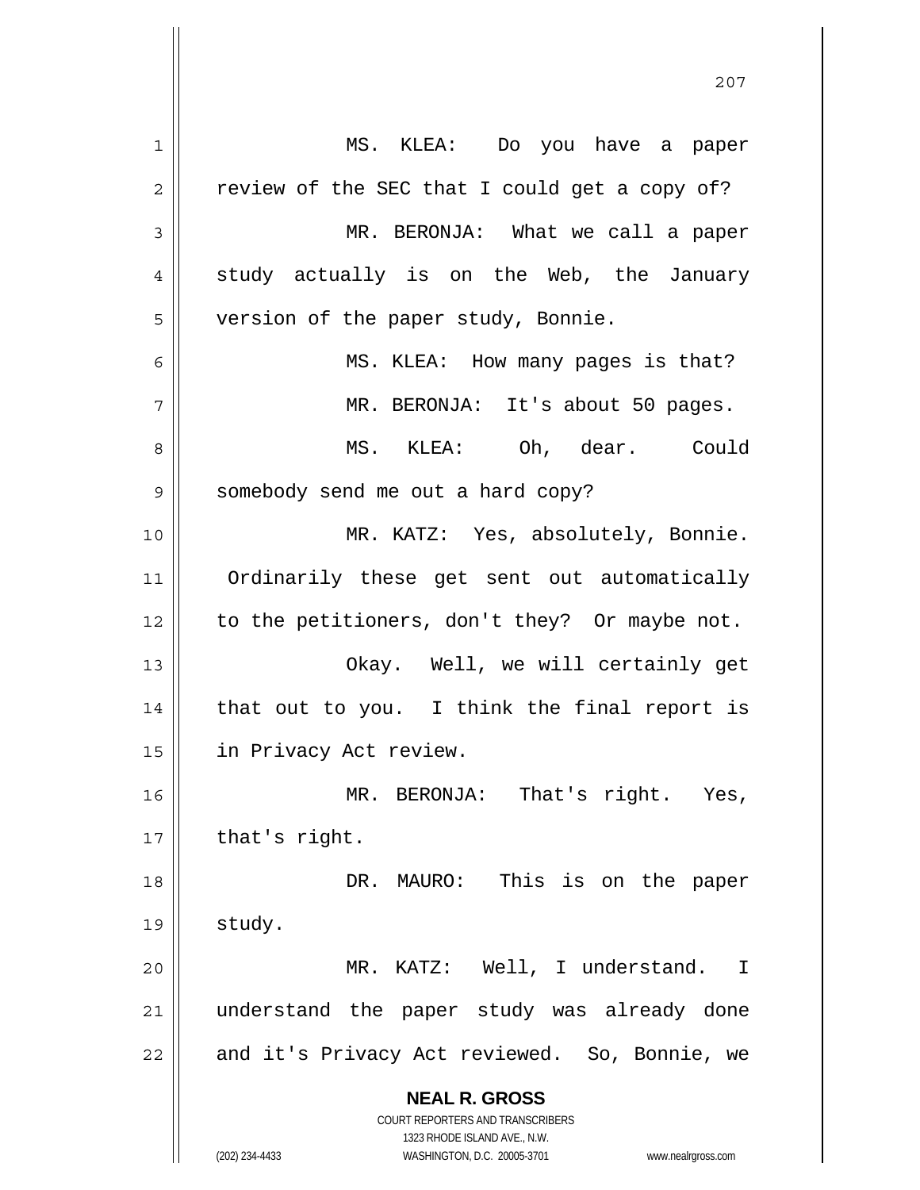MS. KLEA: Do you have a paper review of the SEC that I could get a copy of?

MR. BERONJA: What we call a paper study actually is on the Web, the January version of the paper study, Bonnie.

MS. KLEA: How many pages is that?

MR. BERONJA: It's about 50 pages.

MS. KLEA: Oh, dear. Could somebody send me out a hard copy?

MR. KATZ: Yes, absolutely, Bonnie. Ordinarily these get sent out automatically to the petitioners, don't they? Or maybe not.

Okay. Well, we will certainly get that out to you. I think the final report is in Privacy Act review.

MR. BERONJA: That's right. Yes, that's right.

DR. MAURO: This is on the paper study.

MR. KATZ: Well, I understand. I understand the paper study was already done and it's Privacy Act reviewed. So, Bonnie, we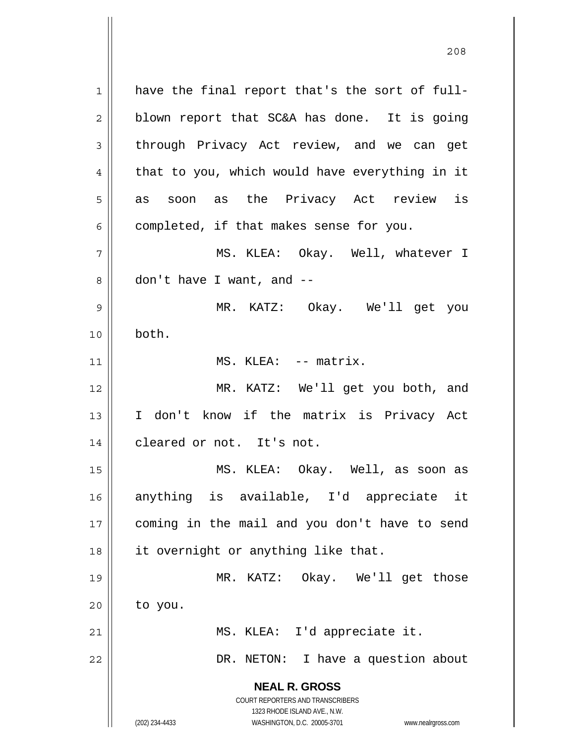have the final report that's the sort of full-blown report that SC&A has done. It is going through Privacy Act review, and we can get that to you, which would have everything in it as soon as the Privacy Act review is completed, if that makes sense for you.

MS. KLEA: Okay. Well, whatever I don't have I want, and --

MR. KATZ: Okay. We'll get you both.

MS. KLEA: -- matrix.

MR. KATZ: We'll get you both, and I don't know if the matrix is Privacy Act cleared or not. It's not.

MS. KLEA: Okay. Well, as soon as anything is available, I'd appreciate it coming in the mail and you don't have to send it overnight or anything like that.

MR. KATZ: Okay. We'll get those to you.

MS. KLEA: I'd appreciate it.

DR. NETON: I have a question about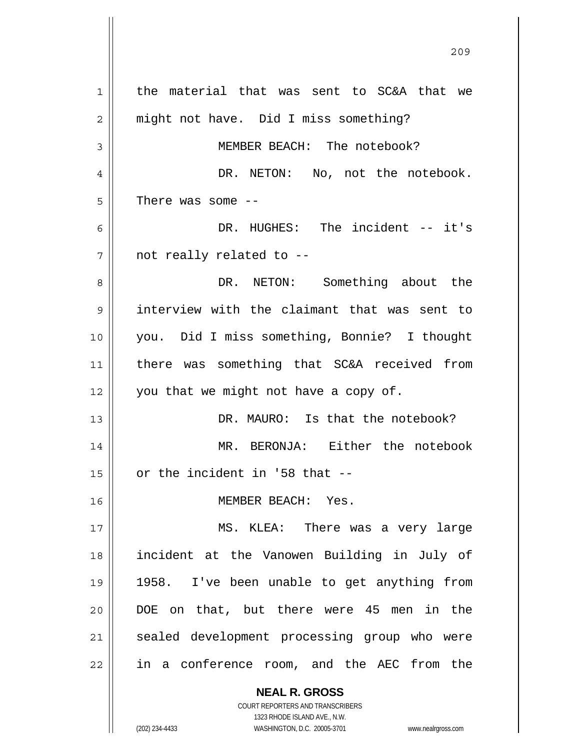the material that was sent to SC&A that we might not have. Did I miss something?

MEMBER BEACH: The notebook?

DR. NETON: No, not the notebook. There was some --

DR. HUGHES: The incident -- it's not really related to --

DR. NETON: Something about the interview with the claimant that was sent to you. Did I miss something, Bonnie? I thought there was something that SC&A received from you that we might not have a copy of.

DR. MAURO: Is that the notebook?

MR. BERONJA: Either the notebook or the incident in '58 that --

MEMBER BEACH: Yes.

MS. KLEA: There was a very large incident at the Vanowen Building in July of 1958. I've been unable to get anything from DOE on that, but there were 45 men in the sealed development processing group who were in a conference room, and the AEC from the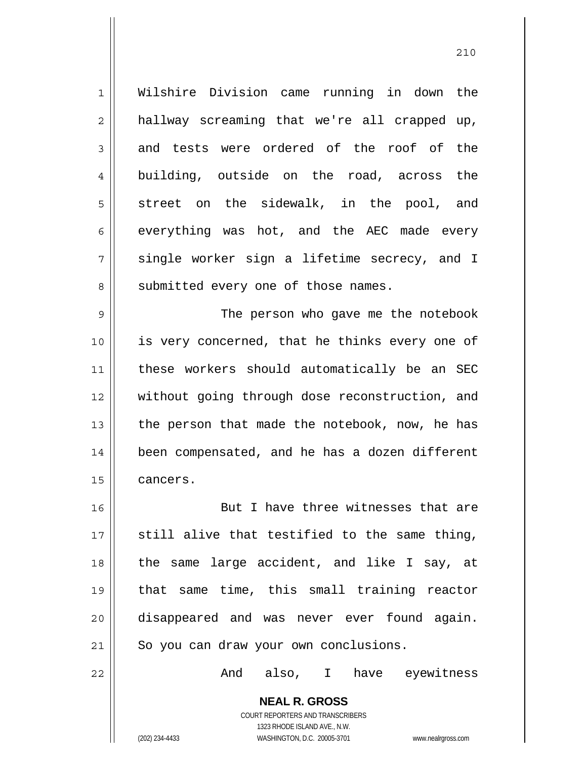Wilshire Division came running in down the hallway screaming that we're all crapped up, and tests were ordered of the roof of the building, outside on the road, across the street on the sidewalk, in the pool, and everything was hot, and the AEC made every single worker sign a lifetime secrecy, and I submitted every one of those names.

The person who gave me the notebook is very concerned, that he thinks every one of these workers should automatically be an SEC without going through dose reconstruction, and the person that made the notebook, now, he has been compensated, and he has a dozen different cancers.

But I have three witnesses that are still alive that testified to the same thing, the same large accident, and like I say, at that same time, this small training reactor disappeared and was never ever found again. So you can draw your own conclusions.

And also, I have eyewitness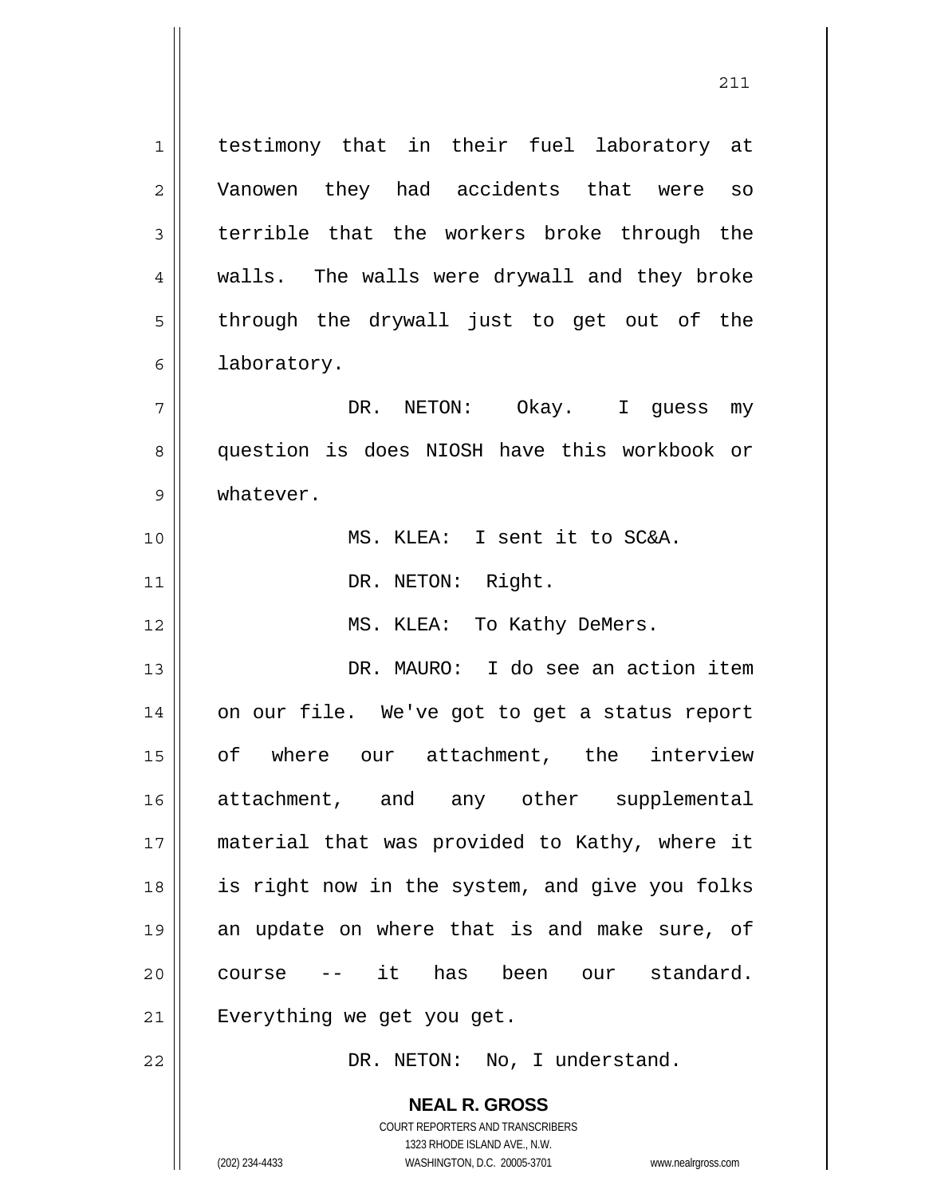testimony that in their fuel laboratory at Vanowen they had accidents that were so terrible that the workers broke through the walls. The walls were drywall and they broke through the drywall just to get out of the laboratory.

DR. NETON: Okay. I guess my question is does NIOSH have this workbook or whatever.

MS. KLEA: I sent it to SC&A.

DR. NETON: Right.

MS. KLEA: To Kathy DeMers.

DR. MAURO: I do see an action item on our file. We've got to get a status report of where our attachment, the interview attachment, and any other supplemental material that was provided to Kathy, where it is right now in the system, and give you folks an update on where that is and make sure, of course -- it has been our standard. Everything we get you get.

DR. NETON: No, I understand.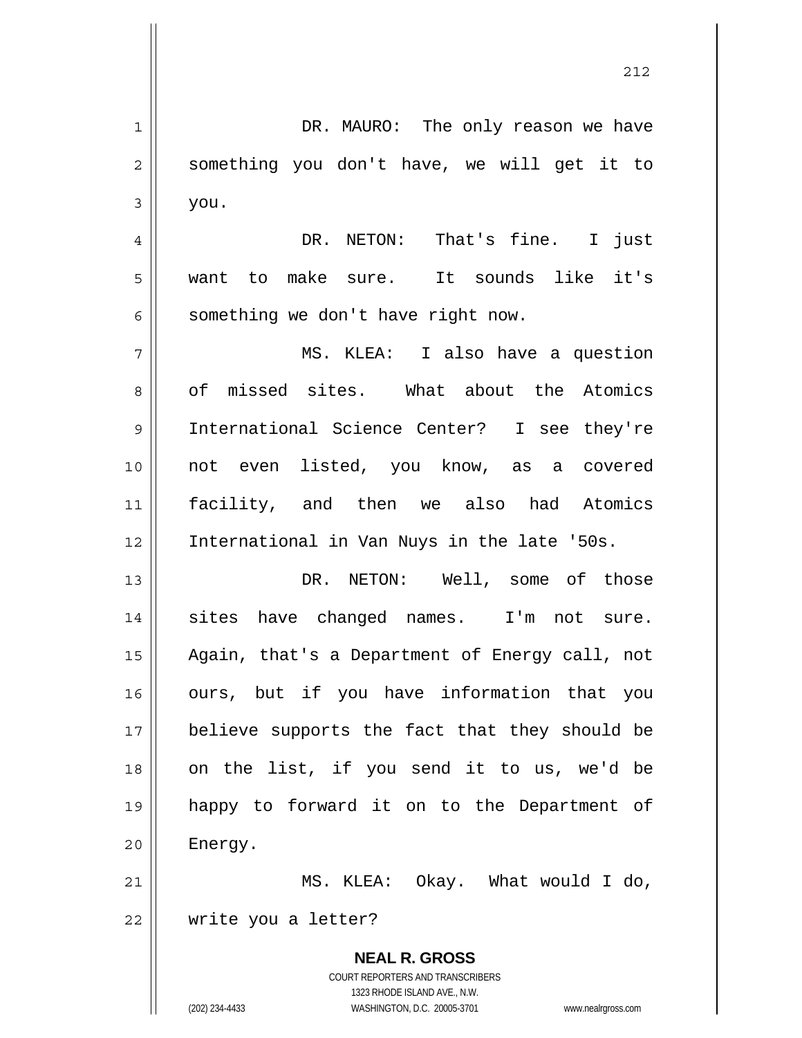DR. MAURO: The only reason we have something you don't have, we will get it to you.

DR. NETON: That's fine. I just want to make sure. It sounds like it's something we don't have right now.

MS. KLEA: I also have a question of missed sites. What about the Atomics International Science Center? I see they're not even listed, you know, as a covered facility, and then we also had Atomics International in Van Nuys in the late '50s.

DR. NETON: Well, some of those sites have changed names. I'm not sure. Again, that's a Department of Energy call, not ours, but if you have information that you believe supports the fact that they should be on the list, if you send it to us, we'd be happy to forward it on to the Department of Energy.

MS. KLEA: Okay. What would I do, write you a letter?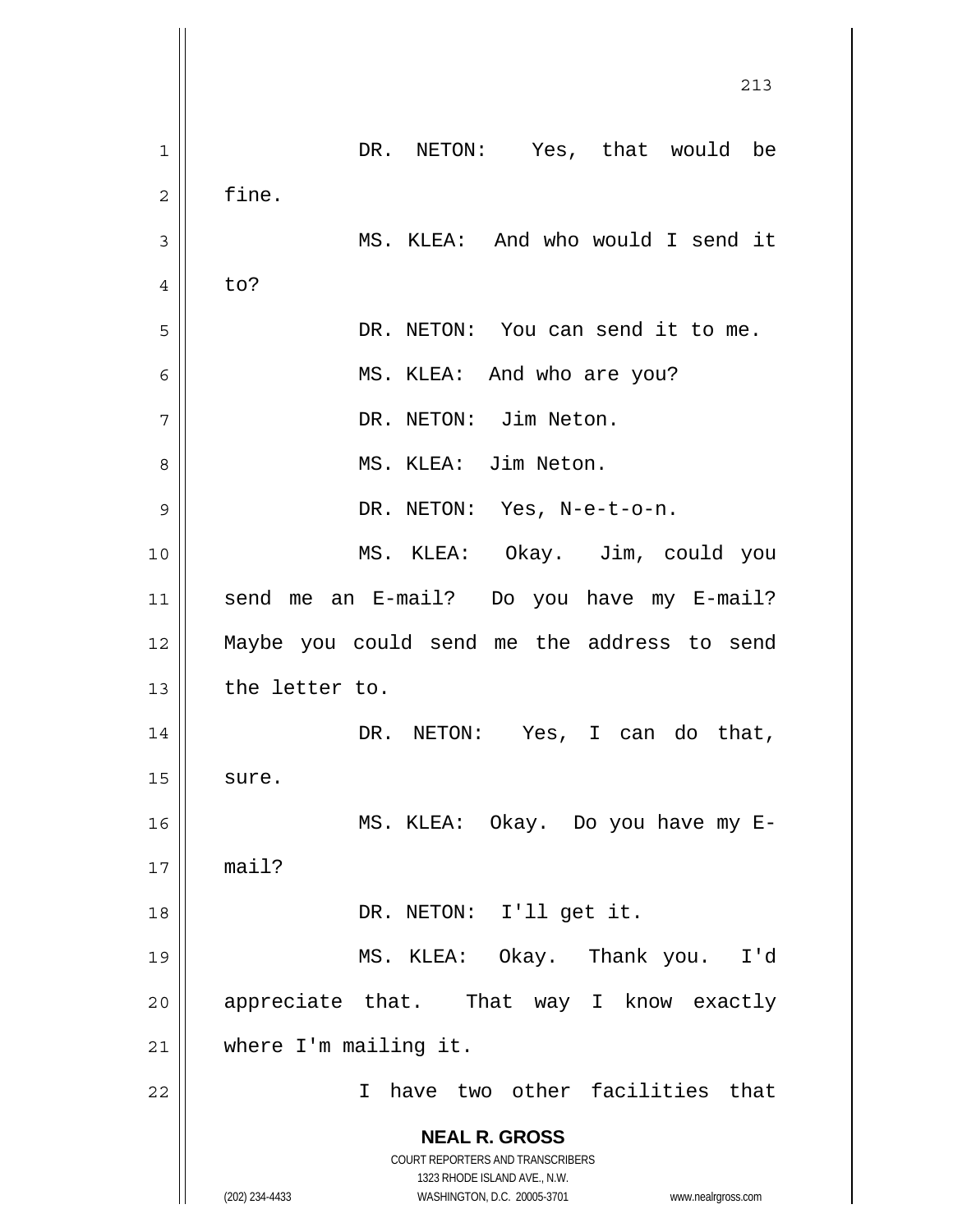DR. NETON: Yes, that would be fine.

MS. KLEA: And who would I send it to?

DR. NETON: You can send it to me.

MS. KLEA: And who are you?

DR. NETON: Jim Neton.

MS. KLEA: Jim Neton.

DR. NETON: Yes, N-e-t-o-n.

MS. KLEA: Okay. Jim, could you send me an E-mail? Do you have my E-mail? Maybe you could send me the address to send the letter to.

DR. NETON: Yes, I can do that, sure.

MS. KLEA: Okay. Do you have my E-mail?

DR. NETON: I'll get it.

MS. KLEA: Okay. Thank you. I'd appreciate that. That way I know exactly where I'm mailing it.

I have two other facilities that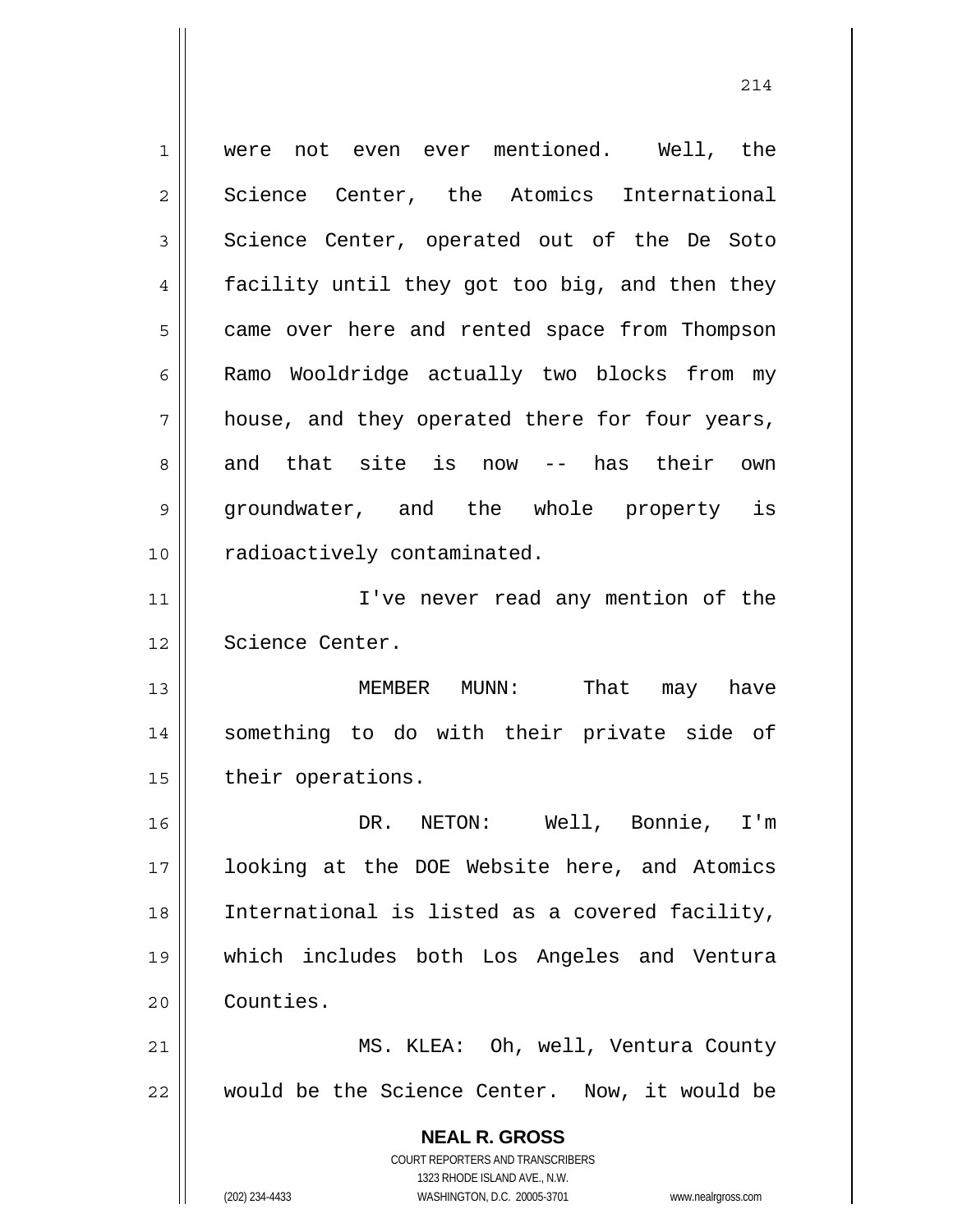were not even ever mentioned. Well, the Science Center, the Atomics International Science Center, operated out of the De Soto facility until they got too big, and then they came over here and rented space from Thompson Ramo Wooldridge actually two blocks from my house, and they operated there for four years, and that site is now -- has their own groundwater, and the whole property is radioactively contaminated.

I've never read any mention of the Science Center.

MEMBER MUNN: That may have something to do with their private side of their operations.

DR. NETON: Well, Bonnie, I'm looking at the DOE Website here, and Atomics International is listed as a covered facility, which includes both Los Angeles and Ventura Counties.

MS. KLEA: Oh, well, Ventura County would be the Science Center. Now, it would be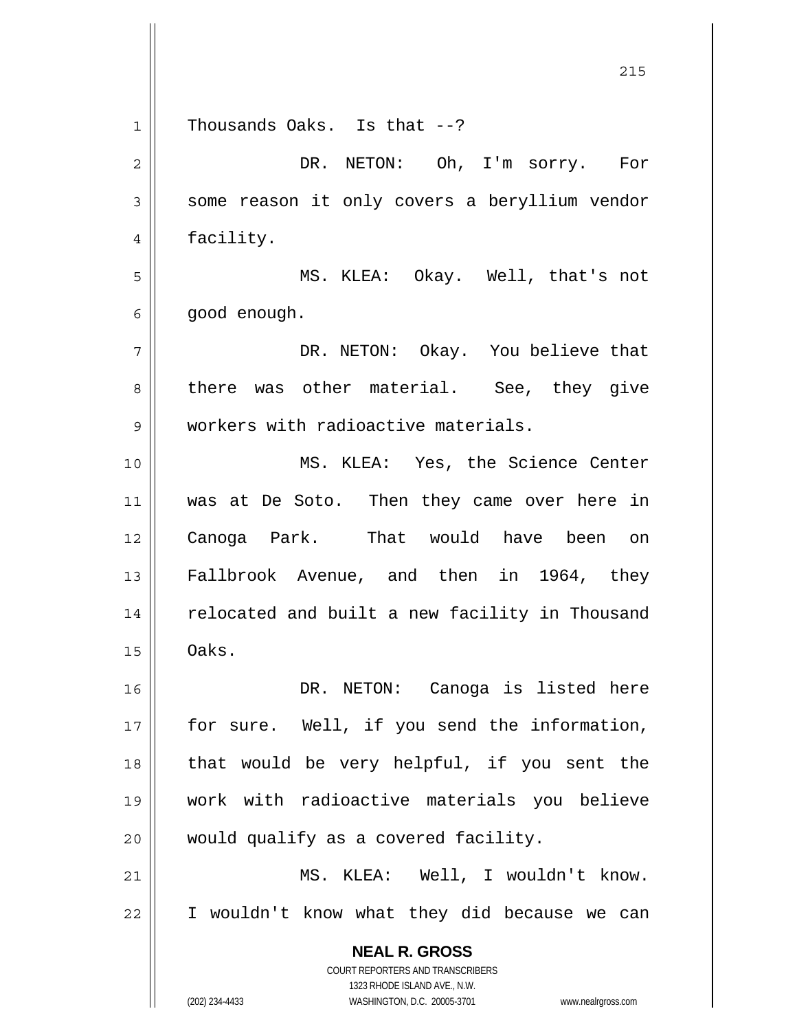Thousands Oaks. Is that --?

DR. NETON: Oh, I'm sorry. For some reason it only covers a beryllium vendor facility.

MS. KLEA: Okay. Well, that's not good enough.

DR. NETON: Okay. You believe that there was other material. See, they give workers with radioactive materials.

MS. KLEA: Yes, the Science Center was at De Soto. Then they came over here in Canoga Park. That would have been on Fallbrook Avenue, and then in 1964, they relocated and built a new facility in Thousand Oaks.

DR. NETON: Canoga is listed here for sure. Well, if you send the information, that would be very helpful, if you sent the work with radioactive materials you believe would qualify as a covered facility.

MS. KLEA: Well, I wouldn't know. I wouldn't know what they did because we can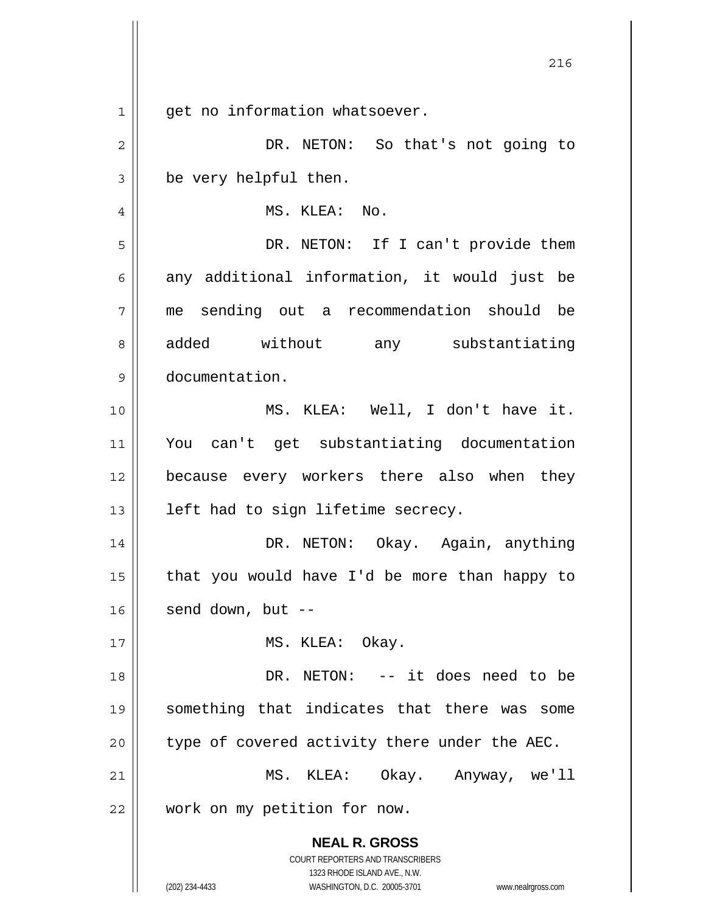get no information whatsoever.

DR. NETON: So that's not going to be very helpful then.

MS. KLEA: No.

DR. NETON: If I can't provide them any additional information, it would just be me sending out a recommendation should be added without any substantiating documentation.

MS. KLEA: Well, I don't have it. You can't get substantiating documentation because every workers there also when they left had to sign lifetime secrecy.

DR. NETON: Okay. Again, anything that you would have I'd be more than happy to send down, but --

MS. KLEA: Okay.

DR. NETON: -- it does need to be something that indicates that there was some type of covered activity there under the AEC.

MS. KLEA: Okay. Anyway, we'll work on my petition for now.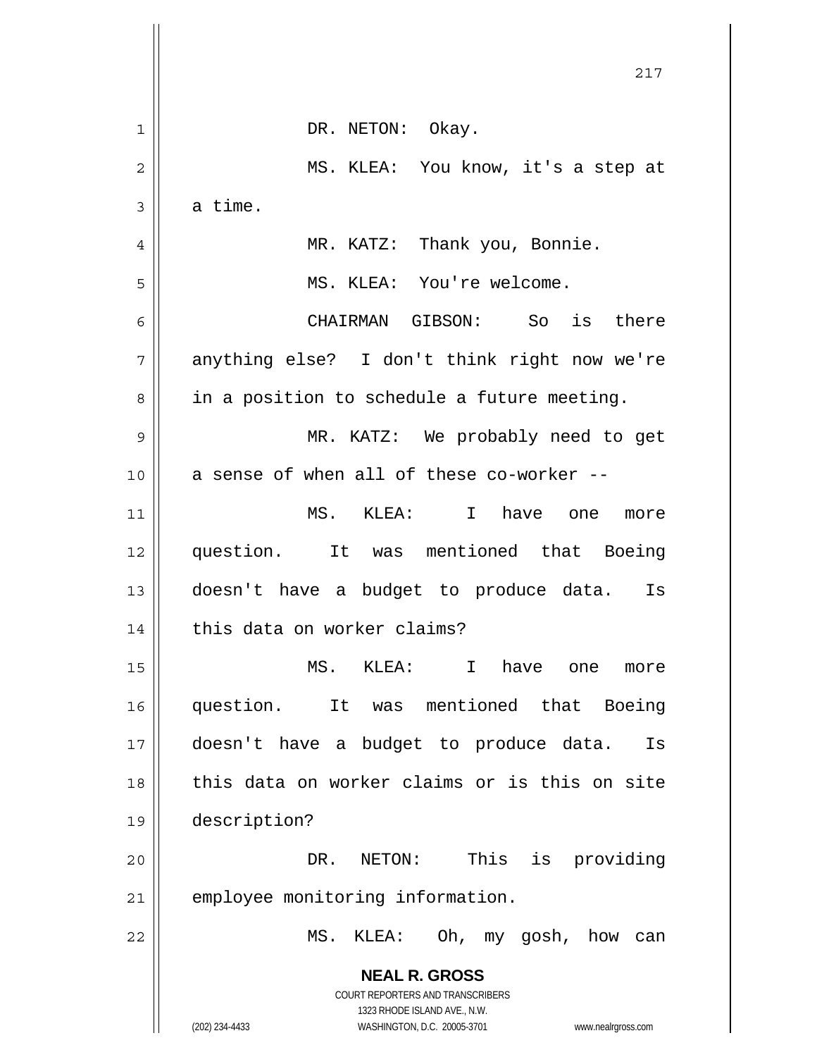DR. NETON: Okay.

MS. KLEA: You know, it's a step at a time.

MR. KATZ: Thank you, Bonnie.

MS. KLEA: You're welcome.

CHAIRMAN GIBSON: So is there anything else? I don't think right now we're in a position to schedule a future meeting.

MR. KATZ: We probably need to get a sense of when all of these co-worker --

MS. KLEA: I have one more question. It was mentioned that Boeing doesn't have a budget to produce data. Is this data on worker claims?

MS. KLEA: I have one more question. It was mentioned that Boeing doesn't have a budget to produce data. Is this data on worker claims or is this on site description?

DR. NETON: This is providing employee monitoring information.

MS. KLEA: Oh, my gosh, how can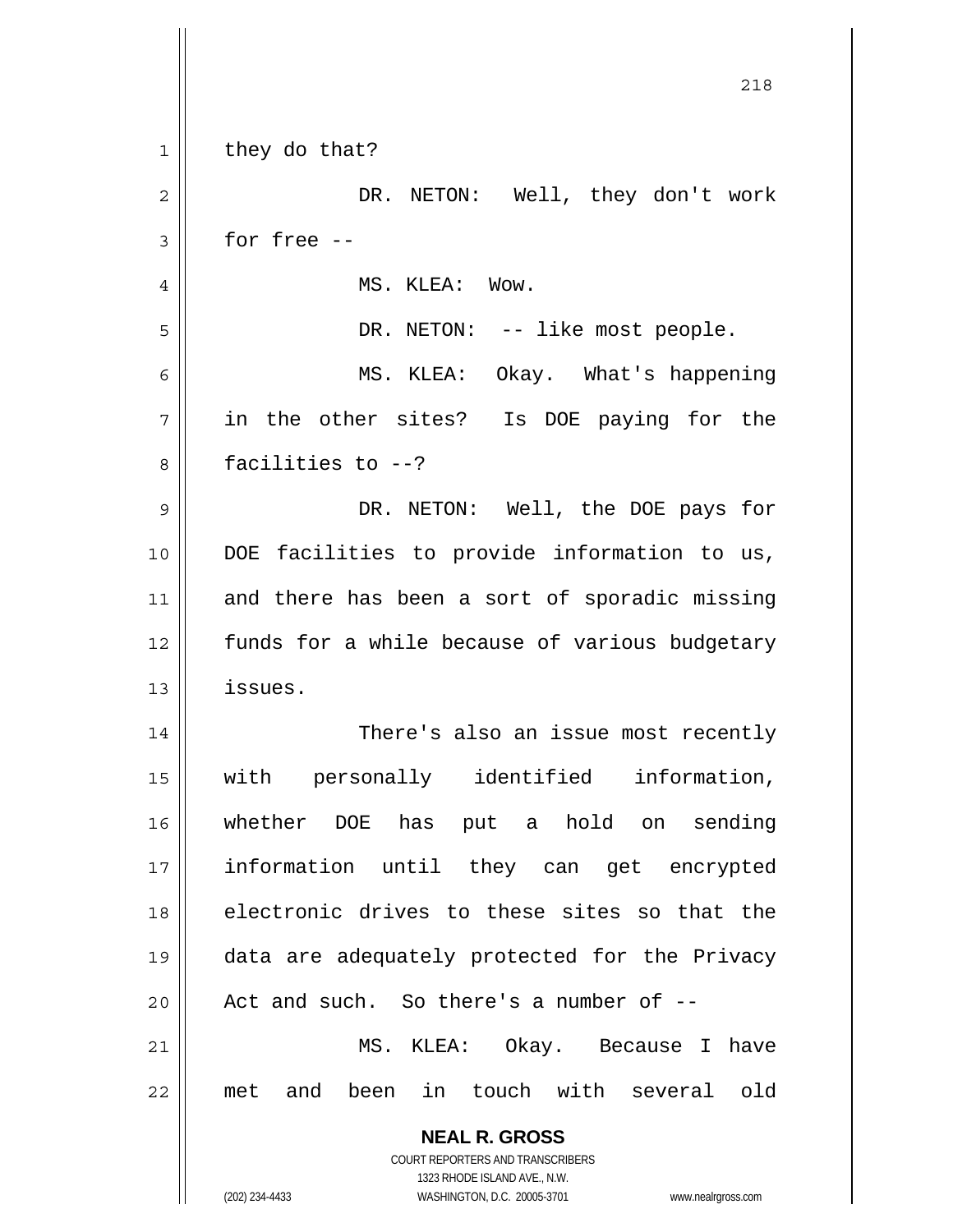they do that?

DR. NETON: Well, they don't work for free --

MS. KLEA: Wow.

DR. NETON: -- like most people.

MS. KLEA: Okay. What's happening in the other sites? Is DOE paying for the facilities to --?

DR. NETON: Well, the DOE pays for DOE facilities to provide information to us, and there has been a sort of sporadic missing funds for a while because of various budgetary issues.

There's also an issue most recently with personally identified information, whether DOE has put a hold on sending information until they can get encrypted electronic drives to these sites so that the data are adequately protected for the Privacy Act and such. So there's a number of --

MS. KLEA: Okay. Because I have met and been in touch with several old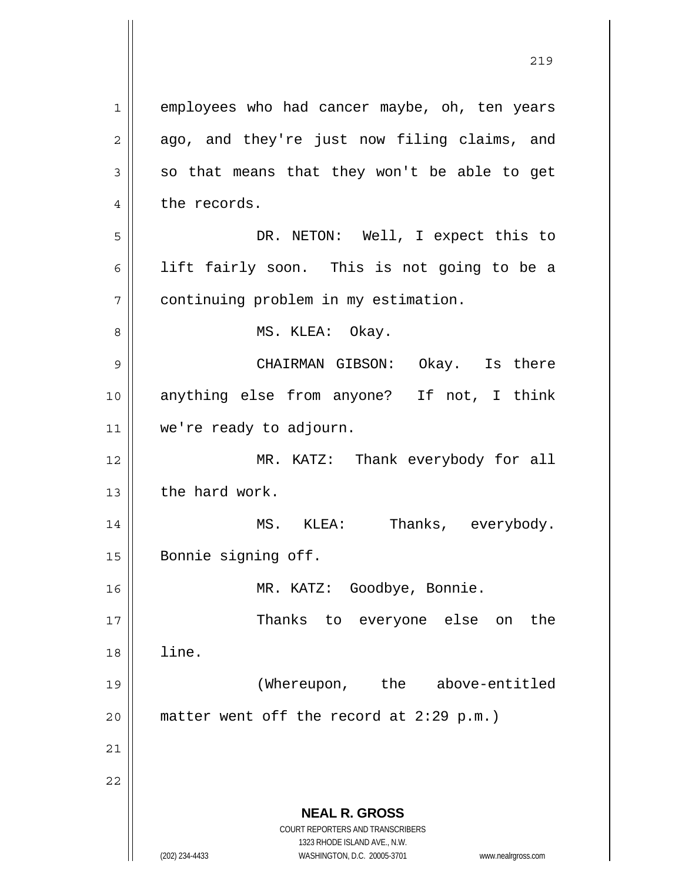employees who had cancer maybe, oh, ten years ago, and they're just now filing claims, and so that means that they won't be able to get the records.

DR. NETON: Well, I expect this to lift fairly soon. This is not going to be a continuing problem in my estimation.

MS. KLEA: Okay.

CHAIRMAN GIBSON: Okay. Is there anything else from anyone? If not, I think we're ready to adjourn.

MR. KATZ: Thank everybody for all the hard work.

MS. KLEA: Thanks, everybody. Bonnie signing off.

MR. KATZ: Goodbye, Bonnie.

Thanks to everyone else on the line.

(Whereupon, the above-entitled matter went off the record at 2:29 p.m.)